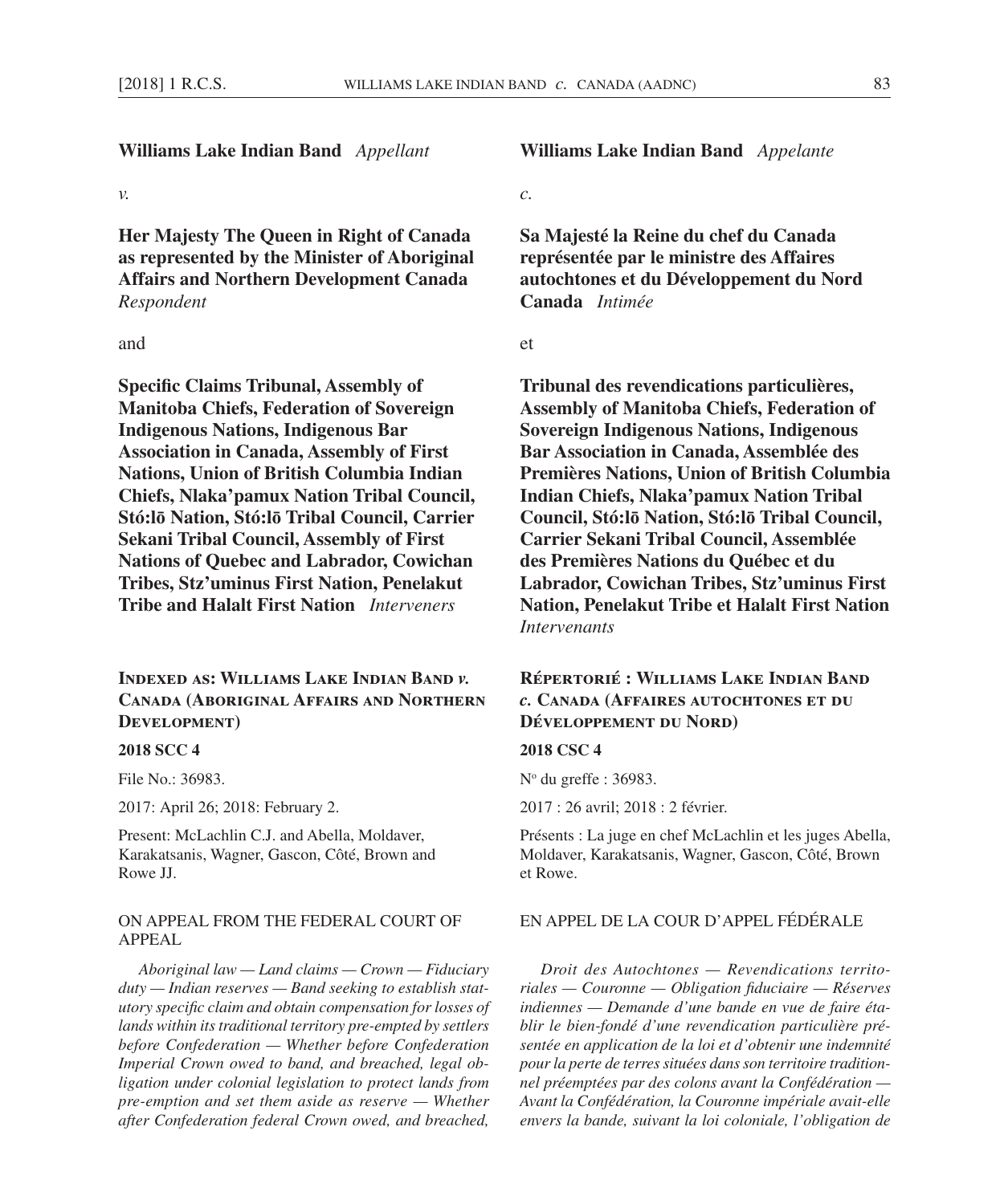**Williams Lake Indian Band** *Appellant*

*v.*

**Her Majesty The Queen in Right of Canada as represented by the Minister of Aboriginal Affairs and Northern Development Canada** *Respondent*

and

**Specific Claims Tribunal, Assembly of Manitoba Chiefs, Federation of Sovereign Indigenous Nations, Indigenous Bar Association in Canada, Assembly of First Nations, Union of British Columbia Indian Chiefs, Nlaka'pamux Nation Tribal Council, Stó:lō Nation, Stó:lō Tribal Council, Carrier Sekani Tribal Council, Assembly of First Nations of Quebec and Labrador, Cowichan Tribes, Stz'uminus First Nation, Penelakut Tribe and Halalt First Nation** *Interveners*

**Indexed as: Williams Lake Indian Band *v.* Canada (Aboriginal Affairs and Northern Development)**

**2018 SCC 4**

File No.: 36983.

2017: April 26; 2018: February 2.

Present: McLachlin C.J. and Abella, Moldaver, Karakatsanis, Wagner, Gascon, Côté, Brown and Rowe JJ.

ON APPEAL FROM THE FEDERAL COURT OF APPEAL

*Aboriginal law — Land claims — Crown — Fiduciary duty — Indian reserves — Band seeking to establish statutory specific claim and obtain compensation for losses of lands within its traditional territory pre-empted by settlers before Confederation — Whether before Confederation Imperial Crown owed to band, and breached, legal obligation under colonial legislation to protect lands from pre-emption and set them aside as reserve — Whether after Confederation federal Crown owed, and breached,*

**Williams Lake Indian Band** *Appelante*

*c.*

**Sa Majesté la Reine du chef du Canada représentée par le ministre des Affaires autochtones et du Développement du Nord Canada** *Intimée*

et

**Tribunal des revendications particulières, Assembly of Manitoba Chiefs, Federation of Sovereign Indigenous Nations, Indigenous Bar Association in Canada, Assemblée des Premières Nations, Union of British Columbia Indian Chiefs, Nlaka'pamux Nation Tribal Council, Stó:lō Nation, Stó:lō Tribal Council, Carrier Sekani Tribal Council, Assemblée des Premières Nations du Québec et du Labrador, Cowichan Tribes, Stz'uminus First Nation, Penelakut Tribe et Halalt First Nation** *Intervenants*

**Répertorié : Williams Lake Indian Band *c.* Canada (Affaires autochtones et du Développement du Nord)**

**2018 CSC 4**

N° du greffe : 36983.

2017 : 26 avril; 2018 : 2 février.

Présents : La juge en chef McLachlin et les juges Abella, Moldaver, Karakatsanis, Wagner, Gascon, Côté, Brown et Rowe.

EN APPEL DE LA COUR D'APPEL FÉDÉRALE

*Droit des Autochtones — Revendications territoriales — Couronne — Obligation fiduciaire — Réserves indiennes — Demande d'une bande en vue de faire établir le bien-fondé d'une revendication particulière présentée en application de la loi et d'obtenir une indemnité pour la perte de terres situées dans son territoire traditionnel préemptées par des colons avant la Confédération — Avant la Confédération, la Couronne impériale avait-elle envers la bande, suivant la loi coloniale, l'obligation de*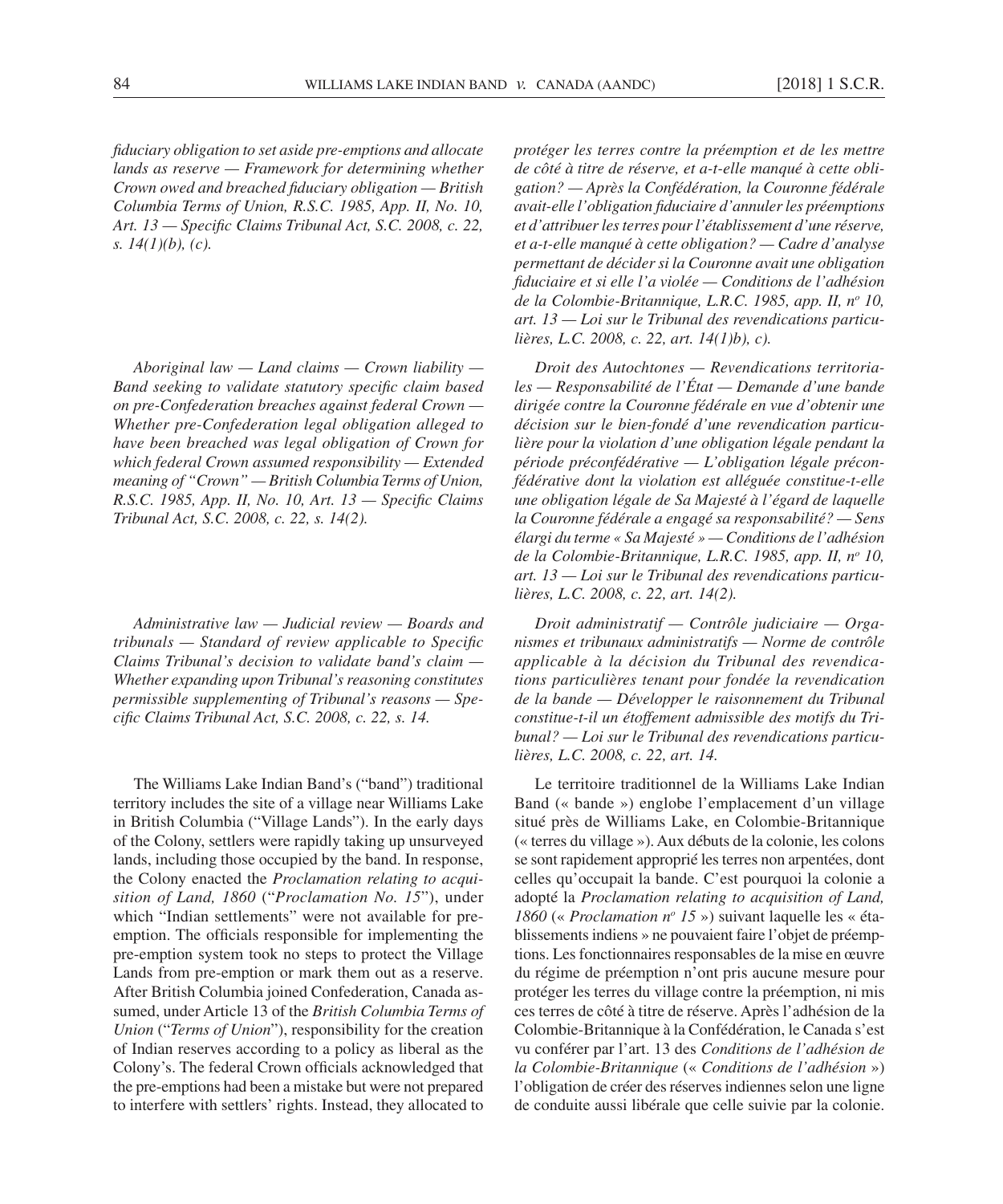*fiduciary obligation to set aside pre-emptions and allocate lands as reserve — Framework for determining whether Crown owed and breached fiduciary obligation — British Columbia Terms of Union, R.S.C. 1985, App. II, No. 10, Art. 13 — Specific Claims Tribunal Act, S.C. 2008, c. 22, s. 14(1)(b), (c).*

*Aboriginal law — Land claims — Crown liability — Band seeking to validate statutory specific claim based on pre-Confederation breaches against federal Crown — Whether pre-Confederation legal obligation alleged to have been breached was legal obligation of Crown for which federal Crown assumed responsibility — Extended meaning of "Crown" — British Columbia Terms of Union, R.S.C. 1985, App. II, No. 10, Art. 13 — Specific Claims Tribunal Act, S.C. 2008, c. 22, s. 14(2).*

*Administrative law — Judicial review — Boards and tribunals — Standard of review applicable to Specific Claims Tribunal's decision to validate band's claim — Whether expanding upon Tribunal's reasoning constitutes permissible supplementing of Tribunal's reasons — Specific Claims Tribunal Act, S.C. 2008, c. 22, s. 14.*

The Williams Lake Indian Band's ("band") traditional territory includes the site of a village near Williams Lake in British Columbia ("Village Lands"). In the early days of the Colony, settlers were rapidly taking up unsurveyed lands, including those occupied by the band. In response, the Colony enacted the *Proclamation relating to acquisition of Land, 1860* ("*Proclamation No. 15*"), under which "Indian settlements" were not available for pre-emption. The officials responsible for implementing the pre-emption system took no steps to protect the Village Lands from pre-emption or mark them out as a reserve. After British Columbia joined Confederation, Canada assumed, under Article 13 of the *British Columbia Terms of Union* ("*Terms of Union*"), responsibility for the creation of Indian reserves according to a policy as liberal as the Colony's. The federal Crown officials acknowledged that the pre-emptions had been a mistake but were not prepared to interfere with settlers' rights. Instead, they allocated to

*protéger les terres contre la préemption et de les mettre de côté à titre de réserve, et a-t-elle manqué à cette obligation? — Après la Confédération, la Couronne fédérale avait-elle l'obligation fiduciaire d'annuler les préemptions et d'attribuer les terres pour l'établissement d'une réserve, et a-t-elle manqué à cette obligation? — Cadre d'analyse permettant de décider si la Couronne avait une obligation fiduciaire et si elle l'a violée — Conditions de l'adhésion de la Colombie-Britannique, L.R.C. 1985, app. II, n° 10, art. 13 — Loi sur le Tribunal des revendications particulières, L.C. 2008, c. 22, art. 14(1)b), c).*

*Droit des Autochtones — Revendications territoriales — Responsabilité de l'État — Demande d'une bande dirigée contre la Couronne fédérale en vue d'obtenir une décision sur le bien-fondé d'une revendication particulière pour la violation d'une obligation légale pendant la période préconfédérative — L'obligation légale préconfédérative dont la violation est alléguée constitue-t-elle une obligation légale de Sa Majesté à l'égard de laquelle la Couronne fédérale a engagé sa responsabilité? — Sens élargi du terme « Sa Majesté » — Conditions de l'adhésion de la Colombie-Britannique, L.R.C. 1985, app. II, n° 10, art. 13 — Loi sur le Tribunal des revendications particulières, L.C. 2008, c. 22, art. 14(2).*

*Droit administratif — Contrôle judiciaire — Organismes et tribunaux administratifs — Norme de contrôle applicable à la décision du Tribunal des revendications particulières tenant pour fondée la revendication de la bande — Développer le raisonnement du Tribunal constitue-t-il un étoffement admissible des motifs du Tribunal? — Loi sur le Tribunal des revendications particulières, L.C. 2008, c. 22, art. 14.*

Le territoire traditionnel de la Williams Lake Indian Band (« bande ») englobe l'emplacement d'un village situé près de Williams Lake, en Colombie-Britannique (« terres du village »). Aux débuts de la colonie, les colons se sont rapidement approprié les terres non arpentées, dont celles qu'occupait la bande. C'est pourquoi la colonie a adopté la *Proclamation relating to acquisition of Land, 1860* (« *Proclamation n° 15* ») suivant laquelle les « établissements indiens » ne pouvaient faire l'objet de préemptions. Les fonctionnaires responsables de la mise en œuvre du régime de préemption n'ont pris aucune mesure pour protéger les terres du village contre la préemption, ni mis ces terres de côté à titre de réserve. Après l'adhésion de la Colombie-Britannique à la Confédération, le Canada s'est vu conférer par l'art. 13 des *Conditions de l'adhésion de la Colombie-Britannique* (« *Conditions de l'adhésion* ») l'obligation de créer des réserves indiennes selon une ligne de conduite aussi libérale que celle suivie par la colonie.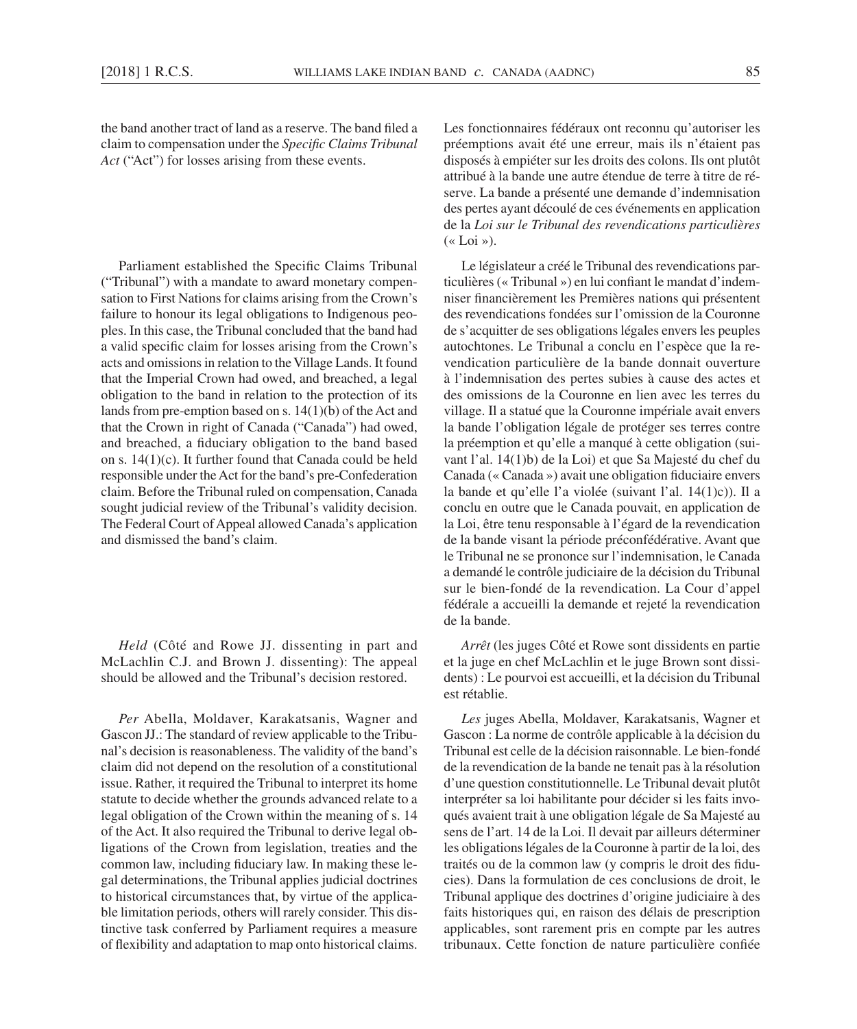the band another tract of land as a reserve. The band filed a claim to compensation under the *Specific Claims Tribunal Act* ("Act") for losses arising from these events.

Parliament established the Specific Claims Tribunal ("Tribunal") with a mandate to award monetary compensation to First Nations for claims arising from the Crown's failure to honour its legal obligations to Indigenous peoples. In this case, the Tribunal concluded that the band had a valid specific claim for losses arising from the Crown's acts and omissions in relation to the Village Lands. It found that the Imperial Crown had owed, and breached, a legal obligation to the band in relation to the protection of its lands from pre-emption based on s. 14(1)(b) of the Act and that the Crown in right of Canada ("Canada") had owed, and breached, a fiduciary obligation to the band based on s. 14(1)(c). It further found that Canada could be held responsible under the Act for the band's pre-Confederation claim. Before the Tribunal ruled on compensation, Canada sought judicial review of the Tribunal's validity decision. The Federal Court of Appeal allowed Canada's application and dismissed the band's claim.

*Held* (Côté and Rowe JJ. dissenting in part and McLachlin C.J. and Brown J. dissenting): The appeal should be allowed and the Tribunal's decision restored.

*Per* Abella, Moldaver, Karakatsanis, Wagner and Gascon JJ.: The standard of review applicable to the Tribunal's decision is reasonableness. The validity of the band's claim did not depend on the resolution of a constitutional issue. Rather, it required the Tribunal to interpret its home statute to decide whether the grounds advanced relate to a legal obligation of the Crown within the meaning of s. 14 of the Act. It also required the Tribunal to derive legal obligations of the Crown from legislation, treaties and the common law, including fiduciary law. In making these legal determinations, the Tribunal applies judicial doctrines to historical circumstances that, by virtue of the applicable limitation periods, others will rarely consider. This distinctive task conferred by Parliament requires a measure of flexibility and adaptation to map onto historical claims.

Les fonctionnaires fédéraux ont reconnu qu'autoriser les préemptions avait été une erreur, mais ils n'étaient pas disposés à empiéter sur les droits des colons. Ils ont plutôt attribué à la bande une autre étendue de terre à titre de réserve. La bande a présenté une demande d'indemnisation des pertes ayant découlé de ces événements en application de la *Loi sur le Tribunal des revendications particulières* (« Loi »).

Le législateur a créé le Tribunal des revendications particulières (« Tribunal ») en lui confiant le mandat d'indemniser financièrement les Premières nations qui présentent des revendications fondées sur l'omission de la Couronne de s'acquitter de ses obligations légales envers les peuples autochtones. Le Tribunal a conclu en l'espèce que la revendication particulière de la bande donnait ouverture à l'indemnisation des pertes subies à cause des actes et des omissions de la Couronne en lien avec les terres du village. Il a statué que la Couronne impériale avait envers la bande l'obligation légale de protéger ses terres contre la préemption et qu'elle a manqué à cette obligation (suivant l'al. 14(1)b) de la Loi) et que Sa Majesté du chef du Canada (« Canada ») avait une obligation fiduciaire envers la bande et qu'elle l'a violée (suivant l'al. 14(1)c)). Il a conclu en outre que le Canada pouvait, en application de la Loi, être tenu responsable à l'égard de la revendication de la bande visant la période préconfédérative. Avant que le Tribunal ne se prononce sur l'indemnisation, le Canada a demandé le contrôle judiciaire de la décision du Tribunal sur le bien-fondé de la revendication. La Cour d'appel fédérale a accueilli la demande et rejeté la revendication de la bande.

*Arrêt* (les juges Côté et Rowe sont dissidents en partie et la juge en chef McLachlin et le juge Brown sont dissidents) : Le pourvoi est accueilli, et la décision du Tribunal est rétablie.

*Les* juges Abella, Moldaver, Karakatsanis, Wagner et Gascon : La norme de contrôle applicable à la décision du Tribunal est celle de la décision raisonnable. Le bien-fondé de la revendication de la bande ne tenait pas à la résolution d'une question constitutionnelle. Le Tribunal devait plutôt interpréter sa loi habilitante pour décider si les faits invoqués avaient trait à une obligation légale de Sa Majesté au sens de l'art. 14 de la Loi. Il devait par ailleurs déterminer les obligations légales de la Couronne à partir de la loi, des traités ou de la common law (y compris le droit des fiducies). Dans la formulation de ces conclusions de droit, le Tribunal applique des doctrines d'origine judiciaire à des faits historiques qui, en raison des délais de prescription applicables, sont rarement pris en compte par les autres tribunaux. Cette fonction de nature particulière confiée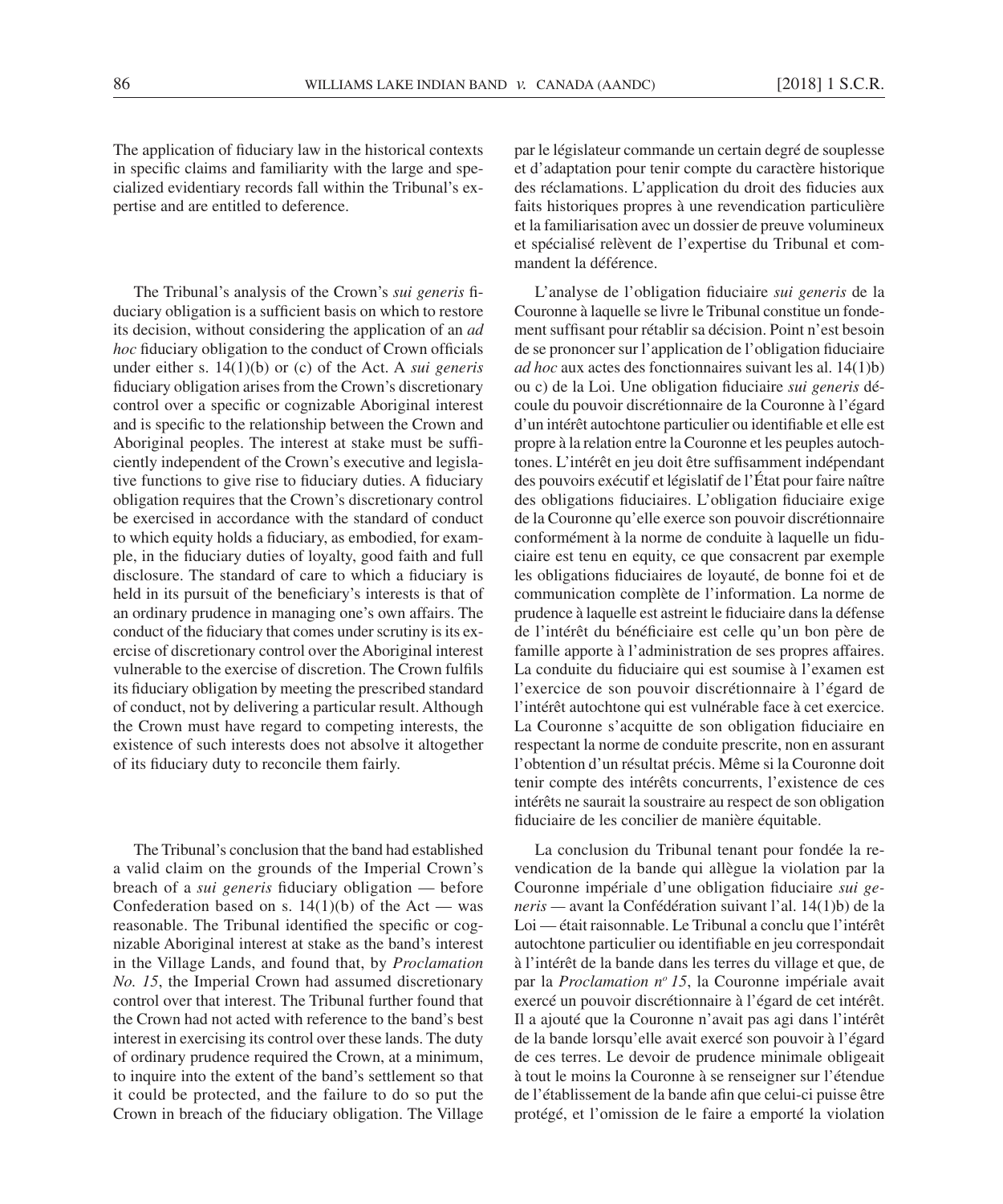The application of fiduciary law in the historical contexts in specific claims and familiarity with the large and specialized evidentiary records fall within the Tribunal's expertise and are entitled to deference.

The Tribunal's analysis of the Crown's *sui generis* fiduciary obligation is a sufficient basis on which to restore its decision, without considering the application of an *ad hoc* fiduciary obligation to the conduct of Crown officials under either s. 14(1)(b) or (c) of the Act. A *sui generis* fiduciary obligation arises from the Crown's discretionary control over a specific or cognizable Aboriginal interest and is specific to the relationship between the Crown and Aboriginal peoples. The interest at stake must be sufficiently independent of the Crown's executive and legislative functions to give rise to fiduciary duties. A fiduciary obligation requires that the Crown's discretionary control be exercised in accordance with the standard of conduct to which equity holds a fiduciary, as embodied, for example, in the fiduciary duties of loyalty, good faith and full disclosure. The standard of care to which a fiduciary is held in its pursuit of the beneficiary's interests is that of an ordinary prudence in managing one's own affairs. The conduct of the fiduciary that comes under scrutiny is its exercise of discretionary control over the Aboriginal interest vulnerable to the exercise of discretion. The Crown fulfils its fiduciary obligation by meeting the prescribed standard of conduct, not by delivering a particular result. Although the Crown must have regard to competing interests, the existence of such interests does not absolve it altogether of its fiduciary duty to reconcile them fairly.

The Tribunal's conclusion that the band had established a valid claim on the grounds of the Imperial Crown's breach of a *sui generis* fiduciary obligation — before Confederation based on s. 14(1)(b) of the Act — was reasonable. The Tribunal identified the specific or cognizable Aboriginal interest at stake as the band's interest in the Village Lands, and found that, by *Proclamation No. 15*, the Imperial Crown had assumed discretionary control over that interest. The Tribunal further found that the Crown had not acted with reference to the band's best interest in exercising its control over these lands. The duty of ordinary prudence required the Crown, at a minimum, to inquire into the extent of the band's settlement so that it could be protected, and the failure to do so put the Crown in breach of the fiduciary obligation. The Village

par le législateur commande un certain degré de souplesse et d'adaptation pour tenir compte du caractère historique des réclamations. L'application du droit des fiducies aux faits historiques propres à une revendication particulière et la familiarisation avec un dossier de preuve volumineux et spécialisé relèvent de l'expertise du Tribunal et commandent la déférence.

L'analyse de l'obligation fiduciaire *sui generis* de la Couronne à laquelle se livre le Tribunal constitue un fondement suffisant pour rétablir sa décision. Point n'est besoin de se prononcer sur l'application de l'obligation fiduciaire *ad hoc* aux actes des fonctionnaires suivant les al. 14(1)b) ou c) de la Loi. Une obligation fiduciaire *sui generis* découle du pouvoir discrétionnaire de la Couronne à l'égard d'un intérêt autochtone particulier ou identifiable et elle est propre à la relation entre la Couronne et les peuples autochtones. L'intérêt en jeu doit être suffisamment indépendant des pouvoirs exécutif et législatif de l'État pour faire naître des obligations fiduciaires. L'obligation fiduciaire exige de la Couronne qu'elle exerce son pouvoir discrétionnaire conformément à la norme de conduite à laquelle un fiduciaire est tenu en equity, ce que consacrent par exemple les obligations fiduciaires de loyauté, de bonne foi et de communication complète de l'information. La norme de prudence à laquelle est astreint le fiduciaire dans la défense de l'intérêt du bénéficiaire est celle qu'un bon père de famille apporte à l'administration de ses propres affaires. La conduite du fiduciaire qui est soumise à l'examen est l'exercice de son pouvoir discrétionnaire à l'égard de l'intérêt autochtone qui est vulnérable face à cet exercice. La Couronne s'acquitte de son obligation fiduciaire en respectant la norme de conduite prescrite, non en assurant l'obtention d'un résultat précis. Même si la Couronne doit tenir compte des intérêts concurrents, l'existence de ces intérêts ne saurait la soustraire au respect de son obligation fiduciaire de les concilier de manière équitable.

La conclusion du Tribunal tenant pour fondée la revendication de la bande qui allègue la violation par la Couronne impériale d'une obligation fiduciaire *sui generis* — avant la Confédération suivant l'al. 14(1)b) de la Loi — était raisonnable. Le Tribunal a conclu que l'intérêt autochtone particulier ou identifiable en jeu correspondait à l'intérêt de la bande dans les terres du village et que, de par la *Proclamation n^o 15*, la Couronne impériale avait exercé un pouvoir discrétionnaire à l'égard de cet intérêt. Il a ajouté que la Couronne n'avait pas agi dans l'intérêt de la bande lorsqu'elle avait exercé son pouvoir à l'égard de ces terres. Le devoir de prudence minimale obligeait à tout le moins la Couronne à se renseigner sur l'étendue de l'établissement de la bande afin que celui-ci puisse être protégé, et l'omission de le faire a emporté la violation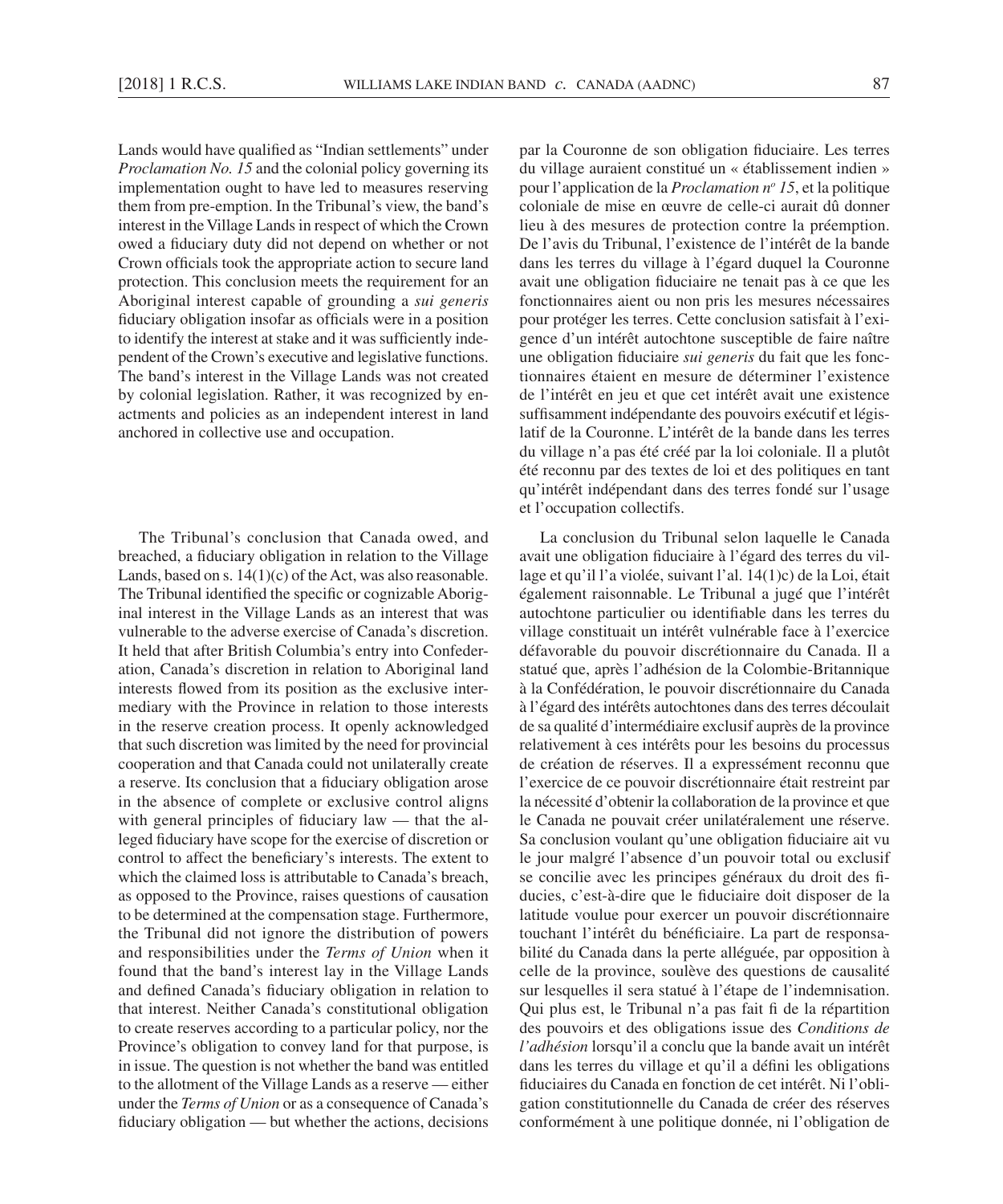Lands would have qualified as "Indian settlements" under *Proclamation No. 15* and the colonial policy governing its implementation ought to have led to measures reserving them from pre-emption. In the Tribunal's view, the band's interest in the Village Lands in respect of which the Crown owed a fiduciary duty did not depend on whether or not Crown officials took the appropriate action to secure land protection. This conclusion meets the requirement for an Aboriginal interest capable of grounding a *sui generis* fiduciary obligation insofar as officials were in a position to identify the interest at stake and it was sufficiently independent of the Crown's executive and legislative functions. The band's interest in the Village Lands was not created by colonial legislation. Rather, it was recognized by enactments and policies as an independent interest in land anchored in collective use and occupation.

The Tribunal's conclusion that Canada owed, and breached, a fiduciary obligation in relation to the Village Lands, based on s. 14(1)(c) of the Act, was also reasonable. The Tribunal identified the specific or cognizable Aboriginal interest in the Village Lands as an interest that was vulnerable to the adverse exercise of Canada's discretion. It held that after British Columbia's entry into Confederation, Canada's discretion in relation to Aboriginal land interests flowed from its position as the exclusive intermediary with the Province in relation to those interests in the reserve creation process. It openly acknowledged that such discretion was limited by the need for provincial cooperation and that Canada could not unilaterally create a reserve. Its conclusion that a fiduciary obligation arose in the absence of complete or exclusive control aligns with general principles of fiduciary law — that the alleged fiduciary have scope for the exercise of discretion or control to affect the beneficiary's interests. The extent to which the claimed loss is attributable to Canada's breach, as opposed to the Province, raises questions of causation to be determined at the compensation stage. Furthermore, the Tribunal did not ignore the distribution of powers and responsibilities under the *Terms of Union* when it found that the band's interest lay in the Village Lands and defined Canada's fiduciary obligation in relation to that interest. Neither Canada's constitutional obligation to create reserves according to a particular policy, nor the Province's obligation to convey land for that purpose, is in issue. The question is not whether the band was entitled to the allotment of the Village Lands as a reserve — either under the *Terms of Union* or as a consequence of Canada's fiduciary obligation — but whether the actions, decisions

par la Couronne de son obligation fiduciaire. Les terres du village auraient constitué un « établissement indien » pour l'application de la *Proclamation nº 15*, et la politique coloniale de mise en œuvre de celle-ci aurait dû donner lieu à des mesures de protection contre la préemption. De l'avis du Tribunal, l'existence de l'intérêt de la bande dans les terres du village à l'égard duquel la Couronne avait une obligation fiduciaire ne tenait pas à ce que les fonctionnaires aient ou non pris les mesures nécessaires pour protéger les terres. Cette conclusion satisfait à l'exigence d'un intérêt autochtone susceptible de faire naître une obligation fiduciaire *sui generis* du fait que les fonctionnaires étaient en mesure de déterminer l'existence de l'intérêt en jeu et que cet intérêt avait une existence suffisamment indépendante des pouvoirs exécutif et législatif de la Couronne. L'intérêt de la bande dans les terres du village n'a pas été créé par la loi coloniale. Il a plutôt été reconnu par des textes de loi et des politiques en tant qu'intérêt indépendant dans des terres fondé sur l'usage et l'occupation collectifs.

La conclusion du Tribunal selon laquelle le Canada avait une obligation fiduciaire à l'égard des terres du village et qu'il l'a violée, suivant l'al. 14(1)c) de la Loi, était également raisonnable. Le Tribunal a jugé que l'intérêt autochtone particulier ou identifiable dans les terres du village constituait un intérêt vulnérable face à l'exercice défavorable du pouvoir discrétionnaire du Canada. Il a statué que, après l'adhésion de la Colombie-Britannique à la Confédération, le pouvoir discrétionnaire du Canada à l'égard des intérêts autochtones dans des terres découlait de sa qualité d'intermédiaire exclusif auprès de la province relativement à ces intérêts pour les besoins du processus de création de réserves. Il a expressément reconnu que l'exercice de ce pouvoir discrétionnaire était restreint par la nécessité d'obtenir la collaboration de la province et que le Canada ne pouvait créer unilatéralement une réserve. Sa conclusion voulant qu'une obligation fiduciaire ait vu le jour malgré l'absence d'un pouvoir total ou exclusif se concilie avec les principes généraux du droit des fiducies, c'est-à-dire que le fiduciaire doit disposer de la latitude voulue pour exercer un pouvoir discrétionnaire touchant l'intérêt du bénéficiaire. La part de responsabilité du Canada dans la perte alléguée, par opposition à celle de la province, soulève des questions de causalité sur lesquelles il sera statué à l'étape de l'indemnisation. Qui plus est, le Tribunal n'a pas fait fi de la répartition des pouvoirs et des obligations issue des *Conditions de l'adhésion* lorsqu'il a conclu que la bande avait un intérêt dans les terres du village et qu'il a défini les obligations fiduciaires du Canada en fonction de cet intérêt. Ni l'obligation constitutionnelle du Canada de créer des réserves conformément à une politique donnée, ni l'obligation de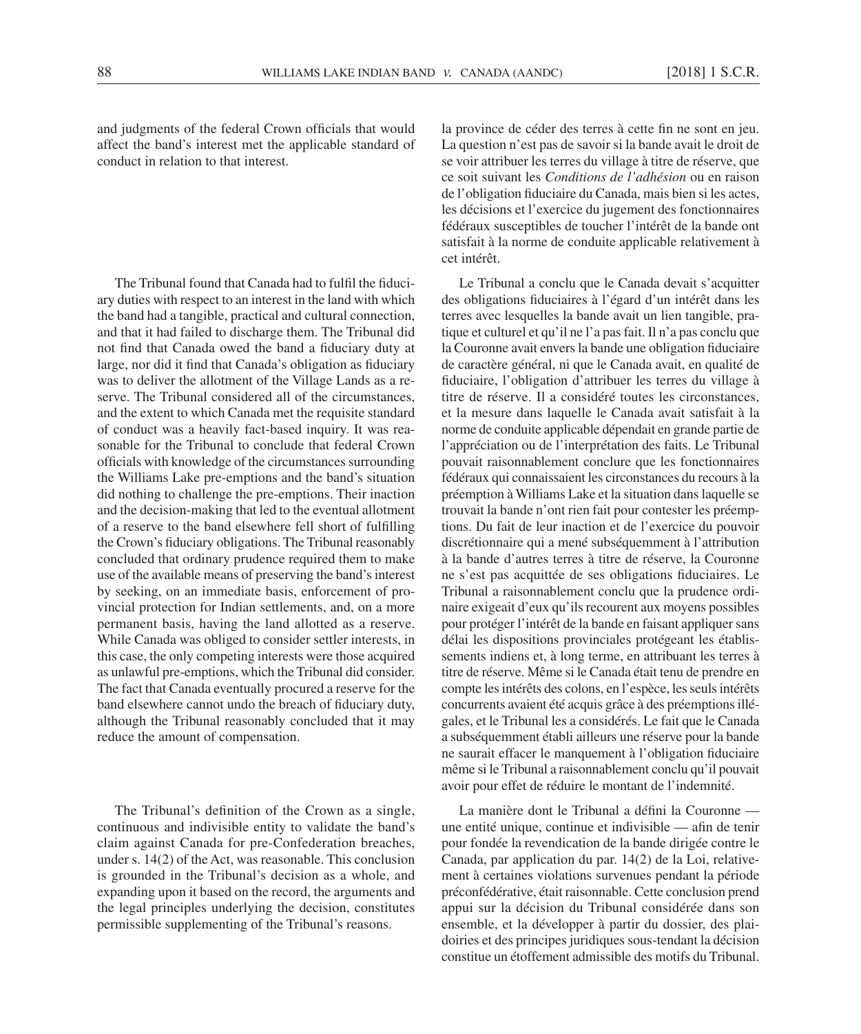and judgments of the federal Crown officials that would affect the band's interest met the applicable standard of conduct in relation to that interest.

The Tribunal found that Canada had to fulfil the fiduciary duties with respect to an interest in the land with which the band had a tangible, practical and cultural connection, and that it had failed to discharge them. The Tribunal did not find that Canada owed the band a fiduciary duty at large, nor did it find that Canada's obligation as fiduciary was to deliver the allotment of the Village Lands as a reserve. The Tribunal considered all of the circumstances, and the extent to which Canada met the requisite standard of conduct was a heavily fact-based inquiry. It was reasonable for the Tribunal to conclude that federal Crown officials with knowledge of the circumstances surrounding the Williams Lake pre-emptions and the band's situation did nothing to challenge the pre-emptions. Their inaction and the decision-making that led to the eventual allotment of a reserve to the band elsewhere fell short of fulfilling the Crown's fiduciary obligations. The Tribunal reasonably concluded that ordinary prudence required them to make use of the available means of preserving the band's interest by seeking, on an immediate basis, enforcement of provincial protection for Indian settlements, and, on a more permanent basis, having the land allotted as a reserve. While Canada was obliged to consider settler interests, in this case, the only competing interests were those acquired as unlawful pre-emptions, which the Tribunal did consider. The fact that Canada eventually procured a reserve for the band elsewhere cannot undo the breach of fiduciary duty, although the Tribunal reasonably concluded that it may reduce the amount of compensation.

The Tribunal's definition of the Crown as a single, continuous and indivisible entity to validate the band's claim against Canada for pre-Confederation breaches, under s. 14(2) of the Act, was reasonable. This conclusion is grounded in the Tribunal's decision as a whole, and expanding upon it based on the record, the arguments and the legal principles underlying the decision, constitutes permissible supplementing of the Tribunal's reasons.

la province de céder des terres à cette fin ne sont en jeu. La question n'est pas de savoir si la bande avait le droit de se voir attribuer les terres du village à titre de réserve, que ce soit suivant les *Conditions de l'adhésion* ou en raison de l'obligation fiduciaire du Canada, mais bien si les actes, les décisions et l'exercice du jugement des fonctionnaires fédéraux susceptibles de toucher l'intérêt de la bande ont satisfait à la norme de conduite applicable relativement à cet intérêt.

Le Tribunal a conclu que le Canada devait s'acquitter des obligations fiduciaires à l'égard d'un intérêt dans les terres avec lesquelles la bande avait un lien tangible, pratique et culturel et qu'il ne l'a pas fait. Il n'a pas conclu que la Couronne avait envers la bande une obligation fiduciaire de caractère général, ni que le Canada avait, en qualité de fiduciaire, l'obligation d'attribuer les terres du village à titre de réserve. Il a considéré toutes les circonstances, et la mesure dans laquelle le Canada avait satisfait à la norme de conduite applicable dépendait en grande partie de l'appréciation ou de l'interprétation des faits. Le Tribunal pouvait raisonnablement conclure que les fonctionnaires fédéraux qui connaissaient les circonstances du recours à la préemption à Williams Lake et la situation dans laquelle se trouvait la bande n'ont rien fait pour contester les préemptions. Du fait de leur inaction et de l'exercice du pouvoir discrétionnaire qui a mené subséquemment à l'attribution à la bande d'autres terres à titre de réserve, la Couronne ne s'est pas acquittée de ses obligations fiduciaires. Le Tribunal a raisonnablement conclu que la prudence ordinaire exigeait d'eux qu'ils recourent aux moyens possibles pour protéger l'intérêt de la bande en faisant appliquer sans délai les dispositions provinciales protégeant les établissements indiens et, à long terme, en attribuant les terres à titre de réserve. Même si le Canada était tenu de prendre en compte les intérêts des colons, en l'espèce, les seuls intérêts concurrents avaient été acquis grâce à des préemptions illégales, et le Tribunal les a considérés. Le fait que le Canada a subséquemment établi ailleurs une réserve pour la bande ne saurait effacer le manquement à l'obligation fiduciaire même si le Tribunal a raisonnablement conclu qu'il pouvait avoir pour effet de réduire le montant de l'indemnité.

La manière dont le Tribunal a défini la Couronne — une entité unique, continue et indivisible — afin de tenir pour fondée la revendication de la bande dirigée contre le Canada, par application du par. 14(2) de la Loi, relativement à certaines violations survenues pendant la période préconfédérative, était raisonnable. Cette conclusion prend appui sur la décision du Tribunal considérée dans son ensemble, et la développer à partir du dossier, des plaidoiries et des principes juridiques sous-tendant la décision constitue un étoffement admissible des motifs du Tribunal.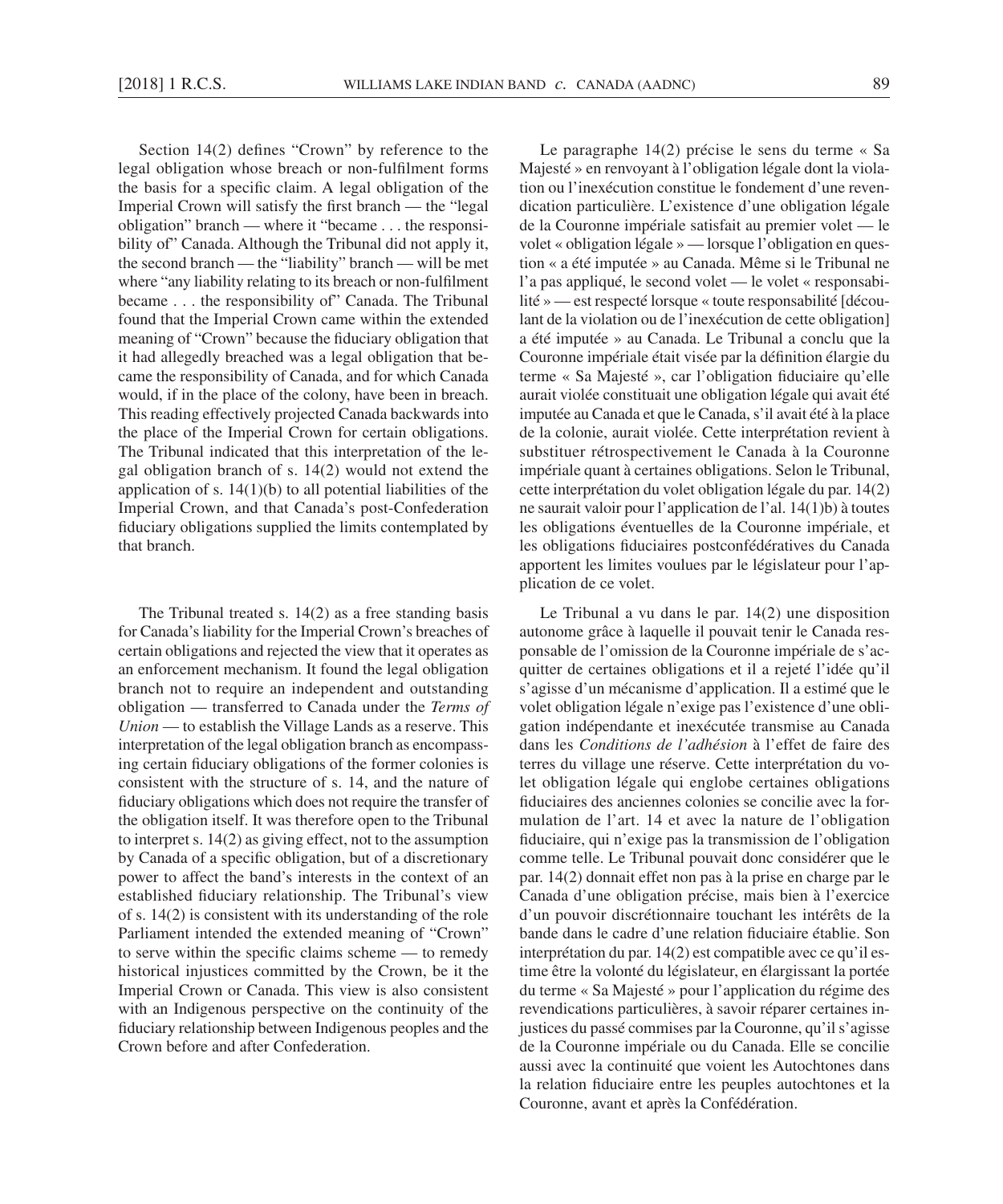Section 14(2) defines "Crown" by reference to the legal obligation whose breach or non-fulfilment forms the basis for a specific claim. A legal obligation of the Imperial Crown will satisfy the first branch — the "legal obligation" branch — where it "became . . . the responsibility of" Canada. Although the Tribunal did not apply it, the second branch — the "liability" branch — will be met where "any liability relating to its breach or non-fulfilment became . . . the responsibility of" Canada. The Tribunal found that the Imperial Crown came within the extended meaning of "Crown" because the fiduciary obligation that it had allegedly breached was a legal obligation that became the responsibility of Canada, and for which Canada would, if in the place of the colony, have been in breach. This reading effectively projected Canada backwards into the place of the Imperial Crown for certain obligations. The Tribunal indicated that this interpretation of the legal obligation branch of s. 14(2) would not extend the application of s. 14(1)(b) to all potential liabilities of the Imperial Crown, and that Canada's post-Confederation fiduciary obligations supplied the limits contemplated by that branch.

The Tribunal treated s. 14(2) as a free standing basis for Canada's liability for the Imperial Crown's breaches of certain obligations and rejected the view that it operates as an enforcement mechanism. It found the legal obligation branch not to require an independent and outstanding obligation — transferred to Canada under the *Terms of Union* — to establish the Village Lands as a reserve. This interpretation of the legal obligation branch as encompassing certain fiduciary obligations of the former colonies is consistent with the structure of s. 14, and the nature of fiduciary obligations which does not require the transfer of the obligation itself. It was therefore open to the Tribunal to interpret s. 14(2) as giving effect, not to the assumption by Canada of a specific obligation, but of a discretionary power to affect the band's interests in the context of an established fiduciary relationship. The Tribunal's view of s. 14(2) is consistent with its understanding of the role Parliament intended the extended meaning of "Crown" to serve within the specific claims scheme — to remedy historical injustices committed by the Crown, be it the Imperial Crown or Canada. This view is also consistent with an Indigenous perspective on the continuity of the fiduciary relationship between Indigenous peoples and the Crown before and after Confederation.

Le paragraphe 14(2) précise le sens du terme « Sa Majesté » en renvoyant à l'obligation légale dont la violation ou l'inexécution constitue le fondement d'une revendication particulière. L'existence d'une obligation légale de la Couronne impériale satisfait au premier volet — le volet « obligation légale » — lorsque l'obligation en question « a été imputée » au Canada. Même si le Tribunal ne l'a pas appliqué, le second volet — le volet « responsabilité » — est respecté lorsque « toute responsabilité [découlant de la violation ou de l'inexécution de cette obligation] a été imputée » au Canada. Le Tribunal a conclu que la Couronne impériale était visée par la définition élargie du terme « Sa Majesté », car l'obligation fiduciaire qu'elle aurait violée constituait une obligation légale qui avait été imputée au Canada et que le Canada, s'il avait été à la place de la colonie, aurait violée. Cette interprétation revient à substituer rétrospectivement le Canada à la Couronne impériale quant à certaines obligations. Selon le Tribunal, cette interprétation du volet obligation légale du par. 14(2) ne saurait valoir pour l'application de l'al. 14(1)b) à toutes les obligations éventuelles de la Couronne impériale, et les obligations fiduciaires postconfédératives du Canada apportent les limites voulues par le législateur pour l'application de ce volet.

Le Tribunal a vu dans le par. 14(2) une disposition autonome grâce à laquelle il pouvait tenir le Canada responsable de l'omission de la Couronne impériale de s'acquitter de certaines obligations et il a rejeté l'idée qu'il s'agisse d'un mécanisme d'application. Il a estimé que le volet obligation légale n'exige pas l'existence d'une obligation indépendante et inexécutée transmise au Canada dans les *Conditions de l'adhésion* à l'effet de faire des terres du village une réserve. Cette interprétation du volet obligation légale qui englobe certaines obligations fiduciaires des anciennes colonies se concilie avec la formulation de l'art. 14 et avec la nature de l'obligation fiduciaire, qui n'exige pas la transmission de l'obligation comme telle. Le Tribunal pouvait donc considérer que le par. 14(2) donnait effet non pas à la prise en charge par le Canada d'une obligation précise, mais bien à l'exercice d'un pouvoir discrétionnaire touchant les intérêts de la bande dans le cadre d'une relation fiduciaire établie. Son interprétation du par. 14(2) est compatible avec ce qu'il estime être la volonté du législateur, en élargissant la portée du terme « Sa Majesté » pour l'application du régime des revendications particulières, à savoir réparer certaines injustices du passé commises par la Couronne, qu'il s'agisse de la Couronne impériale ou du Canada. Elle se concilie aussi avec la continuité que voient les Autochtones dans la relation fiduciaire entre les peuples autochtones et la Couronne, avant et après la Confédération.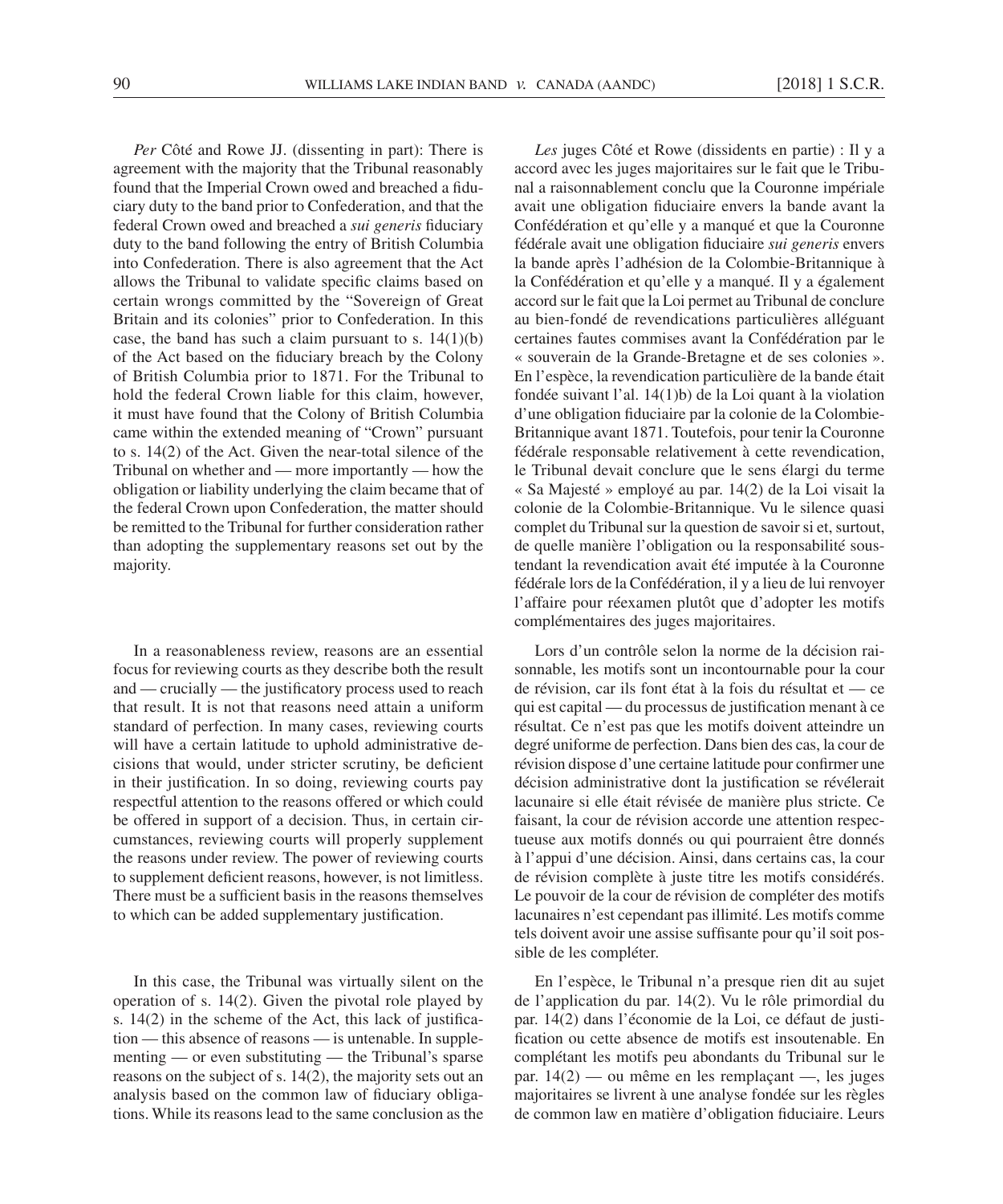*Per* Côté and Rowe JJ. (dissenting in part): There is agreement with the majority that the Tribunal reasonably found that the Imperial Crown owed and breached a fiduciary duty to the band prior to Confederation, and that the federal Crown owed and breached a *sui generis* fiduciary duty to the band following the entry of British Columbia into Confederation. There is also agreement that the Act allows the Tribunal to validate specific claims based on certain wrongs committed by the "Sovereign of Great Britain and its colonies" prior to Confederation. In this case, the band has such a claim pursuant to s. 14(1)(b) of the Act based on the fiduciary breach by the Colony of British Columbia prior to 1871. For the Tribunal to hold the federal Crown liable for this claim, however, it must have found that the Colony of British Columbia came within the extended meaning of "Crown" pursuant to s. 14(2) of the Act. Given the near-total silence of the Tribunal on whether and — more importantly — how the obligation or liability underlying the claim became that of the federal Crown upon Confederation, the matter should be remitted to the Tribunal for further consideration rather than adopting the supplementary reasons set out by the majority.

In a reasonableness review, reasons are an essential focus for reviewing courts as they describe both the result and — crucially — the justificatory process used to reach that result. It is not that reasons need attain a uniform standard of perfection. In many cases, reviewing courts will have a certain latitude to uphold administrative decisions that would, under stricter scrutiny, be deficient in their justification. In so doing, reviewing courts pay respectful attention to the reasons offered or which could be offered in support of a decision. Thus, in certain circumstances, reviewing courts will properly supplement the reasons under review. The power of reviewing courts to supplement deficient reasons, however, is not limitless. There must be a sufficient basis in the reasons themselves to which can be added supplementary justification.

In this case, the Tribunal was virtually silent on the operation of s. 14(2). Given the pivotal role played by s. 14(2) in the scheme of the Act, this lack of justification — this absence of reasons — is untenable. In supplementing — or even substituting — the Tribunal's sparse reasons on the subject of s. 14(2), the majority sets out an analysis based on the common law of fiduciary obligations. While its reasons lead to the same conclusion as the

*Les* juges Côté et Rowe (dissidents en partie) : Il y a accord avec les juges majoritaires sur le fait que le Tribunal a raisonnablement conclu que la Couronne impériale avait une obligation fiduciaire envers la bande avant la Confédération et qu'elle y a manqué et que la Couronne fédérale avait une obligation fiduciaire *sui generis* envers la bande après l'adhésion de la Colombie-Britannique à la Confédération et qu'elle y a manqué. Il y a également accord sur le fait que la Loi permet au Tribunal de conclure au bien-fondé de revendications particulières alléguant certaines fautes commises avant la Confédération par le « souverain de la Grande-Bretagne et de ses colonies ». En l'espèce, la revendication particulière de la bande était fondée suivant l'al. 14(1)b) de la Loi quant à la violation d'une obligation fiduciaire par la colonie de la Colombie-Britannique avant 1871. Toutefois, pour tenir la Couronne fédérale responsable relativement à cette revendication, le Tribunal devait conclure que le sens élargi du terme « Sa Majesté » employé au par. 14(2) de la Loi visait la colonie de la Colombie-Britannique. Vu le silence quasi complet du Tribunal sur la question de savoir si et, surtout, de quelle manière l'obligation ou la responsabilité soustendant la revendication avait été imputée à la Couronne fédérale lors de la Confédération, il y a lieu de lui renvoyer l'affaire pour réexamen plutôt que d'adopter les motifs complémentaires des juges majoritaires.

Lors d'un contrôle selon la norme de la décision raisonnable, les motifs sont un incontournable pour la cour de révision, car ils font état à la fois du résultat et — ce qui est capital — du processus de justification menant à ce résultat. Ce n'est pas que les motifs doivent atteindre un degré uniforme de perfection. Dans bien des cas, la cour de révision dispose d'une certaine latitude pour confirmer une décision administrative dont la justification se révélerait lacunaire si elle était révisée de manière plus stricte. Ce faisant, la cour de révision accorde une attention respectueuse aux motifs donnés ou qui pourraient être donnés à l'appui d'une décision. Ainsi, dans certains cas, la cour de révision complète à juste titre les motifs considérés. Le pouvoir de la cour de révision de compléter des motifs lacunaires n'est cependant pas illimité. Les motifs comme tels doivent avoir une assise suffisante pour qu'il soit possible de les compléter.

En l'espèce, le Tribunal n'a presque rien dit au sujet de l'application du par. 14(2). Vu le rôle primordial du par. 14(2) dans l'économie de la Loi, ce défaut de justification ou cette absence de motifs est insoutenable. En complétant les motifs peu abondants du Tribunal sur le par. 14(2) — ou même en les remplaçant —, les juges majoritaires se livrent à une analyse fondée sur les règles de common law en matière d'obligation fiduciaire. Leurs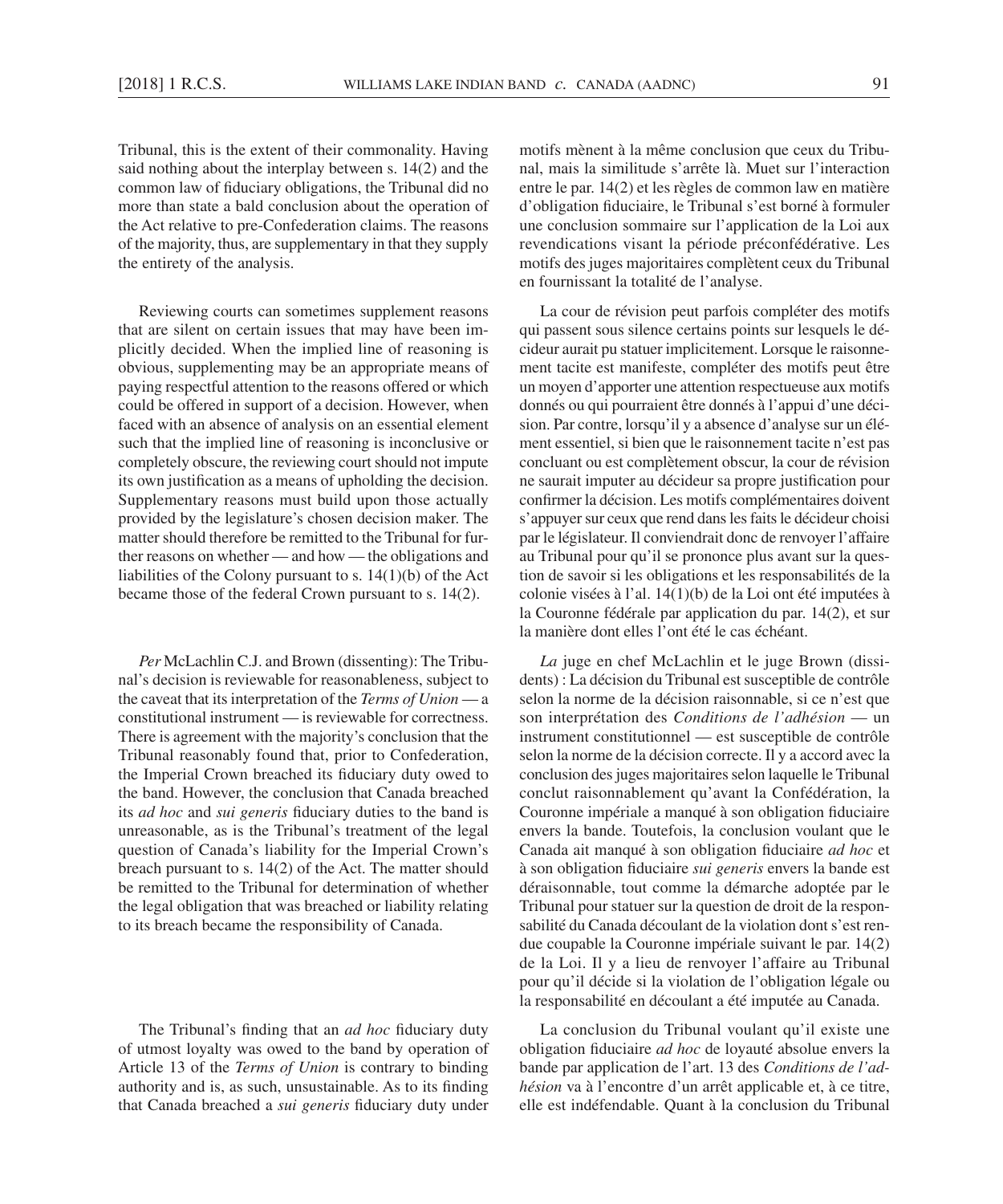Tribunal, this is the extent of their commonality. Having said nothing about the interplay between s. 14(2) and the common law of fiduciary obligations, the Tribunal did no more than state a bald conclusion about the operation of the Act relative to pre-Confederation claims. The reasons of the majority, thus, are supplementary in that they supply the entirety of the analysis.

Reviewing courts can sometimes supplement reasons that are silent on certain issues that may have been implicitly decided. When the implied line of reasoning is obvious, supplementing may be an appropriate means of paying respectful attention to the reasons offered or which could be offered in support of a decision. However, when faced with an absence of analysis on an essential element such that the implied line of reasoning is inconclusive or completely obscure, the reviewing court should not impute its own justification as a means of upholding the decision. Supplementary reasons must build upon those actually provided by the legislature's chosen decision maker. The matter should therefore be remitted to the Tribunal for further reasons on whether — and how — the obligations and liabilities of the Colony pursuant to s. 14(1)(b) of the Act became those of the federal Crown pursuant to s. 14(2).

*Per* McLachlin C.J. and Brown (dissenting): The Tribunal's decision is reviewable for reasonableness, subject to the caveat that its interpretation of the *Terms of Union* — a constitutional instrument — is reviewable for correctness. There is agreement with the majority's conclusion that the Tribunal reasonably found that, prior to Confederation, the Imperial Crown breached its fiduciary duty owed to the band. However, the conclusion that Canada breached its *ad hoc* and *sui generis* fiduciary duties to the band is unreasonable, as is the Tribunal's treatment of the legal question of Canada's liability for the Imperial Crown's breach pursuant to s. 14(2) of the Act. The matter should be remitted to the Tribunal for determination of whether the legal obligation that was breached or liability relating to its breach became the responsibility of Canada.

The Tribunal's finding that an *ad hoc* fiduciary duty of utmost loyalty was owed to the band by operation of Article 13 of the *Terms of Union* is contrary to binding authority and is, as such, unsustainable. As to its finding that Canada breached a *sui generis* fiduciary duty under

motifs mènent à la même conclusion que ceux du Tribunal, mais la similitude s'arrête là. Muet sur l'interaction entre le par. 14(2) et les règles de common law en matière d'obligation fiduciaire, le Tribunal s'est borné à formuler une conclusion sommaire sur l'application de la Loi aux revendications visant la période préconfédérative. Les motifs des juges majoritaires complètent ceux du Tribunal en fournissant la totalité de l'analyse.

La cour de révision peut parfois compléter des motifs qui passent sous silence certains points sur lesquels le décideur aurait pu statuer implicitement. Lorsque le raisonnement tacite est manifeste, compléter des motifs peut être un moyen d'apporter une attention respectueuse aux motifs donnés ou qui pourraient être donnés à l'appui d'une décision. Par contre, lorsqu'il y a absence d'analyse sur un élément essentiel, si bien que le raisonnement tacite n'est pas concluant ou est complètement obscur, la cour de révision ne saurait imputer au décideur sa propre justification pour confirmer la décision. Les motifs complémentaires doivent s'appuyer sur ceux que rend dans les faits le décideur choisi par le législateur. Il conviendrait donc de renvoyer l'affaire au Tribunal pour qu'il se prononce plus avant sur la question de savoir si les obligations et les responsabilités de la colonie visées à l'al. 14(1)(b) de la Loi ont été imputées à la Couronne fédérale par application du par. 14(2), et sur la manière dont elles l'ont été le cas échéant.

*La* juge en chef McLachlin et le juge Brown (dissidents) : La décision du Tribunal est susceptible de contrôle selon la norme de la décision raisonnable, si ce n'est que son interprétation des *Conditions de l'adhésion* — un instrument constitutionnel — est susceptible de contrôle selon la norme de la décision correcte. Il y a accord avec la conclusion des juges majoritaires selon laquelle le Tribunal conclut raisonnablement qu'avant la Confédération, la Couronne impériale a manqué à son obligation fiduciaire envers la bande. Toutefois, la conclusion voulant que le Canada ait manqué à son obligation fiduciaire *ad hoc* et à son obligation fiduciaire *sui generis* envers la bande est déraisonnable, tout comme la démarche adoptée par le Tribunal pour statuer sur la question de droit de la responsabilité du Canada découlant de la violation dont s'est rendue coupable la Couronne impériale suivant le par. 14(2) de la Loi. Il y a lieu de renvoyer l'affaire au Tribunal pour qu'il décide si la violation de l'obligation légale ou la responsabilité en découlant a été imputée au Canada.

La conclusion du Tribunal voulant qu'il existe une obligation fiduciaire *ad hoc* de loyauté absolue envers la bande par application de l'art. 13 des *Conditions de l'adhésion* va à l'encontre d'un arrêt applicable et, à ce titre, elle est indéfendable. Quant à la conclusion du Tribunal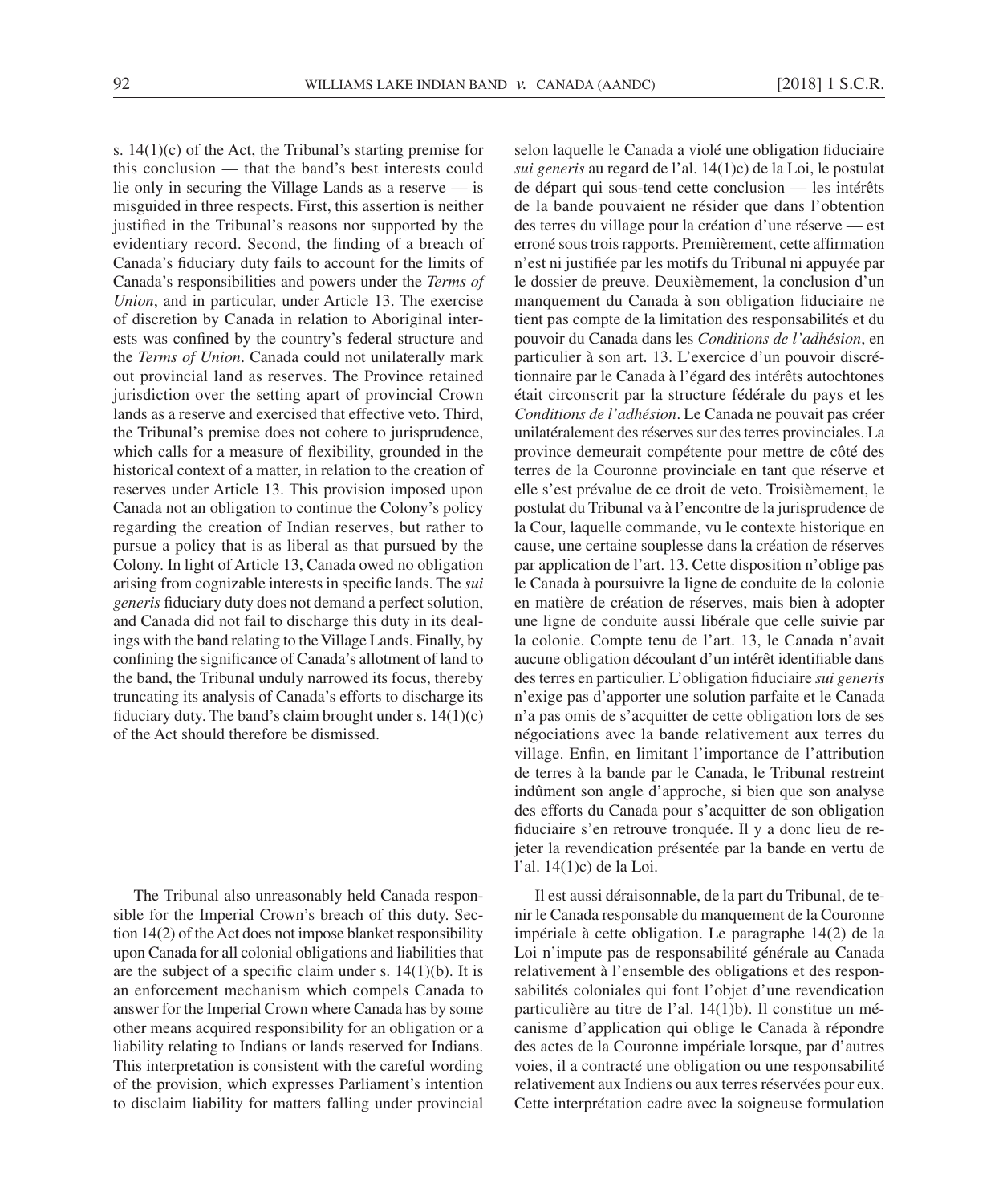s. 14(1)(c) of the Act, the Tribunal's starting premise for this conclusion — that the band's best interests could lie only in securing the Village Lands as a reserve — is misguided in three respects. First, this assertion is neither justified in the Tribunal's reasons nor supported by the evidentiary record. Second, the finding of a breach of Canada's fiduciary duty fails to account for the limits of Canada's responsibilities and powers under the *Terms of Union*, and in particular, under Article 13. The exercise of discretion by Canada in relation to Aboriginal interests was confined by the country's federal structure and the *Terms of Union*. Canada could not unilaterally mark out provincial land as reserves. The Province retained jurisdiction over the setting apart of provincial Crown lands as a reserve and exercised that effective veto. Third, the Tribunal's premise does not cohere to jurisprudence, which calls for a measure of flexibility, grounded in the historical context of a matter, in relation to the creation of reserves under Article 13. This provision imposed upon Canada not an obligation to continue the Colony's policy regarding the creation of Indian reserves, but rather to pursue a policy that is as liberal as that pursued by the Colony. In light of Article 13, Canada owed no obligation arising from cognizable interests in specific lands. The *sui generis* fiduciary duty does not demand a perfect solution, and Canada did not fail to discharge this duty in its dealings with the band relating to the Village Lands. Finally, by confining the significance of Canada's allotment of land to the band, the Tribunal unduly narrowed its focus, thereby truncating its analysis of Canada's efforts to discharge its fiduciary duty. The band's claim brought under s. 14(1)(c) of the Act should therefore be dismissed.

The Tribunal also unreasonably held Canada responsible for the Imperial Crown's breach of this duty. Section 14(2) of the Act does not impose blanket responsibility upon Canada for all colonial obligations and liabilities that are the subject of a specific claim under s. 14(1)(b). It is an enforcement mechanism which compels Canada to answer for the Imperial Crown where Canada has by some other means acquired responsibility for an obligation or a liability relating to Indians or lands reserved for Indians. This interpretation is consistent with the careful wording of the provision, which expresses Parliament's intention to disclaim liability for matters falling under provincial

selon laquelle le Canada a violé une obligation fiduciaire *sui generis* au regard de l'al. 14(1)c) de la Loi, le postulat de départ qui sous-tend cette conclusion — les intérêts de la bande pouvaient ne résider que dans l'obtention des terres du village pour la création d'une réserve — est erroné sous trois rapports. Premièrement, cette affirmation n'est ni justifiée par les motifs du Tribunal ni appuyée par le dossier de preuve. Deuxièmement, la conclusion d'un manquement du Canada à son obligation fiduciaire ne tient pas compte de la limitation des responsabilités et du pouvoir du Canada dans les *Conditions de l'adhésion*, en particulier à son art. 13. L'exercice d'un pouvoir discrétionnaire par le Canada à l'égard des intérêts autochtones était circonscrit par la structure fédérale du pays et les *Conditions de l'adhésion*. Le Canada ne pouvait pas créer unilatéralement des réserves sur des terres provinciales. La province demeurait compétente pour mettre de côté des terres de la Couronne provinciale en tant que réserve et elle s'est prévalue de ce droit de veto. Troisièmement, le postulat du Tribunal va à l'encontre de la jurisprudence de la Cour, laquelle commande, vu le contexte historique en cause, une certaine souplesse dans la création de réserves par application de l'art. 13. Cette disposition n'oblige pas le Canada à poursuivre la ligne de conduite de la colonie en matière de création de réserves, mais bien à adopter une ligne de conduite aussi libérale que celle suivie par la colonie. Compte tenu de l'art. 13, le Canada n'avait aucune obligation découlant d'un intérêt identifiable dans des terres en particulier. L'obligation fiduciaire *sui generis* n'exige pas d'apporter une solution parfaite et le Canada n'a pas omis de s'acquitter de cette obligation lors de ses négociations avec la bande relativement aux terres du village. Enfin, en limitant l'importance de l'attribution de terres à la bande par le Canada, le Tribunal restreint indûment son angle d'approche, si bien que son analyse des efforts du Canada pour s'acquitter de son obligation fiduciaire s'en retrouve tronquée. Il y a donc lieu de rejeter la revendication présentée par la bande en vertu de l'al. 14(1)c) de la Loi.

Il est aussi déraisonnable, de la part du Tribunal, de tenir le Canada responsable du manquement de la Couronne impériale à cette obligation. Le paragraphe 14(2) de la Loi n'impute pas de responsabilité générale au Canada relativement à l'ensemble des obligations et des responsabilités coloniales qui font l'objet d'une revendication particulière au titre de l'al. 14(1)b). Il constitue un mécanisme d'application qui oblige le Canada à répondre des actes de la Couronne impériale lorsque, par d'autres voies, il a contracté une obligation ou une responsabilité relativement aux Indiens ou aux terres réservées pour eux. Cette interprétation cadre avec la soigneuse formulation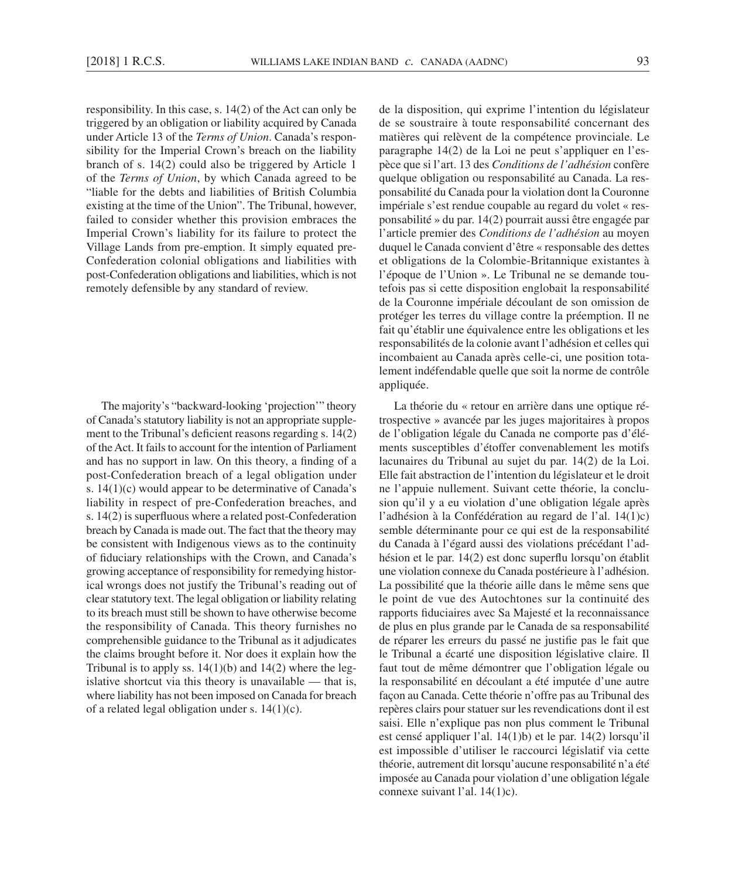responsibility. In this case, s. 14(2) of the Act can only be triggered by an obligation or liability acquired by Canada under Article 13 of the *Terms of Union*. Canada's responsibility for the Imperial Crown's breach on the liability branch of s. 14(2) could also be triggered by Article 1 of the *Terms of Union*, by which Canada agreed to be "liable for the debts and liabilities of British Columbia existing at the time of the Union". The Tribunal, however, failed to consider whether this provision embraces the Imperial Crown's liability for its failure to protect the Village Lands from pre-emption. It simply equated pre-Confederation colonial obligations and liabilities with post-Confederation obligations and liabilities, which is not remotely defensible by any standard of review.

The majority's "backward-looking 'projection'" theory of Canada's statutory liability is not an appropriate supplement to the Tribunal's deficient reasons regarding s. 14(2) of the Act. It fails to account for the intention of Parliament and has no support in law. On this theory, a finding of a post-Confederation breach of a legal obligation under s. 14(1)(c) would appear to be determinative of Canada's liability in respect of pre-Confederation breaches, and s. 14(2) is superfluous where a related post-Confederation breach by Canada is made out. The fact that the theory may be consistent with Indigenous views as to the continuity of fiduciary relationships with the Crown, and Canada's growing acceptance of responsibility for remedying historical wrongs does not justify the Tribunal's reading out of clear statutory text. The legal obligation or liability relating to its breach must still be shown to have otherwise become the responsibility of Canada. This theory furnishes no comprehensible guidance to the Tribunal as it adjudicates the claims brought before it. Nor does it explain how the Tribunal is to apply ss. 14(1)(b) and 14(2) where the legislative shortcut via this theory is unavailable — that is, where liability has not been imposed on Canada for breach of a related legal obligation under s. 14(1)(c).

de la disposition, qui exprime l'intention du législateur de se soustraire à toute responsabilité concernant des matières qui relèvent de la compétence provinciale. Le paragraphe 14(2) de la Loi ne peut s'appliquer en l'espèce que si l'art. 13 des *Conditions de l'adhésion* confère quelque obligation ou responsabilité au Canada. La responsabilité du Canada pour la violation dont la Couronne impériale s'est rendue coupable au regard du volet « responsabilité » du par. 14(2) pourrait aussi être engagée par l'article premier des *Conditions de l'adhésion* au moyen duquel le Canada convient d'être « responsable des dettes et obligations de la Colombie-Britannique existantes à l'époque de l'Union ». Le Tribunal ne se demande toutefois pas si cette disposition englobait la responsabilité de la Couronne impériale découlant de son omission de protéger les terres du village contre la préemption. Il ne fait qu'établir une équivalence entre les obligations et les responsabilités de la colonie avant l'adhésion et celles qui incombaient au Canada après celle-ci, une position totalement indéfendable quelle que soit la norme de contrôle appliquée.

La théorie du « retour en arrière dans une optique rétrospective » avancée par les juges majoritaires à propos de l'obligation légale du Canada ne comporte pas d'éléments susceptibles d'étoffer convenablement les motifs lacunaires du Tribunal au sujet du par. 14(2) de la Loi. Elle fait abstraction de l'intention du législateur et le droit ne l'appuie nullement. Suivant cette théorie, la conclusion qu'il y a eu violation d'une obligation légale après l'adhésion à la Confédération au regard de l'al. 14(1)c) semble déterminante pour ce qui est de la responsabilité du Canada à l'égard aussi des violations précédant l'adhésion et le par. 14(2) est donc superflu lorsqu'on établit une violation connexe du Canada postérieure à l'adhésion. La possibilité que la théorie aille dans le même sens que le point de vue des Autochtones sur la continuité des rapports fiduciaires avec Sa Majesté et la reconnaissance de plus en plus grande par le Canada de sa responsabilité de réparer les erreurs du passé ne justifie pas le fait que le Tribunal a écarté une disposition législative claire. Il faut tout de même démontrer que l'obligation légale ou la responsabilité en découlant a été imputée d'une autre façon au Canada. Cette théorie n'offre pas au Tribunal des repères clairs pour statuer sur les revendications dont il est saisi. Elle n'explique pas non plus comment le Tribunal est censé appliquer l'al. 14(1)b) et le par. 14(2) lorsqu'il est impossible d'utiliser le raccourci législatif via cette théorie, autrement dit lorsqu'aucune responsabilité n'a été imposée au Canada pour violation d'une obligation légale connexe suivant l'al. 14(1)c).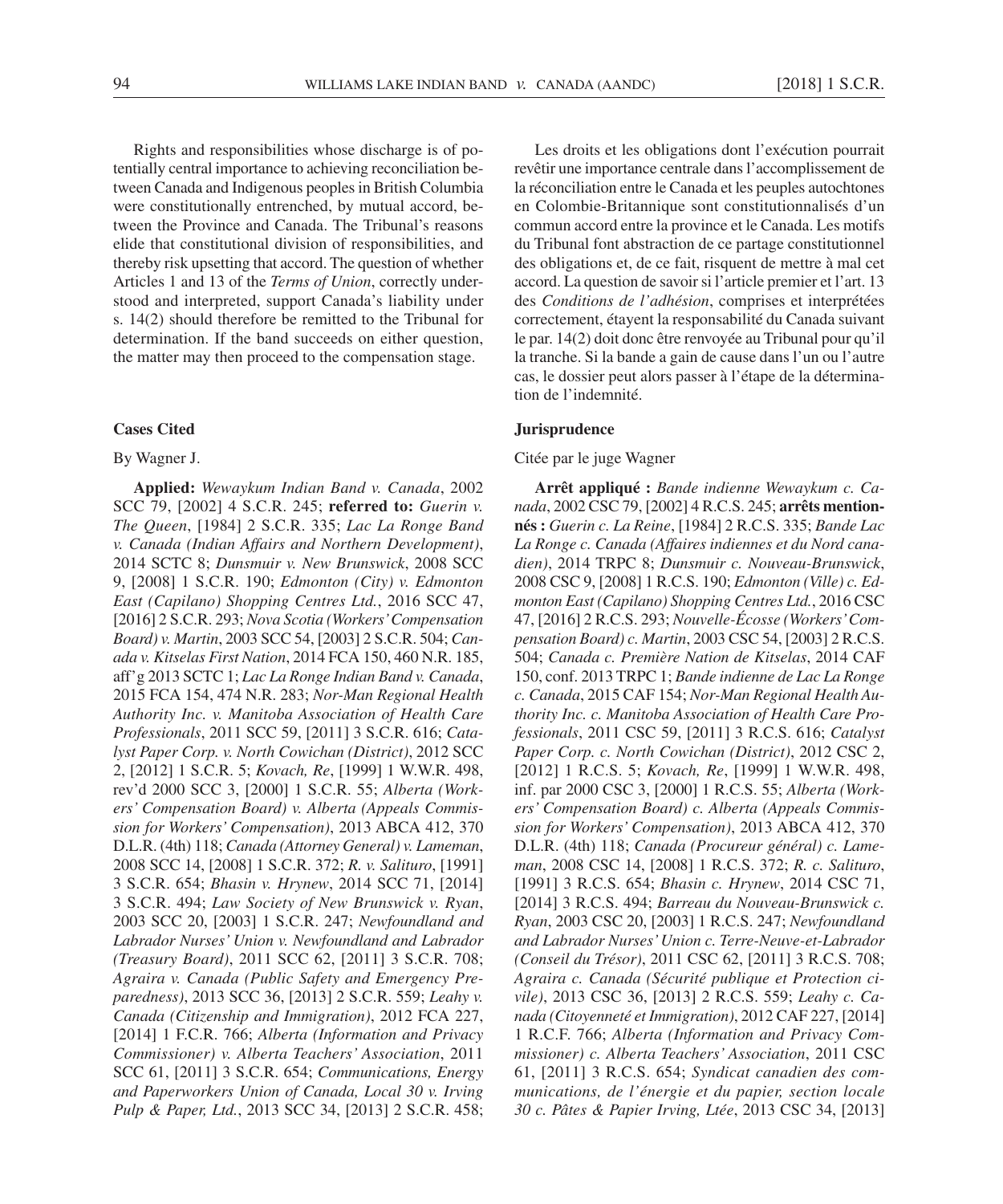Rights and responsibilities whose discharge is of potentially central importance to achieving reconciliation between Canada and Indigenous peoples in British Columbia were constitutionally entrenched, by mutual accord, between the Province and Canada. The Tribunal's reasons elide that constitutional division of responsibilities, and thereby risk upsetting that accord. The question of whether Articles 1 and 13 of the *Terms of Union*, correctly understood and interpreted, support Canada's liability under s. 14(2) should therefore be remitted to the Tribunal for determination. If the band succeeds on either question, the matter may then proceed to the compensation stage.

### Cases Cited

By Wagner J.

**Applied:** *Wewaykum Indian Band v. Canada*, 2002 SCC 79, [2002] 4 S.C.R. 245; **referred to:** *Guerin v. The Queen*, [1984] 2 S.C.R. 335; *Lac La Ronge Band v. Canada (Indian Affairs and Northern Development)*, 2014 SCTC 8; *Dunsmuir v. New Brunswick*, 2008 SCC 9, [2008] 1 S.C.R. 190; *Edmonton (City) v. Edmonton East (Capilano) Shopping Centres Ltd.*, 2016 SCC 47, [2016] 2 S.C.R. 293; *Nova Scotia (Workers' Compensation Board) v. Martin*, 2003 SCC 54, [2003] 2 S.C.R. 504; *Canada v. Kitselas First Nation*, 2014 FCA 150, 460 N.R. 185, aff'g 2013 SCTC 1; *Lac La Ronge Indian Band v. Canada*, 2015 FCA 154, 474 N.R. 283; *Nor-Man Regional Health Authority Inc. v. Manitoba Association of Health Care Professionals*, 2011 SCC 59, [2011] 3 S.C.R. 616; *Catalyst Paper Corp. v. North Cowichan (District)*, 2012 SCC 2, [2012] 1 S.C.R. 5; *Kovach, Re*, [1999] 1 W.W.R. 498, rev'd 2000 SCC 3, [2000] 1 S.C.R. 55; *Alberta (Workers' Compensation Board) v. Alberta (Appeals Commission for Workers' Compensation)*, 2013 ABCA 412, 370 D.L.R. (4th) 118; *Canada (Attorney General) v. Lameman*, 2008 SCC 14, [2008] 1 S.C.R. 372; *R. v. Salituro*, [1991] 3 S.C.R. 654; *Bhasin v. Hrynew*, 2014 SCC 71, [2014] 3 S.C.R. 494; *Law Society of New Brunswick v. Ryan*, 2003 SCC 20, [2003] 1 S.C.R. 247; *Newfoundland and Labrador Nurses' Union v. Newfoundland and Labrador (Treasury Board)*, 2011 SCC 62, [2011] 3 S.C.R. 708; *Agraira v. Canada (Public Safety and Emergency Preparedness)*, 2013 SCC 36, [2013] 2 S.C.R. 559; *Leahy v. Canada (Citizenship and Immigration)*, 2012 FCA 227, [2014] 1 F.C.R. 766; *Alberta (Information and Privacy Commissioner) v. Alberta Teachers' Association*, 2011 SCC 61, [2011] 3 S.C.R. 654; *Communications, Energy and Paperworkers Union of Canada, Local 30 v. Irving Pulp & Paper, Ltd.*, 2013 SCC 34, [2013] 2 S.C.R. 458;

Les droits et les obligations dont l'exécution pourrait revêtir une importance centrale dans l'accomplissement de la réconciliation entre le Canada et les peuples autochtones en Colombie-Britannique sont constitutionnalisés d'un commun accord entre la province et le Canada. Les motifs du Tribunal font abstraction de ce partage constitutionnel des obligations et, de ce fait, risquent de mettre à mal cet accord. La question de savoir si l'article premier et l'art. 13 des *Conditions de l'adhésion*, comprises et interprétées correctement, étayent la responsabilité du Canada suivant le par. 14(2) doit donc être renvoyée au Tribunal pour qu'il la tranche. Si la bande a gain de cause dans l'un ou l'autre cas, le dossier peut alors passer à l'étape de la détermination de l'indemnité.

### Jurisprudence

Citée par le juge Wagner

**Arrêt appliqué :** *Bande indienne Wewaykum c. Canada*, 2002 CSC 79, [2002] 4 R.C.S. 245; **arrêts mentionnés :** *Guerin c. La Reine*, [1984] 2 R.C.S. 335; *Bande Lac La Ronge c. Canada (Affaires indiennes et du Nord canadien)*, 2014 TRPC 8; *Dunsmuir c. Nouveau-Brunswick*, 2008 CSC 9, [2008] 1 R.C.S. 190; *Edmonton (Ville) c. Edmonton East (Capilano) Shopping Centres Ltd.*, 2016 CSC 47, [2016] 2 R.C.S. 293; *Nouvelle-Écosse (Workers' Compensation Board) c. Martin*, 2003 CSC 54, [2003] 2 R.C.S. 504; *Canada c. Première Nation de Kitselas*, 2014 CAF 150, conf. 2013 TRPC 1; *Bande indienne de Lac La Ronge c. Canada*, 2015 CAF 154; *Nor-Man Regional Health Authority Inc. c. Manitoba Association of Health Care Professionals*, 2011 CSC 59, [2011] 3 R.C.S. 616; *Catalyst Paper Corp. c. North Cowichan (District)*, 2012 CSC 2, [2012] 1 R.C.S. 5; *Kovach, Re*, [1999] 1 W.W.R. 498, inf. par 2000 CSC 3, [2000] 1 R.C.S. 55; *Alberta (Workers' Compensation Board) c. Alberta (Appeals Commission for Workers' Compensation)*, 2013 ABCA 412, 370 D.L.R. (4th) 118; *Canada (Procureur général) c. Lameman*, 2008 CSC 14, [2008] 1 R.C.S. 372; *R. c. Salituro*, [1991] 3 R.C.S. 654; *Bhasin c. Hrynew*, 2014 CSC 71, [2014] 3 R.C.S. 494; *Barreau du Nouveau-Brunswick c. Ryan*, 2003 CSC 20, [2003] 1 R.C.S. 247; *Newfoundland and Labrador Nurses' Union c. Terre-Neuve-et-Labrador (Conseil du Trésor)*, 2011 CSC 62, [2011] 3 R.C.S. 708; *Agraira c. Canada (Sécurité publique et Protection civile)*, 2013 CSC 36, [2013] 2 R.C.S. 559; *Leahy c. Canada (Citoyenneté et Immigration)*, 2012 CAF 227, [2014] 1 R.C.F. 766; *Alberta (Information and Privacy Commissioner) c. Alberta Teachers' Association*, 2011 CSC 61, [2011] 3 R.C.S. 654; *Syndicat canadien des communications, de l'énergie et du papier, section locale 30 c. Pâtes & Papier Irving, Ltée*, 2013 CSC 34, [2013]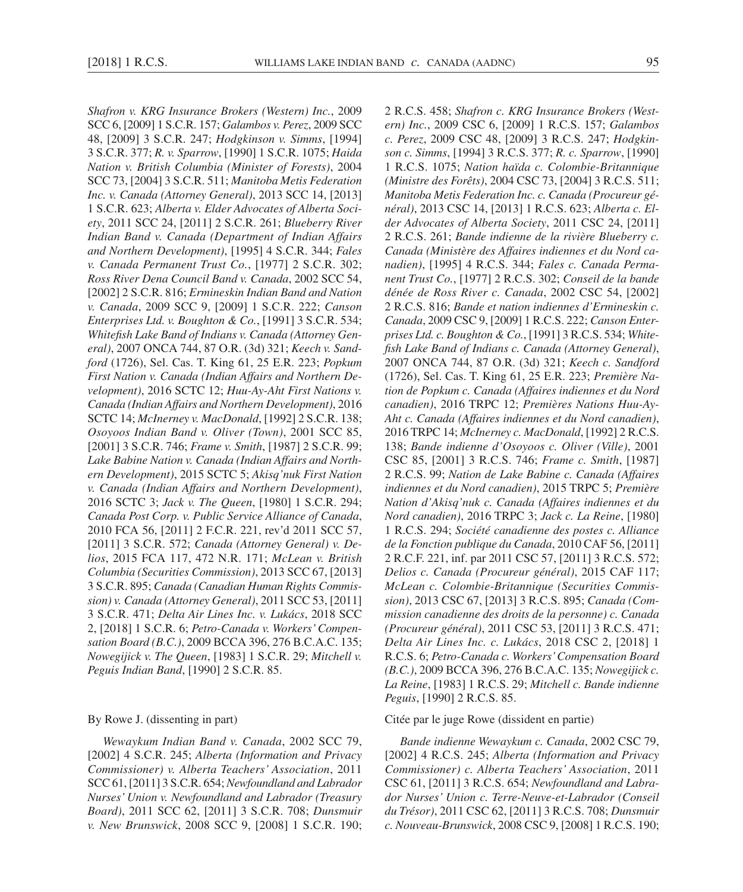*Shafron v. KRG Insurance Brokers (Western) Inc.*, 2009 SCC 6, [2009] 1 S.C.R. 157; *Galambos v. Perez*, 2009 SCC 48, [2009] 3 S.C.R. 247; *Hodgkinson v. Simms*, [1994] 3 S.C.R. 377; *R. v. Sparrow*, [1990] 1 S.C.R. 1075; *Haida Nation v. British Columbia (Minister of Forests)*, 2004 SCC 73, [2004] 3 S.C.R. 511; *Manitoba Metis Federation Inc. v. Canada (Attorney General)*, 2013 SCC 14, [2013] 1 S.C.R. 623; *Alberta v. Elder Advocates of Alberta Society*, 2011 SCC 24, [2011] 2 S.C.R. 261; *Blueberry River Indian Band v. Canada (Department of Indian Affairs and Northern Development)*, [1995] 4 S.C.R. 344; *Fales v. Canada Permanent Trust Co.*, [1977] 2 S.C.R. 302; *Ross River Dena Council Band v. Canada*, 2002 SCC 54, [2002] 2 S.C.R. 816; *Ermineskin Indian Band and Nation v. Canada*, 2009 SCC 9, [2009] 1 S.C.R. 222; *Canson Enterprises Ltd. v. Boughton & Co.*, [1991] 3 S.C.R. 534; *Whitefish Lake Band of Indians v. Canada (Attorney General)*, 2007 ONCA 744, 87 O.R. (3d) 321; *Keech v. Sandford* (1726), Sel. Cas. T. King 61, 25 E.R. 223; *Popkum First Nation v. Canada (Indian Affairs and Northern Development)*, 2016 SCTC 12; *Huu-Ay-Aht First Nations v. Canada (Indian Affairs and Northern Development)*, 2016 SCTC 14; *McInerney v. MacDonald*, [1992] 2 S.C.R. 138; *Osoyoos Indian Band v. Oliver (Town)*, 2001 SCC 85, [2001] 3 S.C.R. 746; *Frame v. Smith*, [1987] 2 S.C.R. 99; *Lake Babine Nation v. Canada (Indian Affairs and Northern Development)*, 2015 SCTC 5; *Akisq'nuk First Nation v. Canada (Indian Affairs and Northern Development)*, 2016 SCTC 3; *Jack v. The Queen*, [1980] 1 S.C.R. 294; *Canada Post Corp. v. Public Service Alliance of Canada*, 2010 FCA 56, [2011] 2 F.C.R. 221, rev'd 2011 SCC 57, [2011] 3 S.C.R. 572; *Canada (Attorney General) v. Delios*, 2015 FCA 117, 472 N.R. 171; *McLean v. British Columbia (Securities Commission)*, 2013 SCC 67, [2013] 3 S.C.R. 895; *Canada (Canadian Human Rights Commission) v. Canada (Attorney General)*, 2011 SCC 53, [2011] 3 S.C.R. 471; *Delta Air Lines Inc. v. Lukács*, 2018 SCC 2, [2018] 1 S.C.R. 6; *Petro-Canada v. Workers' Compensation Board (B.C.)*, 2009 BCCA 396, 276 B.C.A.C. 135; *Nowegijick v. The Queen*, [1983] 1 S.C.R. 29; *Mitchell v. Peguis Indian Band*, [1990] 2 S.C.R. 85.

By Rowe J. (dissenting in part)

*Wewaykum Indian Band v. Canada*, 2002 SCC 79, [2002] 4 S.C.R. 245; *Alberta (Information and Privacy Commissioner) v. Alberta Teachers' Association*, 2011 SCC 61, [2011] 3 S.C.R. 654; *Newfoundland and Labrador Nurses' Union v. Newfoundland and Labrador (Treasury Board)*, 2011 SCC 62, [2011] 3 S.C.R. 708; *Dunsmuir v. New Brunswick*, 2008 SCC 9, [2008] 1 S.C.R. 190;

2 R.C.S. 458; *Shafron c. KRG Insurance Brokers (Western) Inc.*, 2009 CSC 6, [2009] 1 R.C.S. 157; *Galambos c. Perez*, 2009 CSC 48, [2009] 3 R.C.S. 247; *Hodgkinson c. Simms*, [1994] 3 R.C.S. 377; *R. c. Sparrow*, [1990] 1 R.C.S. 1075; *Nation haïda c. Colombie-Britannique (Ministre des Forêts)*, 2004 CSC 73, [2004] 3 R.C.S. 511; *Manitoba Metis Federation Inc. c. Canada (Procureur général)*, 2013 CSC 14, [2013] 1 R.C.S. 623; *Alberta c. Elder Advocates of Alberta Society*, 2011 CSC 24, [2011] 2 R.C.S. 261; *Bande indienne de la rivière Blueberry c. Canada (Ministère des Affaires indiennes et du Nord canadien)*, [1995] 4 R.C.S. 344; *Fales c. Canada Permanent Trust Co.*, [1977] 2 R.C.S. 302; *Conseil de la bande dénée de Ross River c. Canada*, 2002 CSC 54, [2002] 2 R.C.S. 816; *Bande et nation indiennes d'Ermineskin c. Canada*, 2009 CSC 9, [2009] 1 R.C.S. 222; *Canson Enterprises Ltd. c. Boughton & Co.*, [1991] 3 R.C.S. 534; *Whitefish Lake Band of Indians c. Canada (Attorney General)*, 2007 ONCA 744, 87 O.R. (3d) 321; *Keech c. Sandford* (1726), Sel. Cas. T. King 61, 25 E.R. 223; *Première Nation de Popkum c. Canada (Affaires indiennes et du Nord canadien)*, 2016 TRPC 12; *Premières Nations Huu-Ay-Aht c. Canada (Affaires indiennes et du Nord canadien)*, 2016 TRPC 14; *McInerney c. MacDonald*, [1992] 2 R.C.S. 138; *Bande indienne d'Osoyoos c. Oliver (Ville)*, 2001 CSC 85, [2001] 3 R.C.S. 746; *Frame c. Smith*, [1987] 2 R.C.S. 99; *Nation de Lake Babine c. Canada (Affaires indiennes et du Nord canadien)*, 2015 TRPC 5; *Première Nation d'Akisq'nuk c. Canada (Affaires indiennes et du Nord canadien)*, 2016 TRPC 3; *Jack c. La Reine*, [1980] 1 R.C.S. 294; *Société canadienne des postes c. Alliance de la Fonction publique du Canada*, 2010 CAF 56, [2011] 2 R.C.F. 221, inf. par 2011 CSC 57, [2011] 3 R.C.S. 572; *Delios c. Canada (Procureur général)*, 2015 CAF 117; *McLean c. Colombie-Britannique (Securities Commission)*, 2013 CSC 67, [2013] 3 R.C.S. 895; *Canada (Commission canadienne des droits de la personne) c. Canada (Procureur général)*, 2011 CSC 53, [2011] 3 R.C.S. 471; *Delta Air Lines Inc. c. Lukács*, 2018 CSC 2, [2018] 1 R.C.S. 6; *Petro-Canada c. Workers' Compensation Board (B.C.)*, 2009 BCCA 396, 276 B.C.A.C. 135; *Nowegijick c. La Reine*, [1983] 1 R.C.S. 29; *Mitchell c. Bande indienne Peguis*, [1990] 2 R.C.S. 85.

Citée par le juge Rowe (dissident en partie)

*Bande indienne Wewaykum c. Canada*, 2002 CSC 79, [2002] 4 R.C.S. 245; *Alberta (Information and Privacy Commissioner) c. Alberta Teachers' Association*, 2011 CSC 61, [2011] 3 R.C.S. 654; *Newfoundland and Labrador Nurses' Union c. Terre-Neuve-et-Labrador (Conseil du Trésor)*, 2011 CSC 62, [2011] 3 R.C.S. 708; *Dunsmuir c. Nouveau-Brunswick*, 2008 CSC 9, [2008] 1 R.C.S. 190;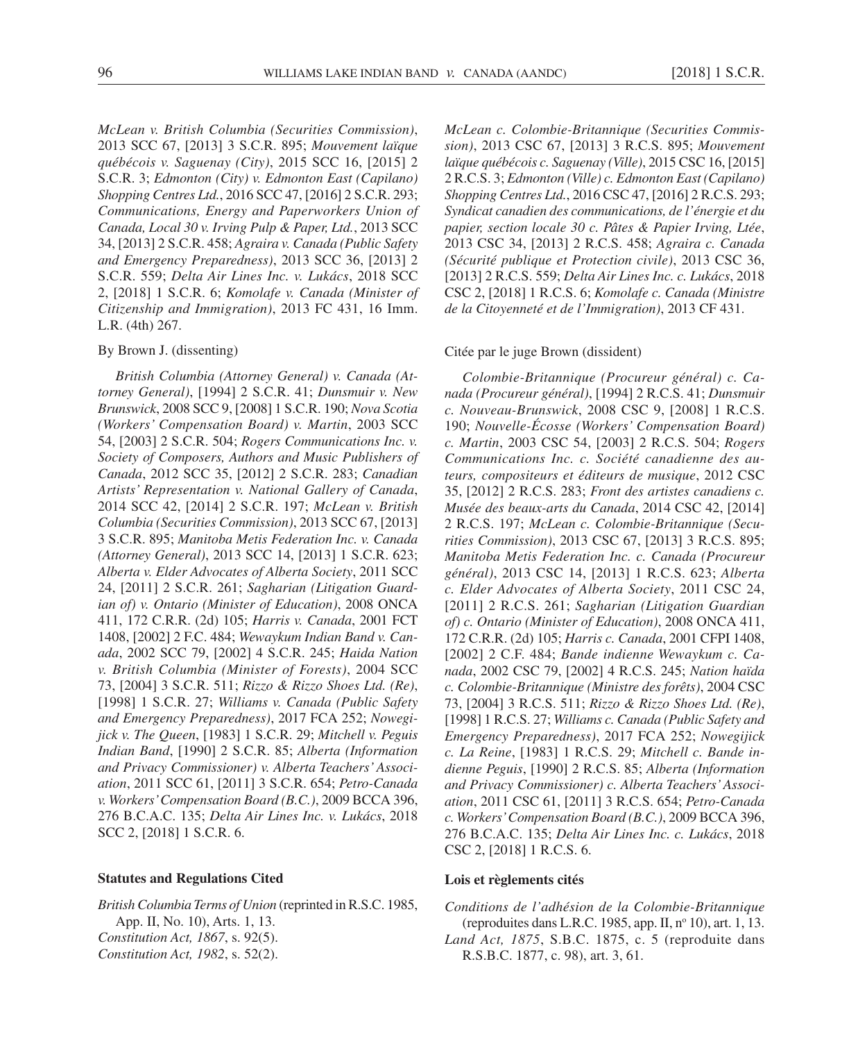*McLean v. British Columbia (Securities Commission)*, 2013 SCC 67, [2013] 3 S.C.R. 895; *Mouvement laïque québécois v. Saguenay (City)*, 2015 SCC 16, [2015] 2 S.C.R. 3; *Edmonton (City) v. Edmonton East (Capilano) Shopping Centres Ltd.*, 2016 SCC 47, [2016] 2 S.C.R. 293; *Communications, Energy and Paperworkers Union of Canada, Local 30 v. Irving Pulp & Paper, Ltd.*, 2013 SCC 34, [2013] 2 S.C.R. 458; *Agraira v. Canada (Public Safety and Emergency Preparedness)*, 2013 SCC 36, [2013] 2 S.C.R. 559; *Delta Air Lines Inc. v. Lukács*, 2018 SCC 2, [2018] 1 S.C.R. 6; *Komolafe v. Canada (Minister of Citizenship and Immigration)*, 2013 FC 431, 16 Imm. L.R. (4th) 267.

By Brown J. (dissenting)

*British Columbia (Attorney General) v. Canada (Attorney General)*, [1994] 2 S.C.R. 41; *Dunsmuir v. New Brunswick*, 2008 SCC 9, [2008] 1 S.C.R. 190; *Nova Scotia (Workers' Compensation Board) v. Martin*, 2003 SCC 54, [2003] 2 S.C.R. 504; *Rogers Communications Inc. v. Society of Composers, Authors and Music Publishers of Canada*, 2012 SCC 35, [2012] 2 S.C.R. 283; *Canadian Artists' Representation v. National Gallery of Canada*, 2014 SCC 42, [2014] 2 S.C.R. 197; *McLean v. British Columbia (Securities Commission)*, 2013 SCC 67, [2013] 3 S.C.R. 895; *Manitoba Metis Federation Inc. v. Canada (Attorney General)*, 2013 SCC 14, [2013] 1 S.C.R. 623; *Alberta v. Elder Advocates of Alberta Society*, 2011 SCC 24, [2011] 2 S.C.R. 261; *Sagharian (Litigation Guardian of) v. Ontario (Minister of Education)*, 2008 ONCA 411, 172 C.R.R. (2d) 105; *Harris v. Canada*, 2001 FCT 1408, [2002] 2 F.C. 484; *Wewaykum Indian Band v. Canada*, 2002 SCC 79, [2002] 4 S.C.R. 245; *Haida Nation v. British Columbia (Minister of Forests)*, 2004 SCC 73, [2004] 3 S.C.R. 511; *Rizzo & Rizzo Shoes Ltd. (Re)*, [1998] 1 S.C.R. 27; *Williams v. Canada (Public Safety and Emergency Preparedness)*, 2017 FCA 252; *Nowegijick v. The Queen*, [1983] 1 S.C.R. 29; *Mitchell v. Peguis Indian Band*, [1990] 2 S.C.R. 85; *Alberta (Information and Privacy Commissioner) v. Alberta Teachers' Association*, 2011 SCC 61, [2011] 3 S.C.R. 654; *Petro-Canada v. Workers' Compensation Board (B.C.)*, 2009 BCCA 396, 276 B.C.A.C. 135; *Delta Air Lines Inc. v. Lukács*, 2018 SCC 2, [2018] 1 S.C.R. 6.

### Statutes and Regulations Cited

*British Columbia Terms of Union* (reprinted in R.S.C. 1985, App. II, No. 10), Arts. 1, 13.
*Constitution Act, 1867*, s. 92(5).
*Constitution Act, 1982*, s. 52(2).

*McLean c. Colombie-Britannique (Securities Commission)*, 2013 CSC 67, [2013] 3 R.C.S. 895; *Mouvement laïque québécois c. Saguenay (Ville)*, 2015 CSC 16, [2015] 2 R.C.S. 3; *Edmonton (Ville) c. Edmonton East (Capilano) Shopping Centres Ltd.*, 2016 CSC 47, [2016] 2 R.C.S. 293; *Syndicat canadien des communications, de l'énergie et du papier, section locale 30 c. Pâtes & Papier Irving, Ltée*, 2013 CSC 34, [2013] 2 R.C.S. 458; *Agraira c. Canada (Sécurité publique et Protection civile)*, 2013 CSC 36, [2013] 2 R.C.S. 559; *Delta Air Lines Inc. c. Lukács*, 2018 CSC 2, [2018] 1 R.C.S. 6; *Komolafe c. Canada (Ministre de la Citoyenneté et de l'Immigration)*, 2013 CF 431.

Citée par le juge Brown (dissident)

*Colombie-Britannique (Procureur général) c. Canada (Procureur général)*, [1994] 2 R.C.S. 41; *Dunsmuir c. Nouveau-Brunswick*, 2008 CSC 9, [2008] 1 R.C.S. 190; *Nouvelle-Écosse (Workers' Compensation Board) c. Martin*, 2003 CSC 54, [2003] 2 R.C.S. 504; *Rogers Communications Inc. c. Société canadienne des auteurs, compositeurs et éditeurs de musique*, 2012 CSC 35, [2012] 2 R.C.S. 283; *Front des artistes canadiens c. Musée des beaux-arts du Canada*, 2014 CSC 42, [2014] 2 R.C.S. 197; *McLean c. Colombie-Britannique (Securities Commission)*, 2013 CSC 67, [2013] 3 R.C.S. 895; *Manitoba Metis Federation Inc. c. Canada (Procureur général)*, 2013 CSC 14, [2013] 1 R.C.S. 623; *Alberta c. Elder Advocates of Alberta Society*, 2011 CSC 24, [2011] 2 R.C.S. 261; *Sagharian (Litigation Guardian of) c. Ontario (Minister of Education)*, 2008 ONCA 411, 172 C.R.R. (2d) 105; *Harris c. Canada*, 2001 CFPI 1408, [2002] 2 C.F. 484; *Bande indienne Wewaykum c. Canada*, 2002 CSC 79, [2002] 4 R.C.S. 245; *Nation haïda c. Colombie-Britannique (Ministre des forêts)*, 2004 CSC 73, [2004] 3 R.C.S. 511; *Rizzo & Rizzo Shoes Ltd. (Re)*, [1998] 1 R.C.S. 27; *Williams c. Canada (Public Safety and Emergency Preparedness)*, 2017 FCA 252; *Nowegijick c. La Reine*, [1983] 1 R.C.S. 29; *Mitchell c. Bande indienne Peguis*, [1990] 2 R.C.S. 85; *Alberta (Information and Privacy Commissioner) c. Alberta Teachers' Association*, 2011 CSC 61, [2011] 3 R.C.S. 654; *Petro-Canada c. Workers' Compensation Board (B.C.)*, 2009 BCCA 396, 276 B.C.A.C. 135; *Delta Air Lines Inc. c. Lukács*, 2018 CSC 2, [2018] 1 R.C.S. 6.

### Lois et règlements cités

*Conditions de l'adhésion de la Colombie-Britannique* (reproduites dans L.R.C. 1985, app. II, nº 10), art. 1, 13.
*Land Act, 1875*, S.B.C. 1875, c. 5 (reproduite dans R.S.B.C. 1877, c. 98), art. 3, 61.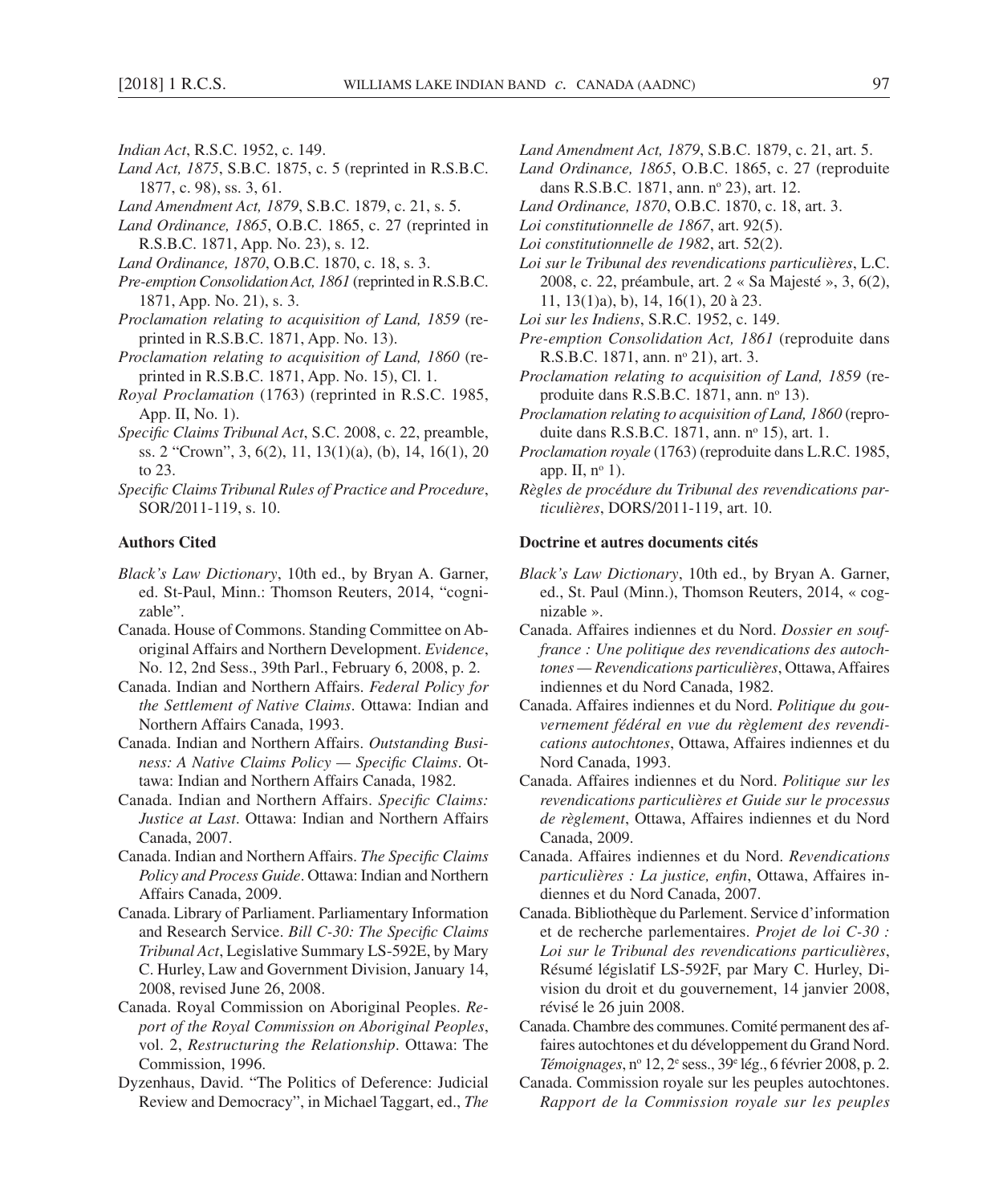*Indian Act*, R.S.C. 1952, c. 149.

*Land Act, 1875*, S.B.C. 1875, c. 5 (reprinted in R.S.B.C. 1877, c. 98), ss. 3, 61.

*Land Amendment Act, 1879*, S.B.C. 1879, c. 21, s. 5.

*Land Ordinance, 1865*, O.B.C. 1865, c. 27 (reprinted in R.S.B.C. 1871, App. No. 23), s. 12.

*Land Ordinance, 1870*, O.B.C. 1870, c. 18, s. 3.

*Pre-emption Consolidation Act, 1861* (reprinted in R.S.B.C. 1871, App. No. 21), s. 3.

*Proclamation relating to acquisition of Land, 1859* (reprinted in R.S.B.C. 1871, App. No. 13).

*Proclamation relating to acquisition of Land, 1860* (reprinted in R.S.B.C. 1871, App. No. 15), Cl. 1.

*Royal Proclamation* (1763) (reprinted in R.S.C. 1985, App. II, No. 1).

*Specific Claims Tribunal Act*, S.C. 2008, c. 22, preamble, ss. 2 "Crown", 3, 6(2), 11, 13(1)(a), (b), 14, 16(1), 20 to 23.

*Specific Claims Tribunal Rules of Practice and Procedure*, SOR/2011-119, s. 10.

**Authors Cited**

*Black's Law Dictionary*, 10th ed., by Bryan A. Garner, ed. St-Paul, Minn.: Thomson Reuters, 2014, "cognizable".

Canada. House of Commons. Standing Committee on Aboriginal Affairs and Northern Development. *Evidence*, No. 12, 2nd Sess., 39th Parl., February 6, 2008, p. 2.

Canada. Indian and Northern Affairs. *Federal Policy for the Settlement of Native Claims*. Ottawa: Indian and Northern Affairs Canada, 1993.

Canada. Indian and Northern Affairs. *Outstanding Business: A Native Claims Policy — Specific Claims*. Ottawa: Indian and Northern Affairs Canada, 1982.

Canada. Indian and Northern Affairs. *Specific Claims: Justice at Last*. Ottawa: Indian and Northern Affairs Canada, 2007.

Canada. Indian and Northern Affairs. *The Specific Claims Policy and Process Guide*. Ottawa: Indian and Northern Affairs Canada, 2009.

Canada. Library of Parliament. Parliamentary Information and Research Service. *Bill C-30: The Specific Claims Tribunal Act*, Legislative Summary LS-592E, by Mary C. Hurley, Law and Government Division, January 14, 2008, revised June 26, 2008.

Canada. Royal Commission on Aboriginal Peoples. *Report of the Royal Commission on Aboriginal Peoples*, vol. 2, *Restructuring the Relationship*. Ottawa: The Commission, 1996.

Dyzenhaus, David. "The Politics of Deference: Judicial Review and Democracy", in Michael Taggart, ed., *The*

*Land Amendment Act, 1879*, S.B.C. 1879, c. 21, art. 5.

*Land Ordinance, 1865*, O.B.C. 1865, c. 27 (reproduite dans R.S.B.C. 1871, ann. nº 23), art. 12.

*Land Ordinance, 1870*, O.B.C. 1870, c. 18, art. 3.

*Loi constitutionnelle de 1867*, art. 92(5).

*Loi constitutionnelle de 1982*, art. 52(2).

*Loi sur le Tribunal des revendications particulières*, L.C. 2008, c. 22, préambule, art. 2 « Sa Majesté », 3, 6(2), 11, 13(1)a), b), 14, 16(1), 20 à 23.

*Loi sur les Indiens*, S.R.C. 1952, c. 149.

*Pre-emption Consolidation Act, 1861* (reproduite dans R.S.B.C. 1871, ann. nº 21), art. 3.

*Proclamation relating to acquisition of Land, 1859* (reproduite dans R.S.B.C. 1871, ann. nº 13).

*Proclamation relating to acquisition of Land, 1860* (reproduite dans R.S.B.C. 1871, ann. nº 15), art. 1.

*Proclamation royale* (1763) (reproduite dans L.R.C. 1985, app. II, nº 1).

*Règles de procédure du Tribunal des revendications particulières*, DORS/2011-119, art. 10.

**Doctrine et autres documents cités**

*Black's Law Dictionary*, 10th ed., by Bryan A. Garner, ed., St. Paul (Minn.), Thomson Reuters, 2014, « cognizable ».

Canada. Affaires indiennes et du Nord. *Dossier en souffrance : Une politique des revendications des autochtones — Revendications particulières*, Ottawa, Affaires indiennes et du Nord Canada, 1982.

Canada. Affaires indiennes et du Nord. *Politique du gouvernement fédéral en vue du règlement des revendications autochtones*, Ottawa, Affaires indiennes et du Nord Canada, 1993.

Canada. Affaires indiennes et du Nord. *Politique sur les revendications particulières et Guide sur le processus de règlement*, Ottawa, Affaires indiennes et du Nord Canada, 2009.

Canada. Affaires indiennes et du Nord. *Revendications particulières : La justice, enfin*, Ottawa, Affaires indiennes et du Nord Canada, 2007.

Canada. Bibliothèque du Parlement. Service d'information et de recherche parlementaires. *Projet de loi C-30 : Loi sur le Tribunal des revendications particulières*, Résumé législatif LS-592F, par Mary C. Hurley, Division du droit et du gouvernement, 14 janvier 2008, révisé le 26 juin 2008.

Canada. Chambre des communes. Comité permanent des affaires autochtones et du développement du Grand Nord. *Témoignages*, nº 12, 2e sess., 39e lég., 6 février 2008, p. 2.

Canada. Commission royale sur les peuples autochtones. *Rapport de la Commission royale sur les peuples*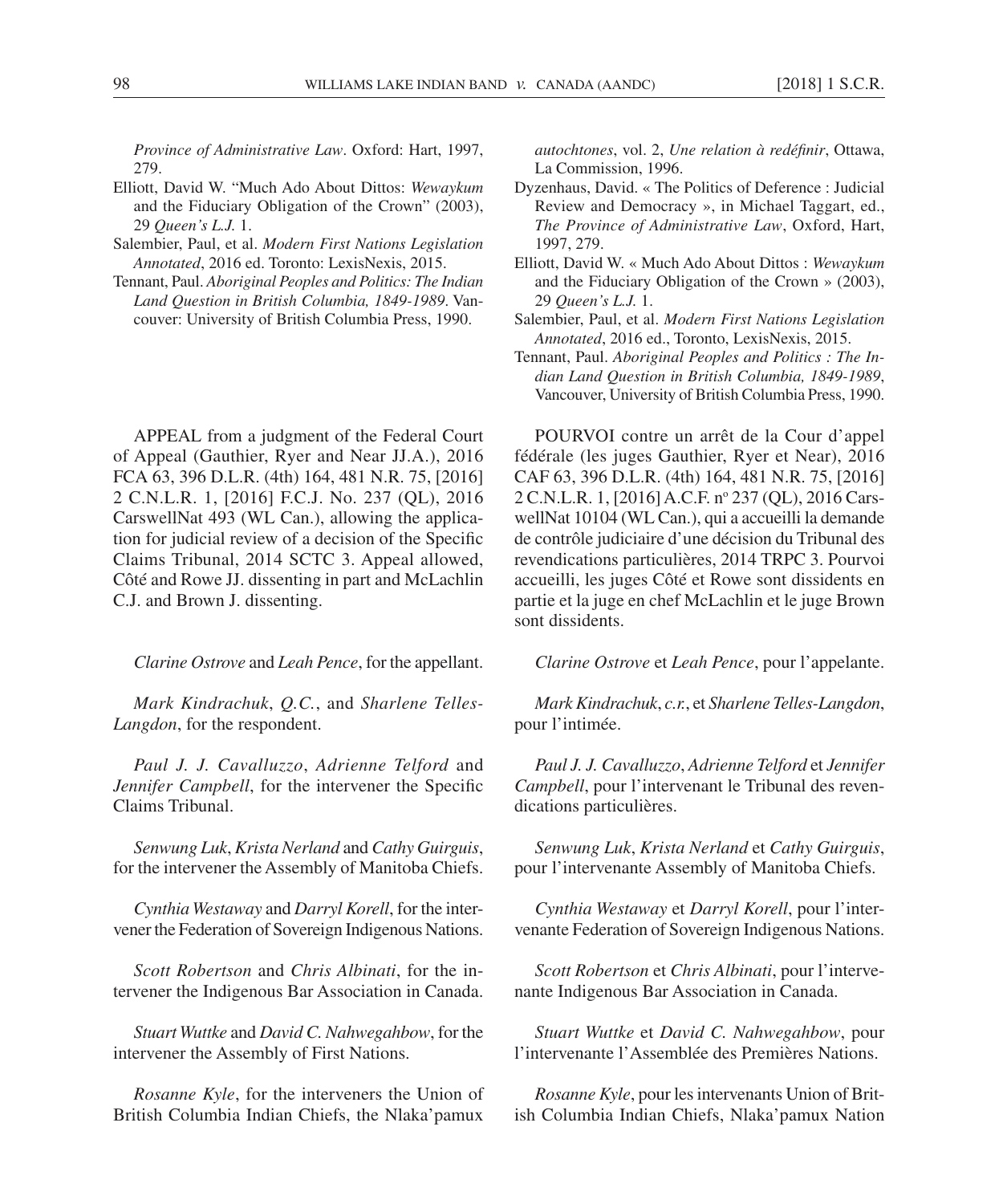*Province of Administrative Law*. Oxford: Hart, 1997, 279.

Elliott, David W. "Much Ado About Dittos: *Wewaykum* and the Fiduciary Obligation of the Crown" (2003), 29 *Queen's L.J.* 1.

Salembier, Paul, et al. *Modern First Nations Legislation Annotated*, 2016 ed. Toronto: LexisNexis, 2015.

Tennant, Paul. *Aboriginal Peoples and Politics: The Indian Land Question in British Columbia, 1849-1989*. Vancouver: University of British Columbia Press, 1990.

APPEAL from a judgment of the Federal Court of Appeal (Gauthier, Ryer and Near JJ.A.), 2016 FCA 63, 396 D.L.R. (4th) 164, 481 N.R. 75, [2016] 2 C.N.L.R. 1, [2016] F.C.J. No. 237 (QL), 2016 CarswellNat 493 (WL Can.), allowing the application for judicial review of a decision of the Specific Claims Tribunal, 2014 SCTC 3. Appeal allowed, Côté and Rowe JJ. dissenting in part and McLachlin C.J. and Brown J. dissenting.

*Clarine Ostrove* and *Leah Pence*, for the appellant.

*Mark Kindrachuk*, *Q.C.*, and *Sharlene Telles-Langdon*, for the respondent.

*Paul J. J. Cavalluzzo*, *Adrienne Telford* and *Jennifer Campbell*, for the intervener the Specific Claims Tribunal.

*Senwung Luk*, *Krista Nerland* and *Cathy Guirguis*, for the intervener the Assembly of Manitoba Chiefs.

*Cynthia Westaway* and *Darryl Korell*, for the intervener the Federation of Sovereign Indigenous Nations.

*Scott Robertson* and *Chris Albinati*, for the intervener the Indigenous Bar Association in Canada.

*Stuart Wuttke* and *David C. Nahwegahbow*, for the intervener the Assembly of First Nations.

*Rosanne Kyle*, for the interveners the Union of British Columbia Indian Chiefs, the Nlaka'pamux

*autochtones*, vol. 2, *Une relation à redéfinir*, Ottawa, La Commission, 1996.

Dyzenhaus, David. « The Politics of Deference : Judicial Review and Democracy », in Michael Taggart, ed., *The Province of Administrative Law*, Oxford, Hart, 1997, 279.

Elliott, David W. « Much Ado About Dittos : *Wewaykum* and the Fiduciary Obligation of the Crown » (2003), 29 *Queen's L.J.* 1.

Salembier, Paul, et al. *Modern First Nations Legislation Annotated*, 2016 ed., Toronto, LexisNexis, 2015.

Tennant, Paul. *Aboriginal Peoples and Politics : The Indian Land Question in British Columbia, 1849-1989*, Vancouver, University of British Columbia Press, 1990.

POURVOI contre un arrêt de la Cour d'appel fédérale (les juges Gauthier, Ryer et Near), 2016 CAF 63, 396 D.L.R. (4th) 164, 481 N.R. 75, [2016] 2 C.N.L.R. 1, [2016] A.C.F. n° 237 (QL), 2016 CarswellNat 10104 (WL Can.), qui a accueilli la demande de contrôle judiciaire d'une décision du Tribunal des revendications particulières, 2014 TRPC 3. Pourvoi accueilli, les juges Côté et Rowe sont dissidents en partie et la juge en chef McLachlin et le juge Brown sont dissidents.

*Clarine Ostrove* et *Leah Pence*, pour l'appelante.

*Mark Kindrachuk*, *c.r.*, et *Sharlene Telles-Langdon*, pour l'intimée.

*Paul J. J. Cavalluzzo*, *Adrienne Telford* et *Jennifer Campbell*, pour l'intervenant le Tribunal des revendications particulières.

*Senwung Luk*, *Krista Nerland* et *Cathy Guirguis*, pour l'intervenante Assembly of Manitoba Chiefs.

*Cynthia Westaway* et *Darryl Korell*, pour l'intervenante Federation of Sovereign Indigenous Nations.

*Scott Robertson* et *Chris Albinati*, pour l'intervenante Indigenous Bar Association in Canada.

*Stuart Wuttke* et *David C. Nahwegahbow*, pour l'intervenante l'Assemblée des Premières Nations.

*Rosanne Kyle*, pour les intervenants Union of British Columbia Indian Chiefs, Nlaka'pamux Nation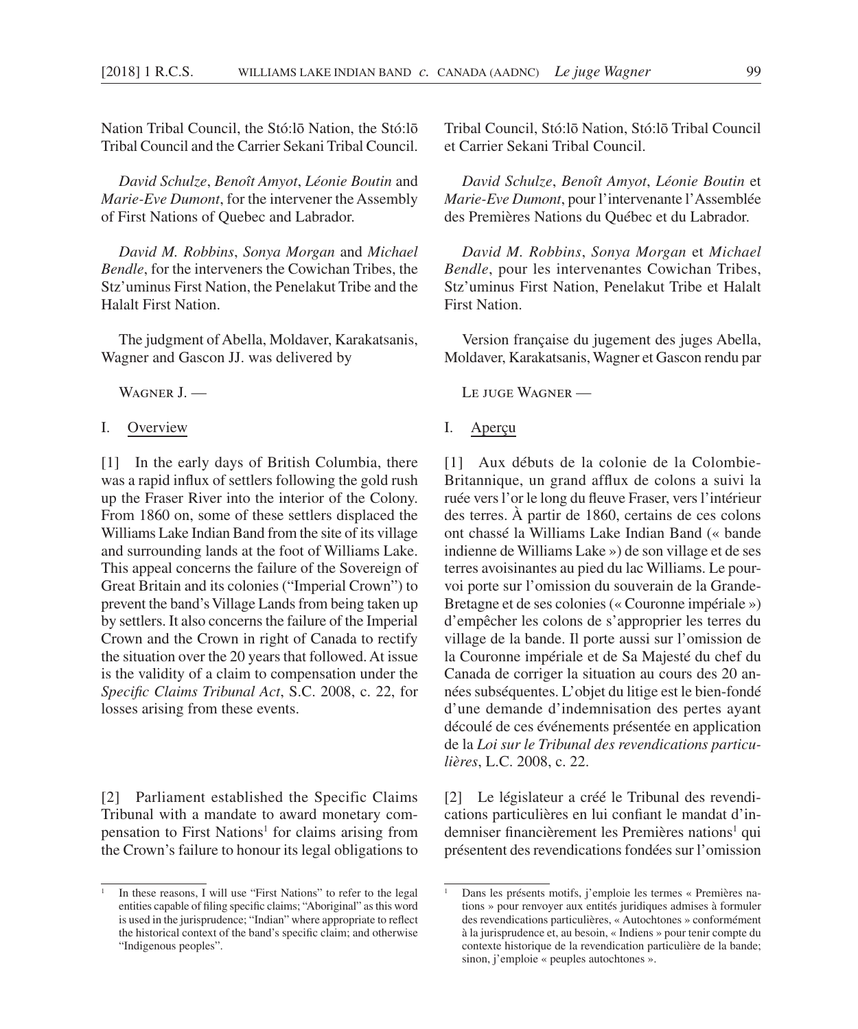Nation Tribal Council, the Stó:lō Nation, the Stó:lō Tribal Council and the Carrier Sekani Tribal Council.

*David Schulze*, *Benoît Amyot*, *Léonie Boutin* and *Marie-Eve Dumont*, for the intervener the Assembly of First Nations of Quebec and Labrador.

*David M. Robbins*, *Sonya Morgan* and *Michael Bendle*, for the interveners the Cowichan Tribes, the Stz'uminus First Nation, the Penelakut Tribe and the Halalt First Nation.

The judgment of Abella, Moldaver, Karakatsanis, Wagner and Gascon JJ. was delivered by

Wagner J. —

## I. Overview

[1] In the early days of British Columbia, there was a rapid influx of settlers following the gold rush up the Fraser River into the interior of the Colony. From 1860 on, some of these settlers displaced the Williams Lake Indian Band from the site of its village and surrounding lands at the foot of Williams Lake. This appeal concerns the failure of the Sovereign of Great Britain and its colonies ("Imperial Crown") to prevent the band's Village Lands from being taken up by settlers. It also concerns the failure of the Imperial Crown and the Crown in right of Canada to rectify the situation over the 20 years that followed. At issue is the validity of a claim to compensation under the *Specific Claims Tribunal Act*, S.C. 2008, c. 22, for losses arising from these events.

[2] Parliament established the Specific Claims Tribunal with a mandate to award monetary compensation to First Nations[1] for claims arising from the Crown's failure to honour its legal obligations to

[1] In these reasons, I will use "First Nations" to refer to the legal entities capable of filing specific claims; "Aboriginal" as this word is used in the jurisprudence; "Indian" where appropriate to reflect the historical context of the band's specific claim; and otherwise "Indigenous peoples".

Tribal Council, Stó:lō Nation, Stó:lō Tribal Council et Carrier Sekani Tribal Council.

*David Schulze*, *Benoît Amyot*, *Léonie Boutin* et *Marie-Eve Dumont*, pour l'intervenante l'Assemblée des Premières Nations du Québec et du Labrador.

*David M. Robbins*, *Sonya Morgan* et *Michael Bendle*, pour les intervenantes Cowichan Tribes, Stz'uminus First Nation, Penelakut Tribe et Halalt First Nation.

Version française du jugement des juges Abella, Moldaver, Karakatsanis, Wagner et Gascon rendu par

Le juge Wagner —

## I. Aperçu

[1] Aux débuts de la colonie de la Colombie-Britannique, un grand afflux de colons a suivi la ruée vers l'or le long du fleuve Fraser, vers l'intérieur des terres. À partir de 1860, certains de ces colons ont chassé la Williams Lake Indian Band (« bande indienne de Williams Lake ») de son village et de ses terres avoisinantes au pied du lac Williams. Le pourvoi porte sur l'omission du souverain de la Grande-Bretagne et de ses colonies (« Couronne impériale ») d'empêcher les colons de s'approprier les terres du village de la bande. Il porte aussi sur l'omission de la Couronne impériale et de Sa Majesté du chef du Canada de corriger la situation au cours des 20 années subséquentes. L'objet du litige est le bien-fondé d'une demande d'indemnisation des pertes ayant découlé de ces événements présentée en application de la *Loi sur le Tribunal des revendications particulières*, L.C. 2008, c. 22.

[2] Le législateur a créé le Tribunal des revendications particulières en lui confiant le mandat d'indemniser financièrement les Premières nations[1] qui présentent des revendications fondées sur l'omission

[1] Dans les présents motifs, j'emploie les termes « Premières nations » pour renvoyer aux entités juridiques admises à formuler des revendications particulières, « Autochtones » conformément à la jurisprudence et, au besoin, « Indiens » pour tenir compte du contexte historique de la revendication particulière de la bande; sinon, j'emploie « peuples autochtones ».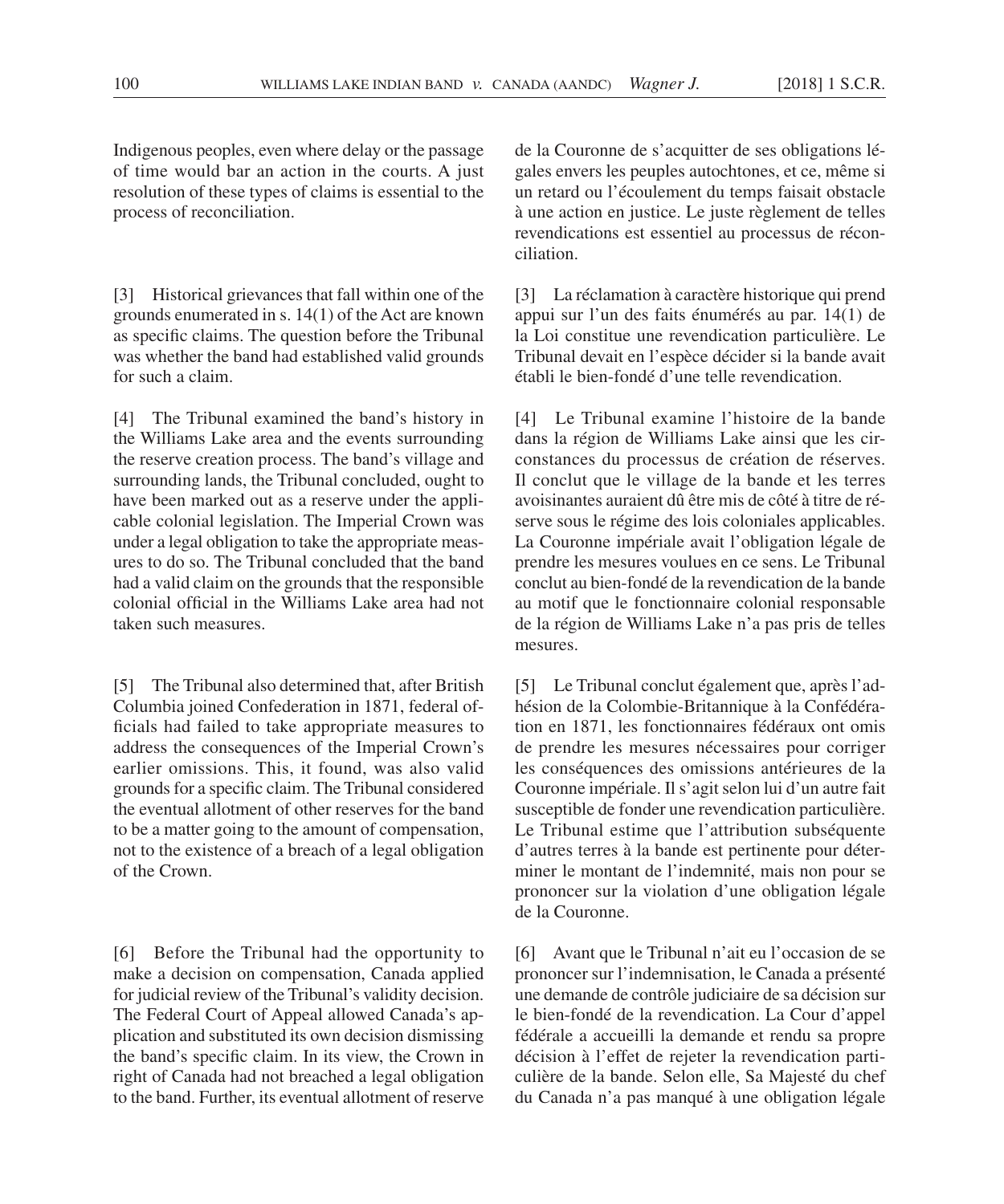Indigenous peoples, even where delay or the passage of time would bar an action in the courts. A just resolution of these types of claims is essential to the process of reconciliation.

de la Couronne de s'acquitter de ses obligations légales envers les peuples autochtones, et ce, même si un retard ou l'écoulement du temps faisait obstacle à une action en justice. Le juste règlement de telles revendications est essentiel au processus de réconciliation.

[3] Historical grievances that fall within one of the grounds enumerated in s. 14(1) of the Act are known as specific claims. The question before the Tribunal was whether the band had established valid grounds for such a claim.

[3] La réclamation à caractère historique qui prend appui sur l'un des faits énumérés au par. 14(1) de la Loi constitue une revendication particulière. Le Tribunal devait en l'espèce décider si la bande avait établi le bien-fondé d'une telle revendication.

[4] The Tribunal examined the band's history in the Williams Lake area and the events surrounding the reserve creation process. The band's village and surrounding lands, the Tribunal concluded, ought to have been marked out as a reserve under the applicable colonial legislation. The Imperial Crown was under a legal obligation to take the appropriate measures to do so. The Tribunal concluded that the band had a valid claim on the grounds that the responsible colonial official in the Williams Lake area had not taken such measures.

[4] Le Tribunal examine l'histoire de la bande dans la région de Williams Lake ainsi que les circonstances du processus de création de réserves. Il conclut que le village de la bande et les terres avoisinantes auraient dû être mis de côté à titre de réserve sous le régime des lois coloniales applicables. La Couronne impériale avait l'obligation légale de prendre les mesures voulues en ce sens. Le Tribunal conclut au bien-fondé de la revendication de la bande au motif que le fonctionnaire colonial responsable de la région de Williams Lake n'a pas pris de telles mesures.

[5] The Tribunal also determined that, after British Columbia joined Confederation in 1871, federal officials had failed to take appropriate measures to address the consequences of the Imperial Crown's earlier omissions. This, it found, was also valid grounds for a specific claim. The Tribunal considered the eventual allotment of other reserves for the band to be a matter going to the amount of compensation, not to the existence of a breach of a legal obligation of the Crown.

[5] Le Tribunal conclut également que, après l'adhésion de la Colombie-Britannique à la Confédération en 1871, les fonctionnaires fédéraux ont omis de prendre les mesures nécessaires pour corriger les conséquences des omissions antérieures de la Couronne impériale. Il s'agit selon lui d'un autre fait susceptible de fonder une revendication particulière. Le Tribunal estime que l'attribution subséquente d'autres terres à la bande est pertinente pour déterminer le montant de l'indemnité, mais non pour se prononcer sur la violation d'une obligation légale de la Couronne.

[6] Before the Tribunal had the opportunity to make a decision on compensation, Canada applied for judicial review of the Tribunal's validity decision. The Federal Court of Appeal allowed Canada's application and substituted its own decision dismissing the band's specific claim. In its view, the Crown in right of Canada had not breached a legal obligation to the band. Further, its eventual allotment of reserve

[6] Avant que le Tribunal n'ait eu l'occasion de se prononcer sur l'indemnisation, le Canada a présenté une demande de contrôle judiciaire de sa décision sur le bien-fondé de la revendication. La Cour d'appel fédérale a accueilli la demande et rendu sa propre décision à l'effet de rejeter la revendication particulière de la bande. Selon elle, Sa Majesté du chef du Canada n'a pas manqué à une obligation légale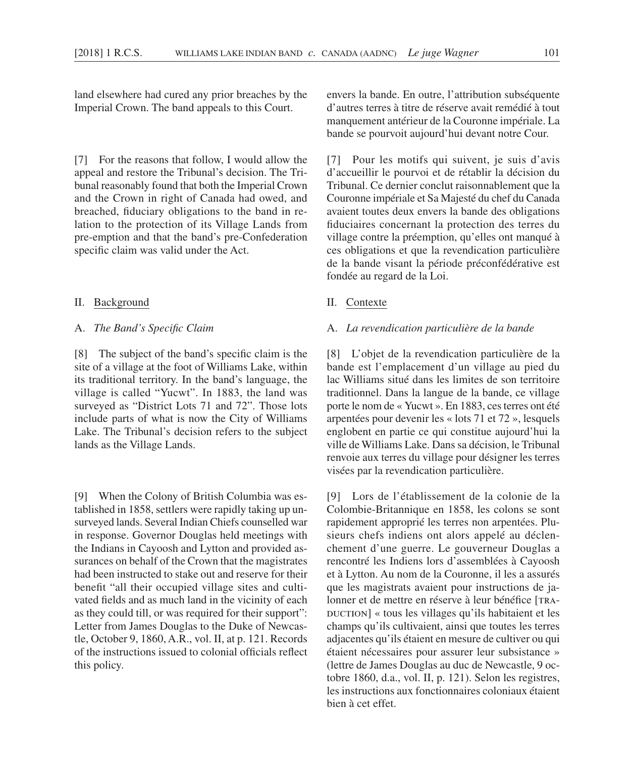land elsewhere had cured any prior breaches by the Imperial Crown. The band appeals to this Court.

[7] For the reasons that follow, I would allow the appeal and restore the Tribunal's decision. The Tribunal reasonably found that both the Imperial Crown and the Crown in right of Canada had owed, and breached, fiduciary obligations to the band in relation to the protection of its Village Lands from pre-emption and that the band's pre-Confederation specific claim was valid under the Act.

## II. Background

### A. *The Band's Specific Claim*

[8] The subject of the band's specific claim is the site of a village at the foot of Williams Lake, within its traditional territory. In the band's language, the village is called "Yucwt". In 1883, the land was surveyed as "District Lots 71 and 72". Those lots include parts of what is now the City of Williams Lake. The Tribunal's decision refers to the subject lands as the Village Lands.

[9] When the Colony of British Columbia was established in 1858, settlers were rapidly taking up unsurveyed lands. Several Indian Chiefs counselled war in response. Governor Douglas held meetings with the Indians in Cayoosh and Lytton and provided assurances on behalf of the Crown that the magistrates had been instructed to stake out and reserve for their benefit "all their occupied village sites and cultivated fields and as much land in the vicinity of each as they could till, or was required for their support": Letter from James Douglas to the Duke of Newcastle, October 9, 1860, A.R., vol. II, at p. 121. Records of the instructions issued to colonial officials reflect this policy.

envers la bande. En outre, l'attribution subséquente d'autres terres à titre de réserve avait remédié à tout manquement antérieur de la Couronne impériale. La bande se pourvoit aujourd'hui devant notre Cour.

[7] Pour les motifs qui suivent, je suis d'avis d'accueillir le pourvoi et de rétablir la décision du Tribunal. Ce dernier conclut raisonnablement que la Couronne impériale et Sa Majesté du chef du Canada avaient toutes deux envers la bande des obligations fiduciaires concernant la protection des terres du village contre la préemption, qu'elles ont manqué à ces obligations et que la revendication particulière de la bande visant la période préconfédérative est fondée au regard de la Loi.

## II. Contexte

### A. *La revendication particulière de la bande*

[8] L'objet de la revendication particulière de la bande est l'emplacement d'un village au pied du lac Williams situé dans les limites de son territoire traditionnel. Dans la langue de la bande, ce village porte le nom de « Yucwt ». En 1883, ces terres ont été arpentées pour devenir les « lots 71 et 72 », lesquels englobent en partie ce qui constitue aujourd'hui la ville de Williams Lake. Dans sa décision, le Tribunal renvoie aux terres du village pour désigner les terres visées par la revendication particulière.

[9] Lors de l'établissement de la colonie de la Colombie-Britannique en 1858, les colons se sont rapidement approprié les terres non arpentées. Plusieurs chefs indiens ont alors appelé au déclenchement d'une guerre. Le gouverneur Douglas a rencontré les Indiens lors d'assemblées à Cayoosh et à Lytton. Au nom de la Couronne, il les a assurés que les magistrats avaient pour instructions de jalonner et de mettre en réserve à leur bénéfice [TRADUCTION] « tous les villages qu'ils habitaient et les champs qu'ils cultivaient, ainsi que toutes les terres adjacentes qu'ils étaient en mesure de cultiver ou qui étaient nécessaires pour assurer leur subsistance » (lettre de James Douglas au duc de Newcastle, 9 octobre 1860, d.a., vol. II, p. 121). Selon les registres, les instructions aux fonctionnaires coloniaux étaient bien à cet effet.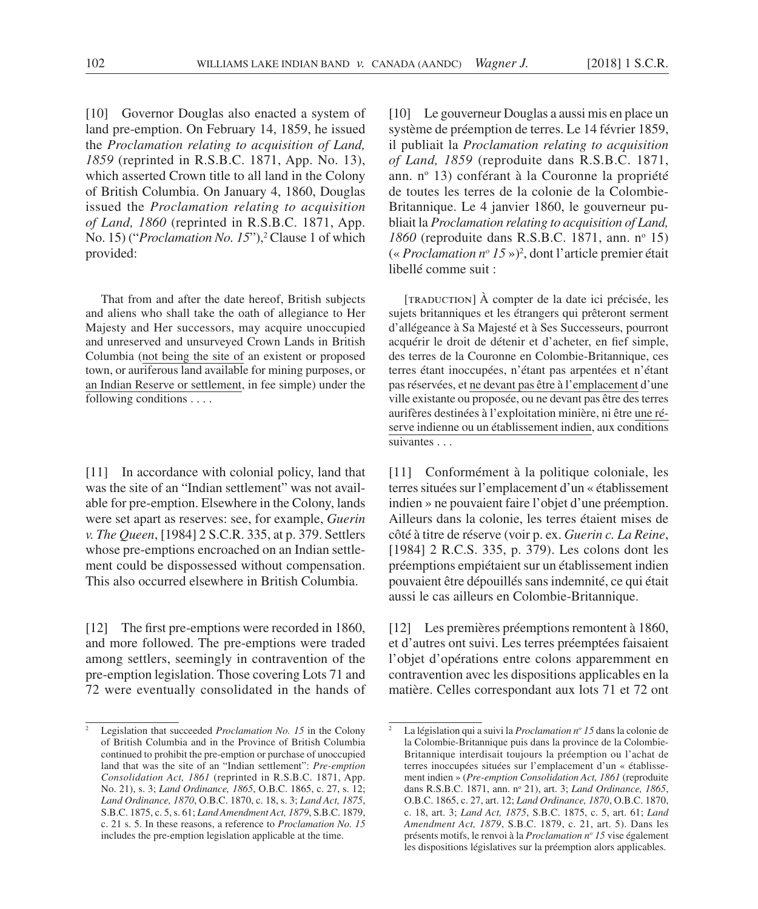[10] Governor Douglas also enacted a system of land pre-emption. On February 14, 1859, he issued the *Proclamation relating to acquisition of Land, 1859* (reprinted in R.S.B.C. 1871, App. No. 13), which asserted Crown title to all land in the Colony of British Columbia. On January 4, 1860, Douglas issued the *Proclamation relating to acquisition of Land, 1860* (reprinted in R.S.B.C. 1871, App. No. 15) ("*Proclamation No. 15*"),[2] Clause 1 of which provided:

> That from and after the date hereof, British subjects and aliens who shall take the oath of allegiance to Her Majesty and Her successors, may acquire unoccupied and unreserved and unsurveyed Crown Lands in British Columbia (<u>not being the site of</u> an existent or proposed town, or auriferous land available for mining purposes, or <u>an Indian Reserve or settlement</u>, in fee simple) under the following conditions . . . .

[11] In accordance with colonial policy, land that was the site of an "Indian settlement" was not available for pre-emption. Elsewhere in the Colony, lands were set apart as reserves: see, for example, *Guerin v. The Queen*, [1984] 2 S.C.R. 335, at p. 379. Settlers whose pre-emptions encroached on an Indian settlement could be dispossessed without compensation. This also occurred elsewhere in British Columbia.

[12] The first pre-emptions were recorded in 1860, and more followed. The pre-emptions were traded among settlers, seemingly in contravention of the pre-emption legislation. Those covering Lots 71 and 72 were eventually consolidated in the hands of

[10] Le gouverneur Douglas a aussi mis en place un système de préemption de terres. Le 14 février 1859, il publiait la *Proclamation relating to acquisition of Land, 1859* (reproduite dans R.S.B.C. 1871, ann. nº 13) conférant à la Couronne la propriété de toutes les terres de la colonie de la Colombie-Britannique. Le 4 janvier 1860, le gouverneur publiait la *Proclamation relating to acquisition of Land, 1860* (reproduite dans R.S.B.C. 1871, ann. nº 15) (« *Proclamation nº 15* »)[2], dont l'article premier était libellé comme suit :

> [TRADUCTION] À compter de la date ici précisée, les sujets britanniques et les étrangers qui prêteront serment d'allégeance à Sa Majesté et à Ses Successeurs, pourront acquérir le droit de détenir et d'acheter, en fief simple, des terres de la Couronne en Colombie-Britannique, ces terres étant inoccupées, n'étant pas arpentées et n'étant pas réservées, et <u>ne devant pas être à l'emplacement</u> d'une ville existante ou proposée, ou ne devant pas être des terres aurifères destinées à l'exploitation minière, ni être <u>une réserve indienne ou un établissement indien</u>, aux conditions suivantes . . .

[11] Conformément à la politique coloniale, les terres situées sur l'emplacement d'un « établissement indien » ne pouvaient faire l'objet d'une préemption. Ailleurs dans la colonie, les terres étaient mises de côté à titre de réserve (voir p. ex. *Guerin c. La Reine*, [1984] 2 R.C.S. 335, p. 379). Les colons dont les préemptions empiétaient sur un établissement indien pouvaient être dépouillés sans indemnité, ce qui était aussi le cas ailleurs en Colombie-Britannique.

[12] Les premières préemptions remontent à 1860, et d'autres ont suivi. Les terres préemptées faisaient l'objet d'opérations entre colons apparemment en contravention avec les dispositions applicables en la matière. Celles correspondant aux lots 71 et 72 ont

---

[2] Legislation that succeeded *Proclamation No. 15* in the Colony of British Columbia and in the Province of British Columbia continued to prohibit the pre-emption or purchase of unoccupied land that was the site of an "Indian settlement": *Pre-emption Consolidation Act, 1861* (reprinted in R.S.B.C. 1871, App. No. 21), s. 3; *Land Ordinance, 1865*, O.B.C. 1865, c. 27, s. 12; *Land Ordinance, 1870*, O.B.C. 1870, c. 18, s. 3; *Land Act, 1875*, S.B.C. 1875, c. 5, s. 61; *Land Amendment Act, 1879*, S.B.C. 1879, c. 21 s. 5. In these reasons, a reference to *Proclamation No. 15* includes the pre-emption legislation applicable at the time.

[2] La législation qui a suivi la *Proclamation nº 15* dans la colonie de la Colombie-Britannique puis dans la province de la Colombie-Britannique interdisait toujours la préemption ou l'achat de terres inoccupées situées sur l'emplacement d'un « établissement indien » (*Pre-emption Consolidation Act, 1861* (reproduite dans R.S.B.C. 1871, ann. nº 21), art. 3; *Land Ordinance, 1865*, O.B.C. 1865, c. 27, art. 12; *Land Ordinance, 1870*, O.B.C. 1870, c. 18, art. 3; *Land Act, 1875*, S.B.C. 1875, c. 5, art. 61; *Land Amendment Act, 1879*, S.B.C. 1879, c. 21, art. 5). Dans les présents motifs, le renvoi à la *Proclamation nº 15* vise également les dispositions législatives sur la préemption alors applicables.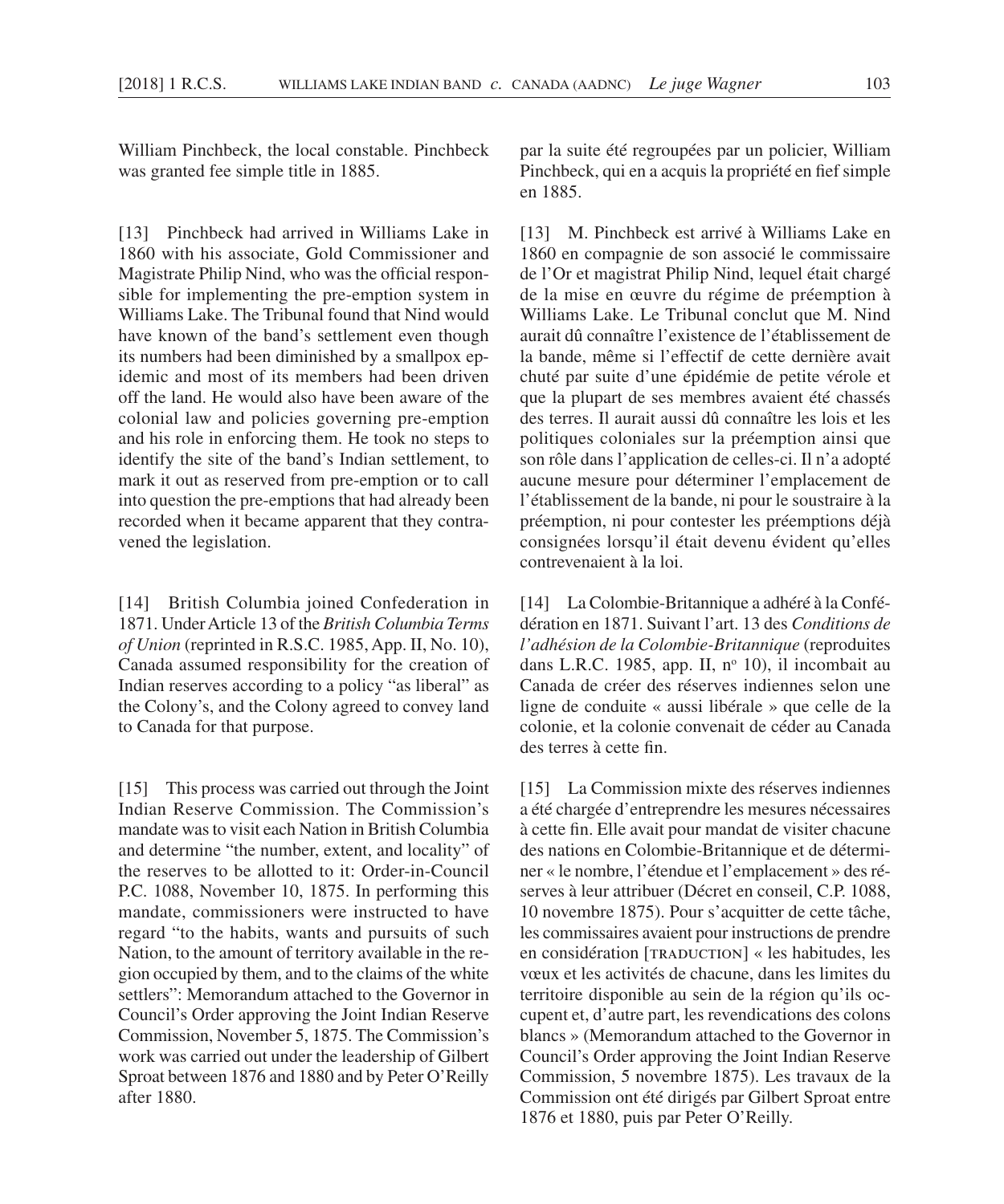William Pinchbeck, the local constable. Pinchbeck was granted fee simple title in 1885.

[13] Pinchbeck had arrived in Williams Lake in 1860 with his associate, Gold Commissioner and Magistrate Philip Nind, who was the official responsible for implementing the pre-emption system in Williams Lake. The Tribunal found that Nind would have known of the band's settlement even though its numbers had been diminished by a smallpox epidemic and most of its members had been driven off the land. He would also have been aware of the colonial law and policies governing pre-emption and his role in enforcing them. He took no steps to identify the site of the band's Indian settlement, to mark it out as reserved from pre-emption or to call into question the pre-emptions that had already been recorded when it became apparent that they contravened the legislation.

[14] British Columbia joined Confederation in 1871. Under Article 13 of the *British Columbia Terms of Union* (reprinted in R.S.C. 1985, App. II, No. 10), Canada assumed responsibility for the creation of Indian reserves according to a policy "as liberal" as the Colony's, and the Colony agreed to convey land to Canada for that purpose.

[15] This process was carried out through the Joint Indian Reserve Commission. The Commission's mandate was to visit each Nation in British Columbia and determine "the number, extent, and locality" of the reserves to be allotted to it: Order-in-Council P.C. 1088, November 10, 1875. In performing this mandate, commissioners were instructed to have regard "to the habits, wants and pursuits of such Nation, to the amount of territory available in the region occupied by them, and to the claims of the white settlers": Memorandum attached to the Governor in Council's Order approving the Joint Indian Reserve Commission, November 5, 1875. The Commission's work was carried out under the leadership of Gilbert Sproat between 1876 and 1880 and by Peter O'Reilly after 1880.

par la suite été regroupées par un policier, William Pinchbeck, qui en a acquis la propriété en fief simple en 1885.

[13] M. Pinchbeck est arrivé à Williams Lake en 1860 en compagnie de son associé le commissaire de l'Or et magistrat Philip Nind, lequel était chargé de la mise en œuvre du régime de préemption à Williams Lake. Le Tribunal conclut que M. Nind aurait dû connaître l'existence de l'établissement de la bande, même si l'effectif de cette dernière avait chuté par suite d'une épidémie de petite vérole et que la plupart de ses membres avaient été chassés des terres. Il aurait aussi dû connaître les lois et les politiques coloniales sur la préemption ainsi que son rôle dans l'application de celles-ci. Il n'a adopté aucune mesure pour déterminer l'emplacement de l'établissement de la bande, ni pour le soustraire à la préemption, ni pour contester les préemptions déjà consignées lorsqu'il était devenu évident qu'elles contrevenaient à la loi.

[14] La Colombie-Britannique a adhéré à la Confédération en 1871. Suivant l'art. 13 des *Conditions de l'adhésion de la Colombie-Britannique* (reproduites dans L.R.C. 1985, app. II, nº 10), il incombait au Canada de créer des réserves indiennes selon une ligne de conduite « aussi libérale » que celle de la colonie, et la colonie convenait de céder au Canada des terres à cette fin.

[15] La Commission mixte des réserves indiennes a été chargée d'entreprendre les mesures nécessaires à cette fin. Elle avait pour mandat de visiter chacune des nations en Colombie-Britannique et de déterminer « le nombre, l'étendue et l'emplacement » des réserves à leur attribuer (Décret en conseil, C.P. 1088, 10 novembre 1875). Pour s'acquitter de cette tâche, les commissaires avaient pour instructions de prendre en considération [TRADUCTION] « les habitudes, les vœux et les activités de chacune, dans les limites du territoire disponible au sein de la région qu'ils occupent et, d'autre part, les revendications des colons blancs » (Memorandum attached to the Governor in Council's Order approving the Joint Indian Reserve Commission, 5 novembre 1875). Les travaux de la Commission ont été dirigés par Gilbert Sproat entre 1876 et 1880, puis par Peter O'Reilly.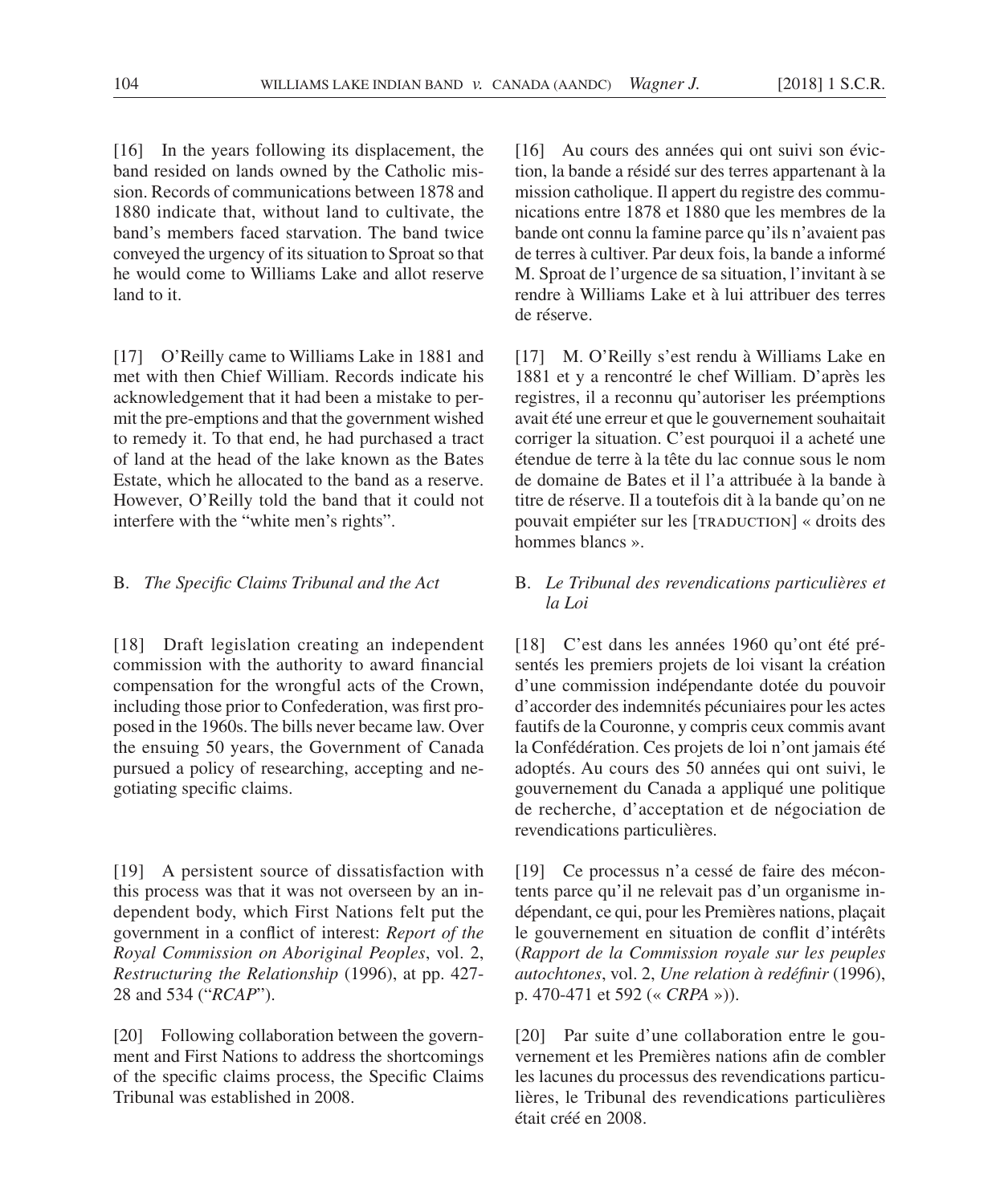[16] In the years following its displacement, the band resided on lands owned by the Catholic mission. Records of communications between 1878 and 1880 indicate that, without land to cultivate, the band's members faced starvation. The band twice conveyed the urgency of its situation to Sproat so that he would come to Williams Lake and allot reserve land to it.

[17] O'Reilly came to Williams Lake in 1881 and met with then Chief William. Records indicate his acknowledgement that it had been a mistake to permit the pre-emptions and that the government wished to remedy it. To that end, he had purchased a tract of land at the head of the lake known as the Bates Estate, which he allocated to the band as a reserve. However, O'Reilly told the band that it could not interfere with the "white men's rights".

### B. *The Specific Claims Tribunal and the Act*

[18] Draft legislation creating an independent commission with the authority to award financial compensation for the wrongful acts of the Crown, including those prior to Confederation, was first proposed in the 1960s. The bills never became law. Over the ensuing 50 years, the Government of Canada pursued a policy of researching, accepting and negotiating specific claims.

[19] A persistent source of dissatisfaction with this process was that it was not overseen by an independent body, which First Nations felt put the government in a conflict of interest: *Report of the Royal Commission on Aboriginal Peoples*, vol. 2, *Restructuring the Relationship* (1996), at pp. 427-28 and 534 ("*RCAP*").

[20] Following collaboration between the government and First Nations to address the shortcomings of the specific claims process, the Specific Claims Tribunal was established in 2008.

[16] Au cours des années qui ont suivi son éviction, la bande a résidé sur des terres appartenant à la mission catholique. Il appert du registre des communications entre 1878 et 1880 que les membres de la bande ont connu la famine parce qu'ils n'avaient pas de terres à cultiver. Par deux fois, la bande a informé M. Sproat de l'urgence de sa situation, l'invitant à se rendre à Williams Lake et à lui attribuer des terres de réserve.

[17] M. O'Reilly s'est rendu à Williams Lake en 1881 et y a rencontré le chef William. D'après les registres, il a reconnu qu'autoriser les préemptions avait été une erreur et que le gouvernement souhaitait corriger la situation. C'est pourquoi il a acheté une étendue de terre à la tête du lac connue sous le nom de domaine de Bates et il l'a attribuée à la bande à titre de réserve. Il a toutefois dit à la bande qu'on ne pouvait empiéter sur les [TRADUCTION] « droits des hommes blancs ».

### B. *Le Tribunal des revendications particulières et la Loi*

[18] C'est dans les années 1960 qu'ont été présentés les premiers projets de loi visant la création d'une commission indépendante dotée du pouvoir d'accorder des indemnités pécuniaires pour les actes fautifs de la Couronne, y compris ceux commis avant la Confédération. Ces projets de loi n'ont jamais été adoptés. Au cours des 50 années qui ont suivi, le gouvernement du Canada a appliqué une politique de recherche, d'acceptation et de négociation de revendications particulières.

[19] Ce processus n'a cessé de faire des mécontents parce qu'il ne relevait pas d'un organisme indépendant, ce qui, pour les Premières nations, plaçait le gouvernement en situation de conflit d'intérêts (*Rapport de la Commission royale sur les peuples autochtones*, vol. 2, *Une relation à redéfinir* (1996), p. 470-471 et 592 (« *CRPA* »)).

[20] Par suite d'une collaboration entre le gouvernement et les Premières nations afin de combler les lacunes du processus des revendications particulières, le Tribunal des revendications particulières était créé en 2008.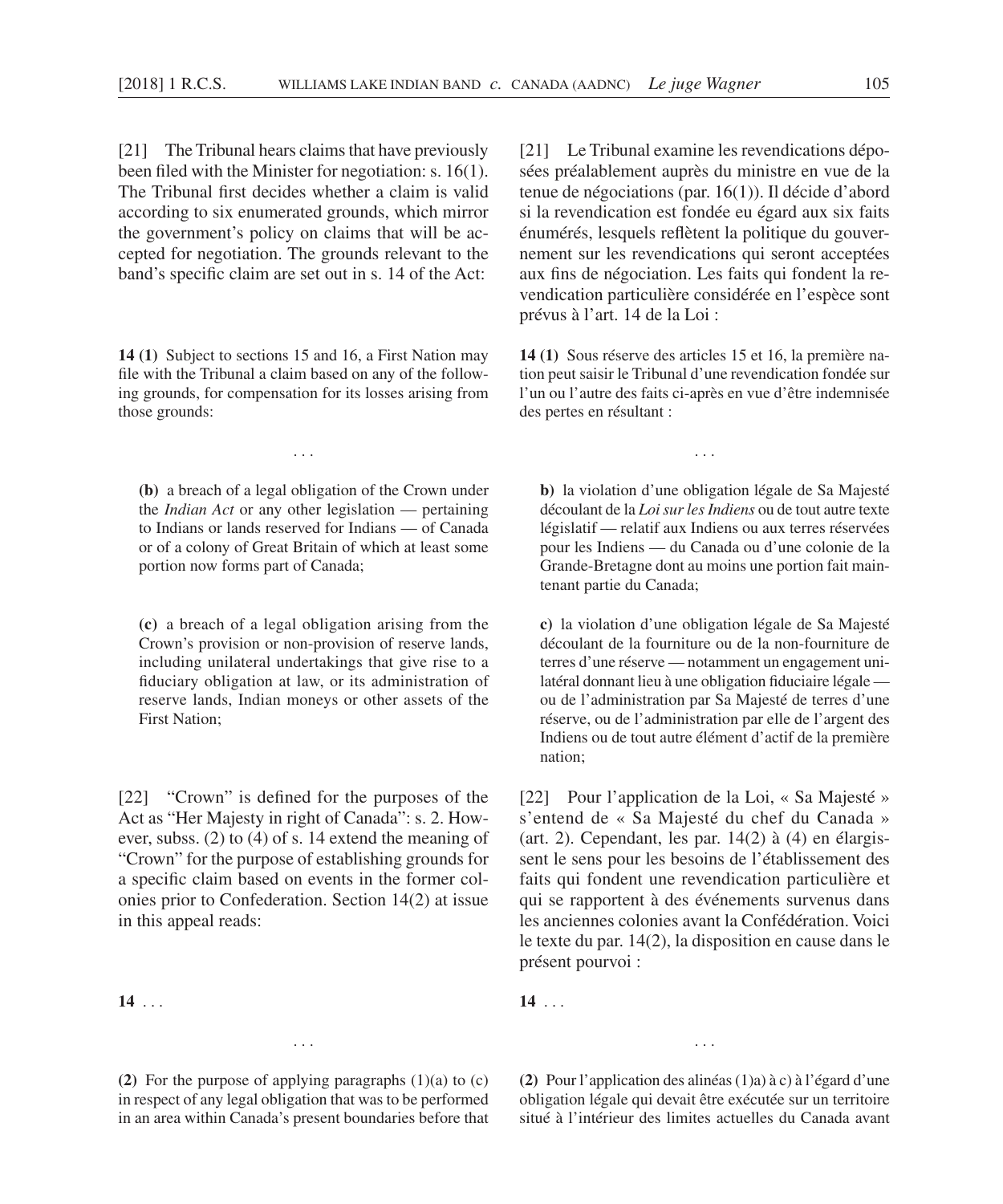[21] The Tribunal hears claims that have previously been filed with the Minister for negotiation: s. 16(1). The Tribunal first decides whether a claim is valid according to six enumerated grounds, which mirror the government's policy on claims that will be accepted for negotiation. The grounds relevant to the band's specific claim are set out in s. 14 of the Act:

**14 (1)** Subject to sections 15 and 16, a First Nation may file with the Tribunal a claim based on any of the following grounds, for compensation for its losses arising from those grounds:

. . .

**(b)** a breach of a legal obligation of the Crown under the *Indian Act* or any other legislation — pertaining to Indians or lands reserved for Indians — of Canada or of a colony of Great Britain of which at least some portion now forms part of Canada;

**(c)** a breach of a legal obligation arising from the Crown's provision or non-provision of reserve lands, including unilateral undertakings that give rise to a fiduciary obligation at law, or its administration of reserve lands, Indian moneys or other assets of the First Nation;

[22] "Crown" is defined for the purposes of the Act as "Her Majesty in right of Canada": s. 2. However, subss. (2) to (4) of s. 14 extend the meaning of "Crown" for the purpose of establishing grounds for a specific claim based on events in the former colonies prior to Confederation. Section 14(2) at issue in this appeal reads:

**14** . . .

. . .

**(2)** For the purpose of applying paragraphs (1)(a) to (c) in respect of any legal obligation that was to be performed in an area within Canada's present boundaries before that

[21] Le Tribunal examine les revendications déposées préalablement auprès du ministre en vue de la tenue de négociations (par. 16(1)). Il décide d'abord si la revendication est fondée eu égard aux six faits énumérés, lesquels reflètent la politique du gouvernement sur les revendications qui seront acceptées aux fins de négociation. Les faits qui fondent la revendication particulière considérée en l'espèce sont prévus à l'art. 14 de la Loi :

**14 (1)** Sous réserve des articles 15 et 16, la première nation peut saisir le Tribunal d'une revendication fondée sur l'un ou l'autre des faits ci-après en vue d'être indemnisée des pertes en résultant :

. . .

**b)** la violation d'une obligation légale de Sa Majesté découlant de la *Loi sur les Indiens* ou de tout autre texte législatif — relatif aux Indiens ou aux terres réservées pour les Indiens — du Canada ou d'une colonie de la Grande-Bretagne dont au moins une portion fait maintenant partie du Canada;

**c)** la violation d'une obligation légale de Sa Majesté découlant de la fourniture ou de la non-fourniture de terres d'une réserve — notamment un engagement unilatéral donnant lieu à une obligation fiduciaire légale — ou de l'administration par Sa Majesté de terres d'une réserve, ou de l'administration par elle de l'argent des Indiens ou de tout autre élément d'actif de la première nation;

[22] Pour l'application de la Loi, « Sa Majesté » s'entend de « Sa Majesté du chef du Canada » (art. 2). Cependant, les par. 14(2) à (4) en élargissent le sens pour les besoins de l'établissement des faits qui fondent une revendication particulière et qui se rapportent à des événements survenus dans les anciennes colonies avant la Confédération. Voici le texte du par. 14(2), la disposition en cause dans le présent pourvoi :

**14** . . .

. . .

**(2)** Pour l'application des alinéas (1)a) à c) à l'égard d'une obligation légale qui devait être exécutée sur un territoire situé à l'intérieur des limites actuelles du Canada avant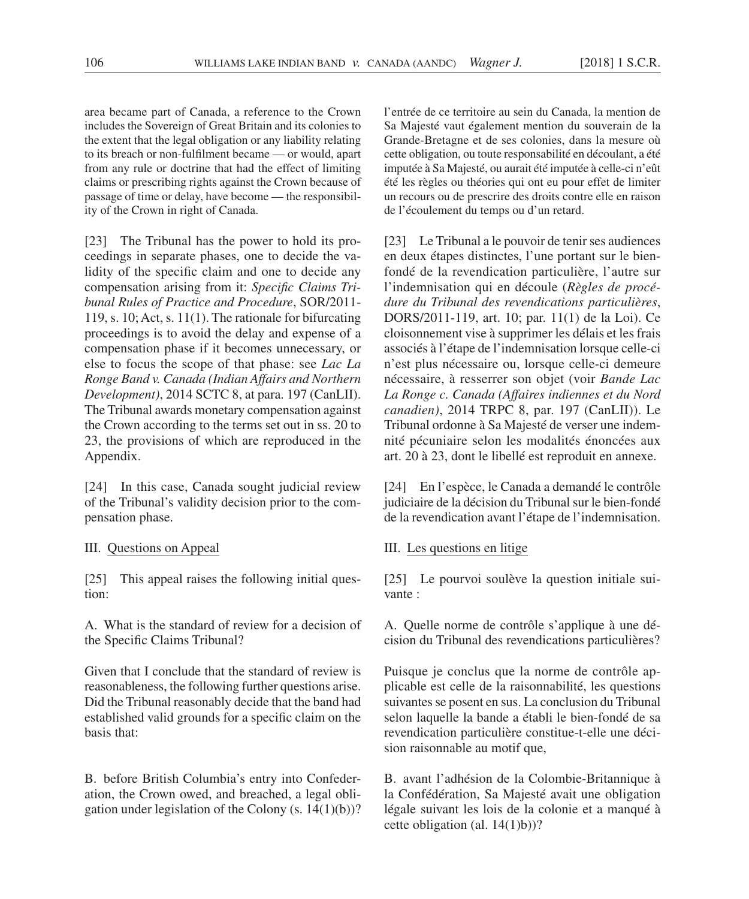area became part of Canada, a reference to the Crown includes the Sovereign of Great Britain and its colonies to the extent that the legal obligation or any liability relating to its breach or non-fulfilment became — or would, apart from any rule or doctrine that had the effect of limiting claims or prescribing rights against the Crown because of passage of time or delay, have become — the responsibility of the Crown in right of Canada.

[23] The Tribunal has the power to hold its proceedings in separate phases, one to decide the validity of the specific claim and one to decide any compensation arising from it: *Specific Claims Tribunal Rules of Practice and Procedure*, SOR/2011-119, s. 10; Act, s. 11(1). The rationale for bifurcating proceedings is to avoid the delay and expense of a compensation phase if it becomes unnecessary, or else to focus the scope of that phase: see *Lac La Ronge Band v. Canada (Indian Affairs and Northern Development)*, 2014 SCTC 8, at para. 197 (CanLII). The Tribunal awards monetary compensation against the Crown according to the terms set out in ss. 20 to 23, the provisions of which are reproduced in the Appendix.

[24] In this case, Canada sought judicial review of the Tribunal's validity decision prior to the compensation phase.

## III. Questions on Appeal

[25] This appeal raises the following initial question:

A. What is the standard of review for a decision of the Specific Claims Tribunal?

Given that I conclude that the standard of review is reasonableness, the following further questions arise. Did the Tribunal reasonably decide that the band had established valid grounds for a specific claim on the basis that:

B. before British Columbia's entry into Confederation, the Crown owed, and breached, a legal obligation under legislation of the Colony (s. 14(1)(b))?

l'entrée de ce territoire au sein du Canada, la mention de Sa Majesté vaut également mention du souverain de la Grande-Bretagne et de ses colonies, dans la mesure où cette obligation, ou toute responsabilité en découlant, a été imputée à Sa Majesté, ou aurait été imputée à celle-ci n'eût été les règles ou théories qui ont eu pour effet de limiter un recours ou de prescrire des droits contre elle en raison de l'écoulement du temps ou d'un retard.

[23] Le Tribunal a le pouvoir de tenir ses audiences en deux étapes distinctes, l'une portant sur le bien-fondé de la revendication particulière, l'autre sur l'indemnisation qui en découle (*Règles de procédure du Tribunal des revendications particulières*, DORS/2011-119, art. 10; par. 11(1) de la Loi). Ce cloisonnement vise à supprimer les délais et les frais associés à l'étape de l'indemnisation lorsque celle-ci n'est plus nécessaire ou, lorsque celle-ci demeure nécessaire, à resserrer son objet (voir *Bande Lac La Ronge c. Canada (Affaires indiennes et du Nord canadien)*, 2014 TRPC 8, par. 197 (CanLII)). Le Tribunal ordonne à Sa Majesté de verser une indemnité pécuniaire selon les modalités énoncées aux art. 20 à 23, dont le libellé est reproduit en annexe.

[24] En l'espèce, le Canada a demandé le contrôle judiciaire de la décision du Tribunal sur le bien-fondé de la revendication avant l'étape de l'indemnisation.

## III. Les questions en litige

[25] Le pourvoi soulève la question initiale suivante :

A. Quelle norme de contrôle s'applique à une décision du Tribunal des revendications particulières?

Puisque je conclus que la norme de contrôle applicable est celle de la raisonnabilité, les questions suivantes se posent en sus. La conclusion du Tribunal selon laquelle la bande a établi le bien-fondé de sa revendication particulière constitue-t-elle une décision raisonnable au motif que,

B. avant l'adhésion de la Colombie-Britannique à la Confédération, Sa Majesté avait une obligation légale suivant les lois de la colonie et a manqué à cette obligation (al. 14(1)b))?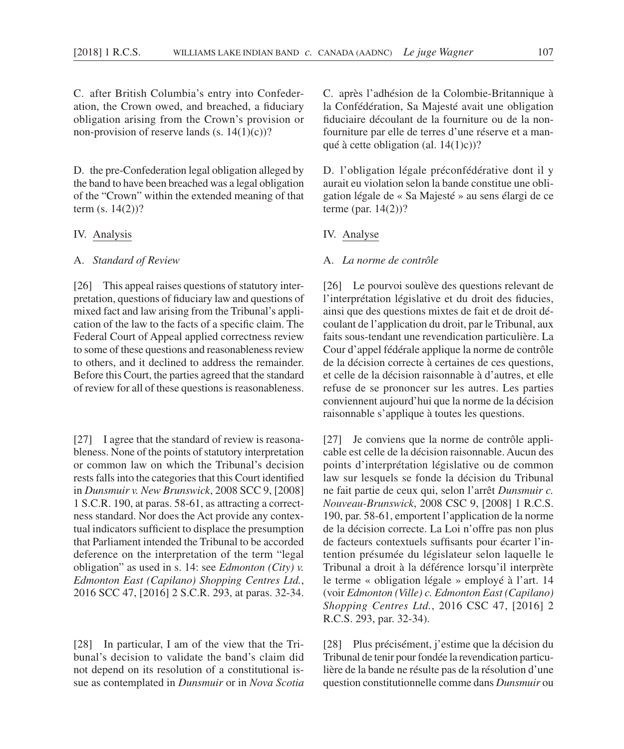C. after British Columbia's entry into Confederation, the Crown owed, and breached, a fiduciary obligation arising from the Crown's provision or non-provision of reserve lands (s. 14(1)(c))?

D. the pre-Confederation legal obligation alleged by the band to have been breached was a legal obligation of the "Crown" within the extended meaning of that term (s. 14(2))?

## IV. Analysis

### A. *Standard of Review*

[26] This appeal raises questions of statutory interpretation, questions of fiduciary law and questions of mixed fact and law arising from the Tribunal's application of the law to the facts of a specific claim. The Federal Court of Appeal applied correctness review to some of these questions and reasonableness review to others, and it declined to address the remainder. Before this Court, the parties agreed that the standard of review for all of these questions is reasonableness.

[27] I agree that the standard of review is reasonableness. None of the points of statutory interpretation or common law on which the Tribunal's decision rests falls into the categories that this Court identified in *Dunsmuir v. New Brunswick*, 2008 SCC 9, [2008] 1 S.C.R. 190, at paras. 58-61, as attracting a correctness standard. Nor does the Act provide any contextual indicators sufficient to displace the presumption that Parliament intended the Tribunal to be accorded deference on the interpretation of the term "legal obligation" as used in s. 14: see *Edmonton (City) v. Edmonton East (Capilano) Shopping Centres Ltd.*, 2016 SCC 47, [2016] 2 S.C.R. 293, at paras. 32-34.

[28] In particular, I am of the view that the Tribunal's decision to validate the band's claim did not depend on its resolution of a constitutional issue as contemplated in *Dunsmuir* or in *Nova Scotia*

C. après l'adhésion de la Colombie-Britannique à la Confédération, Sa Majesté avait une obligation fiduciaire découlant de la fourniture ou de la non-fourniture par elle de terres d'une réserve et a manqué à cette obligation (al. 14(1)c))?

D. l'obligation légale préconfédérative dont il y aurait eu violation selon la bande constitue une obligation légale de « Sa Majesté » au sens élargi de ce terme (par. 14(2))?

## IV. Analyse

### A. *La norme de contrôle*

[26] Le pourvoi soulève des questions relevant de l'interprétation législative et du droit des fiducies, ainsi que des questions mixtes de fait et de droit découlant de l'application du droit, par le Tribunal, aux faits sous-tendant une revendication particulière. La Cour d'appel fédérale applique la norme de contrôle de la décision correcte à certaines de ces questions, et celle de la décision raisonnable à d'autres, et elle refuse de se prononcer sur les autres. Les parties conviennent aujourd'hui que la norme de la décision raisonnable s'applique à toutes les questions.

[27] Je conviens que la norme de contrôle applicable est celle de la décision raisonnable. Aucun des points d'interprétation législative ou de common law sur lesquels se fonde la décision du Tribunal ne fait partie de ceux qui, selon l'arrêt *Dunsmuir c. Nouveau-Brunswick*, 2008 CSC 9, [2008] 1 R.C.S. 190, par. 58-61, emportent l'application de la norme de la décision correcte. La Loi n'offre pas non plus de facteurs contextuels suffisants pour écarter l'intention présumée du législateur selon laquelle le Tribunal a droit à la déférence lorsqu'il interprète le terme « obligation légale » employé à l'art. 14 (voir *Edmonton (Ville) c. Edmonton East (Capilano) Shopping Centres Ltd.*, 2016 CSC 47, [2016] 2 R.C.S. 293, par. 32-34).

[28] Plus précisément, j'estime que la décision du Tribunal de tenir pour fondée la revendication particulière de la bande ne résulte pas de la résolution d'une question constitutionnelle comme dans *Dunsmuir* ou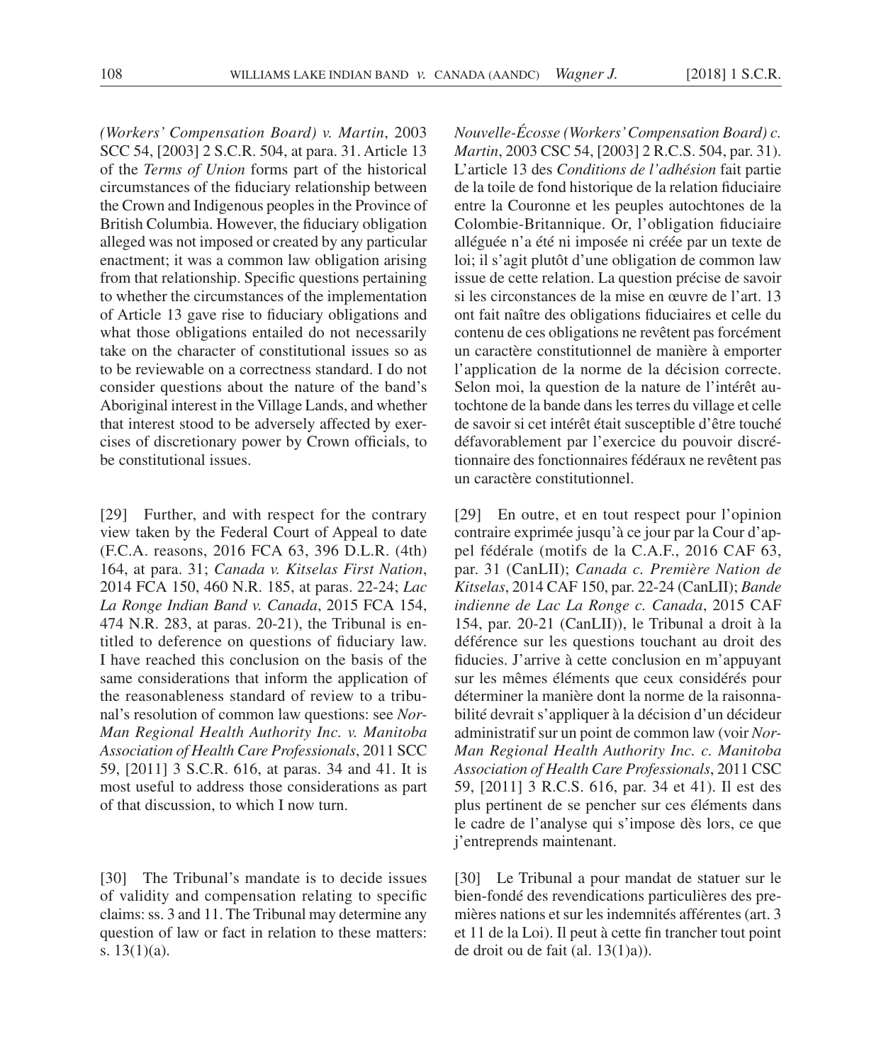*(Workers' Compensation Board) v. Martin*, 2003 SCC 54, [2003] 2 S.C.R. 504, at para. 31. Article 13 of the *Terms of Union* forms part of the historical circumstances of the fiduciary relationship between the Crown and Indigenous peoples in the Province of British Columbia. However, the fiduciary obligation alleged was not imposed or created by any particular enactment; it was a common law obligation arising from that relationship. Specific questions pertaining to whether the circumstances of the implementation of Article 13 gave rise to fiduciary obligations and what those obligations entailed do not necessarily take on the character of constitutional issues so as to be reviewable on a correctness standard. I do not consider questions about the nature of the band's Aboriginal interest in the Village Lands, and whether that interest stood to be adversely affected by exercises of discretionary power by Crown officials, to be constitutional issues.

[29] Further, and with respect for the contrary view taken by the Federal Court of Appeal to date (F.C.A. reasons, 2016 FCA 63, 396 D.L.R. (4th) 164, at para. 31; *Canada v. Kitselas First Nation*, 2014 FCA 150, 460 N.R. 185, at paras. 22-24; *Lac La Ronge Indian Band v. Canada*, 2015 FCA 154, 474 N.R. 283, at paras. 20-21), the Tribunal is entitled to deference on questions of fiduciary law. I have reached this conclusion on the basis of the same considerations that inform the application of the reasonableness standard of review to a tribunal's resolution of common law questions: see *Nor-Man Regional Health Authority Inc. v. Manitoba Association of Health Care Professionals*, 2011 SCC 59, [2011] 3 S.C.R. 616, at paras. 34 and 41. It is most useful to address those considerations as part of that discussion, to which I now turn.

[30] The Tribunal's mandate is to decide issues of validity and compensation relating to specific claims: ss. 3 and 11. The Tribunal may determine any question of law or fact in relation to these matters: s. 13(1)(a).

*Nouvelle-Écosse (Workers' Compensation Board) c. Martin*, 2003 CSC 54, [2003] 2 R.C.S. 504, par. 31). L'article 13 des *Conditions de l'adhésion* fait partie de la toile de fond historique de la relation fiduciaire entre la Couronne et les peuples autochtones de la Colombie-Britannique. Or, l'obligation fiduciaire alléguée n'a été ni imposée ni créée par un texte de loi; il s'agit plutôt d'une obligation de common law issue de cette relation. La question précise de savoir si les circonstances de la mise en œuvre de l'art. 13 ont fait naître des obligations fiduciaires et celle du contenu de ces obligations ne revêtent pas forcément un caractère constitutionnel de manière à emporter l'application de la norme de la décision correcte. Selon moi, la question de la nature de l'intérêt autochtone de la bande dans les terres du village et celle de savoir si cet intérêt était susceptible d'être touché défavorablement par l'exercice du pouvoir discrétionnaire des fonctionnaires fédéraux ne revêtent pas un caractère constitutionnel.

[29] En outre, et en tout respect pour l'opinion contraire exprimée jusqu'à ce jour par la Cour d'appel fédérale (motifs de la C.A.F., 2016 CAF 63, par. 31 (CanLII); *Canada c. Première Nation de Kitselas*, 2014 CAF 150, par. 22-24 (CanLII); *Bande indienne de Lac La Ronge c. Canada*, 2015 CAF 154, par. 20-21 (CanLII)), le Tribunal a droit à la déférence sur les questions touchant au droit des fiducies. J'arrive à cette conclusion en m'appuyant sur les mêmes éléments que ceux considérés pour déterminer la manière dont la norme de la raisonnabilité devrait s'appliquer à la décision d'un décideur administratif sur un point de common law (voir *Nor-Man Regional Health Authority Inc. c. Manitoba Association of Health Care Professionals*, 2011 CSC 59, [2011] 3 R.C.S. 616, par. 34 et 41). Il est des plus pertinent de se pencher sur ces éléments dans le cadre de l'analyse qui s'impose dès lors, ce que j'entreprends maintenant.

[30] Le Tribunal a pour mandat de statuer sur le bien-fondé des revendications particulières des premières nations et sur les indemnités afférentes (art. 3 et 11 de la Loi). Il peut à cette fin trancher tout point de droit ou de fait (al. 13(1)a)).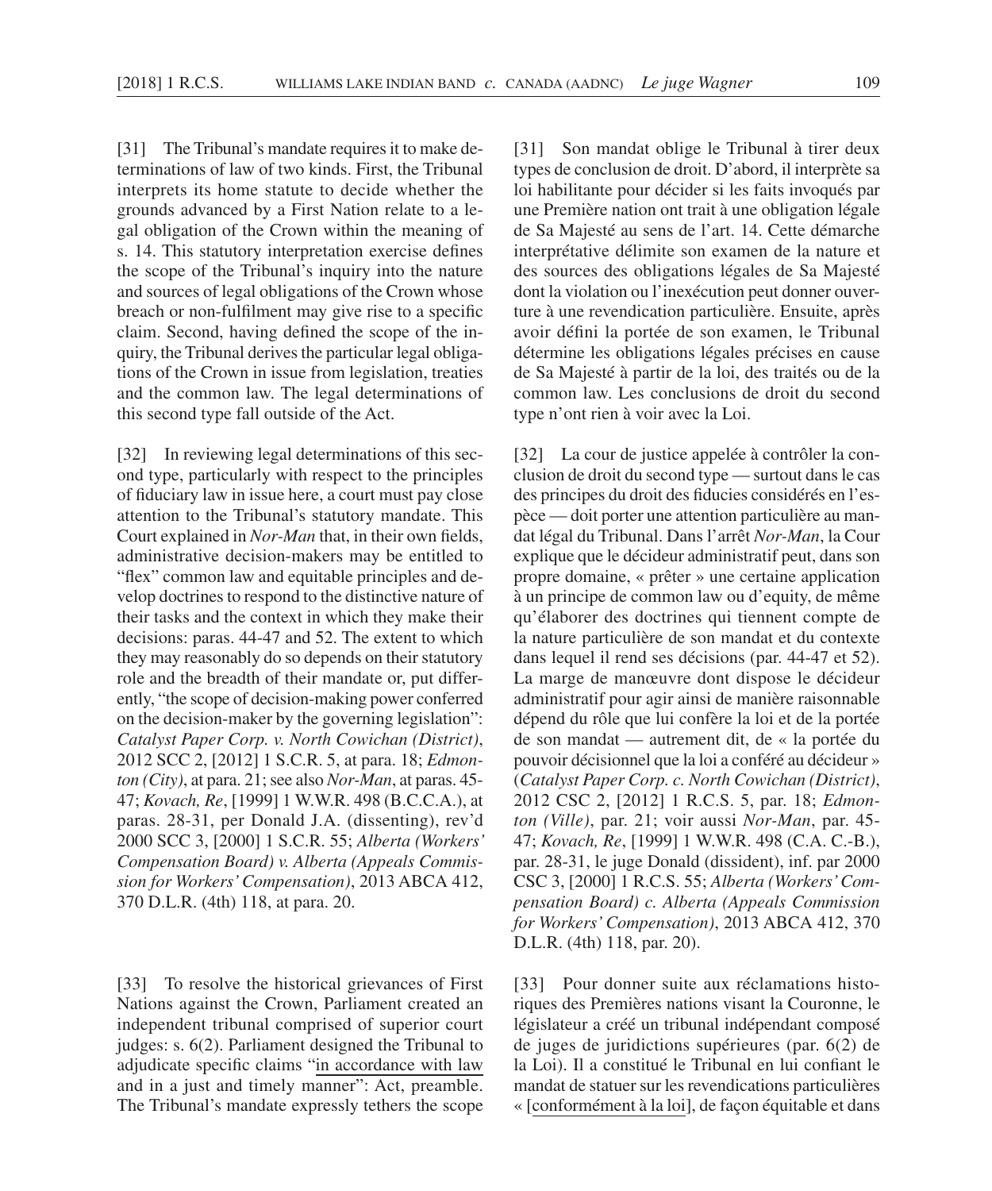[31] The Tribunal's mandate requires it to make determinations of law of two kinds. First, the Tribunal interprets its home statute to decide whether the grounds advanced by a First Nation relate to a legal obligation of the Crown within the meaning of s. 14. This statutory interpretation exercise defines the scope of the Tribunal's inquiry into the nature and sources of legal obligations of the Crown whose breach or non-fulfilment may give rise to a specific claim. Second, having defined the scope of the inquiry, the Tribunal derives the particular legal obligations of the Crown in issue from legislation, treaties and the common law. The legal determinations of this second type fall outside of the Act.

[32] In reviewing legal determinations of this second type, particularly with respect to the principles of fiduciary law in issue here, a court must pay close attention to the Tribunal's statutory mandate. This Court explained in *Nor-Man* that, in their own fields, administrative decision-makers may be entitled to "flex" common law and equitable principles and develop doctrines to respond to the distinctive nature of their tasks and the context in which they make their decisions: paras. 44-47 and 52. The extent to which they may reasonably do so depends on their statutory role and the breadth of their mandate or, put differently, "the scope of decision-making power conferred on the decision-maker by the governing legislation": *Catalyst Paper Corp. v. North Cowichan (District)*, 2012 SCC 2, [2012] 1 S.C.R. 5, at para. 18; *Edmonton (City)*, at para. 21; see also *Nor-Man*, at paras. 45-47; *Kovach, Re*, [1999] 1 W.W.R. 498 (B.C.C.A.), at paras. 28-31, per Donald J.A. (dissenting), rev'd 2000 SCC 3, [2000] 1 S.C.R. 55; *Alberta (Workers' Compensation Board) v. Alberta (Appeals Commission for Workers' Compensation)*, 2013 ABCA 412, 370 D.L.R. (4th) 118, at para. 20.

[33] To resolve the historical grievances of First Nations against the Crown, Parliament created an independent tribunal comprised of superior court judges: s. 6(2). Parliament designed the Tribunal to adjudicate specific claims "<u>in accordance with law</u> and in a just and timely manner": Act, preamble. The Tribunal's mandate expressly tethers the scope

[31] Son mandat oblige le Tribunal à tirer deux types de conclusion de droit. D'abord, il interprète sa loi habilitante pour décider si les faits invoqués par une Première nation ont trait à une obligation légale de Sa Majesté au sens de l'art. 14. Cette démarche interprétative délimite son examen de la nature et des sources des obligations légales de Sa Majesté dont la violation ou l'inexécution peut donner ouverture à une revendication particulière. Ensuite, après avoir défini la portée de son examen, le Tribunal détermine les obligations légales précises en cause de Sa Majesté à partir de la loi, des traités ou de la common law. Les conclusions de droit du second type n'ont rien à voir avec la Loi.

[32] La cour de justice appelée à contrôler la conclusion de droit du second type — surtout dans le cas des principes du droit des fiducies considérés en l'espèce — doit porter une attention particulière au mandat légal du Tribunal. Dans l'arrêt *Nor-Man*, la Cour explique que le décideur administratif peut, dans son propre domaine, « prêter » une certaine application à un principe de common law ou d'equity, de même qu'élaborer des doctrines qui tiennent compte de la nature particulière de son mandat et du contexte dans lequel il rend ses décisions (par. 44-47 et 52). La marge de manœuvre dont dispose le décideur administratif pour agir ainsi de manière raisonnable dépend du rôle que lui confère la loi et de la portée de son mandat — autrement dit, de « la portée du pouvoir décisionnel que la loi a conféré au décideur » (*Catalyst Paper Corp. c. North Cowichan (District)*, 2012 CSC 2, [2012] 1 R.C.S. 5, par. 18; *Edmonton (Ville)*, par. 21; voir aussi *Nor-Man*, par. 45-47; *Kovach, Re*, [1999] 1 W.W.R. 498 (C.A. C.-B.), par. 28-31, le juge Donald (dissident), inf. par 2000 CSC 3, [2000] 1 R.C.S. 55; *Alberta (Workers' Compensation Board) c. Alberta (Appeals Commission for Workers' Compensation)*, 2013 ABCA 412, 370 D.L.R. (4th) 118, par. 20).

[33] Pour donner suite aux réclamations historiques des Premières nations visant la Couronne, le législateur a créé un tribunal indépendant composé de juges de juridictions supérieures (par. 6(2) de la Loi). Il a constitué le Tribunal en lui confiant le mandat de statuer sur les revendications particulières « [<u>conformément à la loi</u>], de façon équitable et dans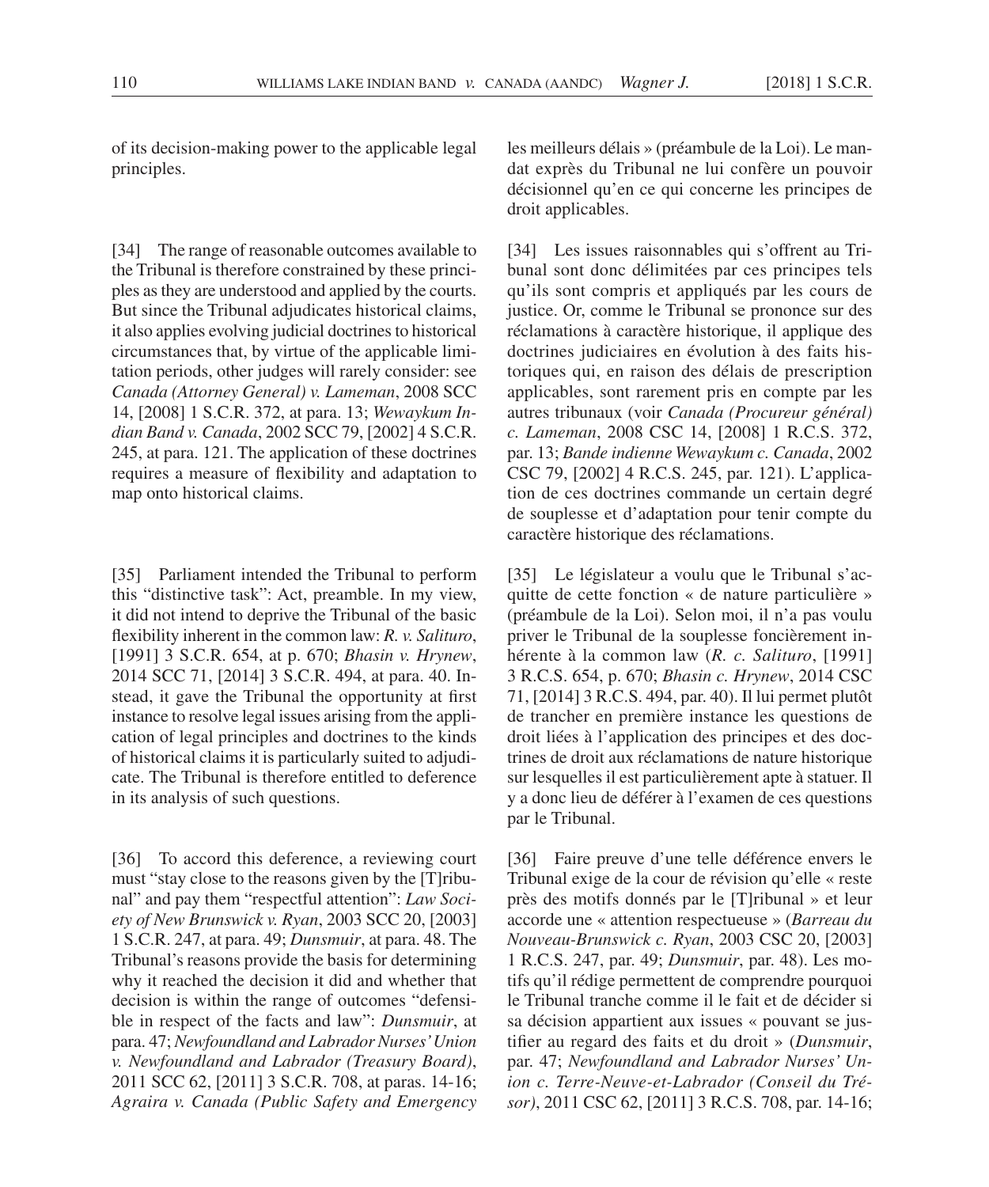of its decision-making power to the applicable legal principles.

[34] The range of reasonable outcomes available to the Tribunal is therefore constrained by these principles as they are understood and applied by the courts. But since the Tribunal adjudicates historical claims, it also applies evolving judicial doctrines to historical circumstances that, by virtue of the applicable limitation periods, other judges will rarely consider: see *Canada (Attorney General) v. Lameman*, 2008 SCC 14, [2008] 1 S.C.R. 372, at para. 13; *Wewaykum Indian Band v. Canada*, 2002 SCC 79, [2002] 4 S.C.R. 245, at para. 121. The application of these doctrines requires a measure of flexibility and adaptation to map onto historical claims.

[35] Parliament intended the Tribunal to perform this "distinctive task": Act, preamble. In my view, it did not intend to deprive the Tribunal of the basic flexibility inherent in the common law: *R. v. Salituro*, [1991] 3 S.C.R. 654, at p. 670; *Bhasin v. Hrynew*, 2014 SCC 71, [2014] 3 S.C.R. 494, at para. 40. Instead, it gave the Tribunal the opportunity at first instance to resolve legal issues arising from the application of legal principles and doctrines to the kinds of historical claims it is particularly suited to adjudicate. The Tribunal is therefore entitled to deference in its analysis of such questions.

[36] To accord this deference, a reviewing court must "stay close to the reasons given by the [T]ribunal" and pay them "respectful attention": *Law Society of New Brunswick v. Ryan*, 2003 SCC 20, [2003] 1 S.C.R. 247, at para. 49; *Dunsmuir*, at para. 48. The Tribunal's reasons provide the basis for determining why it reached the decision it did and whether that decision is within the range of outcomes "defensible in respect of the facts and law": *Dunsmuir*, at para. 47; *Newfoundland and Labrador Nurses' Union v. Newfoundland and Labrador (Treasury Board)*, 2011 SCC 62, [2011] 3 S.C.R. 708, at paras. 14-16; *Agraira v. Canada (Public Safety and Emergency*

les meilleurs délais » (préambule de la Loi). Le mandat exprès du Tribunal ne lui confère un pouvoir décisionnel qu'en ce qui concerne les principes de droit applicables.

[34] Les issues raisonnables qui s'offrent au Tribunal sont donc délimitées par ces principes tels qu'ils sont compris et appliqués par les cours de justice. Or, comme le Tribunal se prononce sur des réclamations à caractère historique, il applique des doctrines judiciaires en évolution à des faits historiques qui, en raison des délais de prescription applicables, sont rarement pris en compte par les autres tribunaux (voir *Canada (Procureur général) c. Lameman*, 2008 CSC 14, [2008] 1 R.C.S. 372, par. 13; *Bande indienne Wewaykum c. Canada*, 2002 CSC 79, [2002] 4 R.C.S. 245, par. 121). L'application de ces doctrines commande un certain degré de souplesse et d'adaptation pour tenir compte du caractère historique des réclamations.

[35] Le législateur a voulu que le Tribunal s'acquitte de cette fonction « de nature particulière » (préambule de la Loi). Selon moi, il n'a pas voulu priver le Tribunal de la souplesse foncièrement inhérente à la common law (*R. c. Salituro*, [1991] 3 R.C.S. 654, p. 670; *Bhasin c. Hrynew*, 2014 CSC 71, [2014] 3 R.C.S. 494, par. 40). Il lui permet plutôt de trancher en première instance les questions de droit liées à l'application des principes et des doctrines de droit aux réclamations de nature historique sur lesquelles il est particulièrement apte à statuer. Il y a donc lieu de déférer à l'examen de ces questions par le Tribunal.

[36] Faire preuve d'une telle déférence envers le Tribunal exige de la cour de révision qu'elle « reste près des motifs donnés par le [T]ribunal » et leur accorde une « attention respectueuse » (*Barreau du Nouveau-Brunswick c. Ryan*, 2003 CSC 20, [2003] 1 R.C.S. 247, par. 49; *Dunsmuir*, par. 48). Les motifs qu'il rédige permettent de comprendre pourquoi le Tribunal tranche comme il le fait et de décider si sa décision appartient aux issues « pouvant se justifier au regard des faits et du droit » (*Dunsmuir*, par. 47; *Newfoundland and Labrador Nurses' Union c. Terre-Neuve-et-Labrador (Conseil du Trésor)*, 2011 CSC 62, [2011] 3 R.C.S. 708, par. 14-16;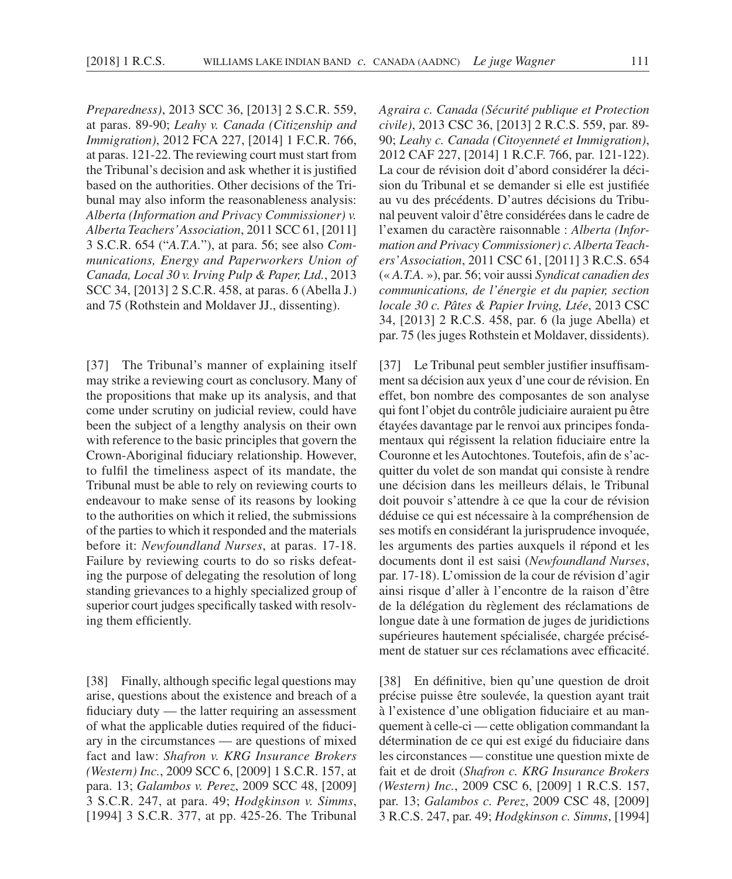*Preparedness)*, 2013 SCC 36, [2013] 2 S.C.R. 559, at paras. 89-90; *Leahy v. Canada (Citizenship and Immigration)*, 2012 FCA 227, [2014] 1 F.C.R. 766, at paras. 121-22. The reviewing court must start from the Tribunal's decision and ask whether it is justified based on the authorities. Other decisions of the Tribunal may also inform the reasonableness analysis: *Alberta (Information and Privacy Commissioner) v. Alberta Teachers' Association*, 2011 SCC 61, [2011] 3 S.C.R. 654 ("*A.T.A.*"), at para. 56; see also *Communications, Energy and Paperworkers Union of Canada, Local 30 v. Irving Pulp & Paper, Ltd.*, 2013 SCC 34, [2013] 2 S.C.R. 458, at paras. 6 (Abella J.) and 75 (Rothstein and Moldaver JJ., dissenting).

[37] The Tribunal's manner of explaining itself may strike a reviewing court as conclusory. Many of the propositions that make up its analysis, and that come under scrutiny on judicial review, could have been the subject of a lengthy analysis on their own with reference to the basic principles that govern the Crown-Aboriginal fiduciary relationship. However, to fulfil the timeliness aspect of its mandate, the Tribunal must be able to rely on reviewing courts to endeavour to make sense of its reasons by looking to the authorities on which it relied, the submissions of the parties to which it responded and the materials before it: *Newfoundland Nurses*, at paras. 17-18. Failure by reviewing courts to do so risks defeating the purpose of delegating the resolution of long standing grievances to a highly specialized group of superior court judges specifically tasked with resolving them efficiently.

[38] Finally, although specific legal questions may arise, questions about the existence and breach of a fiduciary duty — the latter requiring an assessment of what the applicable duties required of the fiduciary in the circumstances — are questions of mixed fact and law: *Shafron v. KRG Insurance Brokers (Western) Inc.*, 2009 SCC 6, [2009] 1 S.C.R. 157, at para. 13; *Galambos v. Perez*, 2009 SCC 48, [2009] 3 S.C.R. 247, at para. 49; *Hodgkinson v. Simms*, [1994] 3 S.C.R. 377, at pp. 425-26. The Tribunal

*Agraira c. Canada (Sécurité publique et Protection civile)*, 2013 CSC 36, [2013] 2 R.C.S. 559, par. 89-90; *Leahy c. Canada (Citoyenneté et Immigration)*, 2012 CAF 227, [2014] 1 R.C.F. 766, par. 121-122). La cour de révision doit d'abord considérer la décision du Tribunal et se demander si elle est justifiée au vu des précédents. D'autres décisions du Tribunal peuvent valoir d'être considérées dans le cadre de l'examen du caractère raisonnable : *Alberta (Information and Privacy Commissioner) c. Alberta Teachers' Association*, 2011 CSC 61, [2011] 3 R.C.S. 654 (« *A.T.A.* »), par. 56; voir aussi *Syndicat canadien des communications, de l'énergie et du papier, section locale 30 c. Pâtes & Papier Irving, Ltée*, 2013 CSC 34, [2013] 2 R.C.S. 458, par. 6 (la juge Abella) et par. 75 (les juges Rothstein et Moldaver, dissidents).

[37] Le Tribunal peut sembler justifier insuffisamment sa décision aux yeux d'une cour de révision. En effet, bon nombre des composantes de son analyse qui font l'objet du contrôle judiciaire auraient pu être étayées davantage par le renvoi aux principes fondamentaux qui régissent la relation fiduciaire entre la Couronne et les Autochtones. Toutefois, afin de s'acquitter du volet de son mandat qui consiste à rendre une décision dans les meilleurs délais, le Tribunal doit pouvoir s'attendre à ce que la cour de révision déduise ce qui est nécessaire à la compréhension de ses motifs en considérant la jurisprudence invoquée, les arguments des parties auxquels il répond et les documents dont il est saisi (*Newfoundland Nurses*, par. 17-18). L'omission de la cour de révision d'agir ainsi risque d'aller à l'encontre de la raison d'être de la délégation du règlement des réclamations de longue date à une formation de juges de juridictions supérieures hautement spécialisée, chargée précisément de statuer sur ces réclamations avec efficacité.

[38] En définitive, bien qu'une question de droit précise puisse être soulevée, la question ayant trait à l'existence d'une obligation fiduciaire et au manquement à celle-ci — cette obligation commandant la détermination de ce qui est exigé du fiduciaire dans les circonstances — constitue une question mixte de fait et de droit (*Shafron c. KRG Insurance Brokers (Western) Inc.*, 2009 CSC 6, [2009] 1 R.C.S. 157, par. 13; *Galambos c. Perez*, 2009 CSC 48, [2009] 3 R.C.S. 247, par. 49; *Hodgkinson c. Simms*, [1994]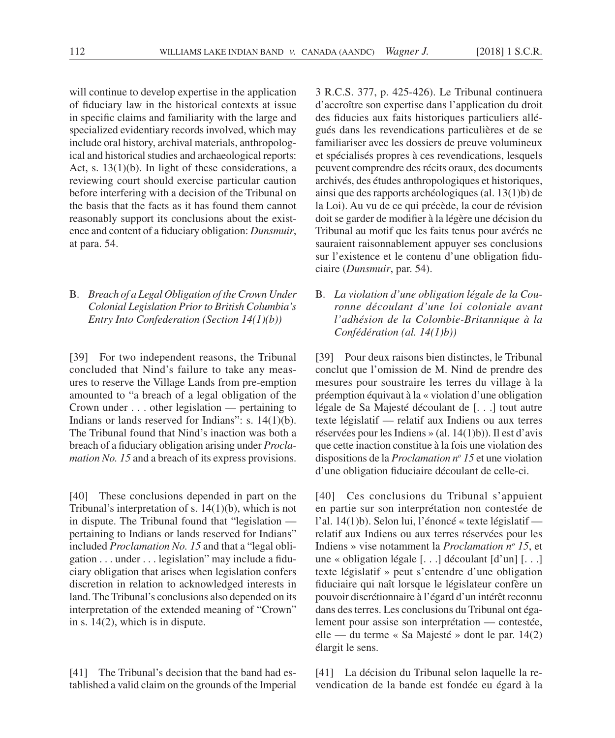will continue to develop expertise in the application of fiduciary law in the historical contexts at issue in specific claims and familiarity with the large and specialized evidentiary records involved, which may include oral history, archival materials, anthropological and historical studies and archaeological reports: Act, s. 13(1)(b). In light of these considerations, a reviewing court should exercise particular caution before interfering with a decision of the Tribunal on the basis that the facts as it has found them cannot reasonably support its conclusions about the existence and content of a fiduciary obligation: *Dunsmuir*, at para. 54.

3 R.C.S. 377, p. 425-426). Le Tribunal continuera d'accroître son expertise dans l'application du droit des fiducies aux faits historiques particuliers allégués dans les revendications particulières et de se familiariser avec les dossiers de preuve volumineux et spécialisés propres à ces revendications, lesquels peuvent comprendre des récits oraux, des documents archivés, des études anthropologiques et historiques, ainsi que des rapports archéologiques (al. 13(1)b) de la Loi). Au vu de ce qui précède, la cour de révision doit se garder de modifier à la légère une décision du Tribunal au motif que les faits tenus pour avérés ne sauraient raisonnablement appuyer ses conclusions sur l'existence et le contenu d'une obligation fiduciaire (*Dunsmuir*, par. 54).

### B. *Breach of a Legal Obligation of the Crown Under Colonial Legislation Prior to British Columbia's Entry Into Confederation (Section 14(1)(b))*

### B. *La violation d'une obligation légale de la Couronne découlant d'une loi coloniale avant l'adhésion de la Colombie-Britannique à la Confédération (al. 14(1)b))*

[39] For two independent reasons, the Tribunal concluded that Nind's failure to take any measures to reserve the Village Lands from pre-emption amounted to "a breach of a legal obligation of the Crown under . . . other legislation — pertaining to Indians or lands reserved for Indians": s. 14(1)(b). The Tribunal found that Nind's inaction was both a breach of a fiduciary obligation arising under *Proclamation No. 15* and a breach of its express provisions.

[39] Pour deux raisons bien distinctes, le Tribunal conclut que l'omission de M. Nind de prendre des mesures pour soustraire les terres du village à la préemption équivaut à la « violation d'une obligation légale de Sa Majesté découlant de [. . .] tout autre texte législatif — relatif aux Indiens ou aux terres réservées pour les Indiens » (al. 14(1)b)). Il est d'avis que cette inaction constitue à la fois une violation des dispositions de la *Proclamation n<sup>o</sup> 15* et une violation d'une obligation fiduciaire découlant de celle-ci.

[40] These conclusions depended in part on the Tribunal's interpretation of s. 14(1)(b), which is not in dispute. The Tribunal found that "legislation — pertaining to Indians or lands reserved for Indians" included *Proclamation No. 15* and that a "legal obligation . . . under . . . legislation" may include a fiduciary obligation that arises when legislation confers discretion in relation to acknowledged interests in land. The Tribunal's conclusions also depended on its interpretation of the extended meaning of "Crown" in s. 14(2), which is in dispute.

[40] Ces conclusions du Tribunal s'appuient en partie sur son interprétation non contestée de l'al. 14(1)b). Selon lui, l'énoncé « texte législatif — relatif aux Indiens ou aux terres réservées pour les Indiens » vise notamment la *Proclamation n<sup>o</sup> 15*, et une « obligation légale [. . .] découlant [d'un] [. . .] texte législatif » peut s'entendre d'une obligation fiduciaire qui naît lorsque le législateur confère un pouvoir discrétionnaire à l'égard d'un intérêt reconnu dans des terres. Les conclusions du Tribunal ont également pour assise son interprétation — contestée, elle — du terme « Sa Majesté » dont le par. 14(2) élargit le sens.

[41] The Tribunal's decision that the band had established a valid claim on the grounds of the Imperial

[41] La décision du Tribunal selon laquelle la revendication de la bande est fondée eu égard à la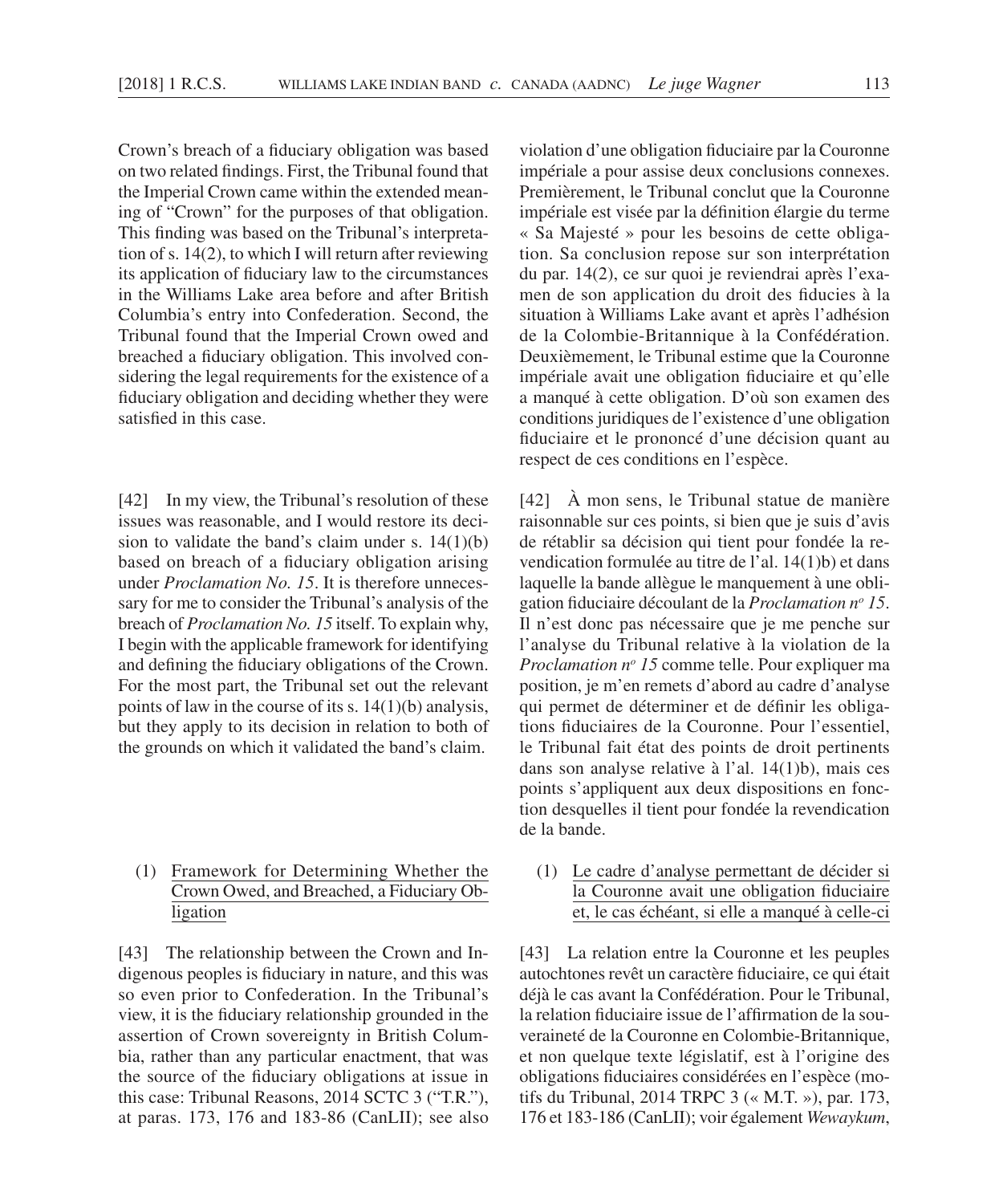Crown's breach of a fiduciary obligation was based on two related findings. First, the Tribunal found that the Imperial Crown came within the extended meaning of "Crown" for the purposes of that obligation. This finding was based on the Tribunal's interpretation of s. 14(2), to which I will return after reviewing its application of fiduciary law to the circumstances in the Williams Lake area before and after British Columbia's entry into Confederation. Second, the Tribunal found that the Imperial Crown owed and breached a fiduciary obligation. This involved considering the legal requirements for the existence of a fiduciary obligation and deciding whether they were satisfied in this case.

[42] In my view, the Tribunal's resolution of these issues was reasonable, and I would restore its decision to validate the band's claim under s. 14(1)(b) based on breach of a fiduciary obligation arising under *Proclamation No. 15*. It is therefore unnecessary for me to consider the Tribunal's analysis of the breach of *Proclamation No. 15* itself. To explain why, I begin with the applicable framework for identifying and defining the fiduciary obligations of the Crown. For the most part, the Tribunal set out the relevant points of law in the course of its s. 14(1)(b) analysis, but they apply to its decision in relation to both of the grounds on which it validated the band's claim.

(1) Framework for Determining Whether the Crown Owed, and Breached, a Fiduciary Obligation

[43] The relationship between the Crown and Indigenous peoples is fiduciary in nature, and this was so even prior to Confederation. In the Tribunal's view, it is the fiduciary relationship grounded in the assertion of Crown sovereignty in British Columbia, rather than any particular enactment, that was the source of the fiduciary obligations at issue in this case: Tribunal Reasons, 2014 SCTC 3 ("T.R."), at paras. 173, 176 and 183-86 (CanLII); see also

violation d'une obligation fiduciaire par la Couronne impériale a pour assise deux conclusions connexes. Premièrement, le Tribunal conclut que la Couronne impériale est visée par la définition élargie du terme « Sa Majesté » pour les besoins de cette obligation. Sa conclusion repose sur son interprétation du par. 14(2), ce sur quoi je reviendrai après l'examen de son application du droit des fiducies à la situation à Williams Lake avant et après l'adhésion de la Colombie-Britannique à la Confédération. Deuxièmement, le Tribunal estime que la Couronne impériale avait une obligation fiduciaire et qu'elle a manqué à cette obligation. D'où son examen des conditions juridiques de l'existence d'une obligation fiduciaire et le prononcé d'une décision quant au respect de ces conditions en l'espèce.

[42] À mon sens, le Tribunal statue de manière raisonnable sur ces points, si bien que je suis d'avis de rétablir sa décision qui tient pour fondée la revendication formulée au titre de l'al. 14(1)b) et dans laquelle la bande allègue le manquement à une obligation fiduciaire découlant de la *Proclamation n^o^ 15*. Il n'est donc pas nécessaire que je me penche sur l'analyse du Tribunal relative à la violation de la *Proclamation n^o^ 15* comme telle. Pour expliquer ma position, je m'en remets d'abord au cadre d'analyse qui permet de déterminer et de définir les obligations fiduciaires de la Couronne. Pour l'essentiel, le Tribunal fait état des points de droit pertinents dans son analyse relative à l'al. 14(1)b), mais ces points s'appliquent aux deux dispositions en fonction desquelles il tient pour fondée la revendication de la bande.

(1) Le cadre d'analyse permettant de décider si la Couronne avait une obligation fiduciaire et, le cas échéant, si elle a manqué à celle-ci

[43] La relation entre la Couronne et les peuples autochtones revêt un caractère fiduciaire, ce qui était déjà le cas avant la Confédération. Pour le Tribunal, la relation fiduciaire issue de l'affirmation de la souveraineté de la Couronne en Colombie-Britannique, et non quelque texte législatif, est à l'origine des obligations fiduciaires considérées en l'espèce (motifs du Tribunal, 2014 TRPC 3 (« M.T. »), par. 173, 176 et 183-186 (CanLII); voir également *Wewaykum*,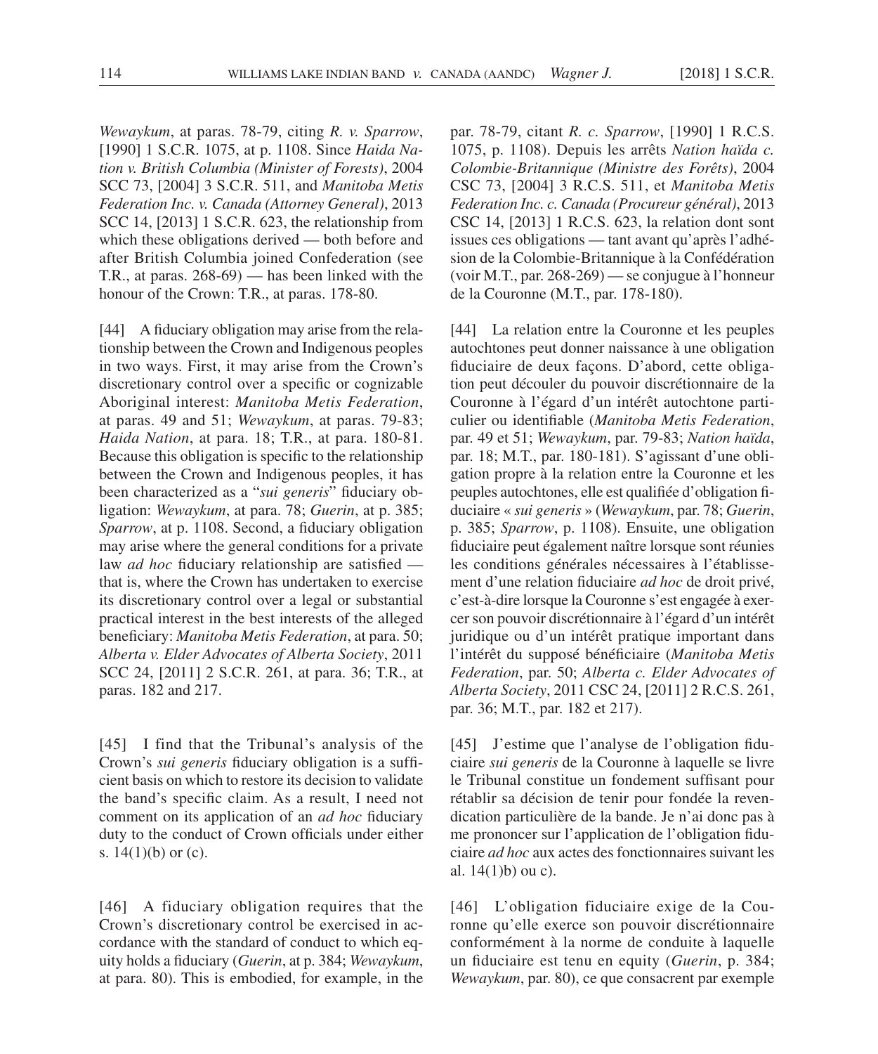*Wewaykum*, at paras. 78-79, citing *R. v. Sparrow*, [1990] 1 S.C.R. 1075, at p. 1108. Since *Haida Nation v. British Columbia (Minister of Forests)*, 2004 SCC 73, [2004] 3 S.C.R. 511, and *Manitoba Metis Federation Inc. v. Canada (Attorney General)*, 2013 SCC 14, [2013] 1 S.C.R. 623, the relationship from which these obligations derived — both before and after British Columbia joined Confederation (see T.R., at paras. 268-69) — has been linked with the honour of the Crown: T.R., at paras. 178-80.

[44] A fiduciary obligation may arise from the relationship between the Crown and Indigenous peoples in two ways. First, it may arise from the Crown's discretionary control over a specific or cognizable Aboriginal interest: *Manitoba Metis Federation*, at paras. 49 and 51; *Wewaykum*, at paras. 79-83; *Haida Nation*, at para. 18; T.R., at para. 180-81. Because this obligation is specific to the relationship between the Crown and Indigenous peoples, it has been characterized as a "*sui generis*" fiduciary obligation: *Wewaykum*, at para. 78; *Guerin*, at p. 385; *Sparrow*, at p. 1108. Second, a fiduciary obligation may arise where the general conditions for a private law *ad hoc* fiduciary relationship are satisfied — that is, where the Crown has undertaken to exercise its discretionary control over a legal or substantial practical interest in the best interests of the alleged beneficiary: *Manitoba Metis Federation*, at para. 50; *Alberta v. Elder Advocates of Alberta Society*, 2011 SCC 24, [2011] 2 S.C.R. 261, at para. 36; T.R., at paras. 182 and 217.

[45] I find that the Tribunal's analysis of the Crown's *sui generis* fiduciary obligation is a sufficient basis on which to restore its decision to validate the band's specific claim. As a result, I need not comment on its application of an *ad hoc* fiduciary duty to the conduct of Crown officials under either s. 14(1)(b) or (c).

[46] A fiduciary obligation requires that the Crown's discretionary control be exercised in accordance with the standard of conduct to which equity holds a fiduciary (*Guerin*, at p. 384; *Wewaykum*, at para. 80). This is embodied, for example, in the

par. 78-79, citant *R. c. Sparrow*, [1990] 1 R.C.S. 1075, p. 1108). Depuis les arrêts *Nation haïda c. Colombie-Britannique (Ministre des Forêts)*, 2004 CSC 73, [2004] 3 R.C.S. 511, et *Manitoba Metis Federation Inc. c. Canada (Procureur général)*, 2013 CSC 14, [2013] 1 R.C.S. 623, la relation dont sont issues ces obligations — tant avant qu'après l'adhésion de la Colombie-Britannique à la Confédération (voir M.T., par. 268-269) — se conjugue à l'honneur de la Couronne (M.T., par. 178-180).

[44] La relation entre la Couronne et les peuples autochtones peut donner naissance à une obligation fiduciaire de deux façons. D'abord, cette obligation peut découler du pouvoir discrétionnaire de la Couronne à l'égard d'un intérêt autochtone particulier ou identifiable (*Manitoba Metis Federation*, par. 49 et 51; *Wewaykum*, par. 79-83; *Nation haïda*, par. 18; M.T., par. 180-181). S'agissant d'une obligation propre à la relation entre la Couronne et les peuples autochtones, elle est qualifiée d'obligation fiduciaire « *sui generis* » (*Wewaykum*, par. 78; *Guerin*, p. 385; *Sparrow*, p. 1108). Ensuite, une obligation fiduciaire peut également naître lorsque sont réunies les conditions générales nécessaires à l'établissement d'une relation fiduciaire *ad hoc* de droit privé, c'est-à-dire lorsque la Couronne s'est engagée à exercer son pouvoir discrétionnaire à l'égard d'un intérêt juridique ou d'un intérêt pratique important dans l'intérêt du supposé bénéficiaire (*Manitoba Metis Federation*, par. 50; *Alberta c. Elder Advocates of Alberta Society*, 2011 CSC 24, [2011] 2 R.C.S. 261, par. 36; M.T., par. 182 et 217).

[45] J'estime que l'analyse de l'obligation fiduciaire *sui generis* de la Couronne à laquelle se livre le Tribunal constitue un fondement suffisant pour rétablir sa décision de tenir pour fondée la revendication particulière de la bande. Je n'ai donc pas à me prononcer sur l'application de l'obligation fiduciaire *ad hoc* aux actes des fonctionnaires suivant les al. 14(1)b) ou c).

[46] L'obligation fiduciaire exige de la Couronne qu'elle exerce son pouvoir discrétionnaire conformément à la norme de conduite à laquelle un fiduciaire est tenu en equity (*Guerin*, p. 384; *Wewaykum*, par. 80), ce que consacrent par exemple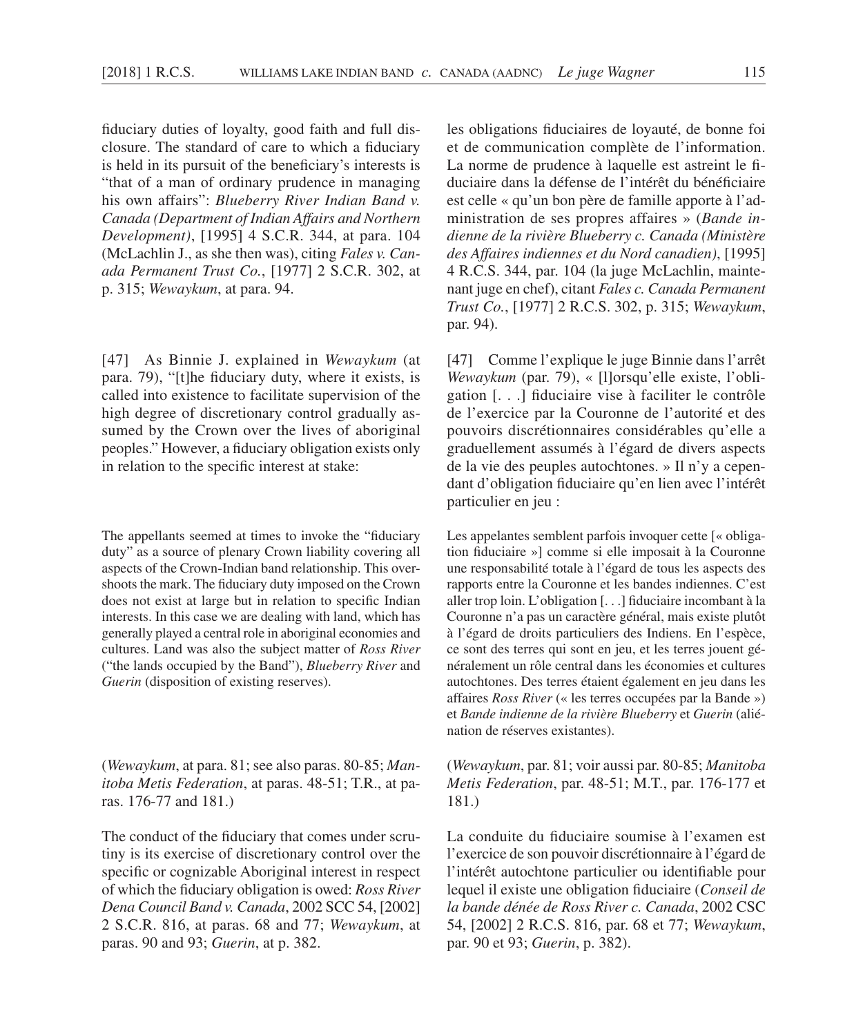fiduciary duties of loyalty, good faith and full disclosure. The standard of care to which a fiduciary is held in its pursuit of the beneficiary's interests is "that of a man of ordinary prudence in managing his own affairs": *Blueberry River Indian Band v. Canada (Department of Indian Affairs and Northern Development)*, [1995] 4 S.C.R. 344, at para. 104 (McLachlin J., as she then was), citing *Fales v. Canada Permanent Trust Co.*, [1977] 2 S.C.R. 302, at p. 315; *Wewaykum*, at para. 94.

[47] As Binnie J. explained in *Wewaykum* (at para. 79), "[t]he fiduciary duty, where it exists, is called into existence to facilitate supervision of the high degree of discretionary control gradually assumed by the Crown over the lives of aboriginal peoples." However, a fiduciary obligation exists only in relation to the specific interest at stake:

> The appellants seemed at times to invoke the "fiduciary duty" as a source of plenary Crown liability covering all aspects of the Crown-Indian band relationship. This overshoots the mark. The fiduciary duty imposed on the Crown does not exist at large but in relation to specific Indian interests. In this case we are dealing with land, which has generally played a central role in aboriginal economies and cultures. Land was also the subject matter of *Ross River* ("the lands occupied by the Band"), *Blueberry River* and *Guerin* (disposition of existing reserves).

(*Wewaykum*, at para. 81; see also paras. 80-85; *Manitoba Metis Federation*, at paras. 48-51; T.R., at paras. 176-77 and 181.)

The conduct of the fiduciary that comes under scrutiny is its exercise of discretionary control over the specific or cognizable Aboriginal interest in respect of which the fiduciary obligation is owed: *Ross River Dena Council Band v. Canada*, 2002 SCC 54, [2002] 2 S.C.R. 816, at paras. 68 and 77; *Wewaykum*, at paras. 90 and 93; *Guerin*, at p. 382.

les obligations fiduciaires de loyauté, de bonne foi et de communication complète de l'information. La norme de prudence à laquelle est astreint le fiduciaire dans la défense de l'intérêt du bénéficiaire est celle « qu'un bon père de famille apporte à l'administration de ses propres affaires » (*Bande indienne de la rivière Blueberry c. Canada (Ministère des Affaires indiennes et du Nord canadien)*, [1995] 4 R.C.S. 344, par. 104 (la juge McLachlin, maintenant juge en chef), citant *Fales c. Canada Permanent Trust Co.*, [1977] 2 R.C.S. 302, p. 315; *Wewaykum*, par. 94).

[47] Comme l'explique le juge Binnie dans l'arrêt *Wewaykum* (par. 79), « [l]orsqu'elle existe, l'obligation [. . .] fiduciaire vise à faciliter le contrôle de l'exercice par la Couronne de l'autorité et des pouvoirs discrétionnaires considérables qu'elle a graduellement assumés à l'égard de divers aspects de la vie des peuples autochtones. » Il n'y a cependant d'obligation fiduciaire qu'en lien avec l'intérêt particulier en jeu :

> Les appelantes semblent parfois invoquer cette [« obligation fiduciaire »] comme si elle imposait à la Couronne une responsabilité totale à l'égard de tous les aspects des rapports entre la Couronne et les bandes indiennes. C'est aller trop loin. L'obligation [. . .] fiduciaire incombant à la Couronne n'a pas un caractère général, mais existe plutôt à l'égard de droits particuliers des Indiens. En l'espèce, ce sont des terres qui sont en jeu, et les terres jouent généralement un rôle central dans les économies et cultures autochtones. Des terres étaient également en jeu dans les affaires *Ross River* (« les terres occupées par la Bande ») et *Bande indienne de la rivière Blueberry* et *Guerin* (aliénation de réserves existantes).

(*Wewaykum*, par. 81; voir aussi par. 80-85; *Manitoba Metis Federation*, par. 48-51; M.T., par. 176-177 et 181.)

La conduite du fiduciaire soumise à l'examen est l'exercice de son pouvoir discrétionnaire à l'égard de l'intérêt autochtone particulier ou identifiable pour lequel il existe une obligation fiduciaire (*Conseil de la bande dénée de Ross River c. Canada*, 2002 CSC 54, [2002] 2 R.C.S. 816, par. 68 et 77; *Wewaykum*, par. 90 et 93; *Guerin*, p. 382).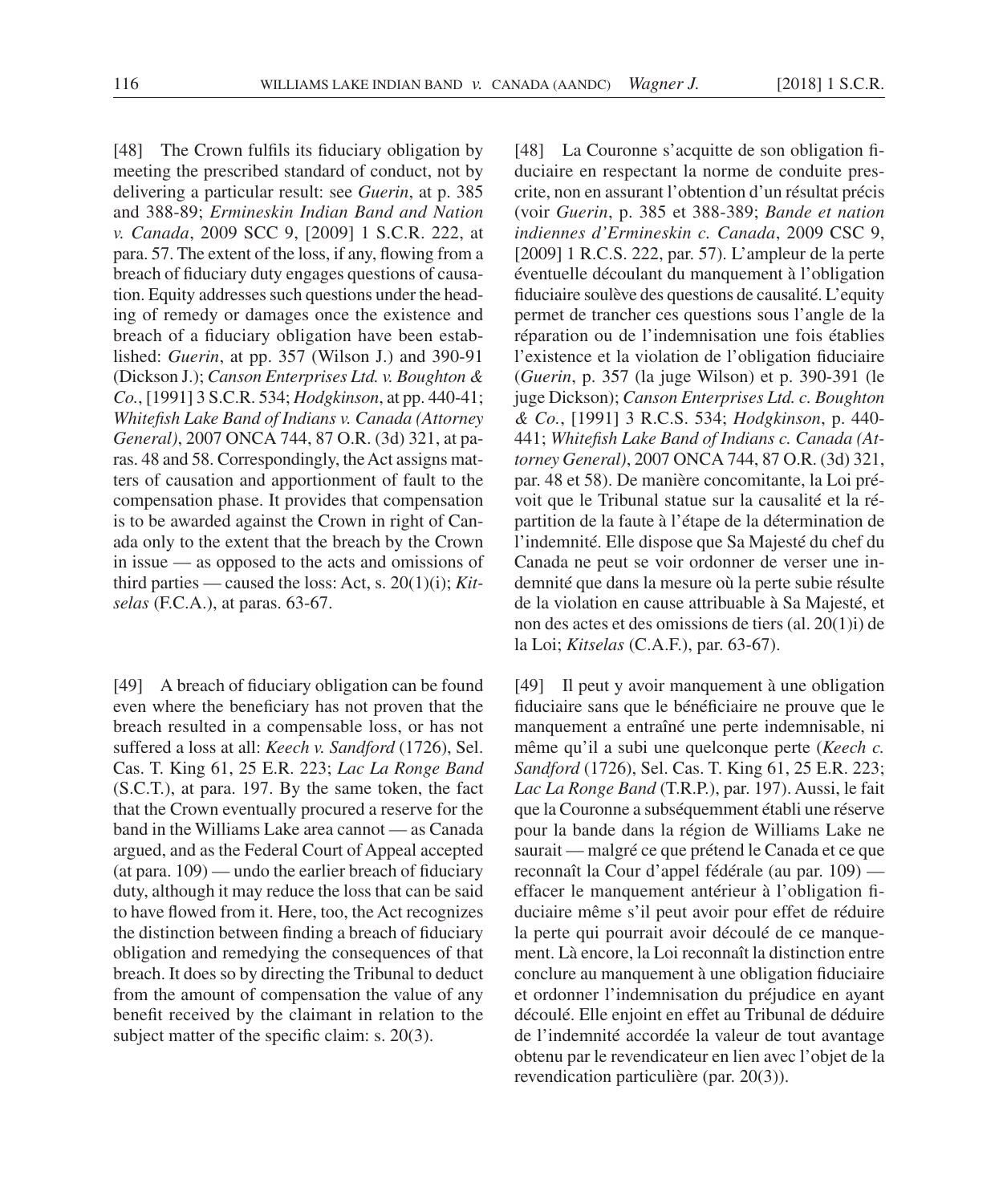[48] The Crown fulfils its fiduciary obligation by meeting the prescribed standard of conduct, not by delivering a particular result: see *Guerin*, at p. 385 and 388-89; *Ermineskin Indian Band and Nation v. Canada*, 2009 SCC 9, [2009] 1 S.C.R. 222, at para. 57. The extent of the loss, if any, flowing from a breach of fiduciary duty engages questions of causation. Equity addresses such questions under the heading of remedy or damages once the existence and breach of a fiduciary obligation have been established: *Guerin*, at pp. 357 (Wilson J.) and 390-91 (Dickson J.); *Canson Enterprises Ltd. v. Boughton & Co.*, [1991] 3 S.C.R. 534; *Hodgkinson*, at pp. 440-41; *Whitefish Lake Band of Indians v. Canada (Attorney General)*, 2007 ONCA 744, 87 O.R. (3d) 321, at paras. 48 and 58. Correspondingly, the Act assigns matters of causation and apportionment of fault to the compensation phase. It provides that compensation is to be awarded against the Crown in right of Canada only to the extent that the breach by the Crown in issue — as opposed to the acts and omissions of third parties — caused the loss: Act, s. 20(1)(i); *Kitselas* (F.C.A.), at paras. 63-67.

[49] A breach of fiduciary obligation can be found even where the beneficiary has not proven that the breach resulted in a compensable loss, or has not suffered a loss at all: *Keech v. Sandford* (1726), Sel. Cas. T. King 61, 25 E.R. 223; *Lac La Ronge Band* (S.C.T.), at para. 197. By the same token, the fact that the Crown eventually procured a reserve for the band in the Williams Lake area cannot — as Canada argued, and as the Federal Court of Appeal accepted (at para. 109) — undo the earlier breach of fiduciary duty, although it may reduce the loss that can be said to have flowed from it. Here, too, the Act recognizes the distinction between finding a breach of fiduciary obligation and remedying the consequences of that breach. It does so by directing the Tribunal to deduct from the amount of compensation the value of any benefit received by the claimant in relation to the subject matter of the specific claim: s. 20(3).

[48] La Couronne s'acquitte de son obligation fiduciaire en respectant la norme de conduite prescrite, non en assurant l'obtention d'un résultat précis (voir *Guerin*, p. 385 et 388-389; *Bande et nation indiennes d'Ermineskin c. Canada*, 2009 CSC 9, [2009] 1 R.C.S. 222, par. 57). L'ampleur de la perte éventuelle découlant du manquement à l'obligation fiduciaire soulève des questions de causalité. L'equity permet de trancher ces questions sous l'angle de la réparation ou de l'indemnisation une fois établies l'existence et la violation de l'obligation fiduciaire (*Guerin*, p. 357 (la juge Wilson) et p. 390-391 (le juge Dickson); *Canson Enterprises Ltd. c. Boughton & Co.*, [1991] 3 R.C.S. 534; *Hodgkinson*, p. 440-441; *Whitefish Lake Band of Indians c. Canada (Attorney General)*, 2007 ONCA 744, 87 O.R. (3d) 321, par. 48 et 58). De manière concomitante, la Loi prévoit que le Tribunal statue sur la causalité et la répartition de la faute à l'étape de la détermination de l'indemnité. Elle dispose que Sa Majesté du chef du Canada ne peut se voir ordonner de verser une indemnité que dans la mesure où la perte subie résulte de la violation en cause attribuable à Sa Majesté, et non des actes et des omissions de tiers (al. 20(1)i) de la Loi; *Kitselas* (C.A.F.), par. 63-67).

[49] Il peut y avoir manquement à une obligation fiduciaire sans que le bénéficiaire ne prouve que le manquement a entraîné une perte indemnisable, ni même qu'il a subi une quelconque perte (*Keech c. Sandford* (1726), Sel. Cas. T. King 61, 25 E.R. 223; *Lac La Ronge Band* (T.R.P.), par. 197). Aussi, le fait que la Couronne a subséquemment établi une réserve pour la bande dans la région de Williams Lake ne saurait — malgré ce que prétend le Canada et ce que reconnaît la Cour d'appel fédérale (au par. 109) — effacer le manquement antérieur à l'obligation fiduciaire même s'il peut avoir pour effet de réduire la perte qui pourrait avoir découlé de ce manquement. Là encore, la Loi reconnaît la distinction entre conclure au manquement à une obligation fiduciaire et ordonner l'indemnisation du préjudice en ayant découlé. Elle enjoint en effet au Tribunal de déduire de l'indemnité accordée la valeur de tout avantage obtenu par le revendicateur en lien avec l'objet de la revendication particulière (par. 20(3)).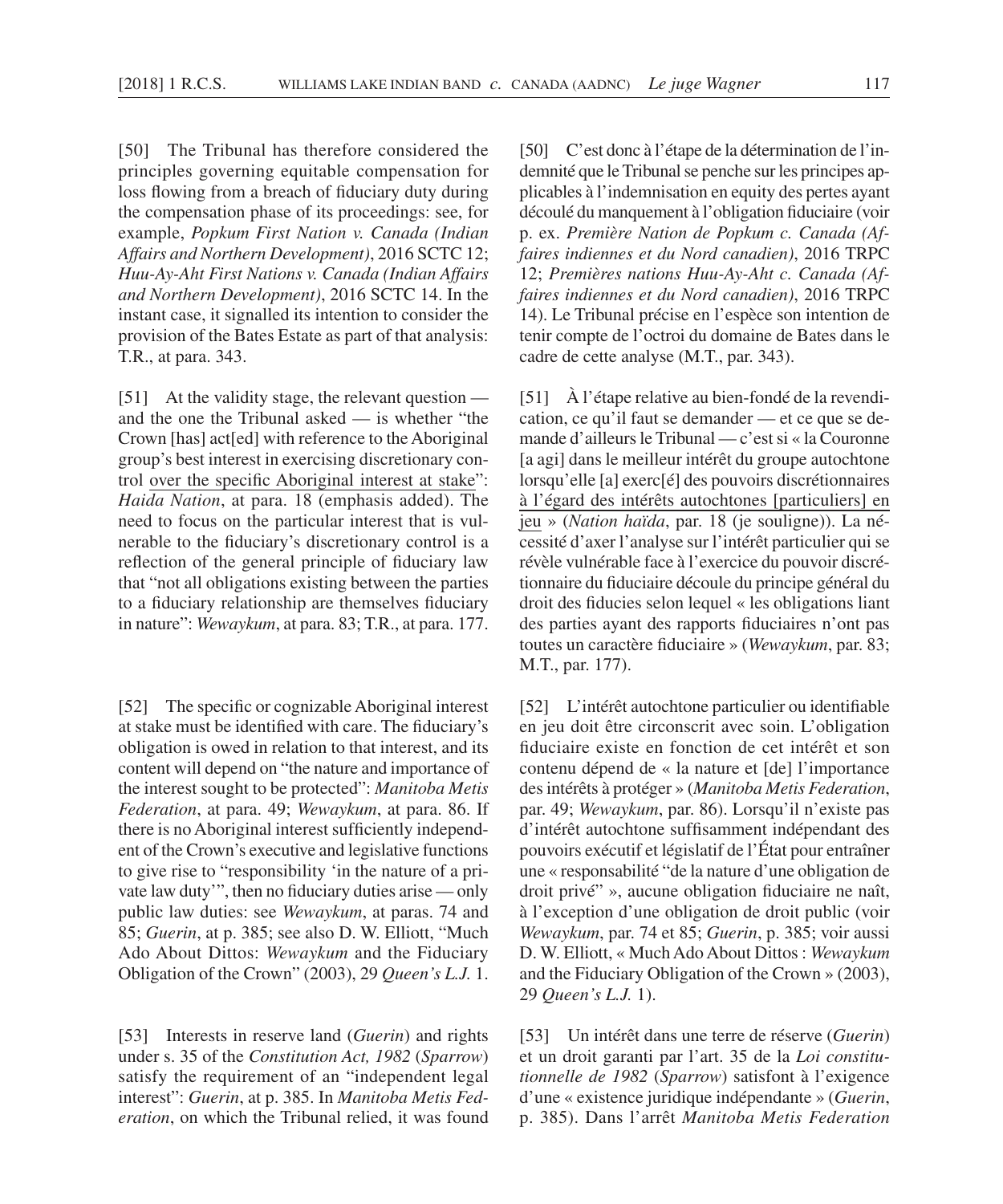[50] The Tribunal has therefore considered the principles governing equitable compensation for loss flowing from a breach of fiduciary duty during the compensation phase of its proceedings: see, for example, *Popkum First Nation v. Canada (Indian Affairs and Northern Development)*, 2016 SCTC 12; *Huu-Ay-Aht First Nations v. Canada (Indian Affairs and Northern Development)*, 2016 SCTC 14. In the instant case, it signalled its intention to consider the provision of the Bates Estate as part of that analysis: T.R., at para. 343.

[51] At the validity stage, the relevant question — and the one the Tribunal asked — is whether "the Crown [has] act[ed] with reference to the Aboriginal group's best interest in exercising discretionary control over the specific Aboriginal interest at stake": *Haida Nation*, at para. 18 (emphasis added). The need to focus on the particular interest that is vulnerable to the fiduciary's discretionary control is a reflection of the general principle of fiduciary law that "not all obligations existing between the parties to a fiduciary relationship are themselves fiduciary in nature": *Wewaykum*, at para. 83; T.R., at para. 177.

[52] The specific or cognizable Aboriginal interest at stake must be identified with care. The fiduciary's obligation is owed in relation to that interest, and its content will depend on "the nature and importance of the interest sought to be protected": *Manitoba Metis Federation*, at para. 49; *Wewaykum*, at para. 86. If there is no Aboriginal interest sufficiently independent of the Crown's executive and legislative functions to give rise to "responsibility 'in the nature of a private law duty'", then no fiduciary duties arise — only public law duties: see *Wewaykum*, at paras. 74 and 85; *Guerin*, at p. 385; see also D. W. Elliott, "Much Ado About Dittos: *Wewaykum* and the Fiduciary Obligation of the Crown" (2003), 29 *Queen's L.J.* 1.

[53] Interests in reserve land (*Guerin*) and rights under s. 35 of the *Constitution Act, 1982* (*Sparrow*) satisfy the requirement of an "independent legal interest": *Guerin*, at p. 385. In *Manitoba Metis Federation*, on which the Tribunal relied, it was found

[50] C'est donc à l'étape de la détermination de l'indemnité que le Tribunal se penche sur les principes applicables à l'indemnisation en equity des pertes ayant découlé du manquement à l'obligation fiduciaire (voir p. ex. *Première Nation de Popkum c. Canada (Affaires indiennes et du Nord canadien)*, 2016 TRPC 12; *Premières nations Huu-Ay-Aht c. Canada (Affaires indiennes et du Nord canadien)*, 2016 TRPC 14). Le Tribunal précise en l'espèce son intention de tenir compte de l'octroi du domaine de Bates dans le cadre de cette analyse (M.T., par. 343).

[51] À l'étape relative au bien-fondé de la revendication, ce qu'il faut se demander — et ce que se demande d'ailleurs le Tribunal — c'est si « la Couronne [a agi] dans le meilleur intérêt du groupe autochtone lorsqu'elle [a] exerc[é] des pouvoirs discrétionnaires à l'égard des intérêts autochtones [particuliers] en jeu » (*Nation haïda*, par. 18 (je souligne)). La nécessité d'axer l'analyse sur l'intérêt particulier qui se révèle vulnérable face à l'exercice du pouvoir discrétionnaire du fiduciaire découle du principe général du droit des fiducies selon lequel « les obligations liant des parties ayant des rapports fiduciaires n'ont pas toutes un caractère fiduciaire » (*Wewaykum*, par. 83; M.T., par. 177).

[52] L'intérêt autochtone particulier ou identifiable en jeu doit être circonscrit avec soin. L'obligation fiduciaire existe en fonction de cet intérêt et son contenu dépend de « la nature et [de] l'importance des intérêts à protéger » (*Manitoba Metis Federation*, par. 49; *Wewaykum*, par. 86). Lorsqu'il n'existe pas d'intérêt autochtone suffisamment indépendant des pouvoirs exécutif et législatif de l'État pour entraîner une « responsabilité "de la nature d'une obligation de droit privé" », aucune obligation fiduciaire ne naît, à l'exception d'une obligation de droit public (voir *Wewaykum*, par. 74 et 85; *Guerin*, p. 385; voir aussi D. W. Elliott, « Much Ado About Dittos : *Wewaykum* and the Fiduciary Obligation of the Crown » (2003), 29 *Queen's L.J.* 1).

[53] Un intérêt dans une terre de réserve (*Guerin*) et un droit garanti par l'art. 35 de la *Loi constitutionnelle de 1982* (*Sparrow*) satisfont à l'exigence d'une « existence juridique indépendante » (*Guerin*, p. 385). Dans l'arrêt *Manitoba Metis Federation*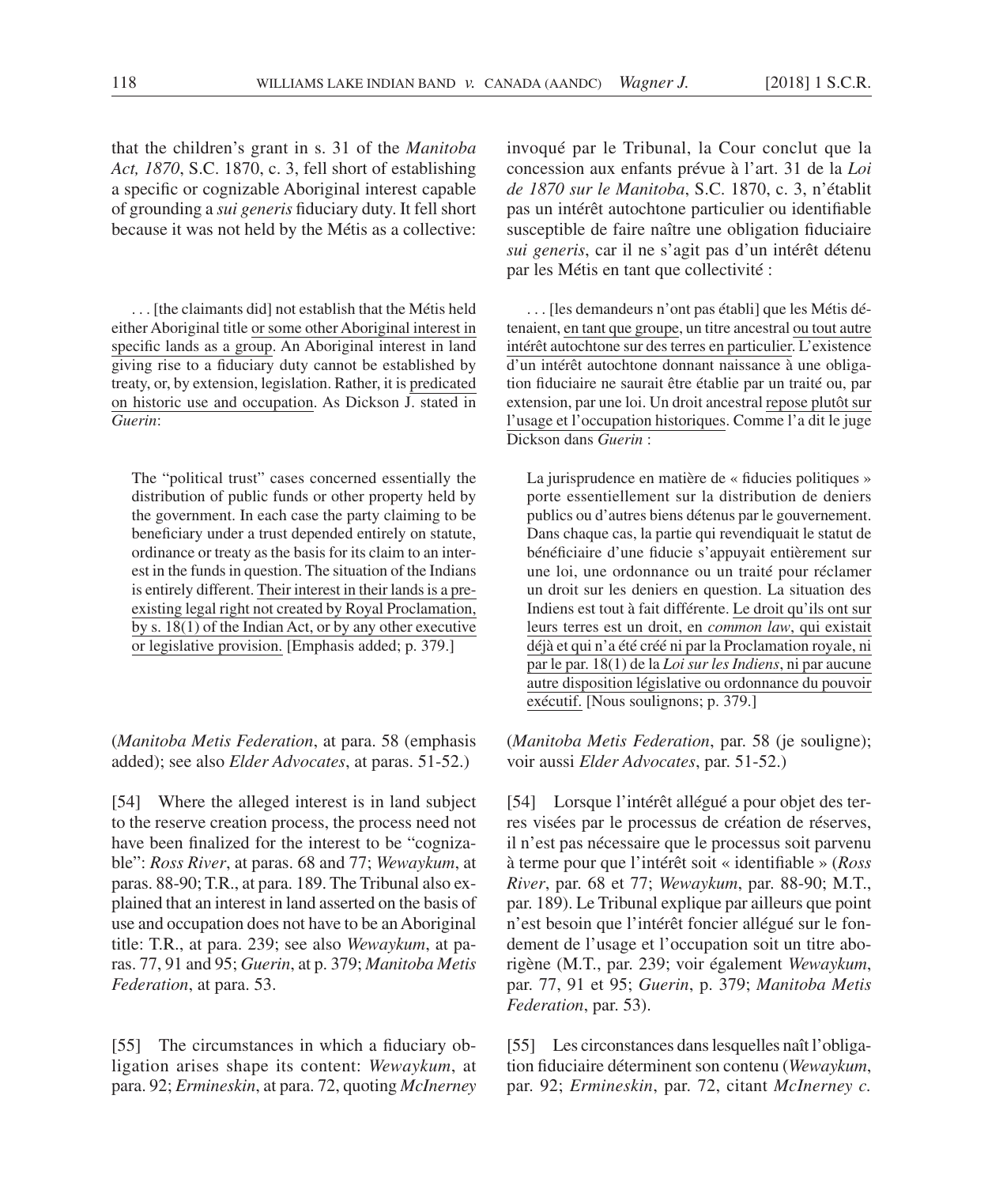that the children's grant in s. 31 of the *Manitoba Act, 1870*, S.C. 1870, c. 3, fell short of establishing a specific or cognizable Aboriginal interest capable of grounding a *sui generis* fiduciary duty. It fell short because it was not held by the Métis as a collective:

> . . . [the claimants did] not establish that the Métis held either Aboriginal title <u>or some other Aboriginal interest in specific lands as a group</u>. An Aboriginal interest in land giving rise to a fiduciary duty cannot be established by treaty, or, by extension, legislation. Rather, it is <u>predicated on historic use and occupation</u>. As Dickson J. stated in *Guerin*:
>
> > The "political trust" cases concerned essentially the distribution of public funds or other property held by the government. In each case the party claiming to be beneficiary under a trust depended entirely on statute, ordinance or treaty as the basis for its claim to an interest in the funds in question. The situation of the Indians is entirely different. <u>Their interest in their lands is a pre-existing legal right not created by Royal Proclamation, by s. 18(1) of the Indian Act, or by any other executive or legislative provision.</u> [Emphasis added; p. 379.]

(*Manitoba Metis Federation*, at para. 58 (emphasis added); see also *Elder Advocates*, at paras. 51-52.)

[54] Where the alleged interest is in land subject to the reserve creation process, the process need not have been finalized for the interest to be "cognizable": *Ross River*, at paras. 68 and 77; *Wewaykum*, at paras. 88-90; T.R., at para. 189. The Tribunal also explained that an interest in land asserted on the basis of use and occupation does not have to be an Aboriginal title: T.R., at para. 239; see also *Wewaykum*, at paras. 77, 91 and 95; *Guerin*, at p. 379; *Manitoba Metis Federation*, at para. 53.

[55] The circumstances in which a fiduciary obligation arises shape its content: *Wewaykum*, at para. 92; *Ermineskin*, at para. 72, quoting *McInerney*

invoqué par le Tribunal, la Cour conclut que la concession aux enfants prévue à l'art. 31 de la *Loi de 1870 sur le Manitoba*, S.C. 1870, c. 3, n'établit pas un intérêt autochtone particulier ou identifiable susceptible de faire naître une obligation fiduciaire *sui generis*, car il ne s'agit pas d'un intérêt détenu par les Métis en tant que collectivité :

> . . . [les demandeurs n'ont pas établi] que les Métis détenaient, <u>en tant que groupe</u>, un titre ancestral <u>ou tout autre intérêt autochtone sur des terres en particulier</u>. L'existence d'un intérêt autochtone donnant naissance à une obligation fiduciaire ne saurait être établie par un traité ou, par extension, par une loi. Un droit ancestral <u>repose plutôt sur l'usage et l'occupation historiques</u>. Comme l'a dit le juge Dickson dans *Guerin* :
>
> > La jurisprudence en matière de « fiducies politiques » porte essentiellement sur la distribution de deniers publics ou d'autres biens détenus par le gouvernement. Dans chaque cas, la partie qui revendiquait le statut de bénéficiaire d'une fiducie s'appuyait entièrement sur une loi, une ordonnance ou un traité pour réclamer un droit sur les deniers en question. La situation des Indiens est tout à fait différente. <u>Le droit qu'ils ont sur leurs terres est un droit, en *common law*, qui existait déjà et qui n'a été créé ni par la Proclamation royale, ni par le par. 18(1) de la *Loi sur les Indiens*, ni par aucune autre disposition législative ou ordonnance du pouvoir exécutif.</u> [Nous soulignons; p. 379.]

(*Manitoba Metis Federation*, par. 58 (je souligne); voir aussi *Elder Advocates*, par. 51-52.)

[54] Lorsque l'intérêt allégué a pour objet des terres visées par le processus de création de réserves, il n'est pas nécessaire que le processus soit parvenu à terme pour que l'intérêt soit « identifiable » (*Ross River*, par. 68 et 77; *Wewaykum*, par. 88-90; M.T., par. 189). Le Tribunal explique par ailleurs que point n'est besoin que l'intérêt foncier allégué sur le fondement de l'usage et l'occupation soit un titre aborigène (M.T., par. 239; voir également *Wewaykum*, par. 77, 91 et 95; *Guerin*, p. 379; *Manitoba Metis Federation*, par. 53).

[55] Les circonstances dans lesquelles naît l'obligation fiduciaire déterminent son contenu (*Wewaykum*, par. 92; *Ermineskin*, par. 72, citant *McInerney c.*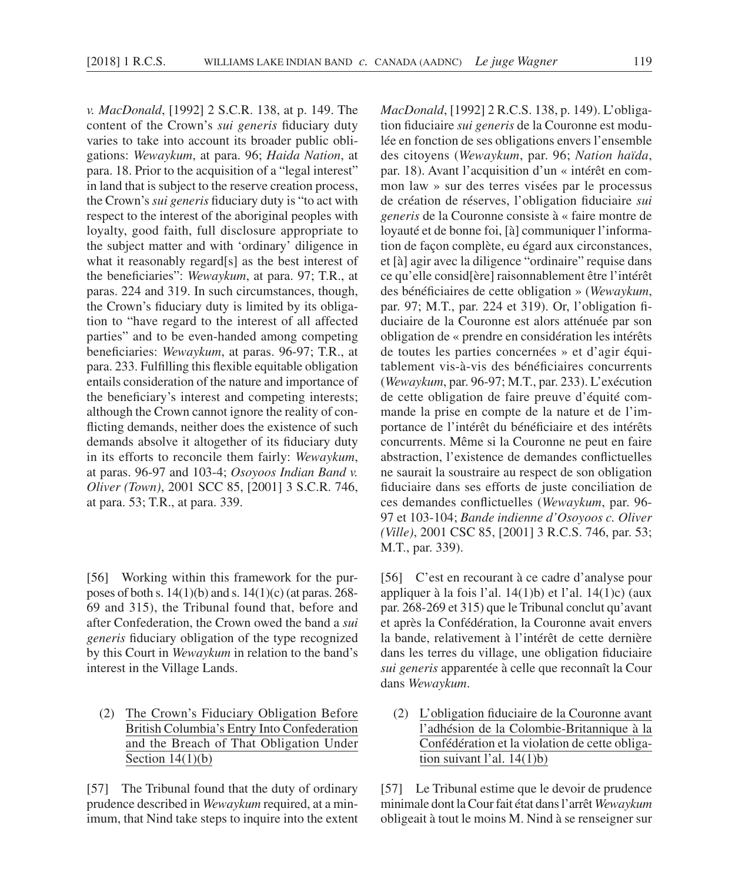*v. MacDonald*, [1992] 2 S.C.R. 138, at p. 149. The content of the Crown's *sui generis* fiduciary duty varies to take into account its broader public obligations: *Wewaykum*, at para. 96; *Haida Nation*, at para. 18. Prior to the acquisition of a "legal interest" in land that is subject to the reserve creation process, the Crown's *sui generis* fiduciary duty is "to act with respect to the interest of the aboriginal peoples with loyalty, good faith, full disclosure appropriate to the subject matter and with 'ordinary' diligence in what it reasonably regard[s] as the best interest of the beneficiaries": *Wewaykum*, at para. 97; T.R., at paras. 224 and 319. In such circumstances, though, the Crown's fiduciary duty is limited by its obligation to "have regard to the interest of all affected parties" and to be even-handed among competing beneficiaries: *Wewaykum*, at paras. 96-97; T.R., at para. 233. Fulfilling this flexible equitable obligation entails consideration of the nature and importance of the beneficiary's interest and competing interests; although the Crown cannot ignore the reality of conflicting demands, neither does the existence of such demands absolve it altogether of its fiduciary duty in its efforts to reconcile them fairly: *Wewaykum*, at paras. 96-97 and 103-4; *Osoyoos Indian Band v. Oliver (Town)*, 2001 SCC 85, [2001] 3 S.C.R. 746, at para. 53; T.R., at para. 339.

[56] Working within this framework for the purposes of both s. 14(1)(b) and s. 14(1)(c) (at paras. 268-69 and 315), the Tribunal found that, before and after Confederation, the Crown owed the band a *sui generis* fiduciary obligation of the type recognized by this Court in *Wewaykum* in relation to the band's interest in the Village Lands.

(2) <u>The Crown's Fiduciary Obligation Before British Columbia's Entry Into Confederation and the Breach of That Obligation Under Section 14(1)(b)</u>

[57] The Tribunal found that the duty of ordinary prudence described in *Wewaykum* required, at a minimum, that Nind take steps to inquire into the extent

*MacDonald*, [1992] 2 R.C.S. 138, p. 149). L'obligation fiduciaire *sui generis* de la Couronne est modulée en fonction de ses obligations envers l'ensemble des citoyens (*Wewaykum*, par. 96; *Nation haïda*, par. 18). Avant l'acquisition d'un « intérêt en common law » sur des terres visées par le processus de création de réserves, l'obligation fiduciaire *sui generis* de la Couronne consiste à « faire montre de loyauté et de bonne foi, [à] communiquer l'information de façon complète, eu égard aux circonstances, et [à] agir avec la diligence "ordinaire" requise dans ce qu'elle consid[ère] raisonnablement être l'intérêt des bénéficiaires de cette obligation » (*Wewaykum*, par. 97; M.T., par. 224 et 319). Or, l'obligation fiduciaire de la Couronne est alors atténuée par son obligation de « prendre en considération les intérêts de toutes les parties concernées » et d'agir équitablement vis-à-vis des bénéficiaires concurrents (*Wewaykum*, par. 96-97; M.T., par. 233). L'exécution de cette obligation de faire preuve d'équité commande la prise en compte de la nature et de l'importance de l'intérêt du bénéficiaire et des intérêts concurrents. Même si la Couronne ne peut en faire abstraction, l'existence de demandes conflictuelles ne saurait la soustraire au respect de son obligation fiduciaire dans ses efforts de juste conciliation de ces demandes conflictuelles (*Wewaykum*, par. 96-97 et 103-104; *Bande indienne d'Osoyoos c. Oliver (Ville)*, 2001 CSC 85, [2001] 3 R.C.S. 746, par. 53; M.T., par. 339).

[56] C'est en recourant à ce cadre d'analyse pour appliquer à la fois l'al. 14(1)b) et l'al. 14(1)c) (aux par. 268-269 et 315) que le Tribunal conclut qu'avant et après la Confédération, la Couronne avait envers la bande, relativement à l'intérêt de cette dernière dans les terres du village, une obligation fiduciaire *sui generis* apparentée à celle que reconnaît la Cour dans *Wewaykum*.

(2) <u>L'obligation fiduciaire de la Couronne avant l'adhésion de la Colombie-Britannique à la Confédération et la violation de cette obligation suivant l'al. 14(1)b)</u>

[57] Le Tribunal estime que le devoir de prudence minimale dont la Cour fait état dans l'arrêt *Wewaykum* obligeait à tout le moins M. Nind à se renseigner sur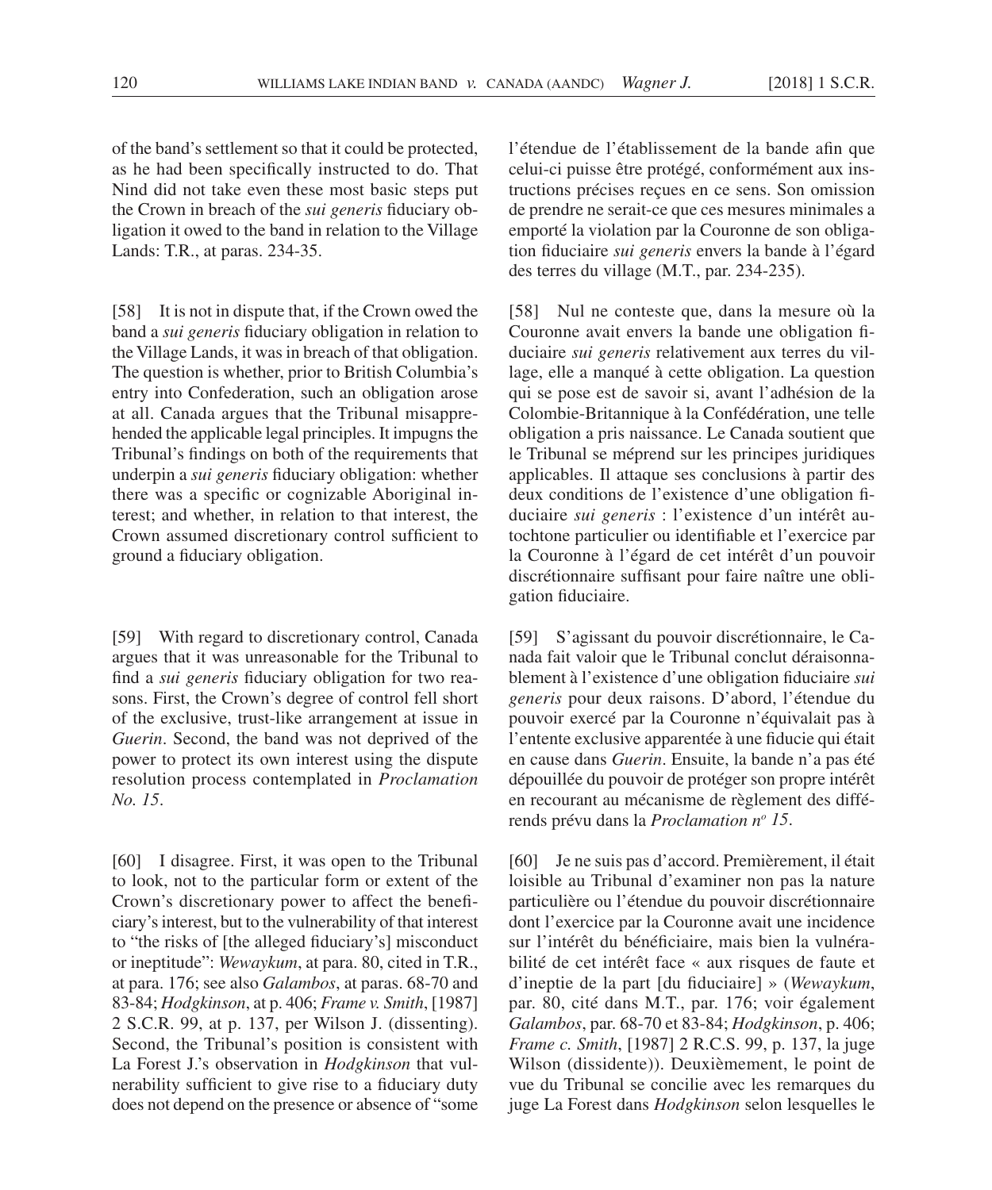of the band's settlement so that it could be protected, as he had been specifically instructed to do. That Nind did not take even these most basic steps put the Crown in breach of the *sui generis* fiduciary obligation it owed to the band in relation to the Village Lands: T.R., at paras. 234-35.

[58] It is not in dispute that, if the Crown owed the band a *sui generis* fiduciary obligation in relation to the Village Lands, it was in breach of that obligation. The question is whether, prior to British Columbia's entry into Confederation, such an obligation arose at all. Canada argues that the Tribunal misapprehended the applicable legal principles. It impugns the Tribunal's findings on both of the requirements that underpin a *sui generis* fiduciary obligation: whether there was a specific or cognizable Aboriginal interest; and whether, in relation to that interest, the Crown assumed discretionary control sufficient to ground a fiduciary obligation.

[59] With regard to discretionary control, Canada argues that it was unreasonable for the Tribunal to find a *sui generis* fiduciary obligation for two reasons. First, the Crown's degree of control fell short of the exclusive, trust-like arrangement at issue in *Guerin*. Second, the band was not deprived of the power to protect its own interest using the dispute resolution process contemplated in *Proclamation No. 15*.

[60] I disagree. First, it was open to the Tribunal to look, not to the particular form or extent of the Crown's discretionary power to affect the beneficiary's interest, but to the vulnerability of that interest to "the risks of [the alleged fiduciary's] misconduct or ineptitude": *Wewaykum*, at para. 80, cited in T.R., at para. 176; see also *Galambos*, at paras. 68-70 and 83-84; *Hodgkinson*, at p. 406; *Frame v. Smith*, [1987] 2 S.C.R. 99, at p. 137, per Wilson J. (dissenting). Second, the Tribunal's position is consistent with La Forest J.'s observation in *Hodgkinson* that vulnerability sufficient to give rise to a fiduciary duty does not depend on the presence or absence of "some

l'étendue de l'établissement de la bande afin que celui-ci puisse être protégé, conformément aux instructions précises reçues en ce sens. Son omission de prendre ne serait-ce que ces mesures minimales a emporté la violation par la Couronne de son obligation fiduciaire *sui generis* envers la bande à l'égard des terres du village (M.T., par. 234-235).

[58] Nul ne conteste que, dans la mesure où la Couronne avait envers la bande une obligation fiduciaire *sui generis* relativement aux terres du village, elle a manqué à cette obligation. La question qui se pose est de savoir si, avant l'adhésion de la Colombie-Britannique à la Confédération, une telle obligation a pris naissance. Le Canada soutient que le Tribunal se méprend sur les principes juridiques applicables. Il attaque ses conclusions à partir des deux conditions de l'existence d'une obligation fiduciaire *sui generis* : l'existence d'un intérêt autochtone particulier ou identifiable et l'exercice par la Couronne à l'égard de cet intérêt d'un pouvoir discrétionnaire suffisant pour faire naître une obligation fiduciaire.

[59] S'agissant du pouvoir discrétionnaire, le Canada fait valoir que le Tribunal conclut déraisonnablement à l'existence d'une obligation fiduciaire *sui generis* pour deux raisons. D'abord, l'étendue du pouvoir exercé par la Couronne n'équivalait pas à l'entente exclusive apparentée à une fiducie qui était en cause dans *Guerin*. Ensuite, la bande n'a pas été dépouillée du pouvoir de protéger son propre intérêt en recourant au mécanisme de règlement des différends prévu dans la *Proclamation n^o 15*.

[60] Je ne suis pas d'accord. Premièrement, il était loisible au Tribunal d'examiner non pas la nature particulière ou l'étendue du pouvoir discrétionnaire dont l'exercice par la Couronne avait une incidence sur l'intérêt du bénéficiaire, mais bien la vulnérabilité de cet intérêt face « aux risques de faute et d'ineptie de la part [du fiduciaire] » (*Wewaykum*, par. 80, cité dans M.T., par. 176; voir également *Galambos*, par. 68-70 et 83-84; *Hodgkinson*, p. 406; *Frame c. Smith*, [1987] 2 R.C.S. 99, p. 137, la juge Wilson (dissidente)). Deuxièmement, le point de vue du Tribunal se concilie avec les remarques du juge La Forest dans *Hodgkinson* selon lesquelles le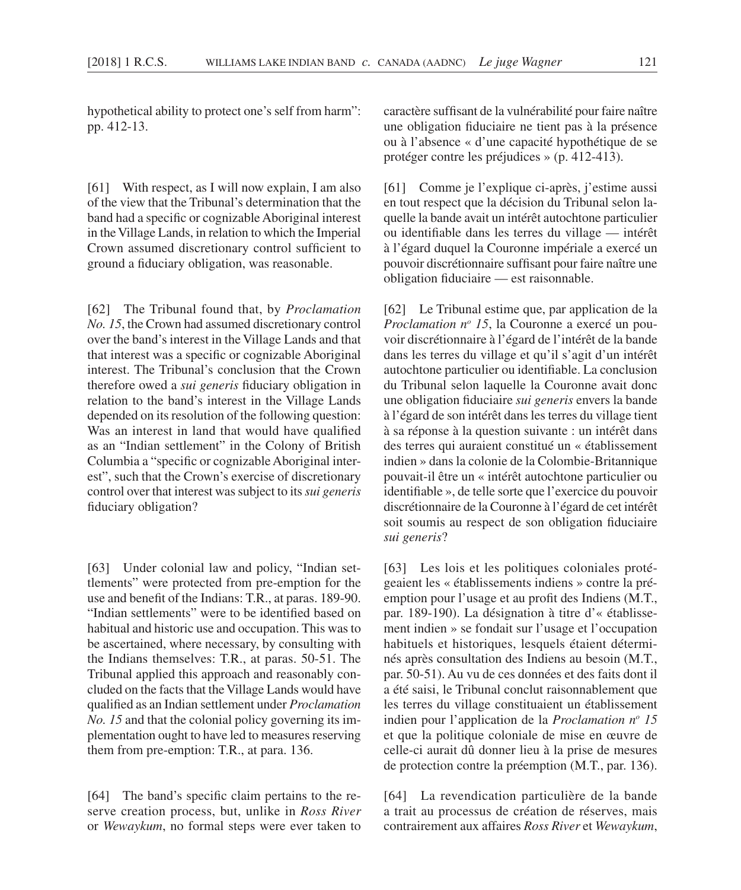hypothetical ability to protect one's self from harm": pp. 412-13.

[61] With respect, as I will now explain, I am also of the view that the Tribunal's determination that the band had a specific or cognizable Aboriginal interest in the Village Lands, in relation to which the Imperial Crown assumed discretionary control sufficient to ground a fiduciary obligation, was reasonable.

[62] The Tribunal found that, by *Proclamation No. 15*, the Crown had assumed discretionary control over the band's interest in the Village Lands and that that interest was a specific or cognizable Aboriginal interest. The Tribunal's conclusion that the Crown therefore owed a *sui generis* fiduciary obligation in relation to the band's interest in the Village Lands depended on its resolution of the following question: Was an interest in land that would have qualified as an "Indian settlement" in the Colony of British Columbia a "specific or cognizable Aboriginal interest", such that the Crown's exercise of discretionary control over that interest was subject to its *sui generis* fiduciary obligation?

[63] Under colonial law and policy, "Indian settlements" were protected from pre-emption for the use and benefit of the Indians: T.R., at paras. 189-90. "Indian settlements" were to be identified based on habitual and historic use and occupation. This was to be ascertained, where necessary, by consulting with the Indians themselves: T.R., at paras. 50-51. The Tribunal applied this approach and reasonably concluded on the facts that the Village Lands would have qualified as an Indian settlement under *Proclamation No. 15* and that the colonial policy governing its implementation ought to have led to measures reserving them from pre-emption: T.R., at para. 136.

[64] The band's specific claim pertains to the reserve creation process, but, unlike in *Ross River* or *Wewaykum*, no formal steps were ever taken to

caractère suffisant de la vulnérabilité pour faire naître une obligation fiduciaire ne tient pas à la présence ou à l'absence « d'une capacité hypothétique de se protéger contre les préjudices » (p. 412-413).

[61] Comme je l'explique ci-après, j'estime aussi en tout respect que la décision du Tribunal selon laquelle la bande avait un intérêt autochtone particulier ou identifiable dans les terres du village — intérêt à l'égard duquel la Couronne impériale a exercé un pouvoir discrétionnaire suffisant pour faire naître une obligation fiduciaire — est raisonnable.

[62] Le Tribunal estime que, par application de la *Proclamation n<sup>o</sup> 15*, la Couronne a exercé un pouvoir discrétionnaire à l'égard de l'intérêt de la bande dans les terres du village et qu'il s'agit d'un intérêt autochtone particulier ou identifiable. La conclusion du Tribunal selon laquelle la Couronne avait donc une obligation fiduciaire *sui generis* envers la bande à l'égard de son intérêt dans les terres du village tient à sa réponse à la question suivante : un intérêt dans des terres qui auraient constitué un « établissement indien » dans la colonie de la Colombie-Britannique pouvait-il être un « intérêt autochtone particulier ou identifiable », de telle sorte que l'exercice du pouvoir discrétionnaire de la Couronne à l'égard de cet intérêt soit soumis au respect de son obligation fiduciaire *sui generis*?

[63] Les lois et les politiques coloniales protégeaient les « établissements indiens » contre la préemption pour l'usage et au profit des Indiens (M.T., par. 189-190). La désignation à titre d'« établissement indien » se fondait sur l'usage et l'occupation habituels et historiques, lesquels étaient déterminés après consultation des Indiens au besoin (M.T., par. 50-51). Au vu de ces données et des faits dont il a été saisi, le Tribunal conclut raisonnablement que les terres du village constituaient un établissement indien pour l'application de la *Proclamation n<sup>o</sup> 15* et que la politique coloniale de mise en œuvre de celle-ci aurait dû donner lieu à la prise de mesures de protection contre la préemption (M.T., par. 136).

[64] La revendication particulière de la bande a trait au processus de création de réserves, mais contrairement aux affaires *Ross River* et *Wewaykum*,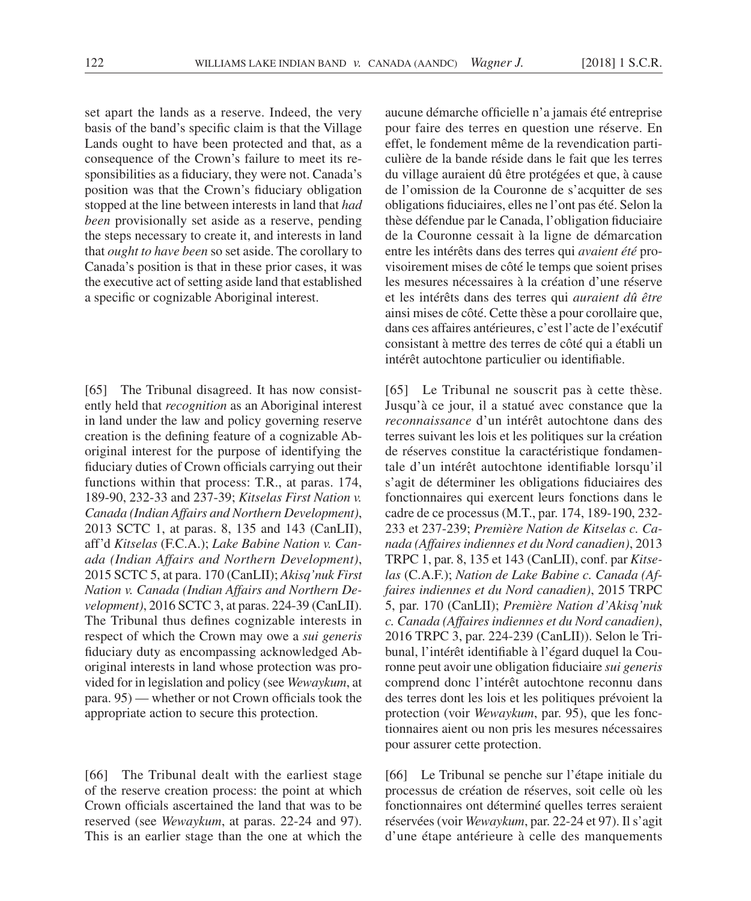set apart the lands as a reserve. Indeed, the very basis of the band's specific claim is that the Village Lands ought to have been protected and that, as a consequence of the Crown's failure to meet its responsibilities as a fiduciary, they were not. Canada's position was that the Crown's fiduciary obligation stopped at the line between interests in land that *had been* provisionally set aside as a reserve, pending the steps necessary to create it, and interests in land that *ought to have been* so set aside. The corollary to Canada's position is that in these prior cases, it was the executive act of setting aside land that established a specific or cognizable Aboriginal interest.

[65] The Tribunal disagreed. It has now consistently held that *recognition* as an Aboriginal interest in land under the law and policy governing reserve creation is the defining feature of a cognizable Aboriginal interest for the purpose of identifying the fiduciary duties of Crown officials carrying out their functions within that process: T.R., at paras. 174, 189-90, 232-33 and 237-39; *Kitselas First Nation v. Canada (Indian Affairs and Northern Development)*, 2013 SCTC 1, at paras. 8, 135 and 143 (CanLII), aff'd *Kitselas* (F.C.A.); *Lake Babine Nation v. Canada (Indian Affairs and Northern Development)*, 2015 SCTC 5, at para. 170 (CanLII); *Akisq'nuk First Nation v. Canada (Indian Affairs and Northern Development)*, 2016 SCTC 3, at paras. 224-39 (CanLII). The Tribunal thus defines cognizable interests in respect of which the Crown may owe a *sui generis* fiduciary duty as encompassing acknowledged Aboriginal interests in land whose protection was provided for in legislation and policy (see *Wewaykum*, at para. 95) — whether or not Crown officials took the appropriate action to secure this protection.

[66] The Tribunal dealt with the earliest stage of the reserve creation process: the point at which Crown officials ascertained the land that was to be reserved (see *Wewaykum*, at paras. 22-24 and 97). This is an earlier stage than the one at which the

aucune démarche officielle n'a jamais été entreprise pour faire des terres en question une réserve. En effet, le fondement même de la revendication particulière de la bande réside dans le fait que les terres du village auraient dû être protégées et que, à cause de l'omission de la Couronne de s'acquitter de ses obligations fiduciaires, elles ne l'ont pas été. Selon la thèse défendue par le Canada, l'obligation fiduciaire de la Couronne cessait à la ligne de démarcation entre les intérêts dans des terres qui *avaient été* provisoirement mises de côté le temps que soient prises les mesures nécessaires à la création d'une réserve et les intérêts dans des terres qui *auraient dû être* ainsi mises de côté. Cette thèse a pour corollaire que, dans ces affaires antérieures, c'est l'acte de l'exécutif consistant à mettre des terres de côté qui a établi un intérêt autochtone particulier ou identifiable.

[65] Le Tribunal ne souscrit pas à cette thèse. Jusqu'à ce jour, il a statué avec constance que la *reconnaissance* d'un intérêt autochtone dans des terres suivant les lois et les politiques sur la création de réserves constitue la caractéristique fondamentale d'un intérêt autochtone identifiable lorsqu'il s'agit de déterminer les obligations fiduciaires des fonctionnaires qui exercent leurs fonctions dans le cadre de ce processus (M.T., par. 174, 189-190, 232-233 et 237-239; *Première Nation de Kitselas c. Canada (Affaires indiennes et du Nord canadien)*, 2013 TRPC 1, par. 8, 135 et 143 (CanLII), conf. par *Kitselas* (C.A.F.); *Nation de Lake Babine c. Canada (Affaires indiennes et du Nord canadien)*, 2015 TRPC 5, par. 170 (CanLII); *Première Nation d'Akisq'nuk c. Canada (Affaires indiennes et du Nord canadien)*, 2016 TRPC 3, par. 224-239 (CanLII)). Selon le Tribunal, l'intérêt identifiable à l'égard duquel la Couronne peut avoir une obligation fiduciaire *sui generis* comprend donc l'intérêt autochtone reconnu dans des terres dont les lois et les politiques prévoient la protection (voir *Wewaykum*, par. 95), que les fonctionnaires aient ou non pris les mesures nécessaires pour assurer cette protection.

[66] Le Tribunal se penche sur l'étape initiale du processus de création de réserves, soit celle où les fonctionnaires ont déterminé quelles terres seraient réservées (voir *Wewaykum*, par. 22-24 et 97). Il s'agit d'une étape antérieure à celle des manquements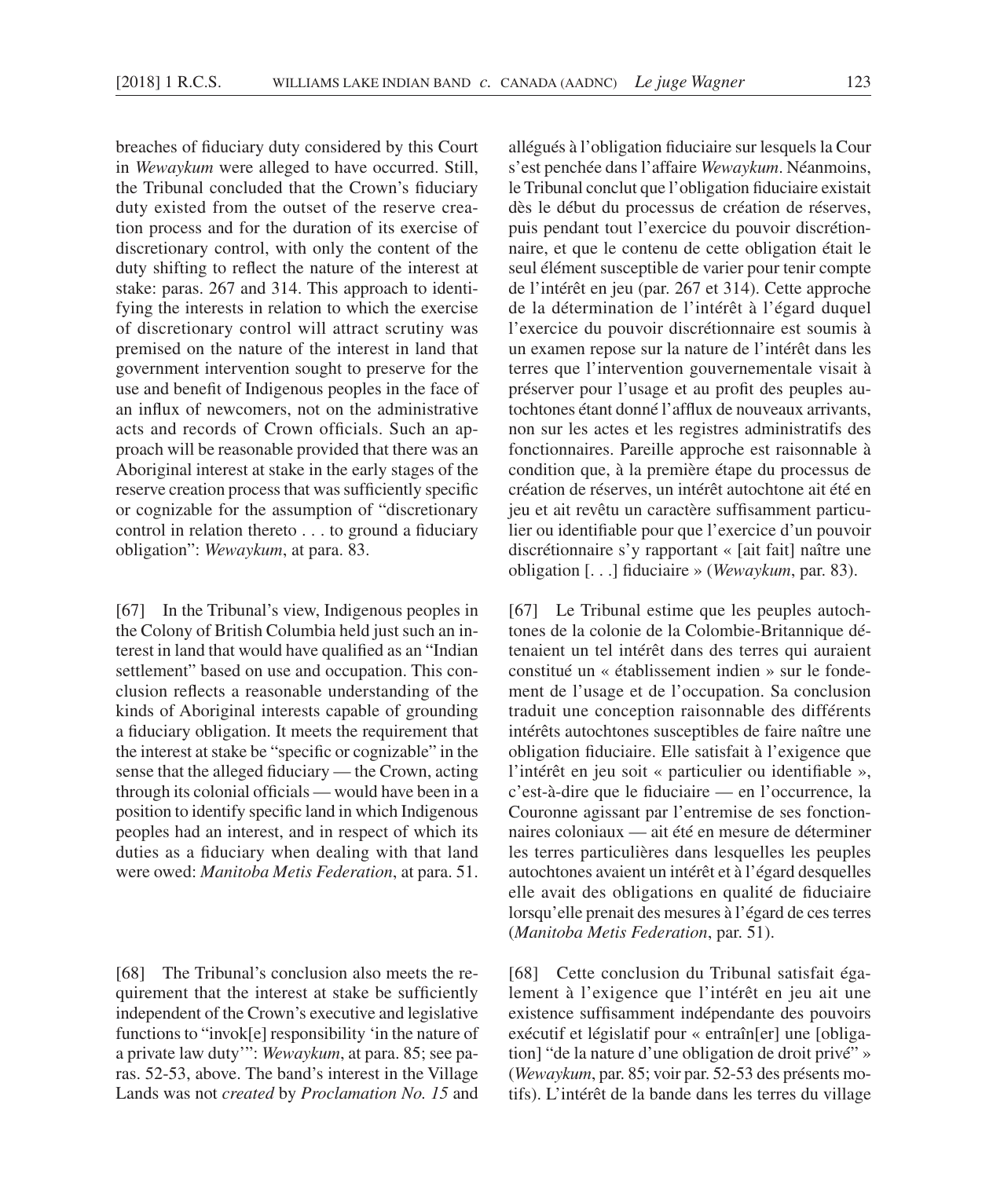breaches of fiduciary duty considered by this Court in *Wewaykum* were alleged to have occurred. Still, the Tribunal concluded that the Crown's fiduciary duty existed from the outset of the reserve creation process and for the duration of its exercise of discretionary control, with only the content of the duty shifting to reflect the nature of the interest at stake: paras. 267 and 314. This approach to identifying the interests in relation to which the exercise of discretionary control will attract scrutiny was premised on the nature of the interest in land that government intervention sought to preserve for the use and benefit of Indigenous peoples in the face of an influx of newcomers, not on the administrative acts and records of Crown officials. Such an approach will be reasonable provided that there was an Aboriginal interest at stake in the early stages of the reserve creation process that was sufficiently specific or cognizable for the assumption of "discretionary control in relation thereto . . . to ground a fiduciary obligation": *Wewaykum*, at para. 83.

[67] In the Tribunal's view, Indigenous peoples in the Colony of British Columbia held just such an interest in land that would have qualified as an "Indian settlement" based on use and occupation. This conclusion reflects a reasonable understanding of the kinds of Aboriginal interests capable of grounding a fiduciary obligation. It meets the requirement that the interest at stake be "specific or cognizable" in the sense that the alleged fiduciary — the Crown, acting through its colonial officials — would have been in a position to identify specific land in which Indigenous peoples had an interest, and in respect of which its duties as a fiduciary when dealing with that land were owed: *Manitoba Metis Federation*, at para. 51.

[68] The Tribunal's conclusion also meets the requirement that the interest at stake be sufficiently independent of the Crown's executive and legislative functions to "invok[e] responsibility 'in the nature of a private law duty'": *Wewaykum*, at para. 85; see paras. 52-53, above. The band's interest in the Village Lands was not *created* by *Proclamation No. 15* and

allégués à l'obligation fiduciaire sur lesquels la Cour s'est penchée dans l'affaire *Wewaykum*. Néanmoins, le Tribunal conclut que l'obligation fiduciaire existait dès le début du processus de création de réserves, puis pendant tout l'exercice du pouvoir discrétionnaire, et que le contenu de cette obligation était le seul élément susceptible de varier pour tenir compte de l'intérêt en jeu (par. 267 et 314). Cette approche de la détermination de l'intérêt à l'égard duquel l'exercice du pouvoir discrétionnaire est soumis à un examen repose sur la nature de l'intérêt dans les terres que l'intervention gouvernementale visait à préserver pour l'usage et au profit des peuples autochtones étant donné l'afflux de nouveaux arrivants, non sur les actes et les registres administratifs des fonctionnaires. Pareille approche est raisonnable à condition que, à la première étape du processus de création de réserves, un intérêt autochtone ait été en jeu et ait revêtu un caractère suffisamment particulier ou identifiable pour que l'exercice d'un pouvoir discrétionnaire s'y rapportant « [ait fait] naître une obligation [. . .] fiduciaire » (*Wewaykum*, par. 83).

[67] Le Tribunal estime que les peuples autochtones de la colonie de la Colombie-Britannique détenaient un tel intérêt dans des terres qui auraient constitué un « établissement indien » sur le fondement de l'usage et de l'occupation. Sa conclusion traduit une conception raisonnable des différents intérêts autochtones susceptibles de faire naître une obligation fiduciaire. Elle satisfait à l'exigence que l'intérêt en jeu soit « particulier ou identifiable », c'est-à-dire que le fiduciaire — en l'occurrence, la Couronne agissant par l'entremise de ses fonctionnaires coloniaux — ait été en mesure de déterminer les terres particulières dans lesquelles les peuples autochtones avaient un intérêt et à l'égard desquelles elle avait des obligations en qualité de fiduciaire lorsqu'elle prenait des mesures à l'égard de ces terres (*Manitoba Metis Federation*, par. 51).

[68] Cette conclusion du Tribunal satisfait également à l'exigence que l'intérêt en jeu ait une existence suffisamment indépendante des pouvoirs exécutif et législatif pour « entraîn[er] une [obligation] "de la nature d'une obligation de droit privé" » (*Wewaykum*, par. 85; voir par. 52-53 des présents motifs). L'intérêt de la bande dans les terres du village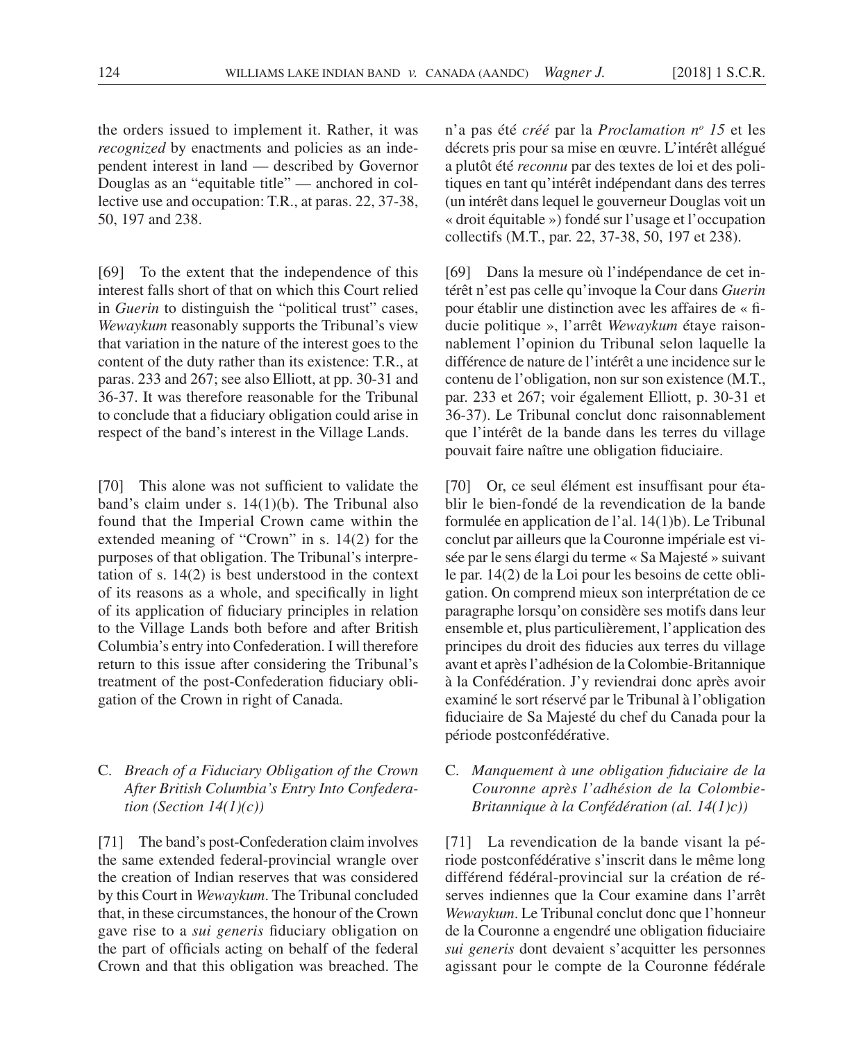the orders issued to implement it. Rather, it was *recognized* by enactments and policies as an independent interest in land — described by Governor Douglas as an "equitable title" — anchored in collective use and occupation: T.R., at paras. 22, 37-38, 50, 197 and 238.

[69] To the extent that the independence of this interest falls short of that on which this Court relied in *Guerin* to distinguish the "political trust" cases, *Wewaykum* reasonably supports the Tribunal's view that variation in the nature of the interest goes to the content of the duty rather than its existence: T.R., at paras. 233 and 267; see also Elliott, at pp. 30-31 and 36-37. It was therefore reasonable for the Tribunal to conclude that a fiduciary obligation could arise in respect of the band's interest in the Village Lands.

[70] This alone was not sufficient to validate the band's claim under s. 14(1)(b). The Tribunal also found that the Imperial Crown came within the extended meaning of "Crown" in s. 14(2) for the purposes of that obligation. The Tribunal's interpretation of s. 14(2) is best understood in the context of its reasons as a whole, and specifically in light of its application of fiduciary principles in relation to the Village Lands both before and after British Columbia's entry into Confederation. I will therefore return to this issue after considering the Tribunal's treatment of the post-Confederation fiduciary obligation of the Crown in right of Canada.

C. *Breach of a Fiduciary Obligation of the Crown After British Columbia's Entry Into Confederation (Section 14(1)(c))*

[71] The band's post-Confederation claim involves the same extended federal-provincial wrangle over the creation of Indian reserves that was considered by this Court in *Wewaykum*. The Tribunal concluded that, in these circumstances, the honour of the Crown gave rise to a *sui generis* fiduciary obligation on the part of officials acting on behalf of the federal Crown and that this obligation was breached. The

n'a pas été *créé* par la *Proclamation n° 15* et les décrets pris pour sa mise en œuvre. L'intérêt allégué a plutôt été *reconnu* par des textes de loi et des politiques en tant qu'intérêt indépendant dans des terres (un intérêt dans lequel le gouverneur Douglas voit un « droit équitable ») fondé sur l'usage et l'occupation collectifs (M.T., par. 22, 37-38, 50, 197 et 238).

[69] Dans la mesure où l'indépendance de cet intérêt n'est pas celle qu'invoque la Cour dans *Guerin* pour établir une distinction avec les affaires de « fiducie politique », l'arrêt *Wewaykum* étaye raisonnablement l'opinion du Tribunal selon laquelle la différence de nature de l'intérêt a une incidence sur le contenu de l'obligation, non sur son existence (M.T., par. 233 et 267; voir également Elliott, p. 30-31 et 36-37). Le Tribunal conclut donc raisonnablement que l'intérêt de la bande dans les terres du village pouvait faire naître une obligation fiduciaire.

[70] Or, ce seul élément est insuffisant pour établir le bien-fondé de la revendication de la bande formulée en application de l'al. 14(1)b). Le Tribunal conclut par ailleurs que la Couronne impériale est visée par le sens élargi du terme « Sa Majesté » suivant le par. 14(2) de la Loi pour les besoins de cette obligation. On comprend mieux son interprétation de ce paragraphe lorsqu'on considère ses motifs dans leur ensemble et, plus particulièrement, l'application des principes du droit des fiducies aux terres du village avant et après l'adhésion de la Colombie-Britannique à la Confédération. J'y reviendrai donc après avoir examiné le sort réservé par le Tribunal à l'obligation fiduciaire de Sa Majesté du chef du Canada pour la période postconfédérative.

C. *Manquement à une obligation fiduciaire de la Couronne après l'adhésion de la Colombie-Britannique à la Confédération (al. 14(1)c))*

[71] La revendication de la bande visant la période postconfédérative s'inscrit dans le même long différend fédéral-provincial sur la création de réserves indiennes que la Cour examine dans l'arrêt *Wewaykum*. Le Tribunal conclut donc que l'honneur de la Couronne a engendré une obligation fiduciaire *sui generis* dont devaient s'acquitter les personnes agissant pour le compte de la Couronne fédérale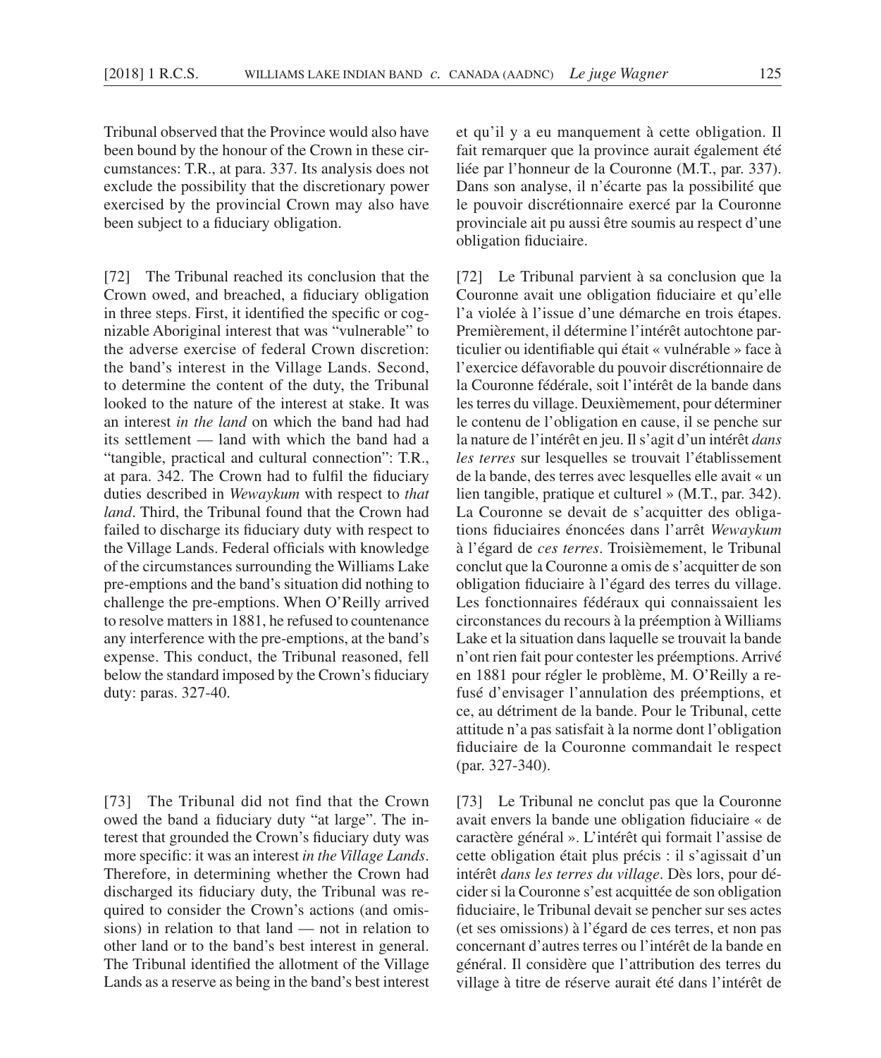Tribunal observed that the Province would also have been bound by the honour of the Crown in these circumstances: T.R., at para. 337. Its analysis does not exclude the possibility that the discretionary power exercised by the provincial Crown may also have been subject to a fiduciary obligation.

[72] The Tribunal reached its conclusion that the Crown owed, and breached, a fiduciary obligation in three steps. First, it identified the specific or cognizable Aboriginal interest that was "vulnerable" to the adverse exercise of federal Crown discretion: the band's interest in the Village Lands. Second, to determine the content of the duty, the Tribunal looked to the nature of the interest at stake. It was an interest *in the land* on which the band had had its settlement — land with which the band had a "tangible, practical and cultural connection": T.R., at para. 342. The Crown had to fulfil the fiduciary duties described in *Wewaykum* with respect to *that land*. Third, the Tribunal found that the Crown had failed to discharge its fiduciary duty with respect to the Village Lands. Federal officials with knowledge of the circumstances surrounding the Williams Lake pre-emptions and the band's situation did nothing to challenge the pre-emptions. When O'Reilly arrived to resolve matters in 1881, he refused to countenance any interference with the pre-emptions, at the band's expense. This conduct, the Tribunal reasoned, fell below the standard imposed by the Crown's fiduciary duty: paras. 327-40.

[73] The Tribunal did not find that the Crown owed the band a fiduciary duty "at large". The interest that grounded the Crown's fiduciary duty was more specific: it was an interest *in the Village Lands*. Therefore, in determining whether the Crown had discharged its fiduciary duty, the Tribunal was required to consider the Crown's actions (and omissions) in relation to that land — not in relation to other land or to the band's best interest in general. The Tribunal identified the allotment of the Village Lands as a reserve as being in the band's best interest

et qu'il y a eu manquement à cette obligation. Il fait remarquer que la province aurait également été liée par l'honneur de la Couronne (M.T., par. 337). Dans son analyse, il n'écarte pas la possibilité que le pouvoir discrétionnaire exercé par la Couronne provinciale ait pu aussi être soumis au respect d'une obligation fiduciaire.

[72] Le Tribunal parvient à sa conclusion que la Couronne avait une obligation fiduciaire et qu'elle l'a violée à l'issue d'une démarche en trois étapes. Premièrement, il détermine l'intérêt autochtone particulier ou identifiable qui était « vulnérable » face à l'exercice défavorable du pouvoir discrétionnaire de la Couronne fédérale, soit l'intérêt de la bande dans les terres du village. Deuxièmement, pour déterminer le contenu de l'obligation en cause, il se penche sur la nature de l'intérêt en jeu. Il s'agit d'un intérêt *dans les terres* sur lesquelles se trouvait l'établissement de la bande, des terres avec lesquelles elle avait « un lien tangible, pratique et culturel » (M.T., par. 342). La Couronne se devait de s'acquitter des obligations fiduciaires énoncées dans l'arrêt *Wewaykum* à l'égard de *ces terres*. Troisièmement, le Tribunal conclut que la Couronne a omis de s'acquitter de son obligation fiduciaire à l'égard des terres du village. Les fonctionnaires fédéraux qui connaissaient les circonstances du recours à la préemption à Williams Lake et la situation dans laquelle se trouvait la bande n'ont rien fait pour contester les préemptions. Arrivé en 1881 pour régler le problème, M. O'Reilly a refusé d'envisager l'annulation des préemptions, et ce, au détriment de la bande. Pour le Tribunal, cette attitude n'a pas satisfait à la norme dont l'obligation fiduciaire de la Couronne commandait le respect (par. 327-340).

[73] Le Tribunal ne conclut pas que la Couronne avait envers la bande une obligation fiduciaire « de caractère général ». L'intérêt qui formait l'assise de cette obligation était plus précis : il s'agissait d'un intérêt *dans les terres du village*. Dès lors, pour décider si la Couronne s'est acquittée de son obligation fiduciaire, le Tribunal devait se pencher sur ses actes (et ses omissions) à l'égard de ces terres, et non pas concernant d'autres terres ou l'intérêt de la bande en général. Il considère que l'attribution des terres du village à titre de réserve aurait été dans l'intérêt de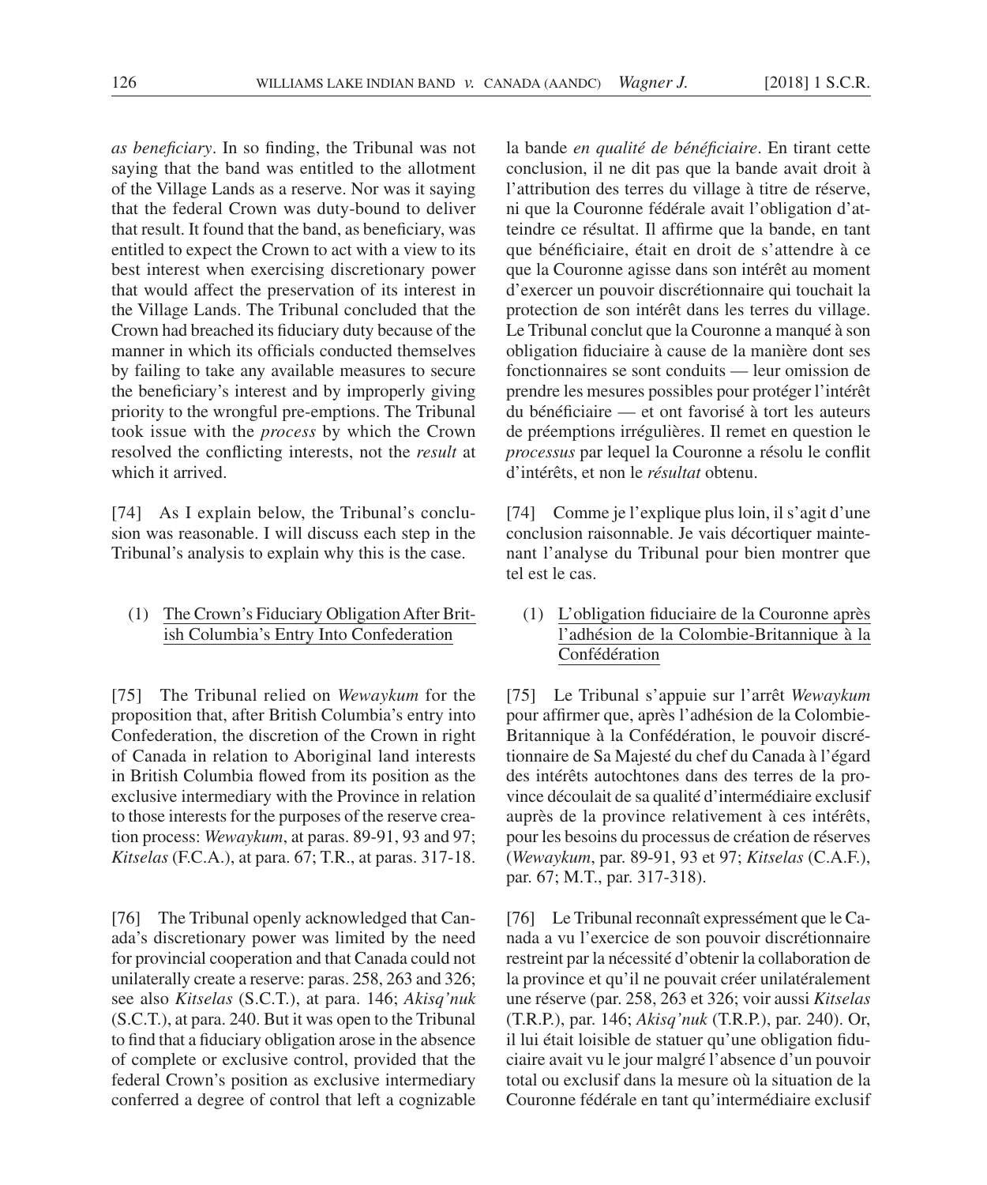*as beneficiary*. In so finding, the Tribunal was not saying that the band was entitled to the allotment of the Village Lands as a reserve. Nor was it saying that the federal Crown was duty-bound to deliver that result. It found that the band, as beneficiary, was entitled to expect the Crown to act with a view to its best interest when exercising discretionary power that would affect the preservation of its interest in the Village Lands. The Tribunal concluded that the Crown had breached its fiduciary duty because of the manner in which its officials conducted themselves by failing to take any available measures to secure the beneficiary's interest and by improperly giving priority to the wrongful pre-emptions. The Tribunal took issue with the *process* by which the Crown resolved the conflicting interests, not the *result* at which it arrived.

[74] As I explain below, the Tribunal's conclusion was reasonable. I will discuss each step in the Tribunal's analysis to explain why this is the case.

### (1) The Crown's Fiduciary Obligation After British Columbia's Entry Into Confederation

[75] The Tribunal relied on *Wewaykum* for the proposition that, after British Columbia's entry into Confederation, the discretion of the Crown in right of Canada in relation to Aboriginal land interests in British Columbia flowed from its position as the exclusive intermediary with the Province in relation to those interests for the purposes of the reserve creation process: *Wewaykum*, at paras. 89-91, 93 and 97; *Kitselas* (F.C.A.), at para. 67; T.R., at paras. 317-18.

[76] The Tribunal openly acknowledged that Canada's discretionary power was limited by the need for provincial cooperation and that Canada could not unilaterally create a reserve: paras. 258, 263 and 326; see also *Kitselas* (S.C.T.), at para. 146; *Akisq'nuk* (S.C.T.), at para. 240. But it was open to the Tribunal to find that a fiduciary obligation arose in the absence of complete or exclusive control, provided that the federal Crown's position as exclusive intermediary conferred a degree of control that left a cognizable

la bande *en qualité de bénéficiaire*. En tirant cette conclusion, il ne dit pas que la bande avait droit à l'attribution des terres du village à titre de réserve, ni que la Couronne fédérale avait l'obligation d'atteindre ce résultat. Il affirme que la bande, en tant que bénéficiaire, était en droit de s'attendre à ce que la Couronne agisse dans son intérêt au moment d'exercer un pouvoir discrétionnaire qui touchait la protection de son intérêt dans les terres du village. Le Tribunal conclut que la Couronne a manqué à son obligation fiduciaire à cause de la manière dont ses fonctionnaires se sont conduits — leur omission de prendre les mesures possibles pour protéger l'intérêt du bénéficiaire — et ont favorisé à tort les auteurs de préemptions irrégulières. Il remet en question le *processus* par lequel la Couronne a résolu le conflit d'intérêts, et non le *résultat* obtenu.

[74] Comme je l'explique plus loin, il s'agit d'une conclusion raisonnable. Je vais décortiquer maintenant l'analyse du Tribunal pour bien montrer que tel est le cas.

### (1) L'obligation fiduciaire de la Couronne après l'adhésion de la Colombie-Britannique à la Confédération

[75] Le Tribunal s'appuie sur l'arrêt *Wewaykum* pour affirmer que, après l'adhésion de la Colombie-Britannique à la Confédération, le pouvoir discrétionnaire de Sa Majesté du chef du Canada à l'égard des intérêts autochtones dans des terres de la province découlait de sa qualité d'intermédiaire exclusif auprès de la province relativement à ces intérêts, pour les besoins du processus de création de réserves (*Wewaykum*, par. 89-91, 93 et 97; *Kitselas* (C.A.F.), par. 67; M.T., par. 317-318).

[76] Le Tribunal reconnaît expressément que le Canada a vu l'exercice de son pouvoir discrétionnaire restreint par la nécessité d'obtenir la collaboration de la province et qu'il ne pouvait créer unilatéralement une réserve (par. 258, 263 et 326; voir aussi *Kitselas* (T.R.P.), par. 146; *Akisq'nuk* (T.R.P.), par. 240). Or, il lui était loisible de statuer qu'une obligation fiduciaire avait vu le jour malgré l'absence d'un pouvoir total ou exclusif dans la mesure où la situation de la Couronne fédérale en tant qu'intermédiaire exclusif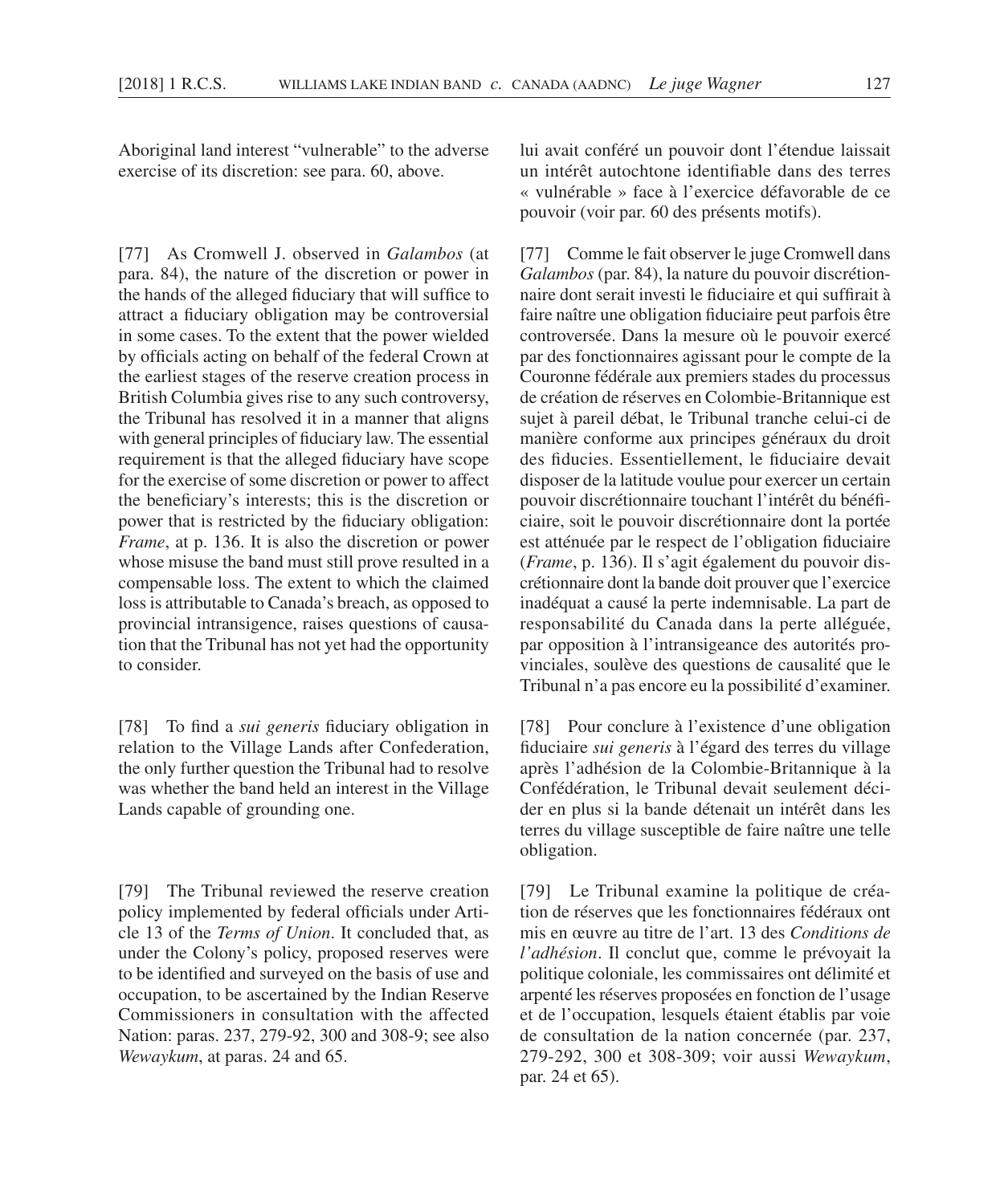Aboriginal land interest "vulnerable" to the adverse exercise of its discretion: see para. 60, above.

lui avait conféré un pouvoir dont l'étendue laissait un intérêt autochtone identifiable dans des terres « vulnérable » face à l'exercice défavorable de ce pouvoir (voir par. 60 des présents motifs).

[77] As Cromwell J. observed in *Galambos* (at para. 84), the nature of the discretion or power in the hands of the alleged fiduciary that will suffice to attract a fiduciary obligation may be controversial in some cases. To the extent that the power wielded by officials acting on behalf of the federal Crown at the earliest stages of the reserve creation process in British Columbia gives rise to any such controversy, the Tribunal has resolved it in a manner that aligns with general principles of fiduciary law. The essential requirement is that the alleged fiduciary have scope for the exercise of some discretion or power to affect the beneficiary's interests; this is the discretion or power that is restricted by the fiduciary obligation: *Frame*, at p. 136. It is also the discretion or power whose misuse the band must still prove resulted in a compensable loss. The extent to which the claimed loss is attributable to Canada's breach, as opposed to provincial intransigence, raises questions of causation that the Tribunal has not yet had the opportunity to consider.

[77] Comme le fait observer le juge Cromwell dans *Galambos* (par. 84), la nature du pouvoir discrétionnaire dont serait investi le fiduciaire et qui suffirait à faire naître une obligation fiduciaire peut parfois être controversée. Dans la mesure où le pouvoir exercé par des fonctionnaires agissant pour le compte de la Couronne fédérale aux premiers stades du processus de création de réserves en Colombie-Britannique est sujet à pareil débat, le Tribunal tranche celui-ci de manière conforme aux principes généraux du droit des fiducies. Essentiellement, le fiduciaire devait disposer de la latitude voulue pour exercer un certain pouvoir discrétionnaire touchant l'intérêt du bénéficiaire, soit le pouvoir discrétionnaire dont la portée est atténuée par le respect de l'obligation fiduciaire (*Frame*, p. 136). Il s'agit également du pouvoir discrétionnaire dont la bande doit prouver que l'exercice inadéquat a causé la perte indemnisable. La part de responsabilité du Canada dans la perte alléguée, par opposition à l'intransigeance des autorités provinciales, soulève des questions de causalité que le Tribunal n'a pas encore eu la possibilité d'examiner.

[78] To find a *sui generis* fiduciary obligation in relation to the Village Lands after Confederation, the only further question the Tribunal had to resolve was whether the band held an interest in the Village Lands capable of grounding one.

[78] Pour conclure à l'existence d'une obligation fiduciaire *sui generis* à l'égard des terres du village après l'adhésion de la Colombie-Britannique à la Confédération, le Tribunal devait seulement décider en plus si la bande détenait un intérêt dans les terres du village susceptible de faire naître une telle obligation.

[79] The Tribunal reviewed the reserve creation policy implemented by federal officials under Article 13 of the *Terms of Union*. It concluded that, as under the Colony's policy, proposed reserves were to be identified and surveyed on the basis of use and occupation, to be ascertained by the Indian Reserve Commissioners in consultation with the affected Nation: paras. 237, 279-92, 300 and 308-9; see also *Wewaykum*, at paras. 24 and 65.

[79] Le Tribunal examine la politique de création de réserves que les fonctionnaires fédéraux ont mis en œuvre au titre de l'art. 13 des *Conditions de l'adhésion*. Il conclut que, comme le prévoyait la politique coloniale, les commissaires ont délimité et arpenté les réserves proposées en fonction de l'usage et de l'occupation, lesquels étaient établis par voie de consultation de la nation concernée (par. 237, 279-292, 300 et 308-309; voir aussi *Wewaykum*, par. 24 et 65).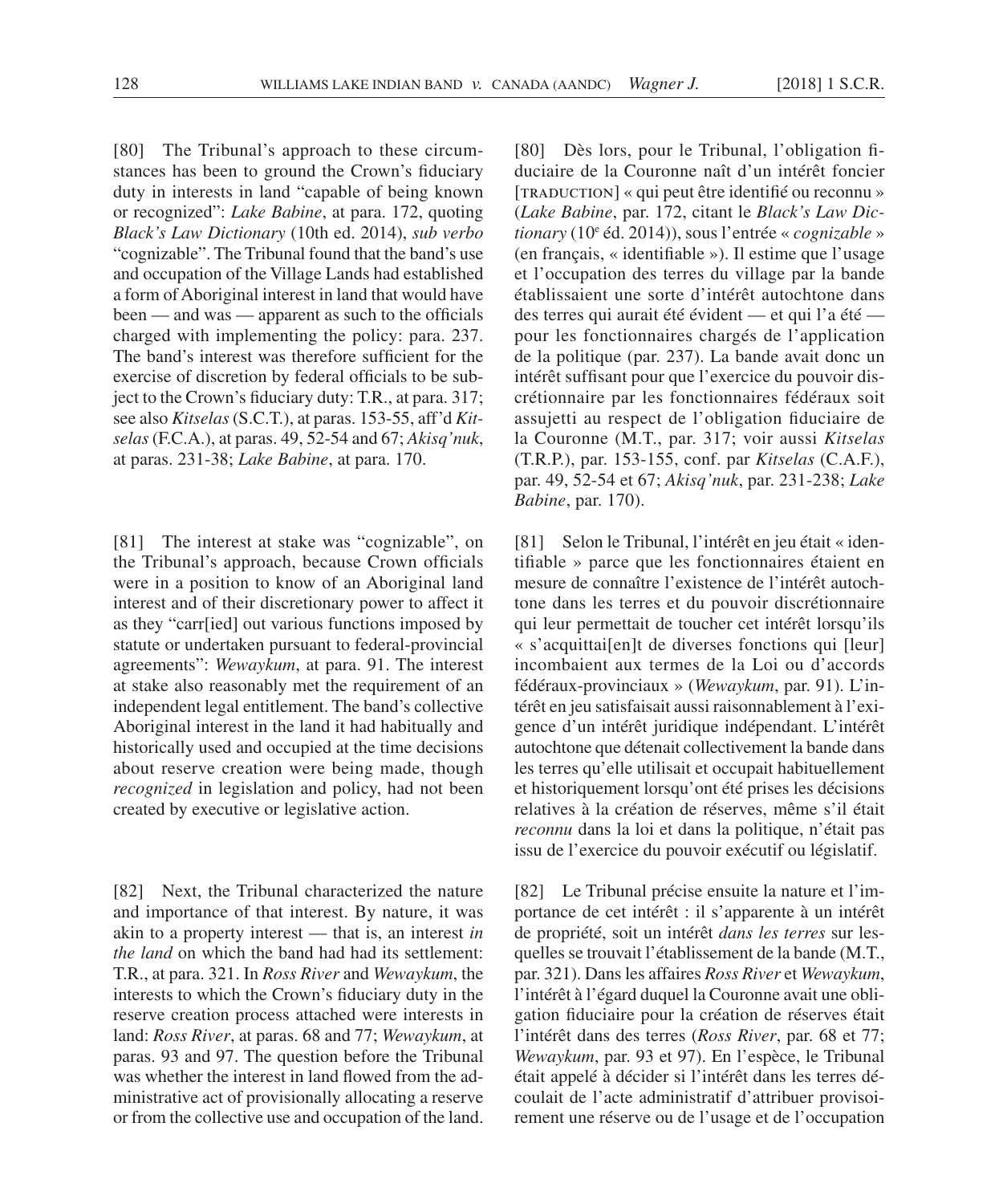[80] The Tribunal's approach to these circumstances has been to ground the Crown's fiduciary duty in interests in land "capable of being known or recognized": *Lake Babine*, at para. 172, quoting *Black's Law Dictionary* (10th ed. 2014), *sub verbo* "cognizable". The Tribunal found that the band's use and occupation of the Village Lands had established a form of Aboriginal interest in land that would have been — and was — apparent as such to the officials charged with implementing the policy: para. 237. The band's interest was therefore sufficient for the exercise of discretion by federal officials to be subject to the Crown's fiduciary duty: T.R., at para. 317; see also *Kitselas* (S.C.T.), at paras. 153-55, aff'd *Kitselas* (F.C.A.), at paras. 49, 52-54 and 67; *Akisq'nuk*, at paras. 231-38; *Lake Babine*, at para. 170.

[81] The interest at stake was "cognizable", on the Tribunal's approach, because Crown officials were in a position to know of an Aboriginal land interest and of their discretionary power to affect it as they "carr[ied] out various functions imposed by statute or undertaken pursuant to federal-provincial agreements": *Wewaykum*, at para. 91. The interest at stake also reasonably met the requirement of an independent legal entitlement. The band's collective Aboriginal interest in the land it had habitually and historically used and occupied at the time decisions about reserve creation were being made, though *recognized* in legislation and policy, had not been created by executive or legislative action.

[82] Next, the Tribunal characterized the nature and importance of that interest. By nature, it was akin to a property interest — that is, an interest *in the land* on which the band had had its settlement: T.R., at para. 321. In *Ross River* and *Wewaykum*, the interests to which the Crown's fiduciary duty in the reserve creation process attached were interests in land: *Ross River*, at paras. 68 and 77; *Wewaykum*, at paras. 93 and 97. The question before the Tribunal was whether the interest in land flowed from the administrative act of provisionally allocating a reserve or from the collective use and occupation of the land.

[80] Dès lors, pour le Tribunal, l'obligation fiduciaire de la Couronne naît d'un intérêt foncier [TRADUCTION] « qui peut être identifié ou reconnu » (*Lake Babine*, par. 172, citant le *Black's Law Dictionary* (10e éd. 2014)), sous l'entrée « *cognizable* » (en français, « identifiable »). Il estime que l'usage et l'occupation des terres du village par la bande établissaient une sorte d'intérêt autochtone dans des terres qui aurait été évident — et qui l'a été — pour les fonctionnaires chargés de l'application de la politique (par. 237). La bande avait donc un intérêt suffisant pour que l'exercice du pouvoir discrétionnaire par les fonctionnaires fédéraux soit assujetti au respect de l'obligation fiduciaire de la Couronne (M.T., par. 317; voir aussi *Kitselas* (T.R.P.), par. 153-155, conf. par *Kitselas* (C.A.F.), par. 49, 52-54 et 67; *Akisq'nuk*, par. 231-238; *Lake Babine*, par. 170).

[81] Selon le Tribunal, l'intérêt en jeu était « identifiable » parce que les fonctionnaires étaient en mesure de connaître l'existence de l'intérêt autochtone dans les terres et du pouvoir discrétionnaire qui leur permettait de toucher cet intérêt lorsqu'ils « s'acquittai[en]t de diverses fonctions qui [leur] incombaient aux termes de la Loi ou d'accords fédéraux-provinciaux » (*Wewaykum*, par. 91). L'intérêt en jeu satisfaisait aussi raisonnablement à l'exigence d'un intérêt juridique indépendant. L'intérêt autochtone que détenait collectivement la bande dans les terres qu'elle utilisait et occupait habituellement et historiquement lorsqu'ont été prises les décisions relatives à la création de réserves, même s'il était *reconnu* dans la loi et dans la politique, n'était pas issu de l'exercice du pouvoir exécutif ou législatif.

[82] Le Tribunal précise ensuite la nature et l'importance de cet intérêt : il s'apparente à un intérêt de propriété, soit un intérêt *dans les terres* sur lesquelles se trouvait l'établissement de la bande (M.T., par. 321). Dans les affaires *Ross River* et *Wewaykum*, l'intérêt à l'égard duquel la Couronne avait une obligation fiduciaire pour la création de réserves était l'intérêt dans des terres (*Ross River*, par. 68 et 77; *Wewaykum*, par. 93 et 97). En l'espèce, le Tribunal était appelé à décider si l'intérêt dans les terres découlait de l'acte administratif d'attribuer provisoirement une réserve ou de l'usage et de l'occupation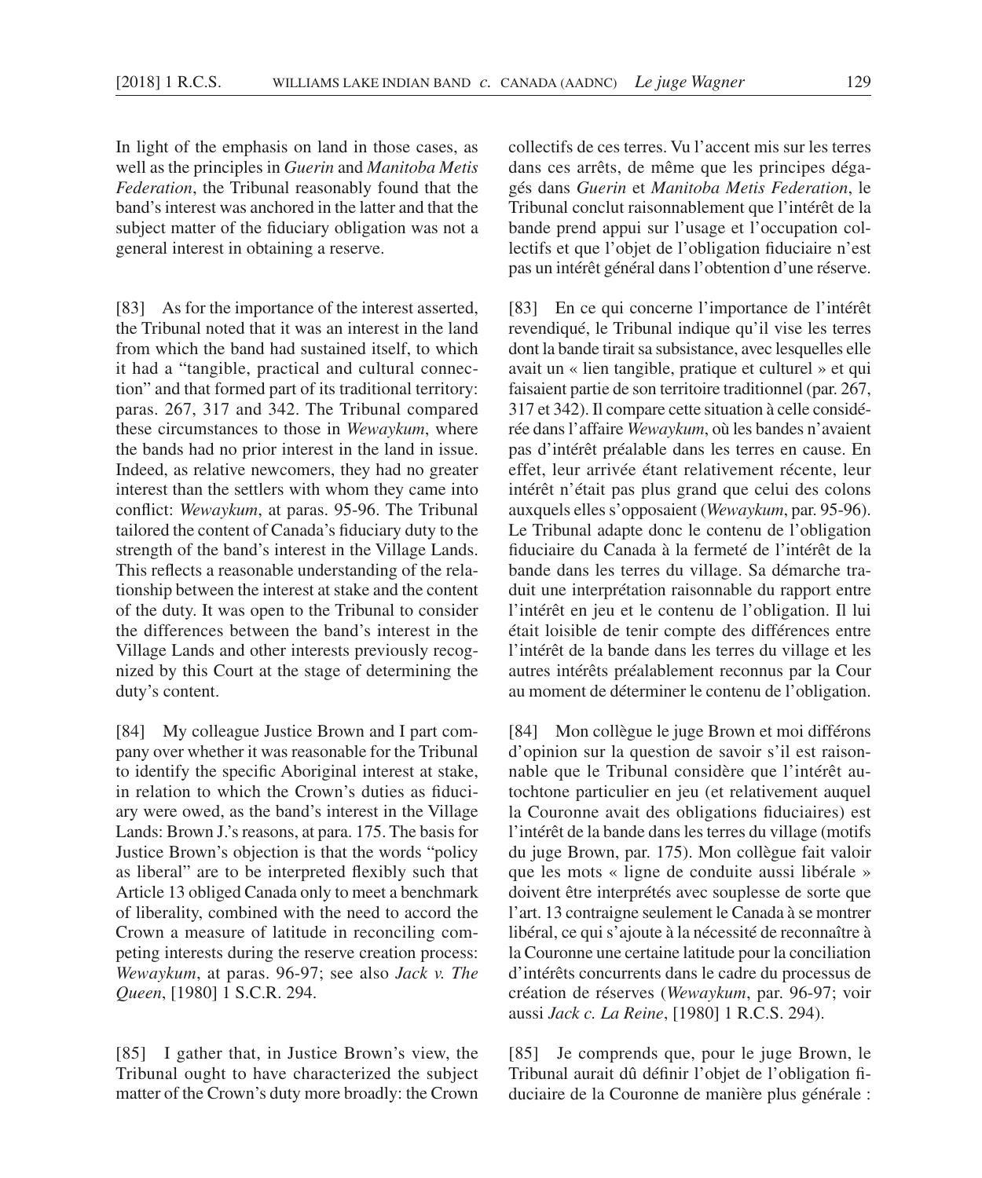In light of the emphasis on land in those cases, as well as the principles in *Guerin* and *Manitoba Metis Federation*, the Tribunal reasonably found that the band's interest was anchored in the latter and that the subject matter of the fiduciary obligation was not a general interest in obtaining a reserve.

[83] As for the importance of the interest asserted, the Tribunal noted that it was an interest in the land from which the band had sustained itself, to which it had a "tangible, practical and cultural connection" and that formed part of its traditional territory: paras. 267, 317 and 342. The Tribunal compared these circumstances to those in *Wewaykum*, where the bands had no prior interest in the land in issue. Indeed, as relative newcomers, they had no greater interest than the settlers with whom they came into conflict: *Wewaykum*, at paras. 95-96. The Tribunal tailored the content of Canada's fiduciary duty to the strength of the band's interest in the Village Lands. This reflects a reasonable understanding of the relationship between the interest at stake and the content of the duty. It was open to the Tribunal to consider the differences between the band's interest in the Village Lands and other interests previously recognized by this Court at the stage of determining the duty's content.

[84] My colleague Justice Brown and I part company over whether it was reasonable for the Tribunal to identify the specific Aboriginal interest at stake, in relation to which the Crown's duties as fiduciary were owed, as the band's interest in the Village Lands: Brown J.'s reasons, at para. 175. The basis for Justice Brown's objection is that the words "policy as liberal" are to be interpreted flexibly such that Article 13 obliged Canada only to meet a benchmark of liberality, combined with the need to accord the Crown a measure of latitude in reconciling competing interests during the reserve creation process: *Wewaykum*, at paras. 96-97; see also *Jack v. The Queen*, [1980] 1 S.C.R. 294.

[85] I gather that, in Justice Brown's view, the Tribunal ought to have characterized the subject matter of the Crown's duty more broadly: the Crown

collectifs de ces terres. Vu l'accent mis sur les terres dans ces arrêts, de même que les principes dégagés dans *Guerin* et *Manitoba Metis Federation*, le Tribunal conclut raisonnablement que l'intérêt de la bande prend appui sur l'usage et l'occupation collectifs et que l'objet de l'obligation fiduciaire n'est pas un intérêt général dans l'obtention d'une réserve.

[83] En ce qui concerne l'importance de l'intérêt revendiqué, le Tribunal indique qu'il vise les terres dont la bande tirait sa subsistance, avec lesquelles elle avait un « lien tangible, pratique et culturel » et qui faisaient partie de son territoire traditionnel (par. 267, 317 et 342). Il compare cette situation à celle considérée dans l'affaire *Wewaykum*, où les bandes n'avaient pas d'intérêt préalable dans les terres en cause. En effet, leur arrivée étant relativement récente, leur intérêt n'était pas plus grand que celui des colons auxquels elles s'opposaient (*Wewaykum*, par. 95-96). Le Tribunal adapte donc le contenu de l'obligation fiduciaire du Canada à la fermeté de l'intérêt de la bande dans les terres du village. Sa démarche traduit une interprétation raisonnable du rapport entre l'intérêt en jeu et le contenu de l'obligation. Il lui était loisible de tenir compte des différences entre l'intérêt de la bande dans les terres du village et les autres intérêts préalablement reconnus par la Cour au moment de déterminer le contenu de l'obligation.

[84] Mon collègue le juge Brown et moi différons d'opinion sur la question de savoir s'il est raisonnable que le Tribunal considère que l'intérêt autochtone particulier en jeu (et relativement auquel la Couronne avait des obligations fiduciaires) est l'intérêt de la bande dans les terres du village (motifs du juge Brown, par. 175). Mon collègue fait valoir que les mots « ligne de conduite aussi libérale » doivent être interprétés avec souplesse de sorte que l'art. 13 contraigne seulement le Canada à se montrer libéral, ce qui s'ajoute à la nécessité de reconnaître à la Couronne une certaine latitude pour la conciliation d'intérêts concurrents dans le cadre du processus de création de réserves (*Wewaykum*, par. 96-97; voir aussi *Jack c. La Reine*, [1980] 1 R.C.S. 294).

[85] Je comprends que, pour le juge Brown, le Tribunal aurait dû définir l'objet de l'obligation fiduciaire de la Couronne de manière plus générale :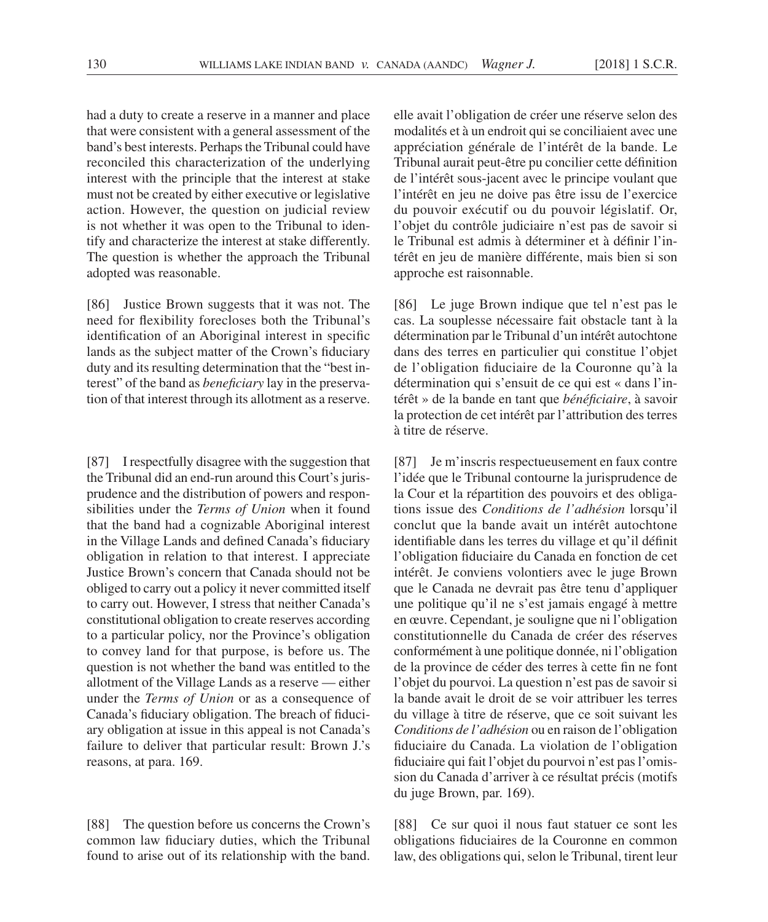had a duty to create a reserve in a manner and place that were consistent with a general assessment of the band's best interests. Perhaps the Tribunal could have reconciled this characterization of the underlying interest with the principle that the interest at stake must not be created by either executive or legislative action. However, the question on judicial review is not whether it was open to the Tribunal to identify and characterize the interest at stake differently. The question is whether the approach the Tribunal adopted was reasonable.

[86] Justice Brown suggests that it was not. The need for flexibility forecloses both the Tribunal's identification of an Aboriginal interest in specific lands as the subject matter of the Crown's fiduciary duty and its resulting determination that the "best interest" of the band as *beneficiary* lay in the preservation of that interest through its allotment as a reserve.

[87] I respectfully disagree with the suggestion that the Tribunal did an end-run around this Court's jurisprudence and the distribution of powers and responsibilities under the *Terms of Union* when it found that the band had a cognizable Aboriginal interest in the Village Lands and defined Canada's fiduciary obligation in relation to that interest. I appreciate Justice Brown's concern that Canada should not be obliged to carry out a policy it never committed itself to carry out. However, I stress that neither Canada's constitutional obligation to create reserves according to a particular policy, nor the Province's obligation to convey land for that purpose, is before us. The question is not whether the band was entitled to the allotment of the Village Lands as a reserve — either under the *Terms of Union* or as a consequence of Canada's fiduciary obligation. The breach of fiduciary obligation at issue in this appeal is not Canada's failure to deliver that particular result: Brown J.'s reasons, at para. 169.

[88] The question before us concerns the Crown's common law fiduciary duties, which the Tribunal found to arise out of its relationship with the band.

elle avait l'obligation de créer une réserve selon des modalités et à un endroit qui se conciliaient avec une appréciation générale de l'intérêt de la bande. Le Tribunal aurait peut-être pu concilier cette définition de l'intérêt sous-jacent avec le principe voulant que l'intérêt en jeu ne doive pas être issu de l'exercice du pouvoir exécutif ou du pouvoir législatif. Or, l'objet du contrôle judiciaire n'est pas de savoir si le Tribunal est admis à déterminer et à définir l'intérêt en jeu de manière différente, mais bien si son approche est raisonnable.

[86] Le juge Brown indique que tel n'est pas le cas. La souplesse nécessaire fait obstacle tant à la détermination par le Tribunal d'un intérêt autochtone dans des terres en particulier qui constitue l'objet de l'obligation fiduciaire de la Couronne qu'à la détermination qui s'ensuit de ce qui est « dans l'intérêt » de la bande en tant que *bénéficiaire*, à savoir la protection de cet intérêt par l'attribution des terres à titre de réserve.

[87] Je m'inscris respectueusement en faux contre l'idée que le Tribunal contourne la jurisprudence de la Cour et la répartition des pouvoirs et des obligations issue des *Conditions de l'adhésion* lorsqu'il conclut que la bande avait un intérêt autochtone identifiable dans les terres du village et qu'il définit l'obligation fiduciaire du Canada en fonction de cet intérêt. Je conviens volontiers avec le juge Brown que le Canada ne devrait pas être tenu d'appliquer une politique qu'il ne s'est jamais engagé à mettre en œuvre. Cependant, je souligne que ni l'obligation constitutionnelle du Canada de créer des réserves conformément à une politique donnée, ni l'obligation de la province de céder des terres à cette fin ne font l'objet du pourvoi. La question n'est pas de savoir si la bande avait le droit de se voir attribuer les terres du village à titre de réserve, que ce soit suivant les *Conditions de l'adhésion* ou en raison de l'obligation fiduciaire du Canada. La violation de l'obligation fiduciaire qui fait l'objet du pourvoi n'est pas l'omission du Canada d'arriver à ce résultat précis (motifs du juge Brown, par. 169).

[88] Ce sur quoi il nous faut statuer ce sont les obligations fiduciaires de la Couronne en common law, des obligations qui, selon le Tribunal, tirent leur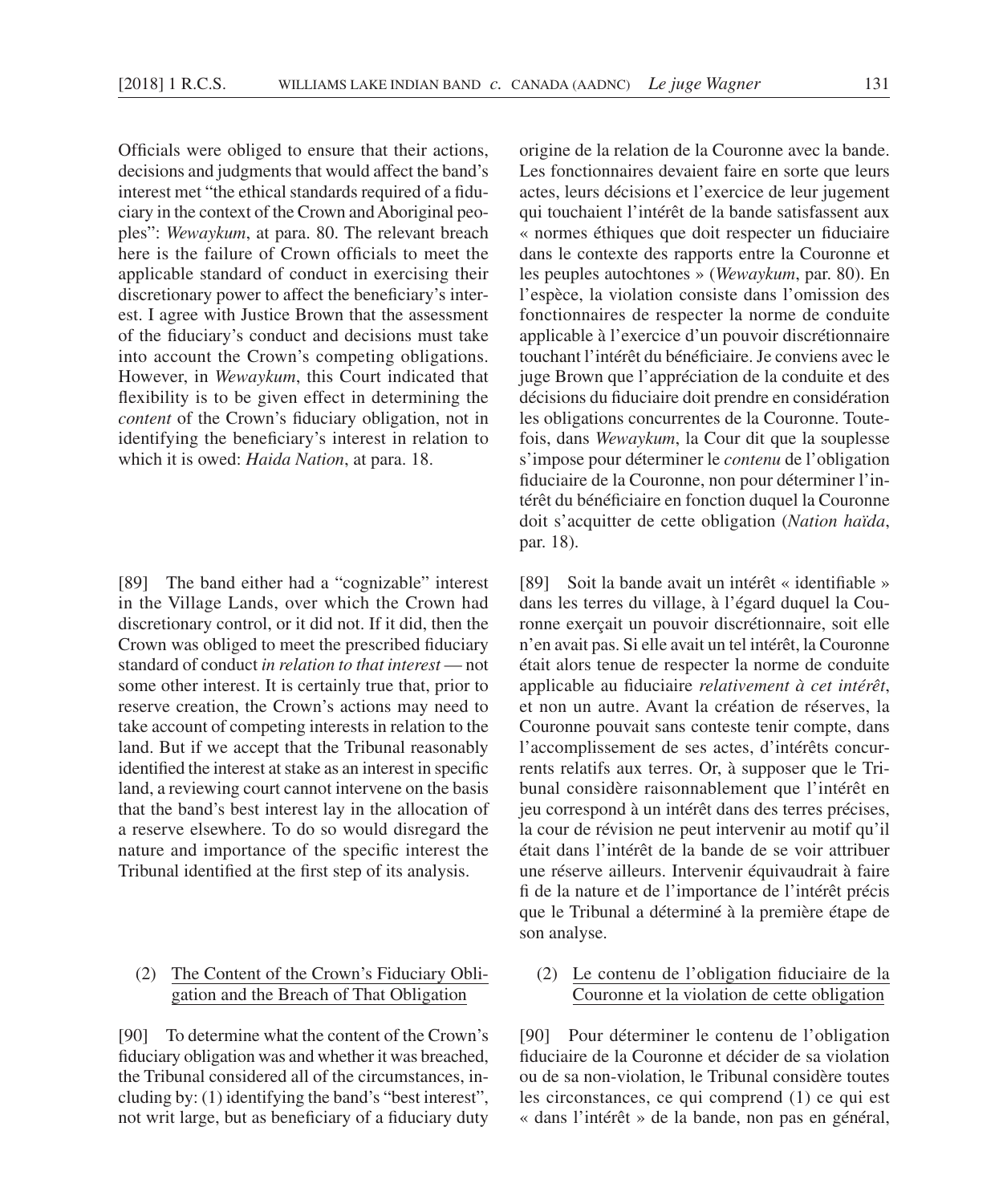Officials were obliged to ensure that their actions, decisions and judgments that would affect the band's interest met "the ethical standards required of a fiduciary in the context of the Crown and Aboriginal peoples": *Wewaykum*, at para. 80. The relevant breach here is the failure of Crown officials to meet the applicable standard of conduct in exercising their discretionary power to affect the beneficiary's interest. I agree with Justice Brown that the assessment of the fiduciary's conduct and decisions must take into account the Crown's competing obligations. However, in *Wewaykum*, this Court indicated that flexibility is to be given effect in determining the *content* of the Crown's fiduciary obligation, not in identifying the beneficiary's interest in relation to which it is owed: *Haida Nation*, at para. 18.

[89] The band either had a "cognizable" interest in the Village Lands, over which the Crown had discretionary control, or it did not. If it did, then the Crown was obliged to meet the prescribed fiduciary standard of conduct *in relation to that interest* — not some other interest. It is certainly true that, prior to reserve creation, the Crown's actions may need to take account of competing interests in relation to the land. But if we accept that the Tribunal reasonably identified the interest at stake as an interest in specific land, a reviewing court cannot intervene on the basis that the band's best interest lay in the allocation of a reserve elsewhere. To do so would disregard the nature and importance of the specific interest the Tribunal identified at the first step of its analysis.

(2) The Content of the Crown's Fiduciary Obligation and the Breach of That Obligation

[90] To determine what the content of the Crown's fiduciary obligation was and whether it was breached, the Tribunal considered all of the circumstances, including by: (1) identifying the band's "best interest", not writ large, but as beneficiary of a fiduciary duty

origine de la relation de la Couronne avec la bande. Les fonctionnaires devaient faire en sorte que leurs actes, leurs décisions et l'exercice de leur jugement qui touchaient l'intérêt de la bande satisfassent aux « normes éthiques que doit respecter un fiduciaire dans le contexte des rapports entre la Couronne et les peuples autochtones » (*Wewaykum*, par. 80). En l'espèce, la violation consiste dans l'omission des fonctionnaires de respecter la norme de conduite applicable à l'exercice d'un pouvoir discrétionnaire touchant l'intérêt du bénéficiaire. Je conviens avec le juge Brown que l'appréciation de la conduite et des décisions du fiduciaire doit prendre en considération les obligations concurrentes de la Couronne. Toutefois, dans *Wewaykum*, la Cour dit que la souplesse s'impose pour déterminer le *contenu* de l'obligation fiduciaire de la Couronne, non pour déterminer l'intérêt du bénéficiaire en fonction duquel la Couronne doit s'acquitter de cette obligation (*Nation haïda*, par. 18).

[89] Soit la bande avait un intérêt « identifiable » dans les terres du village, à l'égard duquel la Couronne exerçait un pouvoir discrétionnaire, soit elle n'en avait pas. Si elle avait un tel intérêt, la Couronne était alors tenue de respecter la norme de conduite applicable au fiduciaire *relativement à cet intérêt*, et non un autre. Avant la création de réserves, la Couronne pouvait sans conteste tenir compte, dans l'accomplissement de ses actes, d'intérêts concurrents relatifs aux terres. Or, à supposer que le Tribunal considère raisonnablement que l'intérêt en jeu correspond à un intérêt dans des terres précises, la cour de révision ne peut intervenir au motif qu'il était dans l'intérêt de la bande de se voir attribuer une réserve ailleurs. Intervenir équivaudrait à faire fi de la nature et de l'importance de l'intérêt précis que le Tribunal a déterminé à la première étape de son analyse.

(2) Le contenu de l'obligation fiduciaire de la Couronne et la violation de cette obligation

[90] Pour déterminer le contenu de l'obligation fiduciaire de la Couronne et décider de sa violation ou de sa non-violation, le Tribunal considère toutes les circonstances, ce qui comprend (1) ce qui est « dans l'intérêt » de la bande, non pas en général,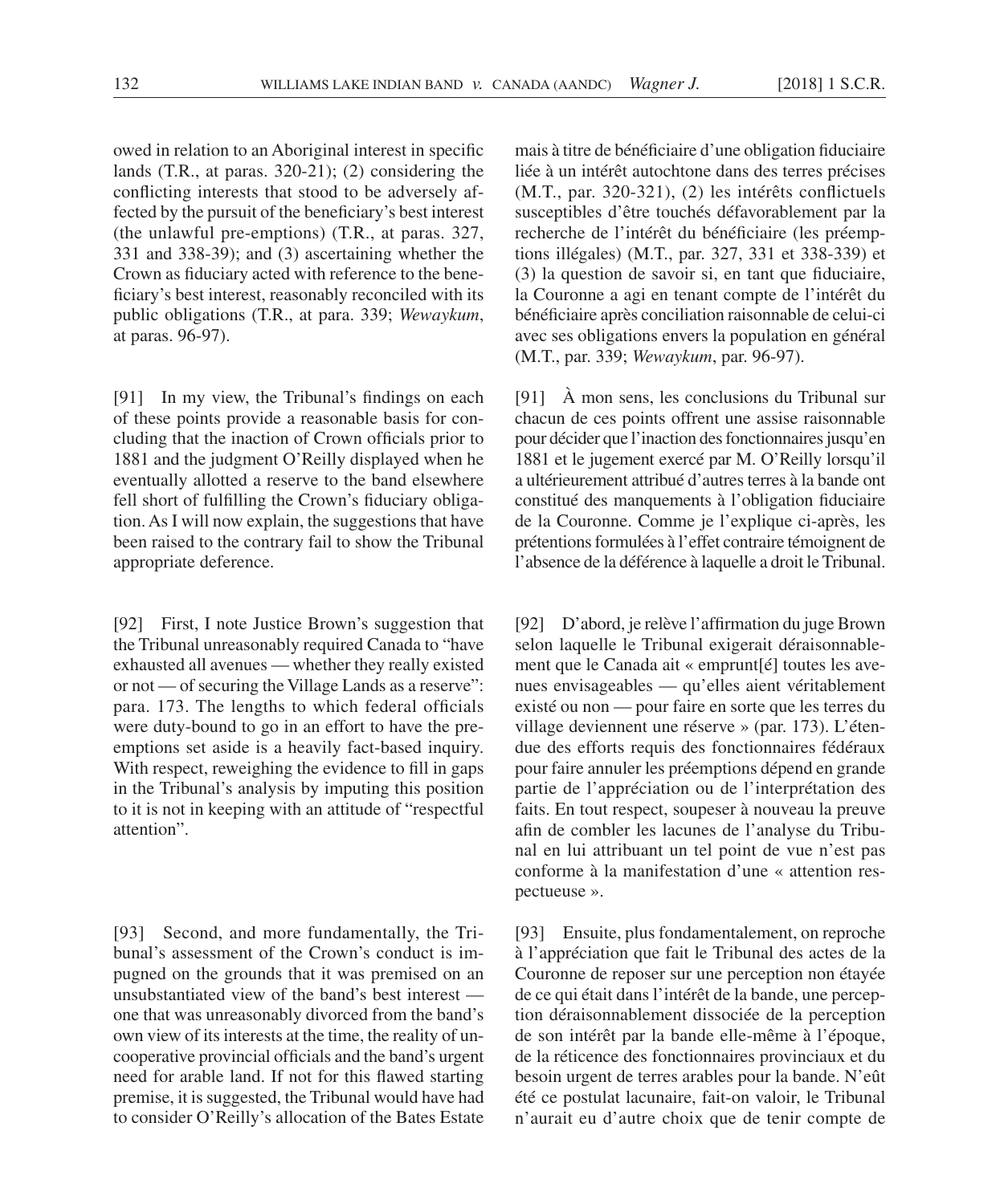owed in relation to an Aboriginal interest in specific lands (T.R., at paras. 320-21); (2) considering the conflicting interests that stood to be adversely affected by the pursuit of the beneficiary's best interest (the unlawful pre-emptions) (T.R., at paras. 327, 331 and 338-39); and (3) ascertaining whether the Crown as fiduciary acted with reference to the beneficiary's best interest, reasonably reconciled with its public obligations (T.R., at para. 339; *Wewaykum*, at paras. 96-97).

[91] In my view, the Tribunal's findings on each of these points provide a reasonable basis for concluding that the inaction of Crown officials prior to 1881 and the judgment O'Reilly displayed when he eventually allotted a reserve to the band elsewhere fell short of fulfilling the Crown's fiduciary obligation. As I will now explain, the suggestions that have been raised to the contrary fail to show the Tribunal appropriate deference.

[92] First, I note Justice Brown's suggestion that the Tribunal unreasonably required Canada to "have exhausted all avenues — whether they really existed or not — of securing the Village Lands as a reserve": para. 173. The lengths to which federal officials were duty-bound to go in an effort to have the pre-emptions set aside is a heavily fact-based inquiry. With respect, reweighing the evidence to fill in gaps in the Tribunal's analysis by imputing this position to it is not in keeping with an attitude of "respectful attention".

[93] Second, and more fundamentally, the Tribunal's assessment of the Crown's conduct is impugned on the grounds that it was premised on an unsubstantiated view of the band's best interest — one that was unreasonably divorced from the band's own view of its interests at the time, the reality of uncooperative provincial officials and the band's urgent need for arable land. If not for this flawed starting premise, it is suggested, the Tribunal would have had to consider O'Reilly's allocation of the Bates Estate

mais à titre de bénéficiaire d'une obligation fiduciaire liée à un intérêt autochtone dans des terres précises (M.T., par. 320-321), (2) les intérêts conflictuels susceptibles d'être touchés défavorablement par la recherche de l'intérêt du bénéficiaire (les préemptions illégales) (M.T., par. 327, 331 et 338-339) et (3) la question de savoir si, en tant que fiduciaire, la Couronne a agi en tenant compte de l'intérêt du bénéficiaire après conciliation raisonnable de celui-ci avec ses obligations envers la population en général (M.T., par. 339; *Wewaykum*, par. 96-97).

[91] À mon sens, les conclusions du Tribunal sur chacun de ces points offrent une assise raisonnable pour décider que l'inaction des fonctionnaires jusqu'en 1881 et le jugement exercé par M. O'Reilly lorsqu'il a ultérieurement attribué d'autres terres à la bande ont constitué des manquements à l'obligation fiduciaire de la Couronne. Comme je l'explique ci-après, les prétentions formulées à l'effet contraire témoignent de l'absence de la déférence à laquelle a droit le Tribunal.

[92] D'abord, je relève l'affirmation du juge Brown selon laquelle le Tribunal exigerait déraisonnablement que le Canada ait « emprunt[é] toutes les avenues envisageables — qu'elles aient véritablement existé ou non — pour faire en sorte que les terres du village deviennent une réserve » (par. 173). L'étendue des efforts requis des fonctionnaires fédéraux pour faire annuler les préemptions dépend en grande partie de l'appréciation ou de l'interprétation des faits. En tout respect, soupeser à nouveau la preuve afin de combler les lacunes de l'analyse du Tribunal en lui attribuant un tel point de vue n'est pas conforme à la manifestation d'une « attention respectueuse ».

[93] Ensuite, plus fondamentalement, on reproche à l'appréciation que fait le Tribunal des actes de la Couronne de reposer sur une perception non étayée de ce qui était dans l'intérêt de la bande, une perception déraisonnablement dissociée de la perception de son intérêt par la bande elle-même à l'époque, de la réticence des fonctionnaires provinciaux et du besoin urgent de terres arables pour la bande. N'eût été ce postulat lacunaire, fait-on valoir, le Tribunal n'aurait eu d'autre choix que de tenir compte de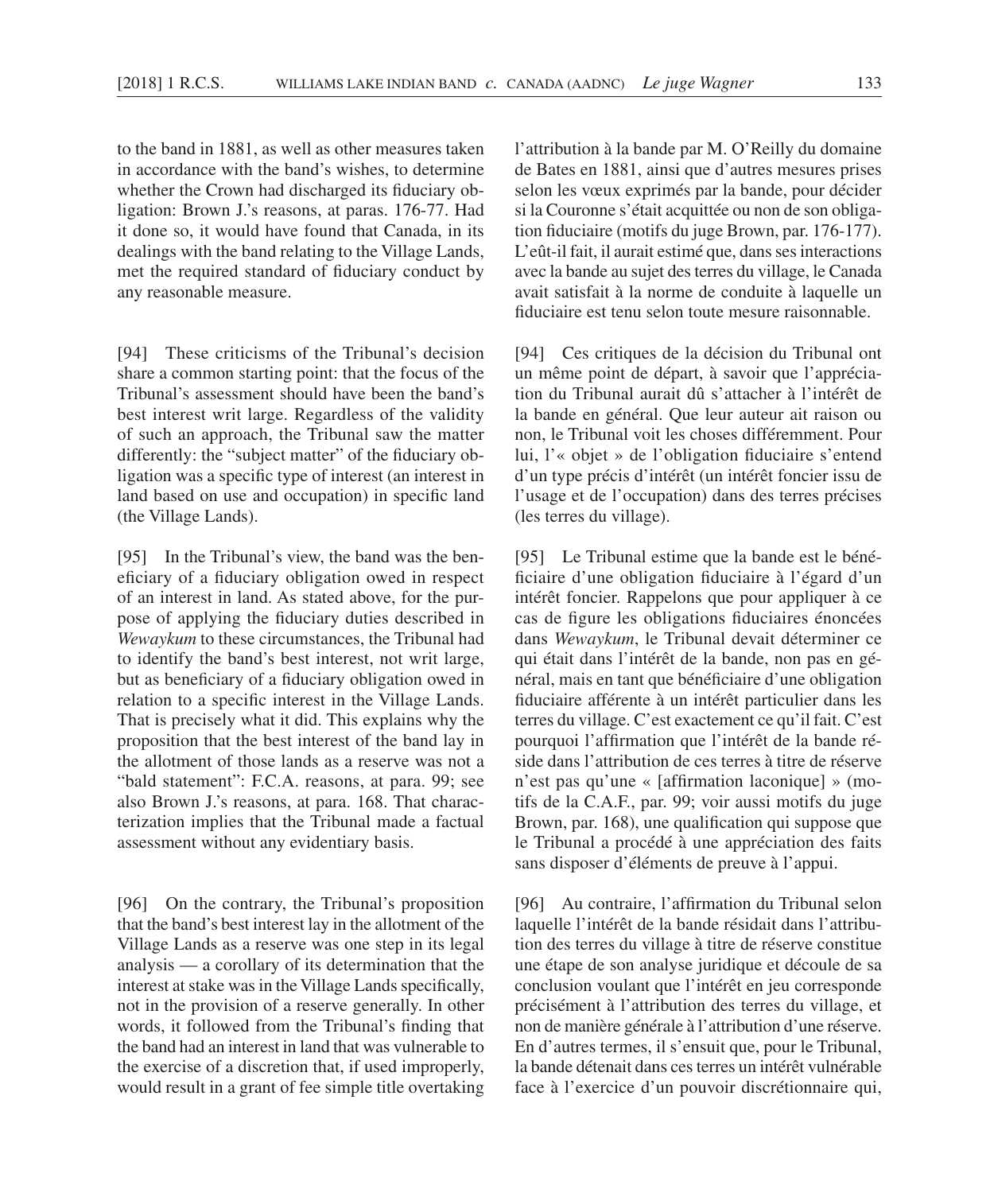to the band in 1881, as well as other measures taken in accordance with the band's wishes, to determine whether the Crown had discharged its fiduciary obligation: Brown J.'s reasons, at paras. 176-77. Had it done so, it would have found that Canada, in its dealings with the band relating to the Village Lands, met the required standard of fiduciary conduct by any reasonable measure.

[94] These criticisms of the Tribunal's decision share a common starting point: that the focus of the Tribunal's assessment should have been the band's best interest writ large. Regardless of the validity of such an approach, the Tribunal saw the matter differently: the "subject matter" of the fiduciary obligation was a specific type of interest (an interest in land based on use and occupation) in specific land (the Village Lands).

[95] In the Tribunal's view, the band was the beneficiary of a fiduciary obligation owed in respect of an interest in land. As stated above, for the purpose of applying the fiduciary duties described in *Wewaykum* to these circumstances, the Tribunal had to identify the band's best interest, not writ large, but as beneficiary of a fiduciary obligation owed in relation to a specific interest in the Village Lands. That is precisely what it did. This explains why the proposition that the best interest of the band lay in the allotment of those lands as a reserve was not a "bald statement": F.C.A. reasons, at para. 99; see also Brown J.'s reasons, at para. 168. That characterization implies that the Tribunal made a factual assessment without any evidentiary basis.

[96] On the contrary, the Tribunal's proposition that the band's best interest lay in the allotment of the Village Lands as a reserve was one step in its legal analysis — a corollary of its determination that the interest at stake was in the Village Lands specifically, not in the provision of a reserve generally. In other words, it followed from the Tribunal's finding that the band had an interest in land that was vulnerable to the exercise of a discretion that, if used improperly, would result in a grant of fee simple title overtaking

l'attribution à la bande par M. O'Reilly du domaine de Bates en 1881, ainsi que d'autres mesures prises selon les vœux exprimés par la bande, pour décider si la Couronne s'était acquittée ou non de son obligation fiduciaire (motifs du juge Brown, par. 176-177). L'eût-il fait, il aurait estimé que, dans ses interactions avec la bande au sujet des terres du village, le Canada avait satisfait à la norme de conduite à laquelle un fiduciaire est tenu selon toute mesure raisonnable.

[94] Ces critiques de la décision du Tribunal ont un même point de départ, à savoir que l'appréciation du Tribunal aurait dû s'attacher à l'intérêt de la bande en général. Que leur auteur ait raison ou non, le Tribunal voit les choses différemment. Pour lui, l'« objet » de l'obligation fiduciaire s'entend d'un type précis d'intérêt (un intérêt foncier issu de l'usage et de l'occupation) dans des terres précises (les terres du village).

[95] Le Tribunal estime que la bande est le bénéficiaire d'une obligation fiduciaire à l'égard d'un intérêt foncier. Rappelons que pour appliquer à ce cas de figure les obligations fiduciaires énoncées dans *Wewaykum*, le Tribunal devait déterminer ce qui était dans l'intérêt de la bande, non pas en général, mais en tant que bénéficiaire d'une obligation fiduciaire afférente à un intérêt particulier dans les terres du village. C'est exactement ce qu'il fait. C'est pourquoi l'affirmation que l'intérêt de la bande réside dans l'attribution de ces terres à titre de réserve n'est pas qu'une « [affirmation laconique] » (motifs de la C.A.F., par. 99; voir aussi motifs du juge Brown, par. 168), une qualification qui suppose que le Tribunal a procédé à une appréciation des faits sans disposer d'éléments de preuve à l'appui.

[96] Au contraire, l'affirmation du Tribunal selon laquelle l'intérêt de la bande résidait dans l'attribution des terres du village à titre de réserve constitue une étape de son analyse juridique et découle de sa conclusion voulant que l'intérêt en jeu corresponde précisément à l'attribution des terres du village, et non de manière générale à l'attribution d'une réserve. En d'autres termes, il s'ensuit que, pour le Tribunal, la bande détenait dans ces terres un intérêt vulnérable face à l'exercice d'un pouvoir discrétionnaire qui,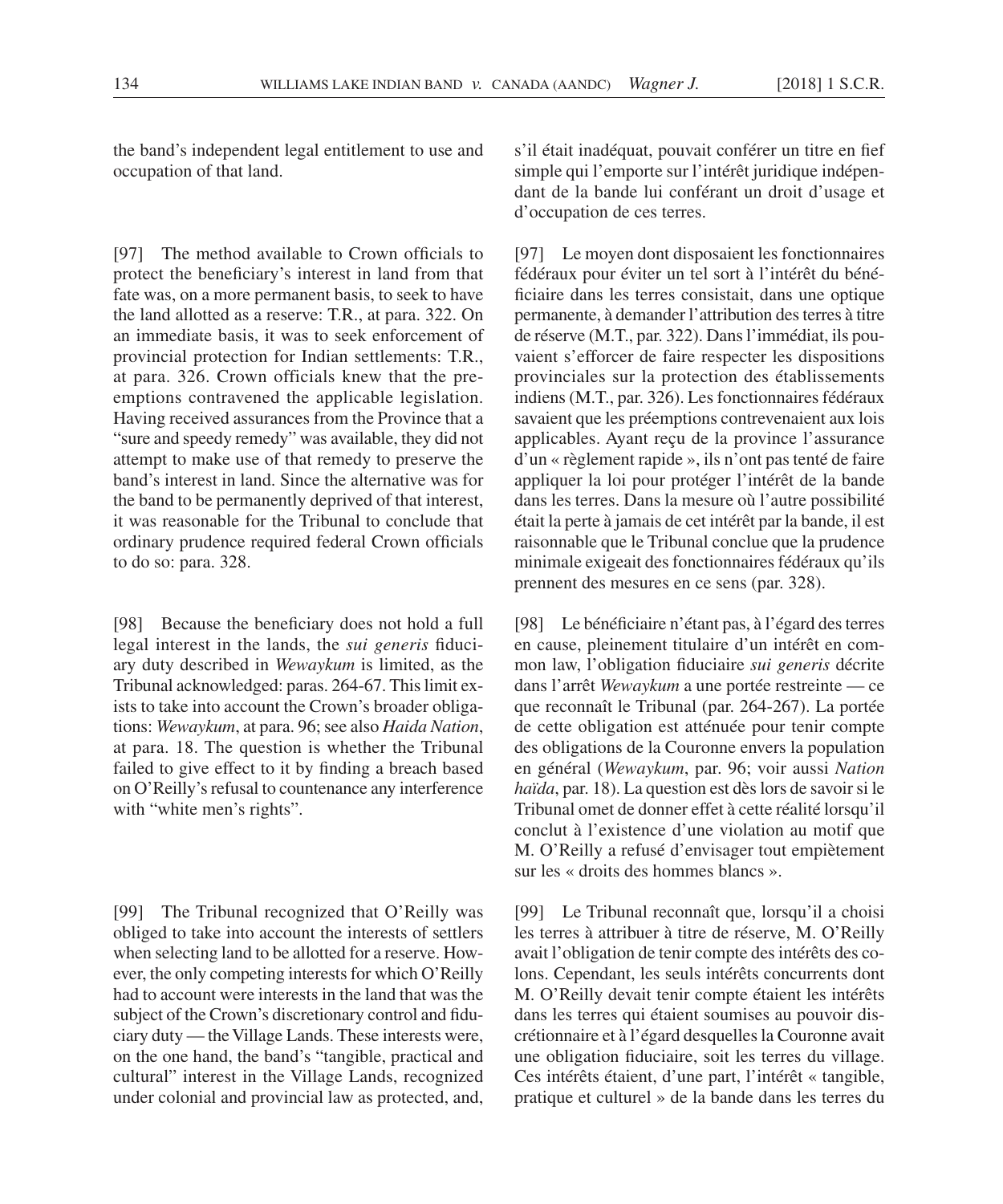the band's independent legal entitlement to use and occupation of that land.

[97] The method available to Crown officials to protect the beneficiary's interest in land from that fate was, on a more permanent basis, to seek to have the land allotted as a reserve: T.R., at para. 322. On an immediate basis, it was to seek enforcement of provincial protection for Indian settlements: T.R., at para. 326. Crown officials knew that the pre-emptions contravened the applicable legislation. Having received assurances from the Province that a "sure and speedy remedy" was available, they did not attempt to make use of that remedy to preserve the band's interest in land. Since the alternative was for the band to be permanently deprived of that interest, it was reasonable for the Tribunal to conclude that ordinary prudence required federal Crown officials to do so: para. 328.

[98] Because the beneficiary does not hold a full legal interest in the lands, the *sui generis* fiduciary duty described in *Wewaykum* is limited, as the Tribunal acknowledged: paras. 264-67. This limit exists to take into account the Crown's broader obligations: *Wewaykum*, at para. 96; see also *Haida Nation*, at para. 18. The question is whether the Tribunal failed to give effect to it by finding a breach based on O'Reilly's refusal to countenance any interference with "white men's rights".

[99] The Tribunal recognized that O'Reilly was obliged to take into account the interests of settlers when selecting land to be allotted for a reserve. However, the only competing interests for which O'Reilly had to account were interests in the land that was the subject of the Crown's discretionary control and fiduciary duty — the Village Lands. These interests were, on the one hand, the band's "tangible, practical and cultural" interest in the Village Lands, recognized under colonial and provincial law as protected, and,

s'il était inadéquat, pouvait conférer un titre en fief simple qui l'emporte sur l'intérêt juridique indépendant de la bande lui conférant un droit d'usage et d'occupation de ces terres.

[97] Le moyen dont disposaient les fonctionnaires fédéraux pour éviter un tel sort à l'intérêt du bénéficiaire dans les terres consistait, dans une optique permanente, à demander l'attribution des terres à titre de réserve (M.T., par. 322). Dans l'immédiat, ils pouvaient s'efforcer de faire respecter les dispositions provinciales sur la protection des établissements indiens (M.T., par. 326). Les fonctionnaires fédéraux savaient que les préemptions contrevenaient aux lois applicables. Ayant reçu de la province l'assurance d'un « règlement rapide », ils n'ont pas tenté de faire appliquer la loi pour protéger l'intérêt de la bande dans les terres. Dans la mesure où l'autre possibilité était la perte à jamais de cet intérêt par la bande, il est raisonnable que le Tribunal conclue que la prudence minimale exigeait des fonctionnaires fédéraux qu'ils prennent des mesures en ce sens (par. 328).

[98] Le bénéficiaire n'étant pas, à l'égard des terres en cause, pleinement titulaire d'un intérêt en common law, l'obligation fiduciaire *sui generis* décrite dans l'arrêt *Wewaykum* a une portée restreinte — ce que reconnaît le Tribunal (par. 264-267). La portée de cette obligation est atténuée pour tenir compte des obligations de la Couronne envers la population en général (*Wewaykum*, par. 96; voir aussi *Nation haïda*, par. 18). La question est dès lors de savoir si le Tribunal omet de donner effet à cette réalité lorsqu'il conclut à l'existence d'une violation au motif que M. O'Reilly a refusé d'envisager tout empiètement sur les « droits des hommes blancs ».

[99] Le Tribunal reconnaît que, lorsqu'il a choisi les terres à attribuer à titre de réserve, M. O'Reilly avait l'obligation de tenir compte des intérêts des colons. Cependant, les seuls intérêts concurrents dont M. O'Reilly devait tenir compte étaient les intérêts dans les terres qui étaient soumises au pouvoir discrétionnaire et à l'égard desquelles la Couronne avait une obligation fiduciaire, soit les terres du village. Ces intérêts étaient, d'une part, l'intérêt « tangible, pratique et culturel » de la bande dans les terres du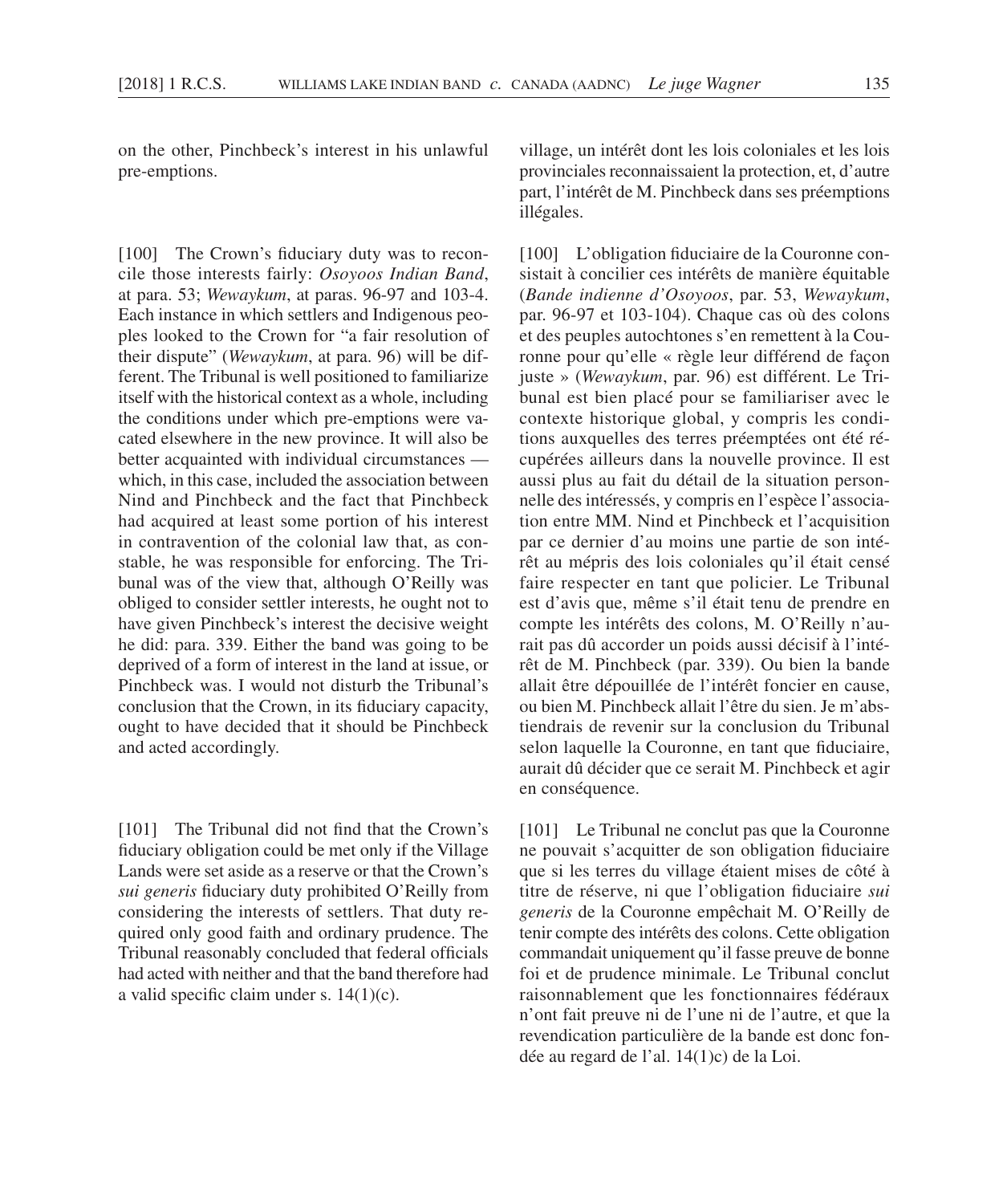on the other, Pinchbeck's interest in his unlawful pre-emptions.

[100] The Crown's fiduciary duty was to reconcile those interests fairly: *Osoyoos Indian Band*, at para. 53; *Wewaykum*, at paras. 96-97 and 103-4. Each instance in which settlers and Indigenous peoples looked to the Crown for "a fair resolution of their dispute" (*Wewaykum*, at para. 96) will be different. The Tribunal is well positioned to familiarize itself with the historical context as a whole, including the conditions under which pre-emptions were vacated elsewhere in the new province. It will also be better acquainted with individual circumstances — which, in this case, included the association between Nind and Pinchbeck and the fact that Pinchbeck had acquired at least some portion of his interest in contravention of the colonial law that, as constable, he was responsible for enforcing. The Tribunal was of the view that, although O'Reilly was obliged to consider settler interests, he ought not to have given Pinchbeck's interest the decisive weight he did: para. 339. Either the band was going to be deprived of a form of interest in the land at issue, or Pinchbeck was. I would not disturb the Tribunal's conclusion that the Crown, in its fiduciary capacity, ought to have decided that it should be Pinchbeck and acted accordingly.

[101] The Tribunal did not find that the Crown's fiduciary obligation could be met only if the Village Lands were set aside as a reserve or that the Crown's *sui generis* fiduciary duty prohibited O'Reilly from considering the interests of settlers. That duty required only good faith and ordinary prudence. The Tribunal reasonably concluded that federal officials had acted with neither and that the band therefore had a valid specific claim under s. 14(1)(c).

village, un intérêt dont les lois coloniales et les lois provinciales reconnaissaient la protection, et, d'autre part, l'intérêt de M. Pinchbeck dans ses préemptions illégales.

[100] L'obligation fiduciaire de la Couronne consistait à concilier ces intérêts de manière équitable (*Bande indienne d'Osoyoos*, par. 53, *Wewaykum*, par. 96-97 et 103-104). Chaque cas où des colons et des peuples autochtones s'en remettent à la Couronne pour qu'elle « règle leur différend de façon juste » (*Wewaykum*, par. 96) est différent. Le Tribunal est bien placé pour se familiariser avec le contexte historique global, y compris les conditions auxquelles des terres préemptées ont été récupérées ailleurs dans la nouvelle province. Il est aussi plus au fait du détail de la situation personnelle des intéressés, y compris en l'espèce l'association entre MM. Nind et Pinchbeck et l'acquisition par ce dernier d'au moins une partie de son intérêt au mépris des lois coloniales qu'il était censé faire respecter en tant que policier. Le Tribunal est d'avis que, même s'il était tenu de prendre en compte les intérêts des colons, M. O'Reilly n'aurait pas dû accorder un poids aussi décisif à l'intérêt de M. Pinchbeck (par. 339). Ou bien la bande allait être dépouillée de l'intérêt foncier en cause, ou bien M. Pinchbeck allait l'être du sien. Je m'abstiendrais de revenir sur la conclusion du Tribunal selon laquelle la Couronne, en tant que fiduciaire, aurait dû décider que ce serait M. Pinchbeck et agir en conséquence.

[101] Le Tribunal ne conclut pas que la Couronne ne pouvait s'acquitter de son obligation fiduciaire que si les terres du village étaient mises de côté à titre de réserve, ni que l'obligation fiduciaire *sui generis* de la Couronne empêchait M. O'Reilly de tenir compte des intérêts des colons. Cette obligation commandait uniquement qu'il fasse preuve de bonne foi et de prudence minimale. Le Tribunal conclut raisonnablement que les fonctionnaires fédéraux n'ont fait preuve ni de l'une ni de l'autre, et que la revendication particulière de la bande est donc fondée au regard de l'al. 14(1)c) de la Loi.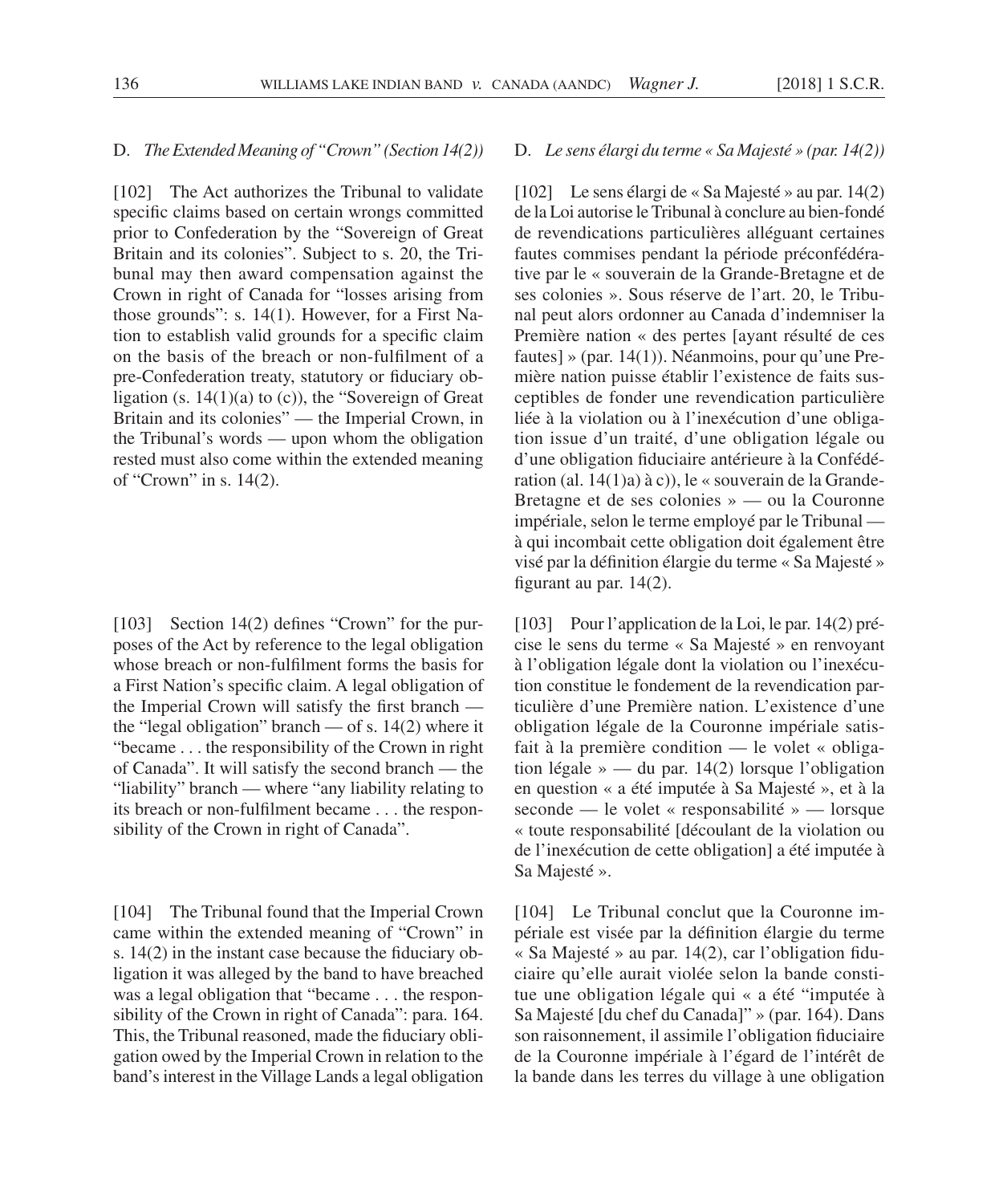### D. *The Extended Meaning of "Crown" (Section 14(2))*

[102] The Act authorizes the Tribunal to validate specific claims based on certain wrongs committed prior to Confederation by the "Sovereign of Great Britain and its colonies". Subject to s. 20, the Tribunal may then award compensation against the Crown in right of Canada for "losses arising from those grounds": s. 14(1). However, for a First Nation to establish valid grounds for a specific claim on the basis of the breach or non-fulfilment of a pre-Confederation treaty, statutory or fiduciary obligation (s. 14(1)(a) to (c)), the "Sovereign of Great Britain and its colonies" — the Imperial Crown, in the Tribunal's words — upon whom the obligation rested must also come within the extended meaning of "Crown" in s. 14(2).

[103] Section 14(2) defines "Crown" for the purposes of the Act by reference to the legal obligation whose breach or non-fulfilment forms the basis for a First Nation's specific claim. A legal obligation of the Imperial Crown will satisfy the first branch — the "legal obligation" branch — of s. 14(2) where it "became . . . the responsibility of the Crown in right of Canada". It will satisfy the second branch — the "liability" branch — where "any liability relating to its breach or non-fulfilment became . . . the responsibility of the Crown in right of Canada".

[104] The Tribunal found that the Imperial Crown came within the extended meaning of "Crown" in s. 14(2) in the instant case because the fiduciary obligation it was alleged by the band to have breached was a legal obligation that "became . . . the responsibility of the Crown in right of Canada": para. 164. This, the Tribunal reasoned, made the fiduciary obligation owed by the Imperial Crown in relation to the band's interest in the Village Lands a legal obligation

### D. *Le sens élargi du terme « Sa Majesté » (par. 14(2))*

[102] Le sens élargi de « Sa Majesté » au par. 14(2) de la Loi autorise le Tribunal à conclure au bien-fondé de revendications particulières alléguant certaines fautes commises pendant la période préconfédérative par le « souverain de la Grande-Bretagne et de ses colonies ». Sous réserve de l'art. 20, le Tribunal peut alors ordonner au Canada d'indemniser la Première nation « des pertes [ayant résulté de ces fautes] » (par. 14(1)). Néanmoins, pour qu'une Première nation puisse établir l'existence de faits susceptibles de fonder une revendication particulière liée à la violation ou à l'inexécution d'une obligation issue d'un traité, d'une obligation légale ou d'une obligation fiduciaire antérieure à la Confédération (al. 14(1)a) à c)), le « souverain de la Grande-Bretagne et de ses colonies » — ou la Couronne impériale, selon le terme employé par le Tribunal — à qui incombait cette obligation doit également être visé par la définition élargie du terme « Sa Majesté » figurant au par. 14(2).

[103] Pour l'application de la Loi, le par. 14(2) précise le sens du terme « Sa Majesté » en renvoyant à l'obligation légale dont la violation ou l'inexécution constitue le fondement de la revendication particulière d'une Première nation. L'existence d'une obligation légale de la Couronne impériale satisfait à la première condition — le volet « obligation légale » — du par. 14(2) lorsque l'obligation en question « a été imputée à Sa Majesté », et à la seconde — le volet « responsabilité » — lorsque « toute responsabilité [découlant de la violation ou de l'inexécution de cette obligation] a été imputée à Sa Majesté ».

[104] Le Tribunal conclut que la Couronne impériale est visée par la définition élargie du terme « Sa Majesté » au par. 14(2), car l'obligation fiduciaire qu'elle aurait violée selon la bande constitue une obligation légale qui « a été "imputée à Sa Majesté [du chef du Canada]" » (par. 164). Dans son raisonnement, il assimile l'obligation fiduciaire de la Couronne impériale à l'égard de l'intérêt de la bande dans les terres du village à une obligation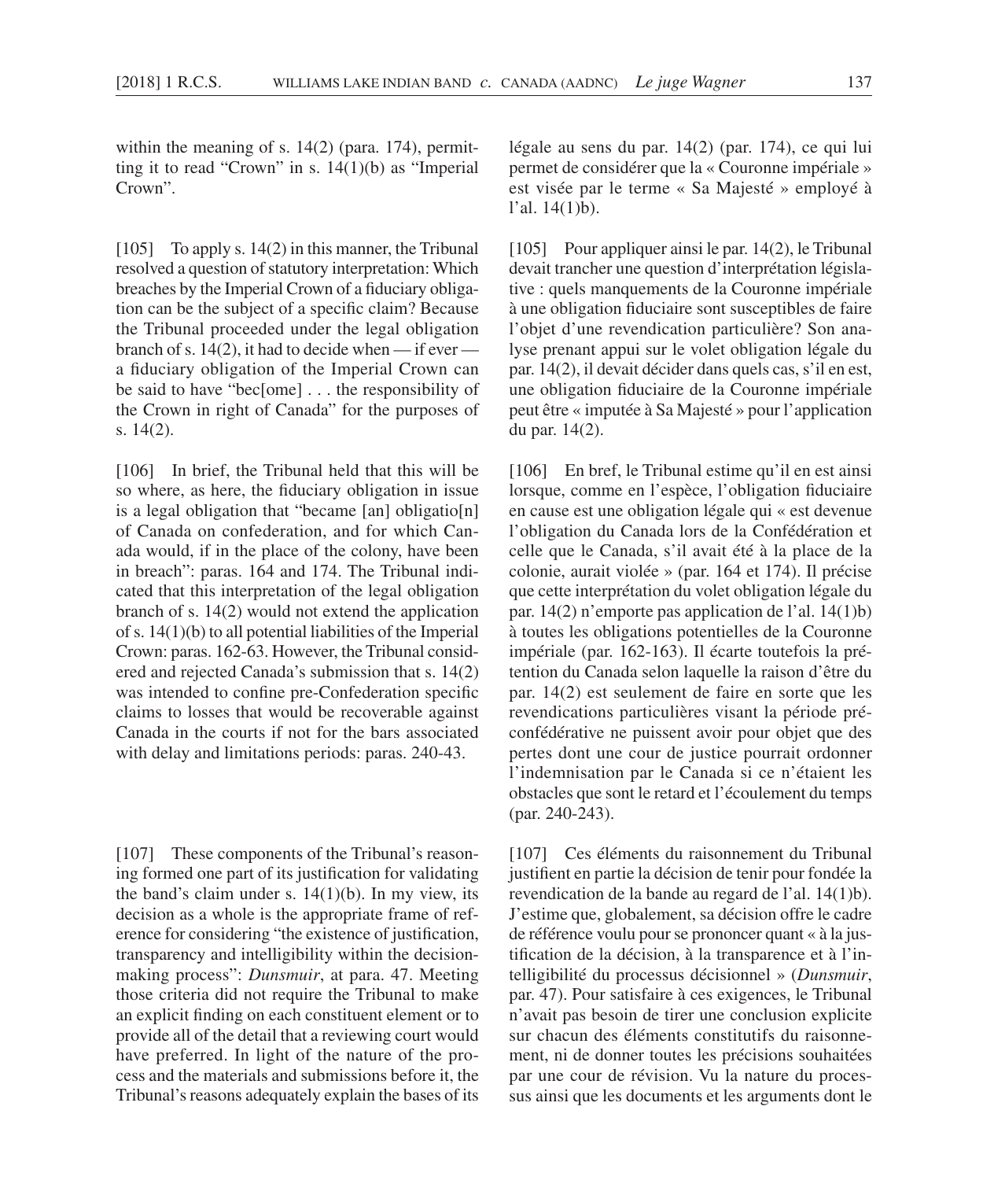within the meaning of s. 14(2) (para. 174), permitting it to read "Crown" in s. 14(1)(b) as "Imperial Crown".

[105] To apply s. 14(2) in this manner, the Tribunal resolved a question of statutory interpretation: Which breaches by the Imperial Crown of a fiduciary obligation can be the subject of a specific claim? Because the Tribunal proceeded under the legal obligation branch of s. 14(2), it had to decide when — if ever — a fiduciary obligation of the Imperial Crown can be said to have "bec[ome] . . . the responsibility of the Crown in right of Canada" for the purposes of s. 14(2).

[106] In brief, the Tribunal held that this will be so where, as here, the fiduciary obligation in issue is a legal obligation that "became [an] obligatio[n] of Canada on confederation, and for which Canada would, if in the place of the colony, have been in breach": paras. 164 and 174. The Tribunal indicated that this interpretation of the legal obligation branch of s. 14(2) would not extend the application of s. 14(1)(b) to all potential liabilities of the Imperial Crown: paras. 162-63. However, the Tribunal considered and rejected Canada's submission that s. 14(2) was intended to confine pre-Confederation specific claims to losses that would be recoverable against Canada in the courts if not for the bars associated with delay and limitations periods: paras. 240-43.

[107] These components of the Tribunal's reasoning formed one part of its justification for validating the band's claim under s. 14(1)(b). In my view, its decision as a whole is the appropriate frame of reference for considering "the existence of justification, transparency and intelligibility within the decision-making process": *Dunsmuir*, at para. 47. Meeting those criteria did not require the Tribunal to make an explicit finding on each constituent element or to provide all of the detail that a reviewing court would have preferred. In light of the nature of the process and the materials and submissions before it, the Tribunal's reasons adequately explain the bases of its

légale au sens du par. 14(2) (par. 174), ce qui lui permet de considérer que la « Couronne impériale » est visée par le terme « Sa Majesté » employé à l'al. 14(1)b).

[105] Pour appliquer ainsi le par. 14(2), le Tribunal devait trancher une question d'interprétation législative : quels manquements de la Couronne impériale à une obligation fiduciaire sont susceptibles de faire l'objet d'une revendication particulière? Son analyse prenant appui sur le volet obligation légale du par. 14(2), il devait décider dans quels cas, s'il en est, une obligation fiduciaire de la Couronne impériale peut être « imputée à Sa Majesté » pour l'application du par. 14(2).

[106] En bref, le Tribunal estime qu'il en est ainsi lorsque, comme en l'espèce, l'obligation fiduciaire en cause est une obligation légale qui « est devenue l'obligation du Canada lors de la Confédération et celle que le Canada, s'il avait été à la place de la colonie, aurait violée » (par. 164 et 174). Il précise que cette interprétation du volet obligation légale du par. 14(2) n'emporte pas application de l'al. 14(1)b) à toutes les obligations potentielles de la Couronne impériale (par. 162-163). Il écarte toutefois la prétention du Canada selon laquelle la raison d'être du par. 14(2) est seulement de faire en sorte que les revendications particulières visant la période préconfédérative ne puissent avoir pour objet que des pertes dont une cour de justice pourrait ordonner l'indemnisation par le Canada si ce n'étaient les obstacles que sont le retard et l'écoulement du temps (par. 240-243).

[107] Ces éléments du raisonnement du Tribunal justifient en partie la décision de tenir pour fondée la revendication de la bande au regard de l'al. 14(1)b). J'estime que, globalement, sa décision offre le cadre de référence voulu pour se prononcer quant « à la justification de la décision, à la transparence et à l'intelligibilité du processus décisionnel » (*Dunsmuir*, par. 47). Pour satisfaire à ces exigences, le Tribunal n'avait pas besoin de tirer une conclusion explicite sur chacun des éléments constitutifs du raisonnement, ni de donner toutes les précisions souhaitées par une cour de révision. Vu la nature du processus ainsi que les documents et les arguments dont le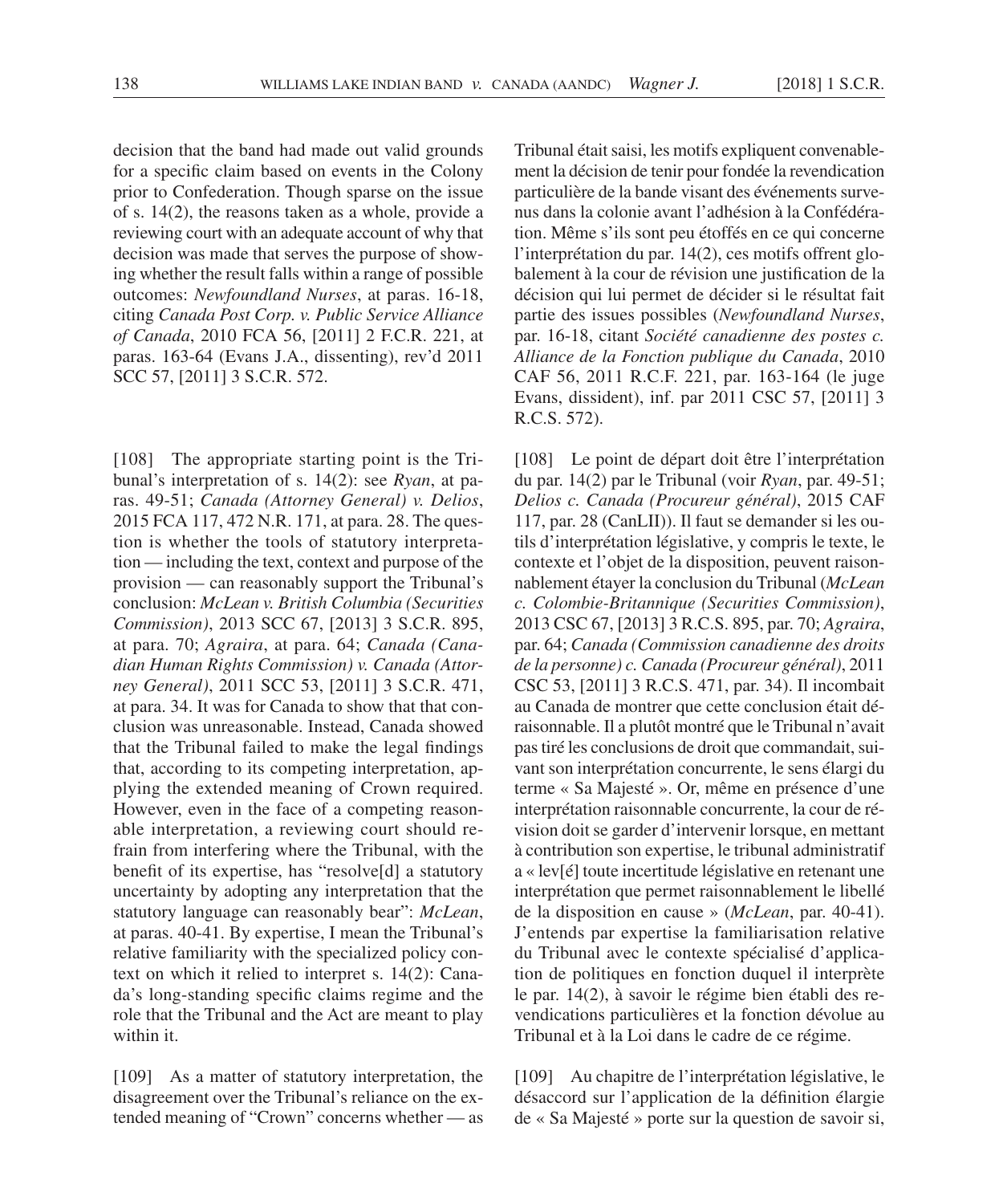decision that the band had made out valid grounds for a specific claim based on events in the Colony prior to Confederation. Though sparse on the issue of s. 14(2), the reasons taken as a whole, provide a reviewing court with an adequate account of why that decision was made that serves the purpose of showing whether the result falls within a range of possible outcomes: *Newfoundland Nurses*, at paras. 16-18, citing *Canada Post Corp. v. Public Service Alliance of Canada*, 2010 FCA 56, [2011] 2 F.C.R. 221, at paras. 163-64 (Evans J.A., dissenting), rev'd 2011 SCC 57, [2011] 3 S.C.R. 572.

[108] The appropriate starting point is the Tribunal's interpretation of s. 14(2): see *Ryan*, at paras. 49-51; *Canada (Attorney General) v. Delios*, 2015 FCA 117, 472 N.R. 171, at para. 28. The question is whether the tools of statutory interpretation — including the text, context and purpose of the provision — can reasonably support the Tribunal's conclusion: *McLean v. British Columbia (Securities Commission)*, 2013 SCC 67, [2013] 3 S.C.R. 895, at para. 70; *Agraira*, at para. 64; *Canada (Canadian Human Rights Commission) v. Canada (Attorney General)*, 2011 SCC 53, [2011] 3 S.C.R. 471, at para. 34. It was for Canada to show that that conclusion was unreasonable. Instead, Canada showed that the Tribunal failed to make the legal findings that, according to its competing interpretation, applying the extended meaning of Crown required. However, even in the face of a competing reasonable interpretation, a reviewing court should refrain from interfering where the Tribunal, with the benefit of its expertise, has "resolve[d] a statutory uncertainty by adopting any interpretation that the statutory language can reasonably bear": *McLean*, at paras. 40-41. By expertise, I mean the Tribunal's relative familiarity with the specialized policy context on which it relied to interpret s. 14(2): Canada's long-standing specific claims regime and the role that the Tribunal and the Act are meant to play within it.

[109] As a matter of statutory interpretation, the disagreement over the Tribunal's reliance on the extended meaning of "Crown" concerns whether — as

Tribunal était saisi, les motifs expliquent convenablement la décision de tenir pour fondée la revendication particulière de la bande visant des événements survenus dans la colonie avant l'adhésion à la Confédération. Même s'ils sont peu étoffés en ce qui concerne l'interprétation du par. 14(2), ces motifs offrent globalement à la cour de révision une justification de la décision qui lui permet de décider si le résultat fait partie des issues possibles (*Newfoundland Nurses*, par. 16-18, citant *Société canadienne des postes c. Alliance de la Fonction publique du Canada*, 2010 CAF 56, 2011 R.C.F. 221, par. 163-164 (le juge Evans, dissident), inf. par 2011 CSC 57, [2011] 3 R.C.S. 572).

[108] Le point de départ doit être l'interprétation du par. 14(2) par le Tribunal (voir *Ryan*, par. 49-51; *Delios c. Canada (Procureur général)*, 2015 CAF 117, par. 28 (CanLII)). Il faut se demander si les outils d'interprétation législative, y compris le texte, le contexte et l'objet de la disposition, peuvent raisonnablement étayer la conclusion du Tribunal (*McLean c. Colombie-Britannique (Securities Commission)*, 2013 CSC 67, [2013] 3 R.C.S. 895, par. 70; *Agraira*, par. 64; *Canada (Commission canadienne des droits de la personne) c. Canada (Procureur général)*, 2011 CSC 53, [2011] 3 R.C.S. 471, par. 34). Il incombait au Canada de montrer que cette conclusion était déraisonnable. Il a plutôt montré que le Tribunal n'avait pas tiré les conclusions de droit que commandait, suivant son interprétation concurrente, le sens élargi du terme « Sa Majesté ». Or, même en présence d'une interprétation raisonnable concurrente, la cour de révision doit se garder d'intervenir lorsque, en mettant à contribution son expertise, le tribunal administratif a « lev[é] toute incertitude législative en retenant une interprétation que permet raisonnablement le libellé de la disposition en cause » (*McLean*, par. 40-41). J'entends par expertise la familiarisation relative du Tribunal avec le contexte spécialisé d'application de politiques en fonction duquel il interprète le par. 14(2), à savoir le régime bien établi des revendications particulières et la fonction dévolue au Tribunal et à la Loi dans le cadre de ce régime.

[109] Au chapitre de l'interprétation législative, le désaccord sur l'application de la définition élargie de « Sa Majesté » porte sur la question de savoir si,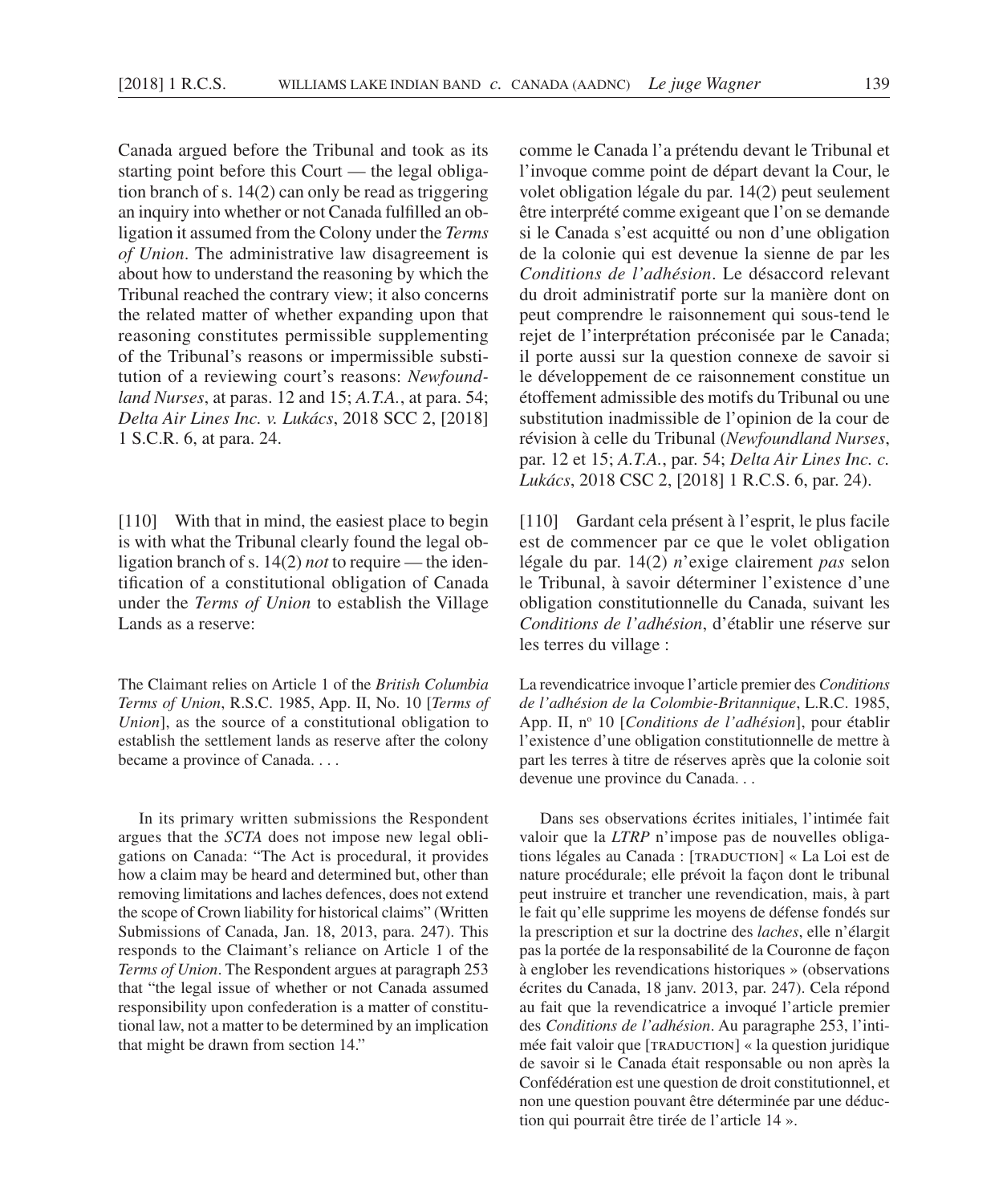Canada argued before the Tribunal and took as its starting point before this Court — the legal obligation branch of s. 14(2) can only be read as triggering an inquiry into whether or not Canada fulfilled an obligation it assumed from the Colony under the *Terms of Union*. The administrative law disagreement is about how to understand the reasoning by which the Tribunal reached the contrary view; it also concerns the related matter of whether expanding upon that reasoning constitutes permissible supplementing of the Tribunal's reasons or impermissible substitution of a reviewing court's reasons: *Newfoundland Nurses*, at paras. 12 and 15; *A.T.A.*, at para. 54; *Delta Air Lines Inc. v. Lukács*, 2018 SCC 2, [2018] 1 S.C.R. 6, at para. 24.

[110] With that in mind, the easiest place to begin is with what the Tribunal clearly found the legal obligation branch of s. 14(2) *not* to require — the identification of a constitutional obligation of Canada under the *Terms of Union* to establish the Village Lands as a reserve:

> The Claimant relies on Article 1 of the *British Columbia Terms of Union*, R.S.C. 1985, App. II, No. 10 [*Terms of Union*], as the source of a constitutional obligation to establish the settlement lands as reserve after the colony became a province of Canada. . . .
>
> In its primary written submissions the Respondent argues that the *SCTA* does not impose new legal obligations on Canada: "The Act is procedural, it provides how a claim may be heard and determined but, other than removing limitations and laches defences, does not extend the scope of Crown liability for historical claims" (Written Submissions of Canada, Jan. 18, 2013, para. 247). This responds to the Claimant's reliance on Article 1 of the *Terms of Union*. The Respondent argues at paragraph 253 that "the legal issue of whether or not Canada assumed responsibility upon confederation is a matter of constitutional law, not a matter to be determined by an implication that might be drawn from section 14."

comme le Canada l'a prétendu devant le Tribunal et l'invoque comme point de départ devant la Cour, le volet obligation légale du par. 14(2) peut seulement être interprété comme exigeant que l'on se demande si le Canada s'est acquitté ou non d'une obligation de la colonie qui est devenue la sienne de par les *Conditions de l'adhésion*. Le désaccord relevant du droit administratif porte sur la manière dont on peut comprendre le raisonnement qui sous-tend le rejet de l'interprétation préconisée par le Canada; il porte aussi sur la question connexe de savoir si le développement de ce raisonnement constitue un étoffement admissible des motifs du Tribunal ou une substitution inadmissible de l'opinion de la cour de révision à celle du Tribunal (*Newfoundland Nurses*, par. 12 et 15; *A.T.A.*, par. 54; *Delta Air Lines Inc. c. Lukács*, 2018 CSC 2, [2018] 1 R.C.S. 6, par. 24).

[110] Gardant cela présent à l'esprit, le plus facile est de commencer par ce que le volet obligation légale du par. 14(2) *n'*exige clairement *pas* selon le Tribunal, à savoir déterminer l'existence d'une obligation constitutionnelle du Canada, suivant les *Conditions de l'adhésion*, d'établir une réserve sur les terres du village :

> La revendicatrice invoque l'article premier des *Conditions de l'adhésion de la Colombie-Britannique*, L.R.C. 1985, App. II, n[o] 10 [*Conditions de l'adhésion*], pour établir l'existence d'une obligation constitutionnelle de mettre à part les terres à titre de réserves après que la colonie soit devenue une province du Canada. . .
>
> Dans ses observations écrites initiales, l'intimée fait valoir que la *LTRP* n'impose pas de nouvelles obligations légales au Canada : [TRADUCTION] « La Loi est de nature procédurale; elle prévoit la façon dont le tribunal peut instruire et trancher une revendication, mais, à part le fait qu'elle supprime les moyens de défense fondés sur la prescription et sur la doctrine des *laches*, elle n'élargit pas la portée de la responsabilité de la Couronne de façon à englober les revendications historiques » (observations écrites du Canada, 18 janv. 2013, par. 247). Cela répond au fait que la revendicatrice a invoqué l'article premier des *Conditions de l'adhésion*. Au paragraphe 253, l'intimée fait valoir que [TRADUCTION] « la question juridique de savoir si le Canada était responsable ou non après la Confédération est une question de droit constitutionnel, et non une question pouvant être déterminée par une déduction qui pourrait être tirée de l'article 14 ».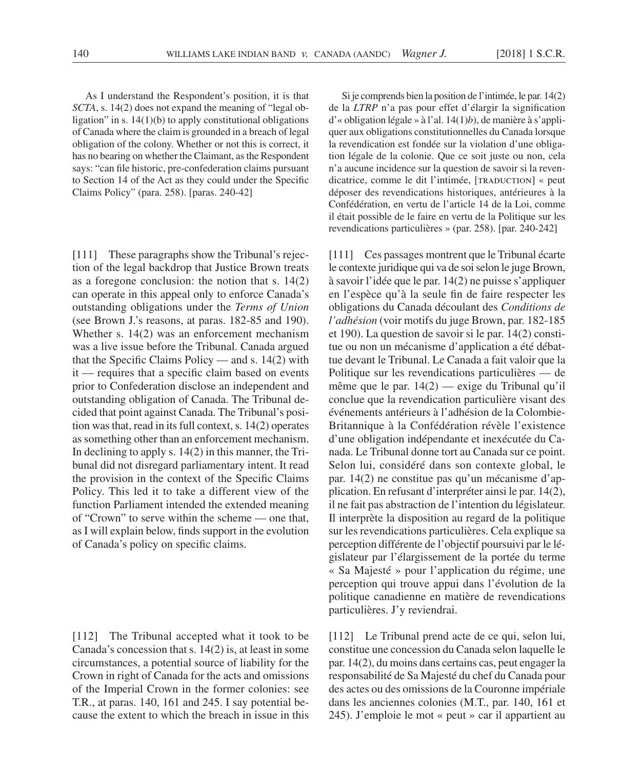As I understand the Respondent's position, it is that *SCTA*, s. 14(2) does not expand the meaning of "legal obligation" in s. 14(1)(b) to apply constitutional obligations of Canada where the claim is grounded in a breach of legal obligation of the colony. Whether or not this is correct, it has no bearing on whether the Claimant, as the Respondent says: "can file historic, pre-confederation claims pursuant to Section 14 of the Act as they could under the Specific Claims Policy" (para. 258). [paras. 240-42]

[111] These paragraphs show the Tribunal's rejection of the legal backdrop that Justice Brown treats as a foregone conclusion: the notion that s. 14(2) can operate in this appeal only to enforce Canada's outstanding obligations under the *Terms of Union* (see Brown J.'s reasons, at paras. 182-85 and 190). Whether s. 14(2) was an enforcement mechanism was a live issue before the Tribunal. Canada argued that the Specific Claims Policy — and s. 14(2) with it — requires that a specific claim based on events prior to Confederation disclose an independent and outstanding obligation of Canada. The Tribunal decided that point against Canada. The Tribunal's position was that, read in its full context, s. 14(2) operates as something other than an enforcement mechanism. In declining to apply s. 14(2) in this manner, the Tribunal did not disregard parliamentary intent. It read the provision in the context of the Specific Claims Policy. This led it to take a different view of the function Parliament intended the extended meaning of "Crown" to serve within the scheme — one that, as I will explain below, finds support in the evolution of Canada's policy on specific claims.

[112] The Tribunal accepted what it took to be Canada's concession that s. 14(2) is, at least in some circumstances, a potential source of liability for the Crown in right of Canada for the acts and omissions of the Imperial Crown in the former colonies: see T.R., at paras. 140, 161 and 245. I say potential because the extent to which the breach in issue in this

Si je comprends bien la position de l'intimée, le par. 14(2) de la *LTRP* n'a pas pour effet d'élargir la signification d'« obligation légale » à l'al. 14(1)*b*), de manière à s'appliquer aux obligations constitutionnelles du Canada lorsque la revendication est fondée sur la violation d'une obligation légale de la colonie. Que ce soit juste ou non, cela n'a aucune incidence sur la question de savoir si la revendicatrice, comme le dit l'intimée, [TRADUCTION] « peut déposer des revendications historiques, antérieures à la Confédération, en vertu de l'article 14 de la Loi, comme il était possible de le faire en vertu de la Politique sur les revendications particulières » (par. 258). [par. 240-242]

[111] Ces passages montrent que le Tribunal écarte le contexte juridique qui va de soi selon le juge Brown, à savoir l'idée que le par. 14(2) ne puisse s'appliquer en l'espèce qu'à la seule fin de faire respecter les obligations du Canada découlant des *Conditions de l'adhésion* (voir motifs du juge Brown, par. 182-185 et 190). La question de savoir si le par. 14(2) constitue ou non un mécanisme d'application a été débattue devant le Tribunal. Le Canada a fait valoir que la Politique sur les revendications particulières — de même que le par. 14(2) — exige du Tribunal qu'il conclue que la revendication particulière visant des événements antérieurs à l'adhésion de la Colombie-Britannique à la Confédération révèle l'existence d'une obligation indépendante et inexécutée du Canada. Le Tribunal donne tort au Canada sur ce point. Selon lui, considéré dans son contexte global, le par. 14(2) ne constitue pas qu'un mécanisme d'application. En refusant d'interpréter ainsi le par. 14(2), il ne fait pas abstraction de l'intention du législateur. Il interprète la disposition au regard de la politique sur les revendications particulières. Cela explique sa perception différente de l'objectif poursuivi par le législateur par l'élargissement de la portée du terme « Sa Majesté » pour l'application du régime, une perception qui trouve appui dans l'évolution de la politique canadienne en matière de revendications particulières. J'y reviendrai.

[112] Le Tribunal prend acte de ce qui, selon lui, constitue une concession du Canada selon laquelle le par. 14(2), du moins dans certains cas, peut engager la responsabilité de Sa Majesté du chef du Canada pour des actes ou des omissions de la Couronne impériale dans les anciennes colonies (M.T., par. 140, 161 et 245). J'emploie le mot « peut » car il appartient au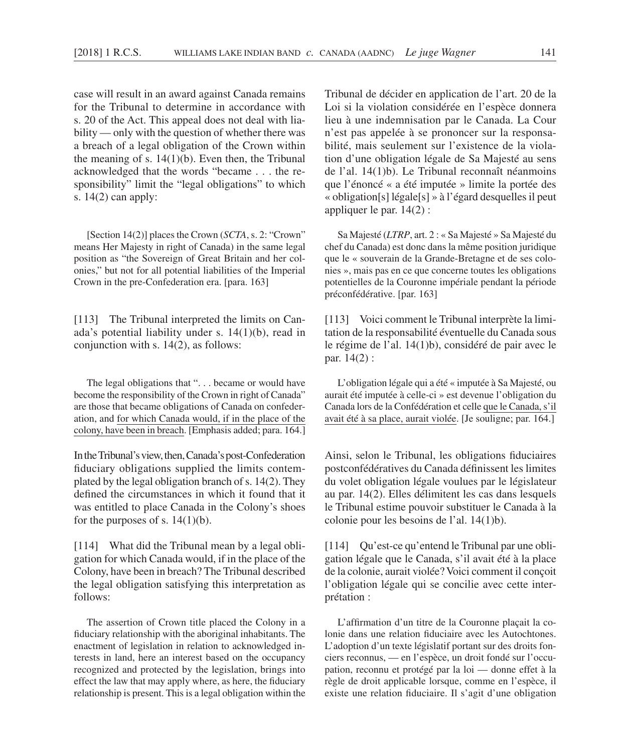case will result in an award against Canada remains for the Tribunal to determine in accordance with s. 20 of the Act. This appeal does not deal with liability — only with the question of whether there was a breach of a legal obligation of the Crown within the meaning of s. 14(1)(b). Even then, the Tribunal acknowledged that the words "became . . . the responsibility" limit the "legal obligations" to which s. 14(2) can apply:

> [Section 14(2)] places the Crown (*SCTA*, s. 2: "Crown" means Her Majesty in right of Canada) in the same legal position as "the Sovereign of Great Britain and her colonies," but not for all potential liabilities of the Imperial Crown in the pre-Confederation era. [para. 163]

[113] The Tribunal interpreted the limits on Canada's potential liability under s. 14(1)(b), read in conjunction with s. 14(2), as follows:

> The legal obligations that ". . . became or would have become the responsibility of the Crown in right of Canada" are those that became obligations of Canada on confederation, and <u>for which Canada would, if in the place of the colony, have been in breach</u>. [Emphasis added; para. 164.]

In the Tribunal's view, then, Canada's post-Confederation fiduciary obligations supplied the limits contemplated by the legal obligation branch of s. 14(2). They defined the circumstances in which it found that it was entitled to place Canada in the Colony's shoes for the purposes of s. 14(1)(b).

[114] What did the Tribunal mean by a legal obligation for which Canada would, if in the place of the Colony, have been in breach? The Tribunal described the legal obligation satisfying this interpretation as follows:

> The assertion of Crown title placed the Colony in a fiduciary relationship with the aboriginal inhabitants. The enactment of legislation in relation to acknowledged interests in land, here an interest based on the occupancy recognized and protected by the legislation, brings into effect the law that may apply where, as here, the fiduciary relationship is present. This is a legal obligation within the

Tribunal de décider en application de l'art. 20 de la Loi si la violation considérée en l'espèce donnera lieu à une indemnisation par le Canada. La Cour n'est pas appelée à se prononcer sur la responsabilité, mais seulement sur l'existence de la violation d'une obligation légale de Sa Majesté au sens de l'al. 14(1)b). Le Tribunal reconnaît néanmoins que l'énoncé « a été imputée » limite la portée des « obligation[s] légale[s] » à l'égard desquelles il peut appliquer le par. 14(2) :

> Sa Majesté (*LTRP*, art. 2 : « Sa Majesté » Sa Majesté du chef du Canada) est donc dans la même position juridique que le « souverain de la Grande-Bretagne et de ses colonies », mais pas en ce que concerne toutes les obligations potentielles de la Couronne impériale pendant la période préconfédérative. [par. 163]

[113] Voici comment le Tribunal interprète la limitation de la responsabilité éventuelle du Canada sous le régime de l'al. 14(1)b), considéré de pair avec le par. 14(2) :

> L'obligation légale qui a été « imputée à Sa Majesté, ou aurait été imputée à celle-ci » est devenue l'obligation du Canada lors de la Confédération et celle <u>que le Canada, s'il avait été à sa place, aurait violée</u>. [Je souligne; par. 164.]

Ainsi, selon le Tribunal, les obligations fiduciaires postconfédératives du Canada définissent les limites du volet obligation légale voulues par le législateur au par. 14(2). Elles délimitent les cas dans lesquels le Tribunal estime pouvoir substituer le Canada à la colonie pour les besoins de l'al. 14(1)b).

[114] Qu'est-ce qu'entend le Tribunal par une obligation légale que le Canada, s'il avait été à la place de la colonie, aurait violée? Voici comment il conçoit l'obligation légale qui se concilie avec cette interprétation :

> L'affirmation d'un titre de la Couronne plaçait la colonie dans une relation fiduciaire avec les Autochtones. L'adoption d'un texte législatif portant sur des droits fonciers reconnus, — en l'espèce, un droit fondé sur l'occupation, reconnu et protégé par la loi — donne effet à la règle de droit applicable lorsque, comme en l'espèce, il existe une relation fiduciaire. Il s'agit d'une obligation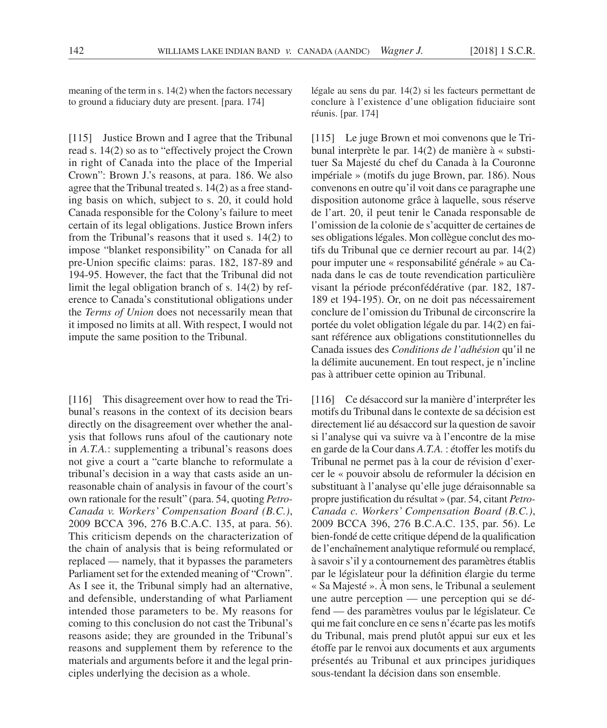meaning of the term in s. 14(2) when the factors necessary to ground a fiduciary duty are present. [para. 174]

[115] Justice Brown and I agree that the Tribunal read s. 14(2) so as to "effectively project the Crown in right of Canada into the place of the Imperial Crown": Brown J.'s reasons, at para. 186. We also agree that the Tribunal treated s. 14(2) as a free standing basis on which, subject to s. 20, it could hold Canada responsible for the Colony's failure to meet certain of its legal obligations. Justice Brown infers from the Tribunal's reasons that it used s. 14(2) to impose "blanket responsibility" on Canada for all pre-Union specific claims: paras. 182, 187-89 and 194-95. However, the fact that the Tribunal did not limit the legal obligation branch of s. 14(2) by reference to Canada's constitutional obligations under the *Terms of Union* does not necessarily mean that it imposed no limits at all. With respect, I would not impute the same position to the Tribunal.

[116] This disagreement over how to read the Tribunal's reasons in the context of its decision bears directly on the disagreement over whether the analysis that follows runs afoul of the cautionary note in *A.T.A.*: supplementing a tribunal's reasons does not give a court a "carte blanche to reformulate a tribunal's decision in a way that casts aside an unreasonable chain of analysis in favour of the court's own rationale for the result" (para. 54, quoting *Petro-Canada v. Workers' Compensation Board (B.C.)*, 2009 BCCA 396, 276 B.C.A.C. 135, at para. 56). This criticism depends on the characterization of the chain of analysis that is being reformulated or replaced — namely, that it bypasses the parameters Parliament set for the extended meaning of "Crown". As I see it, the Tribunal simply had an alternative, and defensible, understanding of what Parliament intended those parameters to be. My reasons for coming to this conclusion do not cast the Tribunal's reasons aside; they are grounded in the Tribunal's reasons and supplement them by reference to the materials and arguments before it and the legal principles underlying the decision as a whole.

légale au sens du par. 14(2) si les facteurs permettant de conclure à l'existence d'une obligation fiduciaire sont réunis. [par. 174]

[115] Le juge Brown et moi convenons que le Tribunal interprète le par. 14(2) de manière à « substituer Sa Majesté du chef du Canada à la Couronne impériale » (motifs du juge Brown, par. 186). Nous convenons en outre qu'il voit dans ce paragraphe une disposition autonome grâce à laquelle, sous réserve de l'art. 20, il peut tenir le Canada responsable de l'omission de la colonie de s'acquitter de certaines de ses obligations légales. Mon collègue conclut des motifs du Tribunal que ce dernier recourt au par. 14(2) pour imputer une « responsabilité générale » au Canada dans le cas de toute revendication particulière visant la période préconfédérative (par. 182, 187-189 et 194-195). Or, on ne doit pas nécessairement conclure de l'omission du Tribunal de circonscrire la portée du volet obligation légale du par. 14(2) en faisant référence aux obligations constitutionnelles du Canada issues des *Conditions de l'adhésion* qu'il ne la délimite aucunement. En tout respect, je n'incline pas à attribuer cette opinion au Tribunal.

[116] Ce désaccord sur la manière d'interpréter les motifs du Tribunal dans le contexte de sa décision est directement lié au désaccord sur la question de savoir si l'analyse qui va suivre va à l'encontre de la mise en garde de la Cour dans *A.T.A.* : étoffer les motifs du Tribunal ne permet pas à la cour de révision d'exercer le « pouvoir absolu de reformuler la décision en substituant à l'analyse qu'elle juge déraisonnable sa propre justification du résultat » (par. 54, citant *Petro-Canada c. Workers' Compensation Board (B.C.)*, 2009 BCCA 396, 276 B.C.A.C. 135, par. 56). Le bien-fondé de cette critique dépend de la qualification de l'enchaînement analytique reformulé ou remplacé, à savoir s'il y a contournement des paramètres établis par le législateur pour la définition élargie du terme « Sa Majesté ». À mon sens, le Tribunal a seulement une autre perception — une perception qui se défend — des paramètres voulus par le législateur. Ce qui me fait conclure en ce sens n'écarte pas les motifs du Tribunal, mais prend plutôt appui sur eux et les étoffe par le renvoi aux documents et aux arguments présentés au Tribunal et aux principes juridiques sous-tendant la décision dans son ensemble.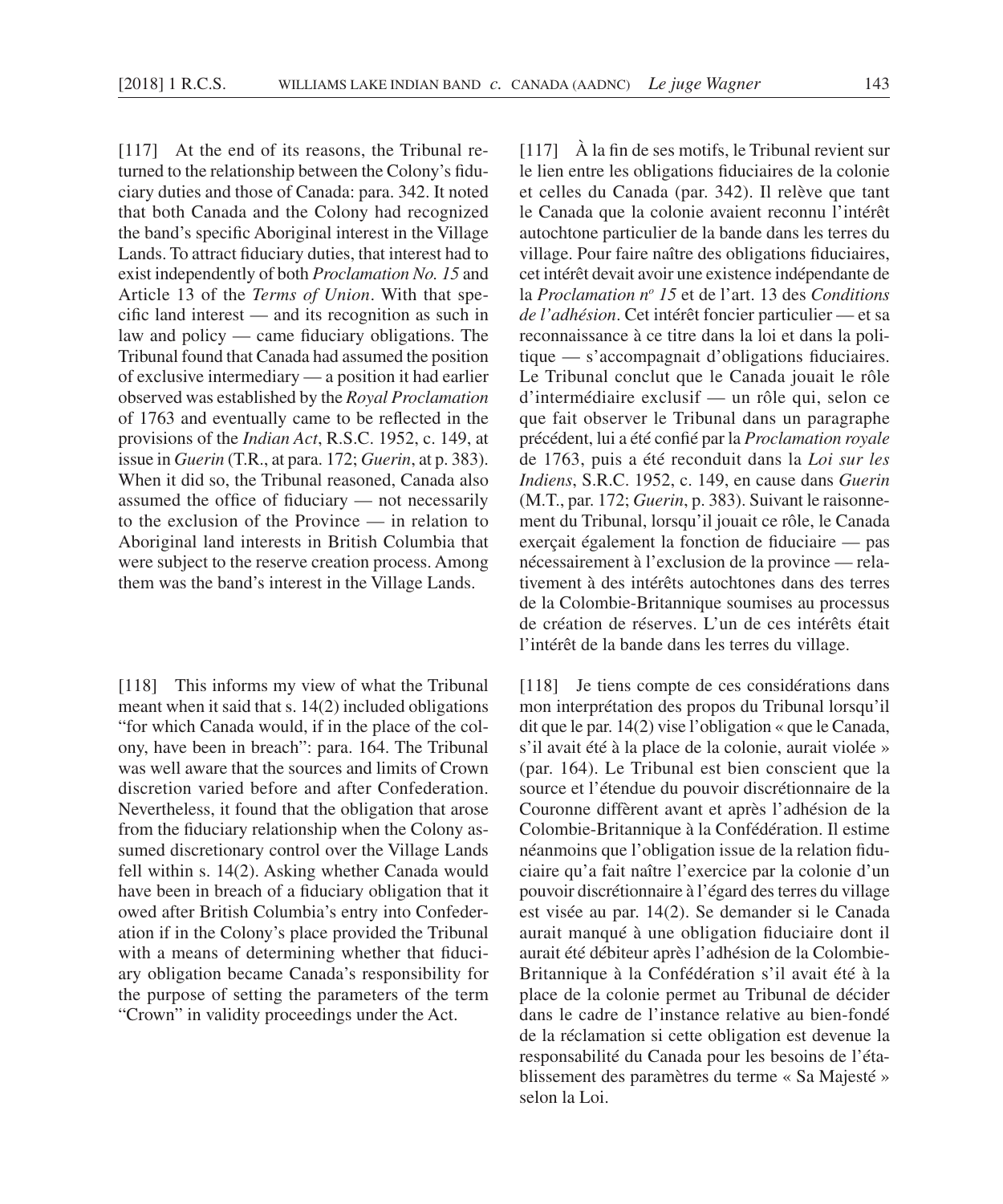[117] At the end of its reasons, the Tribunal returned to the relationship between the Colony's fiduciary duties and those of Canada: para. 342. It noted that both Canada and the Colony had recognized the band's specific Aboriginal interest in the Village Lands. To attract fiduciary duties, that interest had to exist independently of both *Proclamation No. 15* and Article 13 of the *Terms of Union*. With that specific land interest — and its recognition as such in law and policy — came fiduciary obligations. The Tribunal found that Canada had assumed the position of exclusive intermediary — a position it had earlier observed was established by the *Royal Proclamation* of 1763 and eventually came to be reflected in the provisions of the *Indian Act*, R.S.C. 1952, c. 149, at issue in *Guerin* (T.R., at para. 172; *Guerin*, at p. 383). When it did so, the Tribunal reasoned, Canada also assumed the office of fiduciary — not necessarily to the exclusion of the Province — in relation to Aboriginal land interests in British Columbia that were subject to the reserve creation process. Among them was the band's interest in the Village Lands.

[118] This informs my view of what the Tribunal meant when it said that s. 14(2) included obligations "for which Canada would, if in the place of the colony, have been in breach": para. 164. The Tribunal was well aware that the sources and limits of Crown discretion varied before and after Confederation. Nevertheless, it found that the obligation that arose from the fiduciary relationship when the Colony assumed discretionary control over the Village Lands fell within s. 14(2). Asking whether Canada would have been in breach of a fiduciary obligation that it owed after British Columbia's entry into Confederation if in the Colony's place provided the Tribunal with a means of determining whether that fiduciary obligation became Canada's responsibility for the purpose of setting the parameters of the term "Crown" in validity proceedings under the Act.

[117] À la fin de ses motifs, le Tribunal revient sur le lien entre les obligations fiduciaires de la colonie et celles du Canada (par. 342). Il relève que tant le Canada que la colonie avaient reconnu l'intérêt autochtone particulier de la bande dans les terres du village. Pour faire naître des obligations fiduciaires, cet intérêt devait avoir une existence indépendante de la *Proclamation n^o 15* et de l'art. 13 des *Conditions de l'adhésion*. Cet intérêt foncier particulier — et sa reconnaissance à ce titre dans la loi et dans la politique — s'accompagnait d'obligations fiduciaires. Le Tribunal conclut que le Canada jouait le rôle d'intermédiaire exclusif — un rôle qui, selon ce que fait observer le Tribunal dans un paragraphe précédent, lui a été confié par la *Proclamation royale* de 1763, puis a été reconduit dans la *Loi sur les Indiens*, S.R.C. 1952, c. 149, en cause dans *Guerin* (M.T., par. 172; *Guerin*, p. 383). Suivant le raisonnement du Tribunal, lorsqu'il jouait ce rôle, le Canada exerçait également la fonction de fiduciaire — pas nécessairement à l'exclusion de la province — relativement à des intérêts autochtones dans des terres de la Colombie-Britannique soumises au processus de création de réserves. L'un de ces intérêts était l'intérêt de la bande dans les terres du village.

[118] Je tiens compte de ces considérations dans mon interprétation des propos du Tribunal lorsqu'il dit que le par. 14(2) vise l'obligation « que le Canada, s'il avait été à la place de la colonie, aurait violée » (par. 164). Le Tribunal est bien conscient que la source et l'étendue du pouvoir discrétionnaire de la Couronne diffèrent avant et après l'adhésion de la Colombie-Britannique à la Confédération. Il estime néanmoins que l'obligation issue de la relation fiduciaire qu'a fait naître l'exercice par la colonie d'un pouvoir discrétionnaire à l'égard des terres du village est visée au par. 14(2). Se demander si le Canada aurait manqué à une obligation fiduciaire dont il aurait été débiteur après l'adhésion de la Colombie-Britannique à la Confédération s'il avait été à la place de la colonie permet au Tribunal de décider dans le cadre de l'instance relative au bien-fondé de la réclamation si cette obligation est devenue la responsabilité du Canada pour les besoins de l'établissement des paramètres du terme « Sa Majesté » selon la Loi.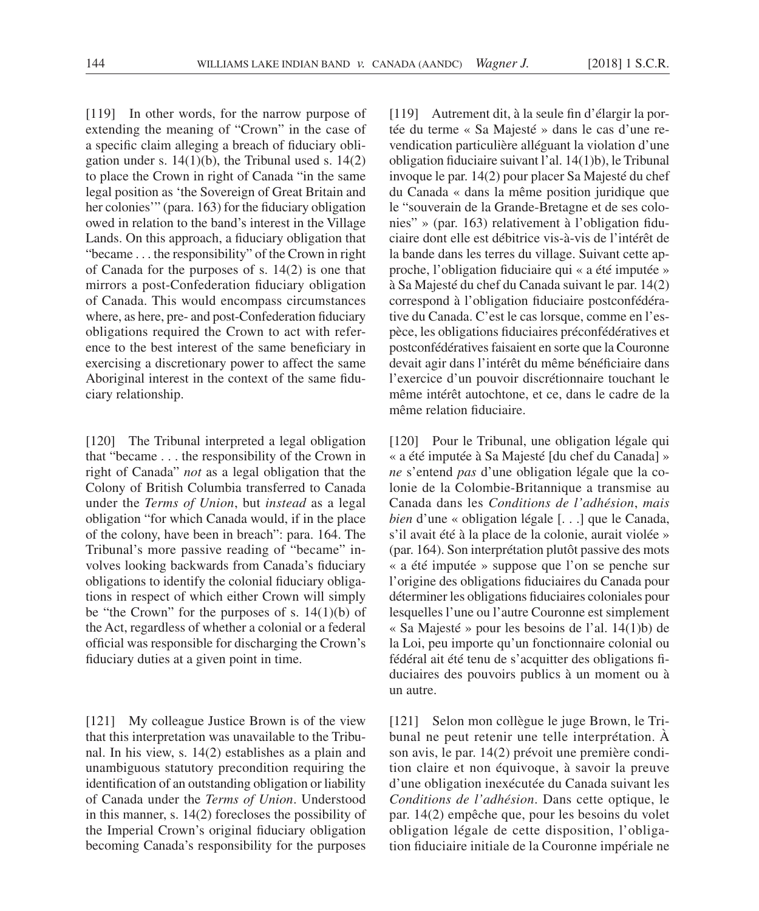[119] In other words, for the narrow purpose of extending the meaning of "Crown" in the case of a specific claim alleging a breach of fiduciary obligation under s. 14(1)(b), the Tribunal used s. 14(2) to place the Crown in right of Canada "in the same legal position as 'the Sovereign of Great Britain and her colonies'" (para. 163) for the fiduciary obligation owed in relation to the band's interest in the Village Lands. On this approach, a fiduciary obligation that "became . . . the responsibility" of the Crown in right of Canada for the purposes of s. 14(2) is one that mirrors a post-Confederation fiduciary obligation of Canada. This would encompass circumstances where, as here, pre- and post-Confederation fiduciary obligations required the Crown to act with reference to the best interest of the same beneficiary in exercising a discretionary power to affect the same Aboriginal interest in the context of the same fiduciary relationship.

[120] The Tribunal interpreted a legal obligation that "became . . . the responsibility of the Crown in right of Canada" *not* as a legal obligation that the Colony of British Columbia transferred to Canada under the *Terms of Union*, but *instead* as a legal obligation "for which Canada would, if in the place of the colony, have been in breach": para. 164. The Tribunal's more passive reading of "became" involves looking backwards from Canada's fiduciary obligations to identify the colonial fiduciary obligations in respect of which either Crown will simply be "the Crown" for the purposes of s. 14(1)(b) of the Act, regardless of whether a colonial or a federal official was responsible for discharging the Crown's fiduciary duties at a given point in time.

[121] My colleague Justice Brown is of the view that this interpretation was unavailable to the Tribunal. In his view, s. 14(2) establishes as a plain and unambiguous statutory precondition requiring the identification of an outstanding obligation or liability of Canada under the *Terms of Union*. Understood in this manner, s. 14(2) forecloses the possibility of the Imperial Crown's original fiduciary obligation becoming Canada's responsibility for the purposes

[119] Autrement dit, à la seule fin d'élargir la portée du terme « Sa Majesté » dans le cas d'une revendication particulière alléguant la violation d'une obligation fiduciaire suivant l'al. 14(1)b), le Tribunal invoque le par. 14(2) pour placer Sa Majesté du chef du Canada « dans la même position juridique que le "souverain de la Grande-Bretagne et de ses colonies" » (par. 163) relativement à l'obligation fiduciaire dont elle est débitrice vis-à-vis de l'intérêt de la bande dans les terres du village. Suivant cette approche, l'obligation fiduciaire qui « a été imputée » à Sa Majesté du chef du Canada suivant le par. 14(2) correspond à l'obligation fiduciaire postconfédérative du Canada. C'est le cas lorsque, comme en l'espèce, les obligations fiduciaires préconfédératives et postconfédératives faisaient en sorte que la Couronne devait agir dans l'intérêt du même bénéficiaire dans l'exercice d'un pouvoir discrétionnaire touchant le même intérêt autochtone, et ce, dans le cadre de la même relation fiduciaire.

[120] Pour le Tribunal, une obligation légale qui « a été imputée à Sa Majesté [du chef du Canada] » *ne* s'entend *pas* d'une obligation légale que la colonie de la Colombie-Britannique a transmise au Canada dans les *Conditions de l'adhésion*, *mais bien* d'une « obligation légale [. . .] que le Canada, s'il avait été à la place de la colonie, aurait violée » (par. 164). Son interprétation plutôt passive des mots « a été imputée » suppose que l'on se penche sur l'origine des obligations fiduciaires du Canada pour déterminer les obligations fiduciaires coloniales pour lesquelles l'une ou l'autre Couronne est simplement « Sa Majesté » pour les besoins de l'al. 14(1)b) de la Loi, peu importe qu'un fonctionnaire colonial ou fédéral ait été tenu de s'acquitter des obligations fiduciaires des pouvoirs publics à un moment ou à un autre.

[121] Selon mon collègue le juge Brown, le Tribunal ne peut retenir une telle interprétation. À son avis, le par. 14(2) prévoit une première condition claire et non équivoque, à savoir la preuve d'une obligation inexécutée du Canada suivant les *Conditions de l'adhésion*. Dans cette optique, le par. 14(2) empêche que, pour les besoins du volet obligation légale de cette disposition, l'obligation fiduciaire initiale de la Couronne impériale ne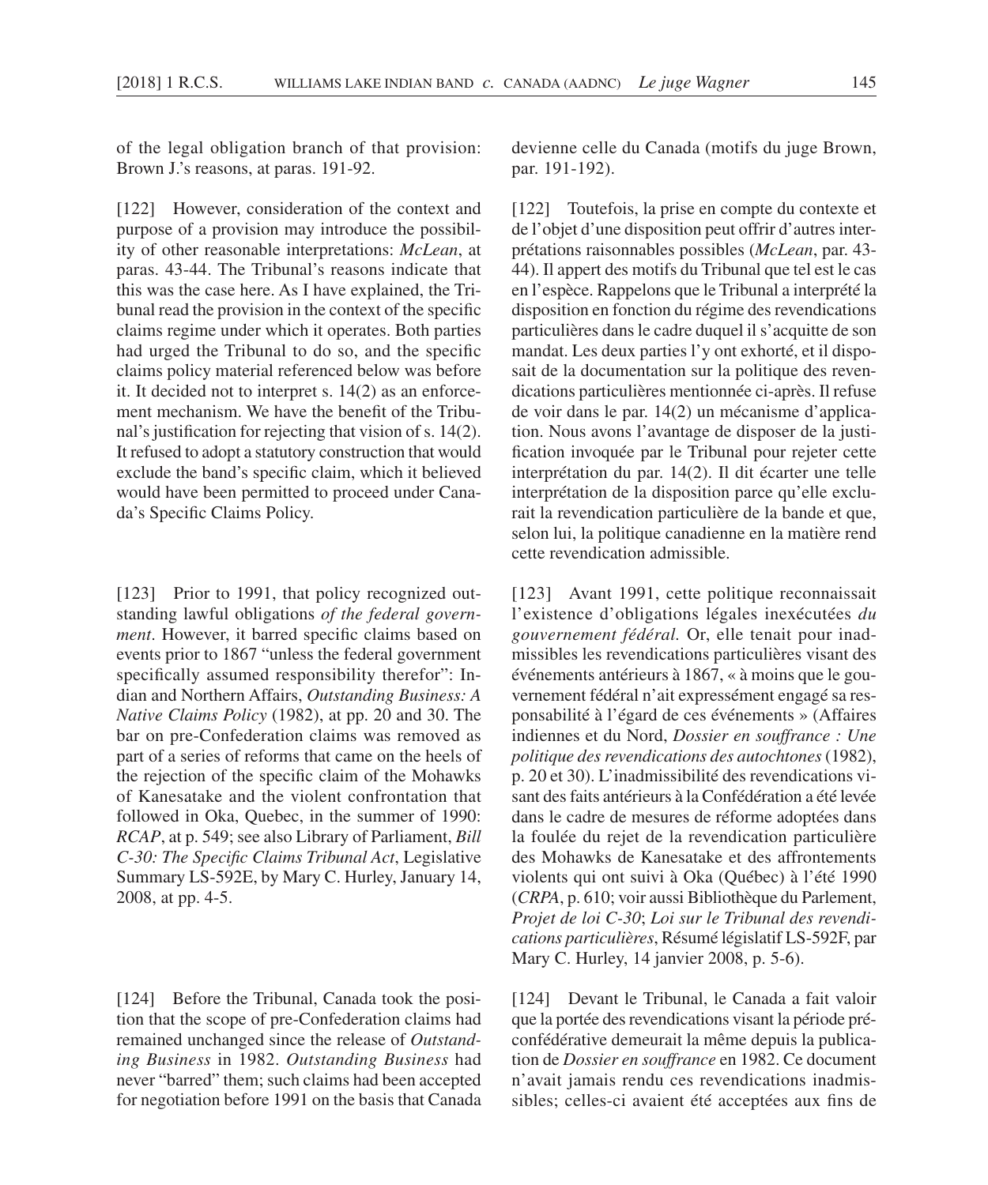of the legal obligation branch of that provision: Brown J.'s reasons, at paras. 191-92.

[122] However, consideration of the context and purpose of a provision may introduce the possibility of other reasonable interpretations: *McLean*, at paras. 43-44. The Tribunal's reasons indicate that this was the case here. As I have explained, the Tribunal read the provision in the context of the specific claims regime under which it operates. Both parties had urged the Tribunal to do so, and the specific claims policy material referenced below was before it. It decided not to interpret s. 14(2) as an enforcement mechanism. We have the benefit of the Tribunal's justification for rejecting that vision of s. 14(2). It refused to adopt a statutory construction that would exclude the band's specific claim, which it believed would have been permitted to proceed under Canada's Specific Claims Policy.

[123] Prior to 1991, that policy recognized outstanding lawful obligations *of the federal government*. However, it barred specific claims based on events prior to 1867 "unless the federal government specifically assumed responsibility therefor": Indian and Northern Affairs, *Outstanding Business: A Native Claims Policy* (1982), at pp. 20 and 30. The bar on pre-Confederation claims was removed as part of a series of reforms that came on the heels of the rejection of the specific claim of the Mohawks of Kanesatake and the violent confrontation that followed in Oka, Quebec, in the summer of 1990: *RCAP*, at p. 549; see also Library of Parliament, *Bill C-30: The Specific Claims Tribunal Act*, Legislative Summary LS-592E, by Mary C. Hurley, January 14, 2008, at pp. 4-5.

[124] Before the Tribunal, Canada took the position that the scope of pre-Confederation claims had remained unchanged since the release of *Outstanding Business* in 1982. *Outstanding Business* had never "barred" them; such claims had been accepted for negotiation before 1991 on the basis that Canada

devienne celle du Canada (motifs du juge Brown, par. 191-192).

[122] Toutefois, la prise en compte du contexte et de l'objet d'une disposition peut offrir d'autres interprétations raisonnables possibles (*McLean*, par. 43-44). Il appert des motifs du Tribunal que tel est le cas en l'espèce. Rappelons que le Tribunal a interprété la disposition en fonction du régime des revendications particulières dans le cadre duquel il s'acquitte de son mandat. Les deux parties l'y ont exhorté, et il disposait de la documentation sur la politique des revendications particulières mentionnée ci-après. Il refuse de voir dans le par. 14(2) un mécanisme d'application. Nous avons l'avantage de disposer de la justification invoquée par le Tribunal pour rejeter cette interprétation du par. 14(2). Il dit écarter une telle interprétation de la disposition parce qu'elle exclurait la revendication particulière de la bande et que, selon lui, la politique canadienne en la matière rend cette revendication admissible.

[123] Avant 1991, cette politique reconnaissait l'existence d'obligations légales inexécutées *du gouvernement fédéral*. Or, elle tenait pour inadmissibles les revendications particulières visant des événements antérieurs à 1867, « à moins que le gouvernement fédéral n'ait expressément engagé sa responsabilité à l'égard de ces événements » (Affaires indiennes et du Nord, *Dossier en souffrance : Une politique des revendications des autochtones* (1982), p. 20 et 30). L'inadmissibilité des revendications visant des faits antérieurs à la Confédération a été levée dans le cadre de mesures de réforme adoptées dans la foulée du rejet de la revendication particulière des Mohawks de Kanesatake et des affrontements violents qui ont suivi à Oka (Québec) à l'été 1990 (*CRPA*, p. 610; voir aussi Bibliothèque du Parlement, *Projet de loi C-30*; *Loi sur le Tribunal des revendications particulières*, Résumé législatif LS-592F, par Mary C. Hurley, 14 janvier 2008, p. 5-6).

[124] Devant le Tribunal, le Canada a fait valoir que la portée des revendications visant la période préconfédérative demeurait la même depuis la publication de *Dossier en souffrance* en 1982. Ce document n'avait jamais rendu ces revendications inadmissibles; celles-ci avaient été acceptées aux fins de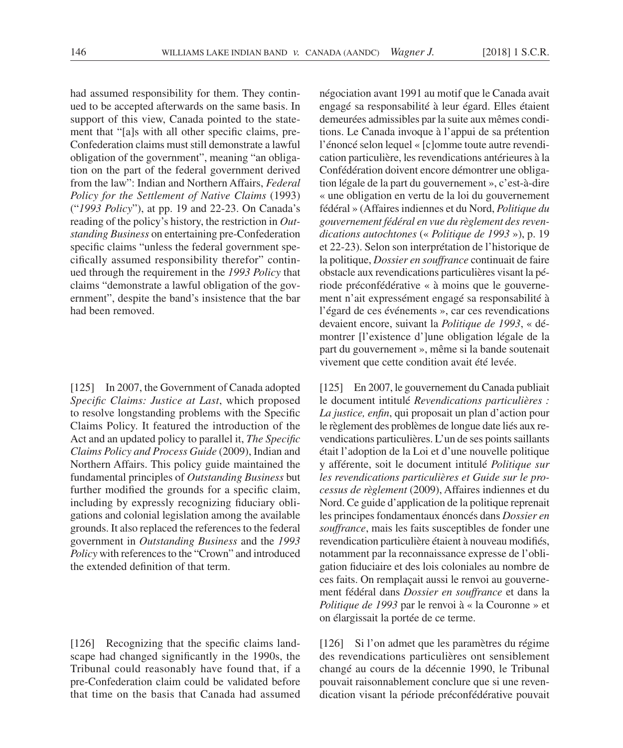had assumed responsibility for them. They continued to be accepted afterwards on the same basis. In support of this view, Canada pointed to the statement that "[a]s with all other specific claims, pre-Confederation claims must still demonstrate a lawful obligation of the government", meaning "an obligation on the part of the federal government derived from the law": Indian and Northern Affairs, *Federal Policy for the Settlement of Native Claims* (1993) ("*1993 Policy*"), at pp. 19 and 22-23. On Canada's reading of the policy's history, the restriction in *Outstanding Business* on entertaining pre-Confederation specific claims "unless the federal government specifically assumed responsibility therefor" continued through the requirement in the *1993 Policy* that claims "demonstrate a lawful obligation of the government", despite the band's insistence that the bar had been removed.

[125] In 2007, the Government of Canada adopted *Specific Claims: Justice at Last*, which proposed to resolve longstanding problems with the Specific Claims Policy. It featured the introduction of the Act and an updated policy to parallel it, *The Specific Claims Policy and Process Guide* (2009), Indian and Northern Affairs. This policy guide maintained the fundamental principles of *Outstanding Business* but further modified the grounds for a specific claim, including by expressly recognizing fiduciary obligations and colonial legislation among the available grounds. It also replaced the references to the federal government in *Outstanding Business* and the *1993 Policy* with references to the "Crown" and introduced the extended definition of that term.

[126] Recognizing that the specific claims landscape had changed significantly in the 1990s, the Tribunal could reasonably have found that, if a pre-Confederation claim could be validated before that time on the basis that Canada had assumed

négociation avant 1991 au motif que le Canada avait engagé sa responsabilité à leur égard. Elles étaient demeurées admissibles par la suite aux mêmes conditions. Le Canada invoque à l'appui de sa prétention l'énoncé selon lequel « [c]omme toute autre revendication particulière, les revendications antérieures à la Confédération doivent encore démontrer une obligation légale de la part du gouvernement », c'est-à-dire « une obligation en vertu de la loi du gouvernement fédéral » (Affaires indiennes et du Nord, *Politique du gouvernement fédéral en vue du règlement des revendications autochtones* (« *Politique de 1993* »), p. 19 et 22-23). Selon son interprétation de l'historique de la politique, *Dossier en souffrance* continuait de faire obstacle aux revendications particulières visant la période préconfédérative « à moins que le gouvernement n'ait expressément engagé sa responsabilité à l'égard de ces événements », car ces revendications devaient encore, suivant la *Politique de 1993*, « démontrer [l'existence d']une obligation légale de la part du gouvernement », même si la bande soutenait vivement que cette condition avait été levée.

[125] En 2007, le gouvernement du Canada publiait le document intitulé *Revendications particulières : La justice, enfin*, qui proposait un plan d'action pour le règlement des problèmes de longue date liés aux revendications particulières. L'un de ses points saillants était l'adoption de la Loi et d'une nouvelle politique y afférente, soit le document intitulé *Politique sur les revendications particulières et Guide sur le processus de règlement* (2009), Affaires indiennes et du Nord. Ce guide d'application de la politique reprenait les principes fondamentaux énoncés dans *Dossier en souffrance*, mais les faits susceptibles de fonder une revendication particulière étaient à nouveau modifiés, notamment par la reconnaissance expresse de l'obligation fiduciaire et des lois coloniales au nombre de ces faits. On remplaçait aussi le renvoi au gouvernement fédéral dans *Dossier en souffrance* et dans la *Politique de 1993* par le renvoi à « la Couronne » et on élargissait la portée de ce terme.

[126] Si l'on admet que les paramètres du régime des revendications particulières ont sensiblement changé au cours de la décennie 1990, le Tribunal pouvait raisonnablement conclure que si une revendication visant la période préconfédérative pouvait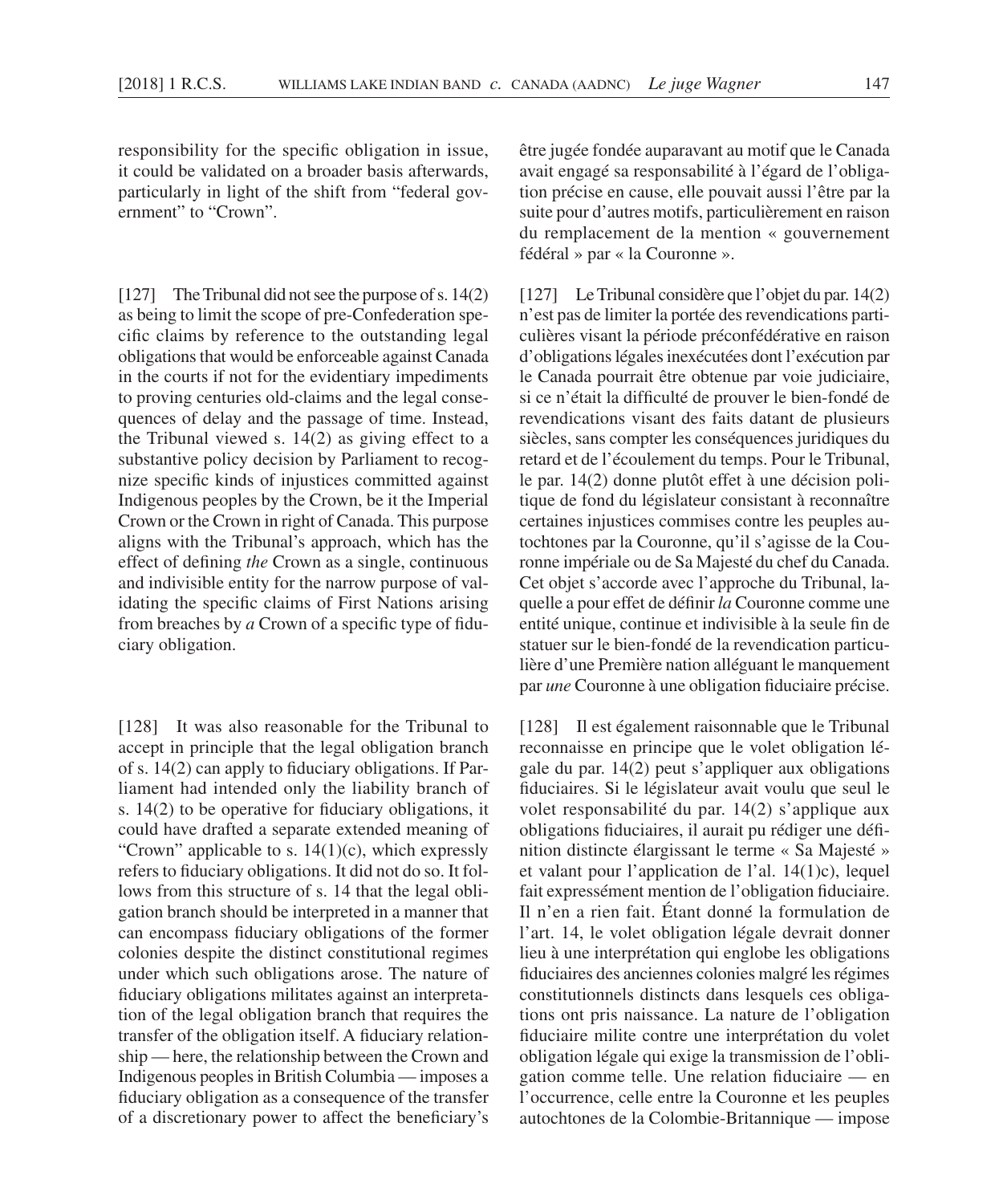responsibility for the specific obligation in issue, it could be validated on a broader basis afterwards, particularly in light of the shift from "federal government" to "Crown".

[127] The Tribunal did not see the purpose of s. 14(2) as being to limit the scope of pre-Confederation specific claims by reference to the outstanding legal obligations that would be enforceable against Canada in the courts if not for the evidentiary impediments to proving centuries old-claims and the legal consequences of delay and the passage of time. Instead, the Tribunal viewed s. 14(2) as giving effect to a substantive policy decision by Parliament to recognize specific kinds of injustices committed against Indigenous peoples by the Crown, be it the Imperial Crown or the Crown in right of Canada. This purpose aligns with the Tribunal's approach, which has the effect of defining *the* Crown as a single, continuous and indivisible entity for the narrow purpose of validating the specific claims of First Nations arising from breaches by *a* Crown of a specific type of fiduciary obligation.

[128] It was also reasonable for the Tribunal to accept in principle that the legal obligation branch of s. 14(2) can apply to fiduciary obligations. If Parliament had intended only the liability branch of s. 14(2) to be operative for fiduciary obligations, it could have drafted a separate extended meaning of "Crown" applicable to s. 14(1)(c), which expressly refers to fiduciary obligations. It did not do so. It follows from this structure of s. 14 that the legal obligation branch should be interpreted in a manner that can encompass fiduciary obligations of the former colonies despite the distinct constitutional regimes under which such obligations arose. The nature of fiduciary obligations militates against an interpretation of the legal obligation branch that requires the transfer of the obligation itself. A fiduciary relationship — here, the relationship between the Crown and Indigenous peoples in British Columbia — imposes a fiduciary obligation as a consequence of the transfer of a discretionary power to affect the beneficiary's

être jugée fondée auparavant au motif que le Canada avait engagé sa responsabilité à l'égard de l'obligation précise en cause, elle pouvait aussi l'être par la suite pour d'autres motifs, particulièrement en raison du remplacement de la mention « gouvernement fédéral » par « la Couronne ».

[127] Le Tribunal considère que l'objet du par. 14(2) n'est pas de limiter la portée des revendications particulières visant la période préconfédérative en raison d'obligations légales inexécutées dont l'exécution par le Canada pourrait être obtenue par voie judiciaire, si ce n'était la difficulté de prouver le bien-fondé de revendications visant des faits datant de plusieurs siècles, sans compter les conséquences juridiques du retard et de l'écoulement du temps. Pour le Tribunal, le par. 14(2) donne plutôt effet à une décision politique de fond du législateur consistant à reconnaître certaines injustices commises contre les peuples autochtones par la Couronne, qu'il s'agisse de la Couronne impériale ou de Sa Majesté du chef du Canada. Cet objet s'accorde avec l'approche du Tribunal, laquelle a pour effet de définir *la* Couronne comme une entité unique, continue et indivisible à la seule fin de statuer sur le bien-fondé de la revendication particulière d'une Première nation alléguant le manquement par *une* Couronne à une obligation fiduciaire précise.

[128] Il est également raisonnable que le Tribunal reconnaisse en principe que le volet obligation légale du par. 14(2) peut s'appliquer aux obligations fiduciaires. Si le législateur avait voulu que seul le volet responsabilité du par. 14(2) s'applique aux obligations fiduciaires, il aurait pu rédiger une définition distincte élargissant le terme « Sa Majesté » et valant pour l'application de l'al. 14(1)c), lequel fait expressément mention de l'obligation fiduciaire. Il n'en a rien fait. Étant donné la formulation de l'art. 14, le volet obligation légale devrait donner lieu à une interprétation qui englobe les obligations fiduciaires des anciennes colonies malgré les régimes constitutionnels distincts dans lesquels ces obligations ont pris naissance. La nature de l'obligation fiduciaire milite contre une interprétation du volet obligation légale qui exige la transmission de l'obligation comme telle. Une relation fiduciaire — en l'occurrence, celle entre la Couronne et les peuples autochtones de la Colombie-Britannique — impose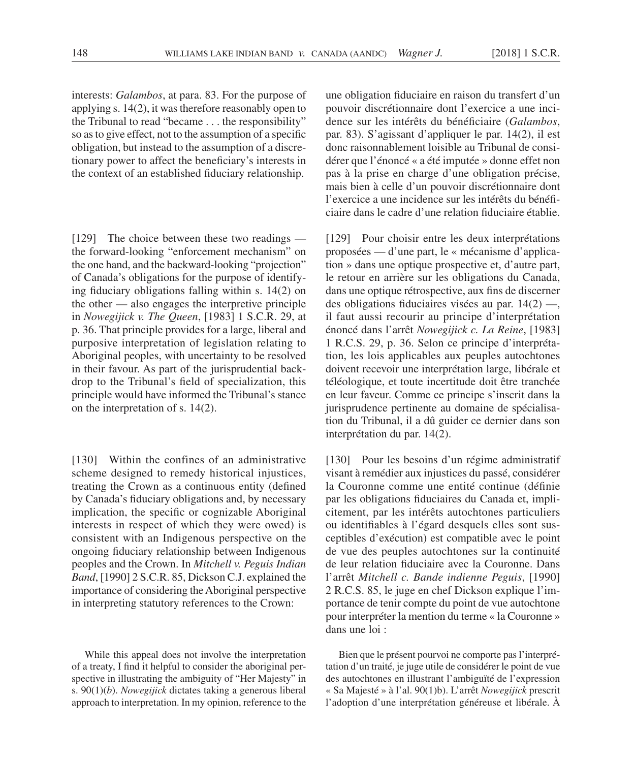interests: *Galambos*, at para. 83. For the purpose of applying s. 14(2), it was therefore reasonably open to the Tribunal to read "became . . . the responsibility" so as to give effect, not to the assumption of a specific obligation, but instead to the assumption of a discretionary power to affect the beneficiary's interests in the context of an established fiduciary relationship.

[129] The choice between these two readings — the forward-looking "enforcement mechanism" on the one hand, and the backward-looking "projection" of Canada's obligations for the purpose of identifying fiduciary obligations falling within s. 14(2) on the other — also engages the interpretive principle in *Nowegijick v. The Queen*, [1983] 1 S.C.R. 29, at p. 36. That principle provides for a large, liberal and purposive interpretation of legislation relating to Aboriginal peoples, with uncertainty to be resolved in their favour. As part of the jurisprudential backdrop to the Tribunal's field of specialization, this principle would have informed the Tribunal's stance on the interpretation of s. 14(2).

[130] Within the confines of an administrative scheme designed to remedy historical injustices, treating the Crown as a continuous entity (defined by Canada's fiduciary obligations and, by necessary implication, the specific or cognizable Aboriginal interests in respect of which they were owed) is consistent with an Indigenous perspective on the ongoing fiduciary relationship between Indigenous peoples and the Crown. In *Mitchell v. Peguis Indian Band*, [1990] 2 S.C.R. 85, Dickson C.J. explained the importance of considering the Aboriginal perspective in interpreting statutory references to the Crown:

> While this appeal does not involve the interpretation of a treaty, I find it helpful to consider the aboriginal perspective in illustrating the ambiguity of "Her Majesty" in s. 90(1)(*b*). *Nowegijick* dictates taking a generous liberal approach to interpretation. In my opinion, reference to the

une obligation fiduciaire en raison du transfert d'un pouvoir discrétionnaire dont l'exercice a une incidence sur les intérêts du bénéficiaire (*Galambos*, par. 83). S'agissant d'appliquer le par. 14(2), il est donc raisonnablement loisible au Tribunal de considérer que l'énoncé « a été imputée » donne effet non pas à la prise en charge d'une obligation précise, mais bien à celle d'un pouvoir discrétionnaire dont l'exercice a une incidence sur les intérêts du bénéficiaire dans le cadre d'une relation fiduciaire établie.

[129] Pour choisir entre les deux interprétations proposées — d'une part, le « mécanisme d'application » dans une optique prospective et, d'autre part, le retour en arrière sur les obligations du Canada, dans une optique rétrospective, aux fins de discerner des obligations fiduciaires visées au par. 14(2) —, il faut aussi recourir au principe d'interprétation énoncé dans l'arrêt *Nowegijick c. La Reine*, [1983] 1 R.C.S. 29, p. 36. Selon ce principe d'interprétation, les lois applicables aux peuples autochtones doivent recevoir une interprétation large, libérale et téléologique, et toute incertitude doit être tranchée en leur faveur. Comme ce principe s'inscrit dans la jurisprudence pertinente au domaine de spécialisation du Tribunal, il a dû guider ce dernier dans son interprétation du par. 14(2).

[130] Pour les besoins d'un régime administratif visant à remédier aux injustices du passé, considérer la Couronne comme une entité continue (définie par les obligations fiduciaires du Canada et, implicitement, par les intérêts autochtones particuliers ou identifiables à l'égard desquels elles sont susceptibles d'exécution) est compatible avec le point de vue des peuples autochtones sur la continuité de leur relation fiduciaire avec la Couronne. Dans l'arrêt *Mitchell c. Bande indienne Peguis*, [1990] 2 R.C.S. 85, le juge en chef Dickson explique l'importance de tenir compte du point de vue autochtone pour interpréter la mention du terme « la Couronne » dans une loi :

> Bien que le présent pourvoi ne comporte pas l'interprétation d'un traité, je juge utile de considérer le point de vue des autochtones en illustrant l'ambiguïté de l'expression « Sa Majesté » à l'al. 90(1)b). L'arrêt *Nowegijick* prescrit l'adoption d'une interprétation généreuse et libérale. À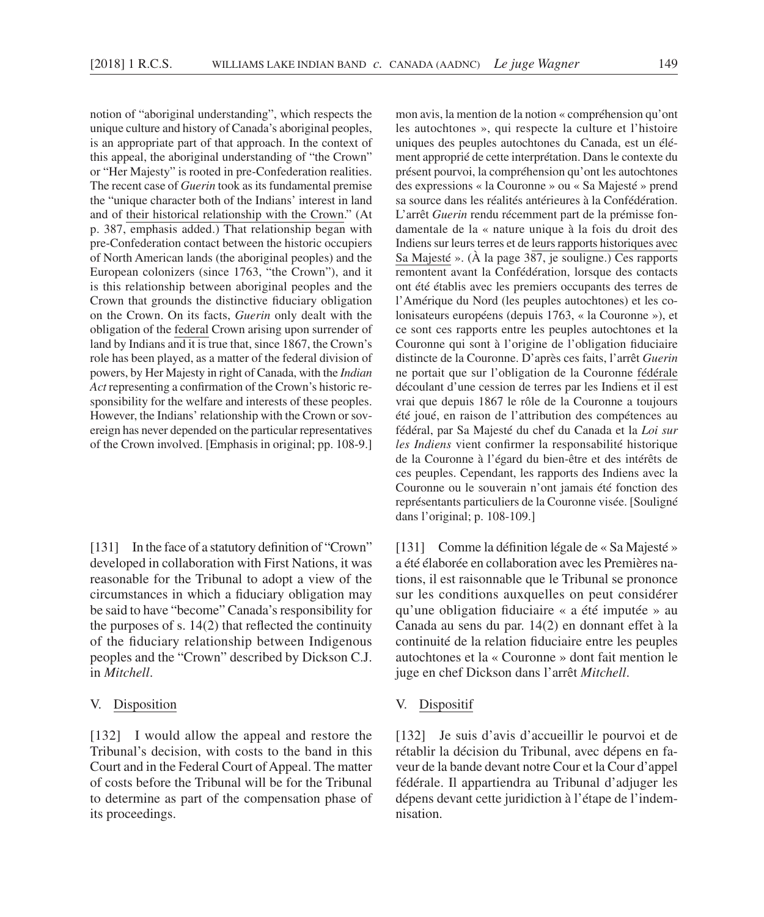notion of "aboriginal understanding", which respects the unique culture and history of Canada's aboriginal peoples, is an appropriate part of that approach. In the context of this appeal, the aboriginal understanding of "the Crown" or "Her Majesty" is rooted in pre-Confederation realities. The recent case of *Guerin* took as its fundamental premise the "unique character both of the Indians' interest in land and of their historical relationship with the Crown." (At p. 387, emphasis added.) That relationship began with pre-Confederation contact between the historic occupiers of North American lands (the aboriginal peoples) and the European colonizers (since 1763, "the Crown"), and it is this relationship between aboriginal peoples and the Crown that grounds the distinctive fiduciary obligation on the Crown. On its facts, *Guerin* only dealt with the obligation of the federal Crown arising upon surrender of land by Indians and it is true that, since 1867, the Crown's role has been played, as a matter of the federal division of powers, by Her Majesty in right of Canada, with the *Indian Act* representing a confirmation of the Crown's historic responsibility for the welfare and interests of these peoples. However, the Indians' relationship with the Crown or sovereign has never depended on the particular representatives of the Crown involved. [Emphasis in original; pp. 108-9.]

[131] In the face of a statutory definition of "Crown" developed in collaboration with First Nations, it was reasonable for the Tribunal to adopt a view of the circumstances in which a fiduciary obligation may be said to have "become" Canada's responsibility for the purposes of s. 14(2) that reflected the continuity of the fiduciary relationship between Indigenous peoples and the "Crown" described by Dickson C.J. in *Mitchell*.

## V. Disposition

[132] I would allow the appeal and restore the Tribunal's decision, with costs to the band in this Court and in the Federal Court of Appeal. The matter of costs before the Tribunal will be for the Tribunal to determine as part of the compensation phase of its proceedings.

mon avis, la mention de la notion « compréhension qu'ont les autochtones », qui respecte la culture et l'histoire uniques des peuples autochtones du Canada, est un élément approprié de cette interprétation. Dans le contexte du présent pourvoi, la compréhension qu'ont les autochtones des expressions « la Couronne » ou « Sa Majesté » prend sa source dans les réalités antérieures à la Confédération. L'arrêt *Guerin* rendu récemment part de la prémisse fondamentale de la « nature unique à la fois du droit des Indiens sur leurs terres et de leurs rapports historiques avec Sa Majesté ». (À la page 387, je souligne.) Ces rapports remontent avant la Confédération, lorsque des contacts ont été établis avec les premiers occupants des terres de l'Amérique du Nord (les peuples autochtones) et les colonisateurs européens (depuis 1763, « la Couronne »), et ce sont ces rapports entre les peuples autochtones et la Couronne qui sont à l'origine de l'obligation fiduciaire distincte de la Couronne. D'après ces faits, l'arrêt *Guerin* ne portait que sur l'obligation de la Couronne fédérale découlant d'une cession de terres par les Indiens et il est vrai que depuis 1867 le rôle de la Couronne a toujours été joué, en raison de l'attribution des compétences au fédéral, par Sa Majesté du chef du Canada et la *Loi sur les Indiens* vient confirmer la responsabilité historique de la Couronne à l'égard du bien-être et des intérêts de ces peuples. Cependant, les rapports des Indiens avec la Couronne ou le souverain n'ont jamais été fonction des représentants particuliers de la Couronne visée. [Souligné dans l'original; p. 108-109.]

[131] Comme la définition légale de « Sa Majesté » a été élaborée en collaboration avec les Premières nations, il est raisonnable que le Tribunal se prononce sur les conditions auxquelles on peut considérer qu'une obligation fiduciaire « a été imputée » au Canada au sens du par. 14(2) en donnant effet à la continuité de la relation fiduciaire entre les peuples autochtones et la « Couronne » dont fait mention le juge en chef Dickson dans l'arrêt *Mitchell*.

## V. Dispositif

[132] Je suis d'avis d'accueillir le pourvoi et de rétablir la décision du Tribunal, avec dépens en faveur de la bande devant notre Cour et la Cour d'appel fédérale. Il appartiendra au Tribunal d'adjuger les dépens devant cette juridiction à l'étape de l'indemnisation.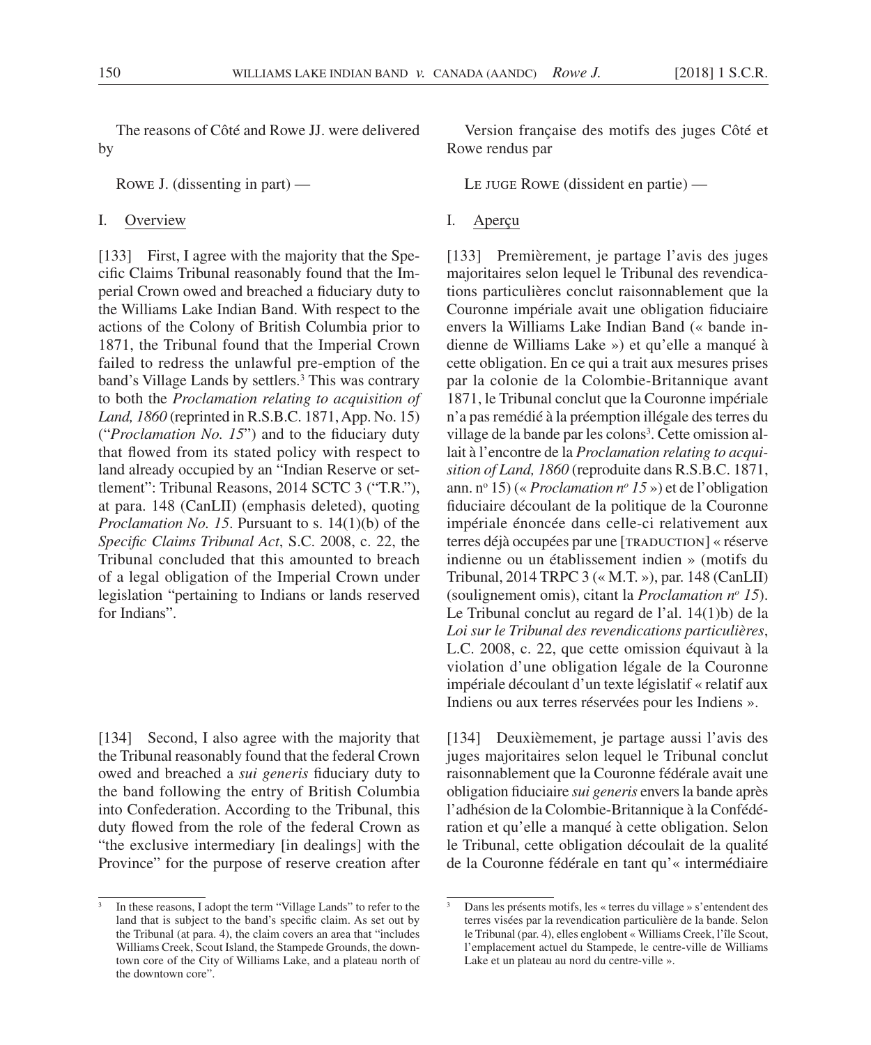The reasons of Côté and Rowe JJ. were delivered by

Rowe J. (dissenting in part) —

## I. Overview

[133] First, I agree with the majority that the Specific Claims Tribunal reasonably found that the Imperial Crown owed and breached a fiduciary duty to the Williams Lake Indian Band. With respect to the actions of the Colony of British Columbia prior to 1871, the Tribunal found that the Imperial Crown failed to redress the unlawful pre-emption of the band's Village Lands by settlers.[3] This was contrary to both the *Proclamation relating to acquisition of Land, 1860* (reprinted in R.S.B.C. 1871, App. No. 15) ("*Proclamation No. 15*") and to the fiduciary duty that flowed from its stated policy with respect to land already occupied by an "Indian Reserve or settlement": Tribunal Reasons, 2014 SCTC 3 ("T.R."), at para. 148 (CanLII) (emphasis deleted), quoting *Proclamation No. 15*. Pursuant to s. 14(1)(b) of the *Specific Claims Tribunal Act*, S.C. 2008, c. 22, the Tribunal concluded that this amounted to breach of a legal obligation of the Imperial Crown under legislation "pertaining to Indians or lands reserved for Indians".

[134] Second, I also agree with the majority that the Tribunal reasonably found that the federal Crown owed and breached a *sui generis* fiduciary duty to the band following the entry of British Columbia into Confederation. According to the Tribunal, this duty flowed from the role of the federal Crown as "the exclusive intermediary [in dealings] with the Province" for the purpose of reserve creation after

[3] In these reasons, I adopt the term "Village Lands" to refer to the land that is subject to the band's specific claim. As set out by the Tribunal (at para. 4), the claim covers an area that "includes Williams Creek, Scout Island, the Stampede Grounds, the downtown core of the City of Williams Lake, and a plateau north of the downtown core".

---

Version française des motifs des juges Côté et Rowe rendus par

Le juge Rowe (dissident en partie) —

## I. Aperçu

[133] Premièrement, je partage l'avis des juges majoritaires selon lequel le Tribunal des revendications particulières conclut raisonnablement que la Couronne impériale avait une obligation fiduciaire envers la Williams Lake Indian Band (« bande indienne de Williams Lake ») et qu'elle a manqué à cette obligation. En ce qui a trait aux mesures prises par la colonie de la Colombie-Britannique avant 1871, le Tribunal conclut que la Couronne impériale n'a pas remédié à la préemption illégale des terres du village de la bande par les colons[3]. Cette omission allait à l'encontre de la *Proclamation relating to acquisition of Land, 1860* (reproduite dans R.S.B.C. 1871, ann. n[o] 15) (« *Proclamation n[o] 15* ») et de l'obligation fiduciaire découlant de la politique de la Couronne impériale énoncée dans celle-ci relativement aux terres déjà occupées par une [TRADUCTION] « réserve indienne ou un établissement indien » (motifs du Tribunal, 2014 TRPC 3 (« M.T. »), par. 148 (CanLII) (soulignement omis), citant la *Proclamation n[o] 15*). Le Tribunal conclut au regard de l'al. 14(1)b) de la *Loi sur le Tribunal des revendications particulières*, L.C. 2008, c. 22, que cette omission équivaut à la violation d'une obligation légale de la Couronne impériale découlant d'un texte législatif « relatif aux Indiens ou aux terres réservées pour les Indiens ».

[134] Deuxièmement, je partage aussi l'avis des juges majoritaires selon lequel le Tribunal conclut raisonnablement que la Couronne fédérale avait une obligation fiduciaire *sui generis* envers la bande après l'adhésion de la Colombie-Britannique à la Confédération et qu'elle a manqué à cette obligation. Selon le Tribunal, cette obligation découlait de la qualité de la Couronne fédérale en tant qu'« intermédiaire

[3] Dans les présents motifs, les « terres du village » s'entendent des terres visées par la revendication particulière de la bande. Selon le Tribunal (par. 4), elles englobent « Williams Creek, l'île Scout, l'emplacement actuel du Stampede, le centre-ville de Williams Lake et un plateau au nord du centre-ville ».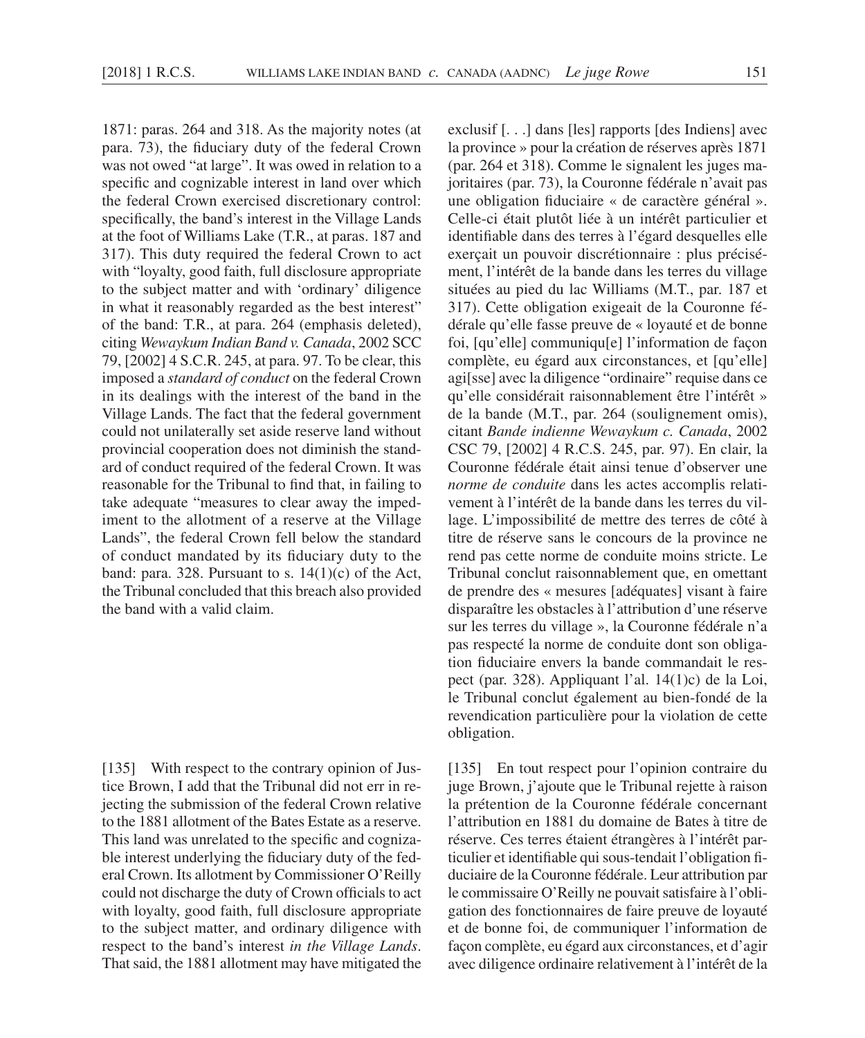1871: paras. 264 and 318. As the majority notes (at para. 73), the fiduciary duty of the federal Crown was not owed "at large". It was owed in relation to a specific and cognizable interest in land over which the federal Crown exercised discretionary control: specifically, the band's interest in the Village Lands at the foot of Williams Lake (T.R., at paras. 187 and 317). This duty required the federal Crown to act with "loyalty, good faith, full disclosure appropriate to the subject matter and with 'ordinary' diligence in what it reasonably regarded as the best interest" of the band: T.R., at para. 264 (emphasis deleted), citing *Wewaykum Indian Band v. Canada*, 2002 SCC 79, [2002] 4 S.C.R. 245, at para. 97. To be clear, this imposed a *standard of conduct* on the federal Crown in its dealings with the interest of the band in the Village Lands. The fact that the federal government could not unilaterally set aside reserve land without provincial cooperation does not diminish the standard of conduct required of the federal Crown. It was reasonable for the Tribunal to find that, in failing to take adequate "measures to clear away the impediment to the allotment of a reserve at the Village Lands", the federal Crown fell below the standard of conduct mandated by its fiduciary duty to the band: para. 328. Pursuant to s. 14(1)(c) of the Act, the Tribunal concluded that this breach also provided the band with a valid claim.

[135] With respect to the contrary opinion of Justice Brown, I add that the Tribunal did not err in rejecting the submission of the federal Crown relative to the 1881 allotment of the Bates Estate as a reserve. This land was unrelated to the specific and cognizable interest underlying the fiduciary duty of the federal Crown. Its allotment by Commissioner O'Reilly could not discharge the duty of Crown officials to act with loyalty, good faith, full disclosure appropriate to the subject matter, and ordinary diligence with respect to the band's interest *in the Village Lands*. That said, the 1881 allotment may have mitigated the

exclusif [. . .] dans [les] rapports [des Indiens] avec la province » pour la création de réserves après 1871 (par. 264 et 318). Comme le signalent les juges majoritaires (par. 73), la Couronne fédérale n'avait pas une obligation fiduciaire « de caractère général ». Celle-ci était plutôt liée à un intérêt particulier et identifiable dans des terres à l'égard desquelles elle exerçait un pouvoir discrétionnaire : plus précisément, l'intérêt de la bande dans les terres du village situées au pied du lac Williams (M.T., par. 187 et 317). Cette obligation exigeait de la Couronne fédérale qu'elle fasse preuve de « loyauté et de bonne foi, [qu'elle] communiqu[e] l'information de façon complète, eu égard aux circonstances, et [qu'elle] agi[sse] avec la diligence "ordinaire" requise dans ce qu'elle considérait raisonnablement être l'intérêt » de la bande (M.T., par. 264 (soulignement omis), citant *Bande indienne Wewaykum c. Canada*, 2002 CSC 79, [2002] 4 R.C.S. 245, par. 97). En clair, la Couronne fédérale était ainsi tenue d'observer une *norme de conduite* dans les actes accomplis relativement à l'intérêt de la bande dans les terres du village. L'impossibilité de mettre des terres de côté à titre de réserve sans le concours de la province ne rend pas cette norme de conduite moins stricte. Le Tribunal conclut raisonnablement que, en omettant de prendre des « mesures [adéquates] visant à faire disparaître les obstacles à l'attribution d'une réserve sur les terres du village », la Couronne fédérale n'a pas respecté la norme de conduite dont son obligation fiduciaire envers la bande commandait le respect (par. 328). Appliquant l'al. 14(1)c) de la Loi, le Tribunal conclut également au bien-fondé de la revendication particulière pour la violation de cette obligation.

[135] En tout respect pour l'opinion contraire du juge Brown, j'ajoute que le Tribunal rejette à raison la prétention de la Couronne fédérale concernant l'attribution en 1881 du domaine de Bates à titre de réserve. Ces terres étaient étrangères à l'intérêt particulier et identifiable qui sous-tendait l'obligation fiduciaire de la Couronne fédérale. Leur attribution par le commissaire O'Reilly ne pouvait satisfaire à l'obligation des fonctionnaires de faire preuve de loyauté et de bonne foi, de communiquer l'information de façon complète, eu égard aux circonstances, et d'agir avec diligence ordinaire relativement à l'intérêt de la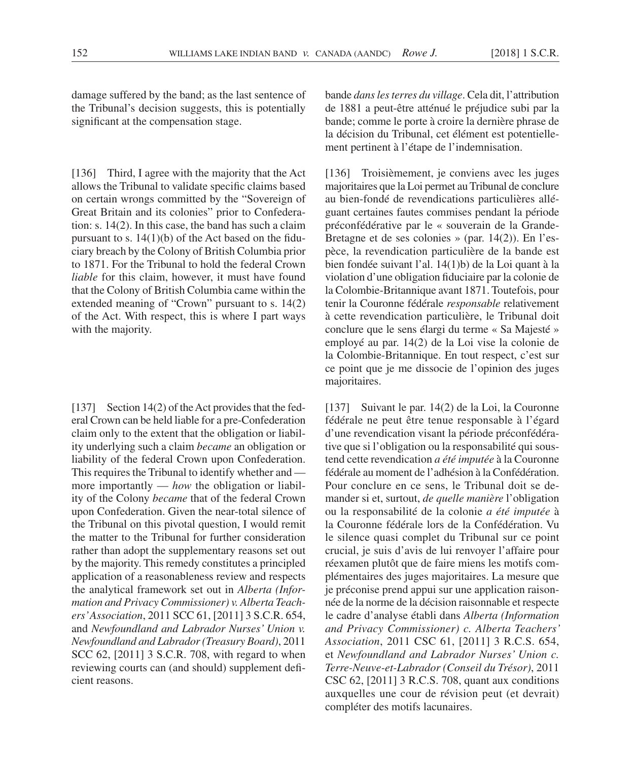damage suffered by the band; as the last sentence of the Tribunal's decision suggests, this is potentially significant at the compensation stage.

[136] Third, I agree with the majority that the Act allows the Tribunal to validate specific claims based on certain wrongs committed by the "Sovereign of Great Britain and its colonies" prior to Confederation: s. 14(2). In this case, the band has such a claim pursuant to s. 14(1)(b) of the Act based on the fiduciary breach by the Colony of British Columbia prior to 1871. For the Tribunal to hold the federal Crown *liable* for this claim, however, it must have found that the Colony of British Columbia came within the extended meaning of "Crown" pursuant to s. 14(2) of the Act. With respect, this is where I part ways with the majority.

[137] Section 14(2) of the Act provides that the federal Crown can be held liable for a pre-Confederation claim only to the extent that the obligation or liability underlying such a claim *became* an obligation or liability of the federal Crown upon Confederation. This requires the Tribunal to identify whether and — more importantly — *how* the obligation or liability of the Colony *became* that of the federal Crown upon Confederation. Given the near-total silence of the Tribunal on this pivotal question, I would remit the matter to the Tribunal for further consideration rather than adopt the supplementary reasons set out by the majority. This remedy constitutes a principled application of a reasonableness review and respects the analytical framework set out in *Alberta (Information and Privacy Commissioner) v. Alberta Teachers' Association*, 2011 SCC 61, [2011] 3 S.C.R. 654, and *Newfoundland and Labrador Nurses' Union v. Newfoundland and Labrador (Treasury Board)*, 2011 SCC 62, [2011] 3 S.C.R. 708, with regard to when reviewing courts can (and should) supplement deficient reasons.

bande *dans les terres du village*. Cela dit, l'attribution de 1881 a peut-être atténué le préjudice subi par la bande; comme le porte à croire la dernière phrase de la décision du Tribunal, cet élément est potentiellement pertinent à l'étape de l'indemnisation.

[136] Troisièmement, je conviens avec les juges majoritaires que la Loi permet au Tribunal de conclure au bien-fondé de revendications particulières alléguant certaines fautes commises pendant la période préconfédérative par le « souverain de la Grande-Bretagne et de ses colonies » (par. 14(2)). En l'espèce, la revendication particulière de la bande est bien fondée suivant l'al. 14(1)b) de la Loi quant à la violation d'une obligation fiduciaire par la colonie de la Colombie-Britannique avant 1871. Toutefois, pour tenir la Couronne fédérale *responsable* relativement à cette revendication particulière, le Tribunal doit conclure que le sens élargi du terme « Sa Majesté » employé au par. 14(2) de la Loi vise la colonie de la Colombie-Britannique. En tout respect, c'est sur ce point que je me dissocie de l'opinion des juges majoritaires.

[137] Suivant le par. 14(2) de la Loi, la Couronne fédérale ne peut être tenue responsable à l'égard d'une revendication visant la période préconfédérative que si l'obligation ou la responsabilité qui soustend cette revendication *a été imputée* à la Couronne fédérale au moment de l'adhésion à la Confédération. Pour conclure en ce sens, le Tribunal doit se demander si et, surtout, *de quelle manière* l'obligation ou la responsabilité de la colonie *a été imputée* à la Couronne fédérale lors de la Confédération. Vu le silence quasi complet du Tribunal sur ce point crucial, je suis d'avis de lui renvoyer l'affaire pour réexamen plutôt que de faire miens les motifs complémentaires des juges majoritaires. La mesure que je préconise prend appui sur une application raisonnée de la norme de la décision raisonnable et respecte le cadre d'analyse établi dans *Alberta (Information and Privacy Commissioner) c. Alberta Teachers' Association*, 2011 CSC 61, [2011] 3 R.C.S. 654, et *Newfoundland and Labrador Nurses' Union c. Terre-Neuve-et-Labrador (Conseil du Trésor)*, 2011 CSC 62, [2011] 3 R.C.S. 708, quant aux conditions auxquelles une cour de révision peut (et devrait) compléter des motifs lacunaires.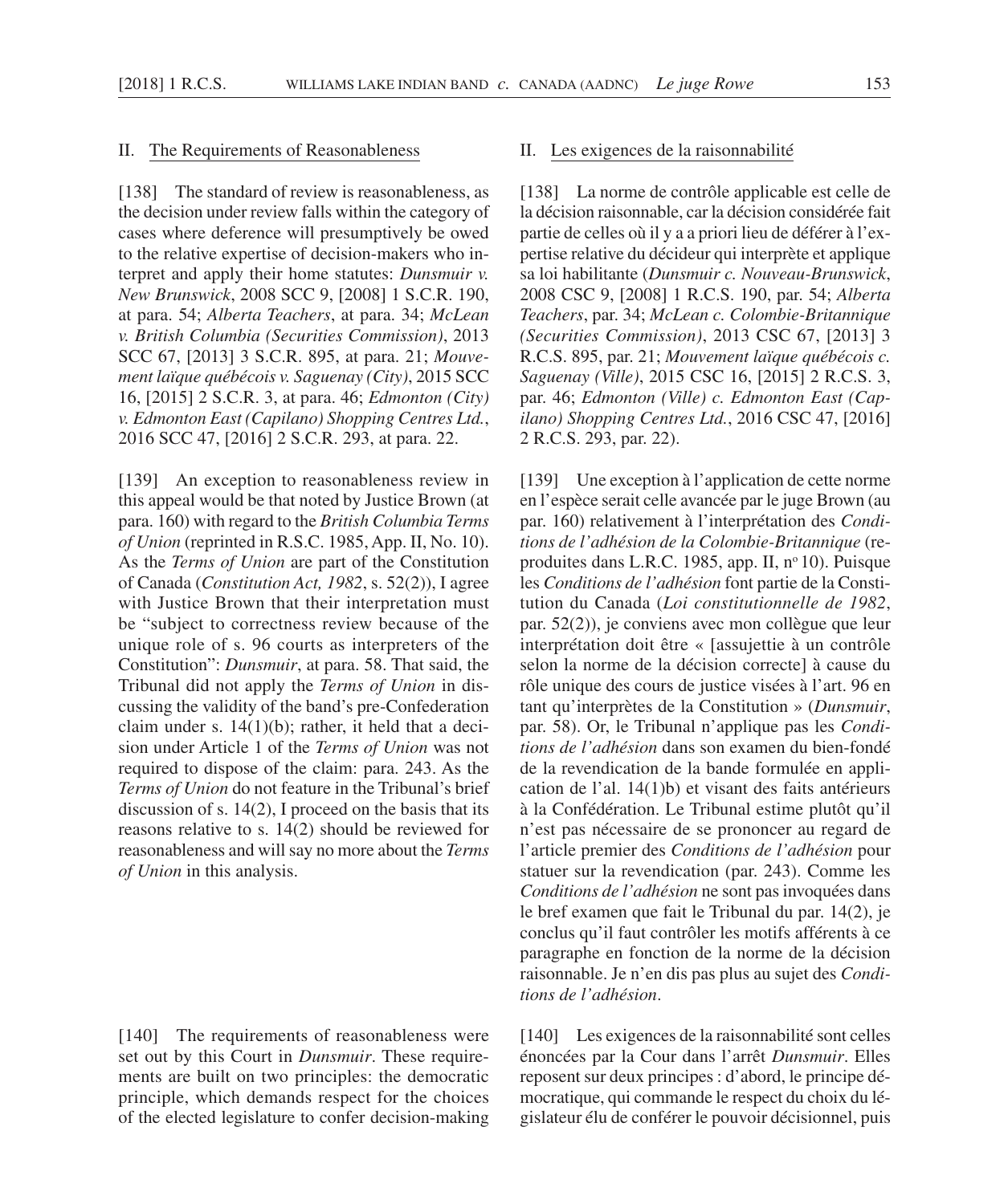## II. The Requirements of Reasonableness

[138] The standard of review is reasonableness, as the decision under review falls within the category of cases where deference will presumptively be owed to the relative expertise of decision-makers who interpret and apply their home statutes: *Dunsmuir v. New Brunswick*, 2008 SCC 9, [2008] 1 S.C.R. 190, at para. 54; *Alberta Teachers*, at para. 34; *McLean v. British Columbia (Securities Commission)*, 2013 SCC 67, [2013] 3 S.C.R. 895, at para. 21; *Mouvement laïque québécois v. Saguenay (City)*, 2015 SCC 16, [2015] 2 S.C.R. 3, at para. 46; *Edmonton (City) v. Edmonton East (Capilano) Shopping Centres Ltd.*, 2016 SCC 47, [2016] 2 S.C.R. 293, at para. 22.

[139] An exception to reasonableness review in this appeal would be that noted by Justice Brown (at para. 160) with regard to the *British Columbia Terms of Union* (reprinted in R.S.C. 1985, App. II, No. 10). As the *Terms of Union* are part of the Constitution of Canada (*Constitution Act, 1982*, s. 52(2)), I agree with Justice Brown that their interpretation must be "subject to correctness review because of the unique role of s. 96 courts as interpreters of the Constitution": *Dunsmuir*, at para. 58. That said, the Tribunal did not apply the *Terms of Union* in discussing the validity of the band's pre-Confederation claim under s. 14(1)(b); rather, it held that a decision under Article 1 of the *Terms of Union* was not required to dispose of the claim: para. 243. As the *Terms of Union* do not feature in the Tribunal's brief discussion of s. 14(2), I proceed on the basis that its reasons relative to s. 14(2) should be reviewed for reasonableness and will say no more about the *Terms of Union* in this analysis.

[140] The requirements of reasonableness were set out by this Court in *Dunsmuir*. These requirements are built on two principles: the democratic principle, which demands respect for the choices of the elected legislature to confer decision-making

## II. Les exigences de la raisonnabilité

[138] La norme de contrôle applicable est celle de la décision raisonnable, car la décision considérée fait partie de celles où il y a a priori lieu de déférer à l'expertise relative du décideur qui interprète et applique sa loi habilitante (*Dunsmuir c. Nouveau-Brunswick*, 2008 CSC 9, [2008] 1 R.C.S. 190, par. 54; *Alberta Teachers*, par. 34; *McLean c. Colombie-Britannique (Securities Commission)*, 2013 CSC 67, [2013] 3 R.C.S. 895, par. 21; *Mouvement laïque québécois c. Saguenay (Ville)*, 2015 CSC 16, [2015] 2 R.C.S. 3, par. 46; *Edmonton (Ville) c. Edmonton East (Capilano) Shopping Centres Ltd.*, 2016 CSC 47, [2016] 2 R.C.S. 293, par. 22).

[139] Une exception à l'application de cette norme en l'espèce serait celle avancée par le juge Brown (au par. 160) relativement à l'interprétation des *Conditions de l'adhésion de la Colombie-Britannique* (reproduites dans L.R.C. 1985, app. II, nº 10). Puisque les *Conditions de l'adhésion* font partie de la Constitution du Canada (*Loi constitutionnelle de 1982*, par. 52(2)), je conviens avec mon collègue que leur interprétation doit être « [assujettie à un contrôle selon la norme de la décision correcte] à cause du rôle unique des cours de justice visées à l'art. 96 en tant qu'interprètes de la Constitution » (*Dunsmuir*, par. 58). Or, le Tribunal n'applique pas les *Conditions de l'adhésion* dans son examen du bien-fondé de la revendication de la bande formulée en application de l'al. 14(1)b) et visant des faits antérieurs à la Confédération. Le Tribunal estime plutôt qu'il n'est pas nécessaire de se prononcer au regard de l'article premier des *Conditions de l'adhésion* pour statuer sur la revendication (par. 243). Comme les *Conditions de l'adhésion* ne sont pas invoquées dans le bref examen que fait le Tribunal du par. 14(2), je conclus qu'il faut contrôler les motifs afférents à ce paragraphe en fonction de la norme de la décision raisonnable. Je n'en dis pas plus au sujet des *Conditions de l'adhésion*.

[140] Les exigences de la raisonnabilité sont celles énoncées par la Cour dans l'arrêt *Dunsmuir*. Elles reposent sur deux principes : d'abord, le principe démocratique, qui commande le respect du choix du législateur élu de conférer le pouvoir décisionnel, puis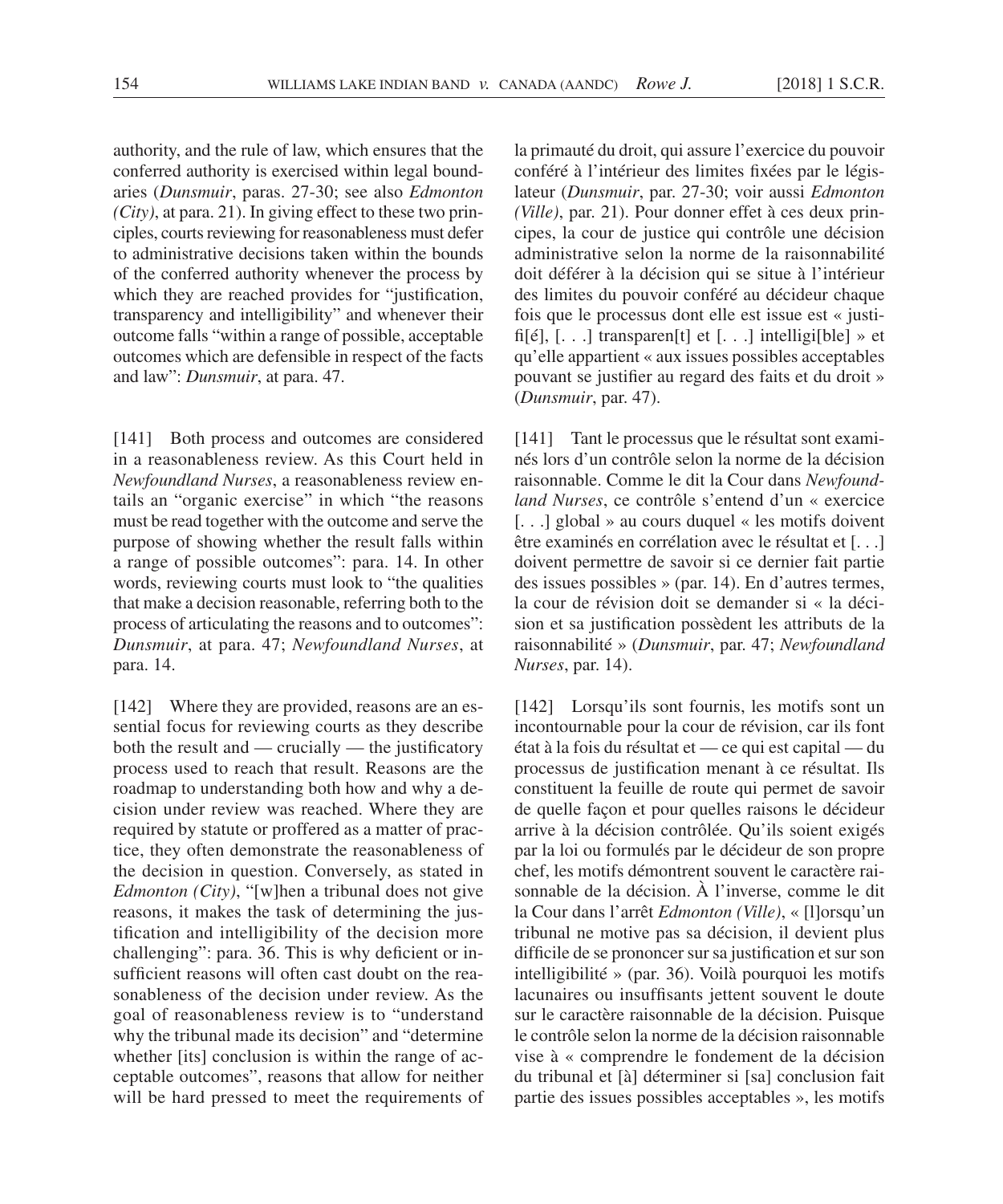authority, and the rule of law, which ensures that the conferred authority is exercised within legal boundaries (*Dunsmuir*, paras. 27-30; see also *Edmonton (City)*, at para. 21). In giving effect to these two principles, courts reviewing for reasonableness must defer to administrative decisions taken within the bounds of the conferred authority whenever the process by which they are reached provides for "justification, transparency and intelligibility" and whenever their outcome falls "within a range of possible, acceptable outcomes which are defensible in respect of the facts and law": *Dunsmuir*, at para. 47.

[141] Both process and outcomes are considered in a reasonableness review. As this Court held in *Newfoundland Nurses*, a reasonableness review entails an "organic exercise" in which "the reasons must be read together with the outcome and serve the purpose of showing whether the result falls within a range of possible outcomes": para. 14. In other words, reviewing courts must look to "the qualities that make a decision reasonable, referring both to the process of articulating the reasons and to outcomes": *Dunsmuir*, at para. 47; *Newfoundland Nurses*, at para. 14.

[142] Where they are provided, reasons are an essential focus for reviewing courts as they describe both the result and — crucially — the justificatory process used to reach that result. Reasons are the roadmap to understanding both how and why a decision under review was reached. Where they are required by statute or proffered as a matter of practice, they often demonstrate the reasonableness of the decision in question. Conversely, as stated in *Edmonton (City)*, "[w]hen a tribunal does not give reasons, it makes the task of determining the justification and intelligibility of the decision more challenging": para. 36. This is why deficient or insufficient reasons will often cast doubt on the reasonableness of the decision under review. As the goal of reasonableness review is to "understand why the tribunal made its decision" and "determine whether [its] conclusion is within the range of acceptable outcomes", reasons that allow for neither will be hard pressed to meet the requirements of

la primauté du droit, qui assure l'exercice du pouvoir conféré à l'intérieur des limites fixées par le législateur (*Dunsmuir*, par. 27-30; voir aussi *Edmonton (Ville)*, par. 21). Pour donner effet à ces deux principes, la cour de justice qui contrôle une décision administrative selon la norme de la raisonnabilité doit déférer à la décision qui se situe à l'intérieur des limites du pouvoir conféré au décideur chaque fois que le processus dont elle est issue est « justifi[é], [. . .] transparen[t] et [. . .] intelligi[ble] » et qu'elle appartient « aux issues possibles acceptables pouvant se justifier au regard des faits et du droit » (*Dunsmuir*, par. 47).

[141] Tant le processus que le résultat sont examinés lors d'un contrôle selon la norme de la décision raisonnable. Comme le dit la Cour dans *Newfoundland Nurses*, ce contrôle s'entend d'un « exercice [. . .] global » au cours duquel « les motifs doivent être examinés en corrélation avec le résultat et [. . .] doivent permettre de savoir si ce dernier fait partie des issues possibles » (par. 14). En d'autres termes, la cour de révision doit se demander si « la décision et sa justification possèdent les attributs de la raisonnabilité » (*Dunsmuir*, par. 47; *Newfoundland Nurses*, par. 14).

[142] Lorsqu'ils sont fournis, les motifs sont un incontournable pour la cour de révision, car ils font état à la fois du résultat et — ce qui est capital — du processus de justification menant à ce résultat. Ils constituent la feuille de route qui permet de savoir de quelle façon et pour quelles raisons le décideur arrive à la décision contrôlée. Qu'ils soient exigés par la loi ou formulés par le décideur de son propre chef, les motifs démontrent souvent le caractère raisonnable de la décision. À l'inverse, comme le dit la Cour dans l'arrêt *Edmonton (Ville)*, « [l]orsqu'un tribunal ne motive pas sa décision, il devient plus difficile de se prononcer sur sa justification et sur son intelligibilité » (par. 36). Voilà pourquoi les motifs lacunaires ou insuffisants jettent souvent le doute sur le caractère raisonnable de la décision. Puisque le contrôle selon la norme de la décision raisonnable vise à « comprendre le fondement de la décision du tribunal et [à] déterminer si [sa] conclusion fait partie des issues possibles acceptables », les motifs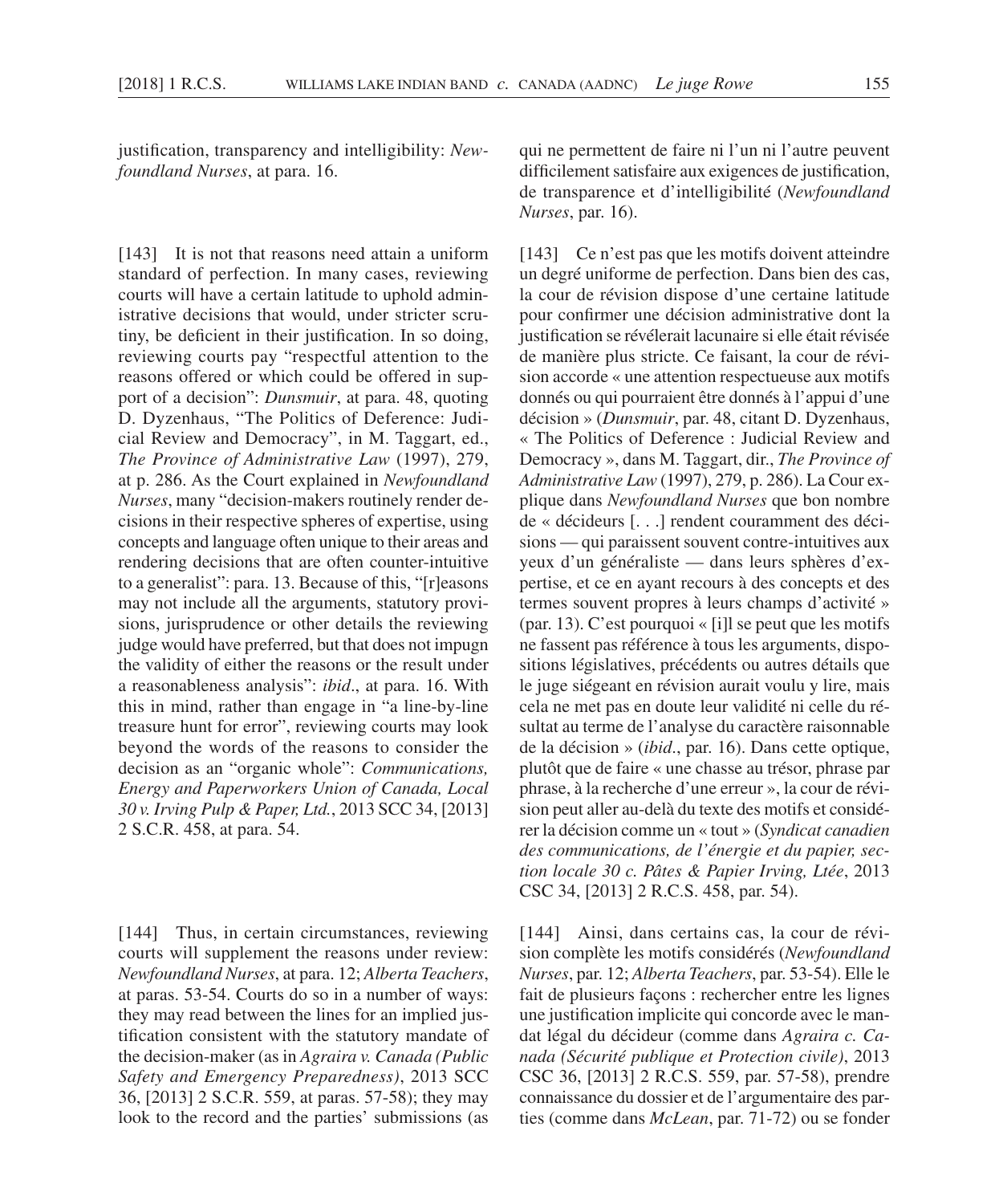justification, transparency and intelligibility: *Newfoundland Nurses*, at para. 16.

[143] It is not that reasons need attain a uniform standard of perfection. In many cases, reviewing courts will have a certain latitude to uphold administrative decisions that would, under stricter scrutiny, be deficient in their justification. In so doing, reviewing courts pay "respectful attention to the reasons offered or which could be offered in support of a decision": *Dunsmuir*, at para. 48, quoting D. Dyzenhaus, "The Politics of Deference: Judicial Review and Democracy", in M. Taggart, ed., *The Province of Administrative Law* (1997), 279, at p. 286. As the Court explained in *Newfoundland Nurses*, many "decision-makers routinely render decisions in their respective spheres of expertise, using concepts and language often unique to their areas and rendering decisions that are often counter-intuitive to a generalist": para. 13. Because of this, "[r]easons may not include all the arguments, statutory provisions, jurisprudence or other details the reviewing judge would have preferred, but that does not impugn the validity of either the reasons or the result under a reasonableness analysis": *ibid*., at para. 16. With this in mind, rather than engage in "a line-by-line treasure hunt for error", reviewing courts may look beyond the words of the reasons to consider the decision as an "organic whole": *Communications, Energy and Paperworkers Union of Canada, Local 30 v. Irving Pulp & Paper, Ltd.*, 2013 SCC 34, [2013] 2 S.C.R. 458, at para. 54.

[144] Thus, in certain circumstances, reviewing courts will supplement the reasons under review: *Newfoundland Nurses*, at para. 12; *Alberta Teachers*, at paras. 53-54. Courts do so in a number of ways: they may read between the lines for an implied justification consistent with the statutory mandate of the decision-maker (as in *Agraira v. Canada (Public Safety and Emergency Preparedness)*, 2013 SCC 36, [2013] 2 S.C.R. 559, at paras. 57-58); they may look to the record and the parties' submissions (as

qui ne permettent de faire ni l'un ni l'autre peuvent difficilement satisfaire aux exigences de justification, de transparence et d'intelligibilité (*Newfoundland Nurses*, par. 16).

[143] Ce n'est pas que les motifs doivent atteindre un degré uniforme de perfection. Dans bien des cas, la cour de révision dispose d'une certaine latitude pour confirmer une décision administrative dont la justification se révélerait lacunaire si elle était révisée de manière plus stricte. Ce faisant, la cour de révision accorde « une attention respectueuse aux motifs donnés ou qui pourraient être donnés à l'appui d'une décision » (*Dunsmuir*, par. 48, citant D. Dyzenhaus, « The Politics of Deference : Judicial Review and Democracy », dans M. Taggart, dir., *The Province of Administrative Law* (1997), 279, p. 286). La Cour explique dans *Newfoundland Nurses* que bon nombre de « décideurs [. . .] rendent couramment des décisions — qui paraissent souvent contre-intuitives aux yeux d'un généraliste — dans leurs sphères d'expertise, et ce en ayant recours à des concepts et des termes souvent propres à leurs champs d'activité » (par. 13). C'est pourquoi « [i]l se peut que les motifs ne fassent pas référence à tous les arguments, dispositions législatives, précédents ou autres détails que le juge siégeant en révision aurait voulu y lire, mais cela ne met pas en doute leur validité ni celle du résultat au terme de l'analyse du caractère raisonnable de la décision » (*ibid*., par. 16). Dans cette optique, plutôt que de faire « une chasse au trésor, phrase par phrase, à la recherche d'une erreur », la cour de révision peut aller au-delà du texte des motifs et considérer la décision comme un « tout » (*Syndicat canadien des communications, de l'énergie et du papier, section locale 30 c. Pâtes & Papier Irving, Ltée*, 2013 CSC 34, [2013] 2 R.C.S. 458, par. 54).

[144] Ainsi, dans certains cas, la cour de révision complète les motifs considérés (*Newfoundland Nurses*, par. 12; *Alberta Teachers*, par. 53-54). Elle le fait de plusieurs façons : rechercher entre les lignes une justification implicite qui concorde avec le mandat légal du décideur (comme dans *Agraira c. Canada (Sécurité publique et Protection civile)*, 2013 CSC 36, [2013] 2 R.C.S. 559, par. 57-58), prendre connaissance du dossier et de l'argumentaire des parties (comme dans *McLean*, par. 71-72) ou se fonder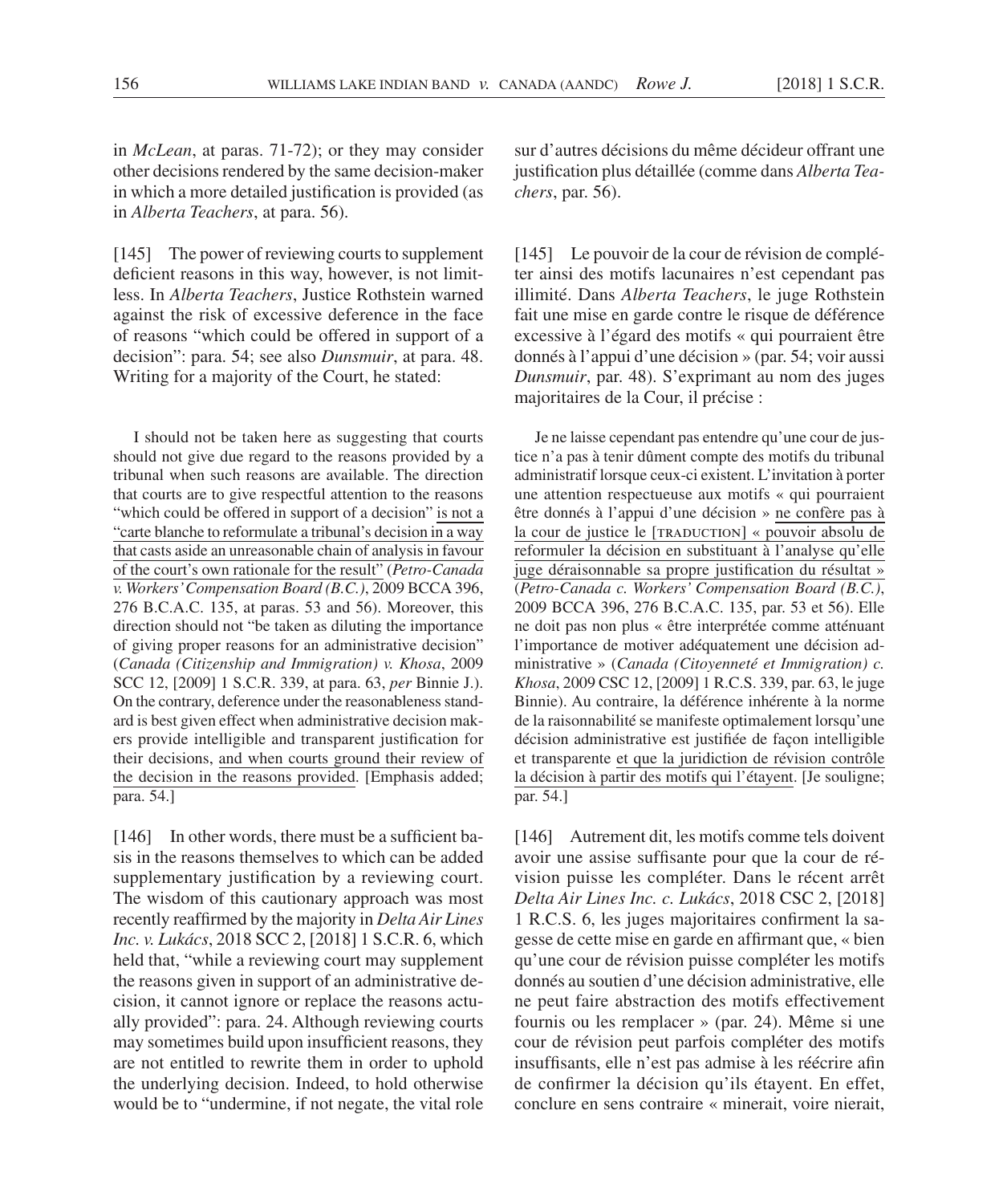in *McLean*, at paras. 71-72); or they may consider other decisions rendered by the same decision-maker in which a more detailed justification is provided (as in *Alberta Teachers*, at para. 56).

[145] The power of reviewing courts to supplement deficient reasons in this way, however, is not limitless. In *Alberta Teachers*, Justice Rothstein warned against the risk of excessive deference in the face of reasons "which could be offered in support of a decision": para. 54; see also *Dunsmuir*, at para. 48. Writing for a majority of the Court, he stated:

> I should not be taken here as suggesting that courts should not give due regard to the reasons provided by a tribunal when such reasons are available. The direction that courts are to give respectful attention to the reasons "which could be offered in support of a decision" is not a "carte blanche to reformulate a tribunal's decision in a way that casts aside an unreasonable chain of analysis in favour of the court's own rationale for the result" (*Petro-Canada v. Workers' Compensation Board (B.C.)*, 2009 BCCA 396, 276 B.C.A.C. 135, at paras. 53 and 56). Moreover, this direction should not "be taken as diluting the importance of giving proper reasons for an administrative decision" (*Canada (Citizenship and Immigration) v. Khosa*, 2009 SCC 12, [2009] 1 S.C.R. 339, at para. 63, *per* Binnie J.). On the contrary, deference under the reasonableness standard is best given effect when administrative decision makers provide intelligible and transparent justification for their decisions, and when courts ground their review of the decision in the reasons provided. [Emphasis added; para. 54.]

[146] In other words, there must be a sufficient basis in the reasons themselves to which can be added supplementary justification by a reviewing court. The wisdom of this cautionary approach was most recently reaffirmed by the majority in *Delta Air Lines Inc. v. Lukács*, 2018 SCC 2, [2018] 1 S.C.R. 6, which held that, "while a reviewing court may supplement the reasons given in support of an administrative decision, it cannot ignore or replace the reasons actually provided": para. 24. Although reviewing courts may sometimes build upon insufficient reasons, they are not entitled to rewrite them in order to uphold the underlying decision. Indeed, to hold otherwise would be to "undermine, if not negate, the vital role

sur d'autres décisions du même décideur offrant une justification plus détaillée (comme dans *Alberta Teachers*, par. 56).

[145] Le pouvoir de la cour de révision de compléter ainsi des motifs lacunaires n'est cependant pas illimité. Dans *Alberta Teachers*, le juge Rothstein fait une mise en garde contre le risque de déférence excessive à l'égard des motifs « qui pourraient être donnés à l'appui d'une décision » (par. 54; voir aussi *Dunsmuir*, par. 48). S'exprimant au nom des juges majoritaires de la Cour, il précise :

> Je ne laisse cependant pas entendre qu'une cour de justice n'a pas à tenir dûment compte des motifs du tribunal administratif lorsque ceux-ci existent. L'invitation à porter une attention respectueuse aux motifs « qui pourraient être donnés à l'appui d'une décision » ne confère pas à la cour de justice le [TRADUCTION] « pouvoir absolu de reformuler la décision en substituant à l'analyse qu'elle juge déraisonnable sa propre justification du résultat » (*Petro-Canada c. Workers' Compensation Board (B.C.)*, 2009 BCCA 396, 276 B.C.A.C. 135, par. 53 et 56). Elle ne doit pas non plus « être interprétée comme atténuant l'importance de motiver adéquatement une décision administrative » (*Canada (Citoyenneté et Immigration) c. Khosa*, 2009 CSC 12, [2009] 1 R.C.S. 339, par. 63, le juge Binnie). Au contraire, la déférence inhérente à la norme de la raisonnabilité se manifeste optimalement lorsqu'une décision administrative est justifiée de façon intelligible et transparente et que la juridiction de révision contrôle la décision à partir des motifs qui l'étayent. [Je souligne; par. 54.]

[146] Autrement dit, les motifs comme tels doivent avoir une assise suffisante pour que la cour de révision puisse les compléter. Dans le récent arrêt *Delta Air Lines Inc. c. Lukács*, 2018 CSC 2, [2018] 1 R.C.S. 6, les juges majoritaires confirment la sagesse de cette mise en garde en affirmant que, « bien qu'une cour de révision puisse compléter les motifs donnés au soutien d'une décision administrative, elle ne peut faire abstraction des motifs effectivement fournis ou les remplacer » (par. 24). Même si une cour de révision peut parfois compléter des motifs insuffisants, elle n'est pas admise à les réécrire afin de confirmer la décision qu'ils étayent. En effet, conclure en sens contraire « minerait, voire nierait,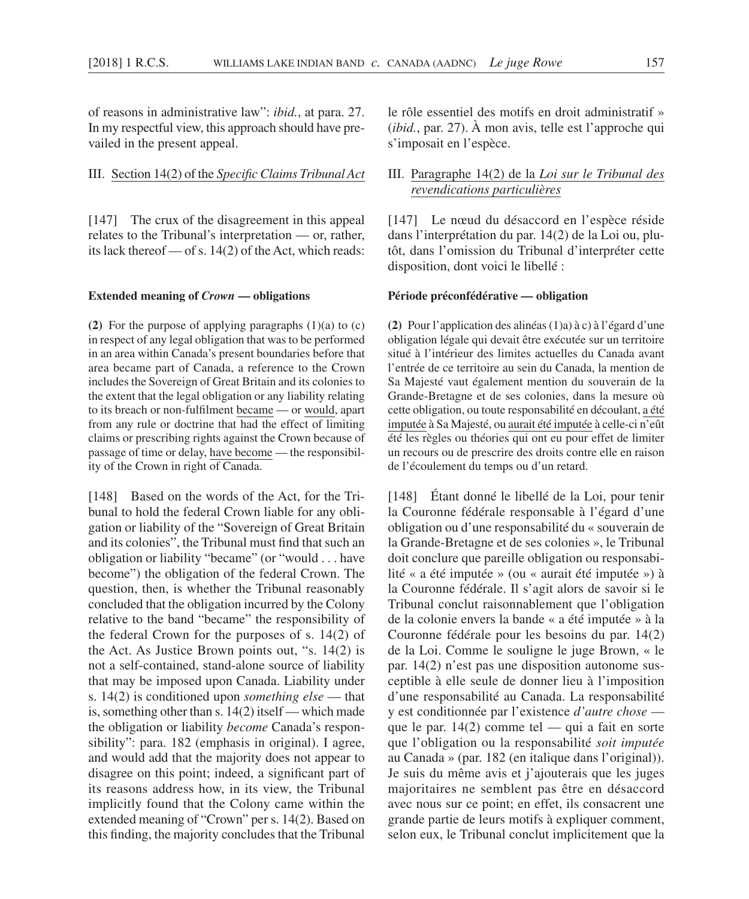of reasons in administrative law": *ibid.*, at para. 27. In my respectful view, this approach should have prevailed in the present appeal.

## III. Section 14(2) of the *Specific Claims Tribunal Act*

[147] The crux of the disagreement in this appeal relates to the Tribunal's interpretation — or, rather, its lack thereof — of s. 14(2) of the Act, which reads:

**Extended meaning of *Crown* — obligations**

**(2)** For the purpose of applying paragraphs (1)(a) to (c) in respect of any legal obligation that was to be performed in an area within Canada's present boundaries before that area became part of Canada, a reference to the Crown includes the Sovereign of Great Britain and its colonies to the extent that the legal obligation or any liability relating to its breach or non-fulfilment became — or would, apart from any rule or doctrine that had the effect of limiting claims or prescribing rights against the Crown because of passage of time or delay, have become — the responsibility of the Crown in right of Canada.

[148] Based on the words of the Act, for the Tribunal to hold the federal Crown liable for any obligation or liability of the "Sovereign of Great Britain and its colonies", the Tribunal must find that such an obligation or liability "became" (or "would . . . have become") the obligation of the federal Crown. The question, then, is whether the Tribunal reasonably concluded that the obligation incurred by the Colony relative to the band "became" the responsibility of the federal Crown for the purposes of s. 14(2) of the Act. As Justice Brown points out, "s. 14(2) is not a self-contained, stand-alone source of liability that may be imposed upon Canada. Liability under s. 14(2) is conditioned upon *something else* — that is, something other than s. 14(2) itself — which made the obligation or liability *become* Canada's responsibility": para. 182 (emphasis in original). I agree, and would add that the majority does not appear to disagree on this point; indeed, a significant part of its reasons address how, in its view, the Tribunal implicitly found that the Colony came within the extended meaning of "Crown" per s. 14(2). Based on this finding, the majority concludes that the Tribunal

le rôle essentiel des motifs en droit administratif » (*ibid.*, par. 27). À mon avis, telle est l'approche qui s'imposait en l'espèce.

## III. Paragraphe 14(2) de la *Loi sur le Tribunal des revendications particulières*

[147] Le nœud du désaccord en l'espèce réside dans l'interprétation du par. 14(2) de la Loi ou, plutôt, dans l'omission du Tribunal d'interpréter cette disposition, dont voici le libellé :

**Période préconfédérative — obligation**

**(2)** Pour l'application des alinéas (1)a) à c) à l'égard d'une obligation légale qui devait être exécutée sur un territoire situé à l'intérieur des limites actuelles du Canada avant l'entrée de ce territoire au sein du Canada, la mention de Sa Majesté vaut également mention du souverain de la Grande-Bretagne et de ses colonies, dans la mesure où cette obligation, ou toute responsabilité en découlant, a été imputée à Sa Majesté, ou aurait été imputée à celle-ci n'eût été les règles ou théories qui ont eu pour effet de limiter un recours ou de prescrire des droits contre elle en raison de l'écoulement du temps ou d'un retard.

[148] Étant donné le libellé de la Loi, pour tenir la Couronne fédérale responsable à l'égard d'une obligation ou d'une responsabilité du « souverain de la Grande-Bretagne et de ses colonies », le Tribunal doit conclure que pareille obligation ou responsabilité « a été imputée » (ou « aurait été imputée ») à la Couronne fédérale. Il s'agit alors de savoir si le Tribunal conclut raisonnablement que l'obligation de la colonie envers la bande « a été imputée » à la Couronne fédérale pour les besoins du par. 14(2) de la Loi. Comme le souligne le juge Brown, « le par. 14(2) n'est pas une disposition autonome susceptible à elle seule de donner lieu à l'imposition d'une responsabilité au Canada. La responsabilité y est conditionnée par l'existence *d'autre chose* — que le par. 14(2) comme tel — qui a fait en sorte que l'obligation ou la responsabilité *soit imputée* au Canada » (par. 182 (en italique dans l'original)). Je suis du même avis et j'ajouterais que les juges majoritaires ne semblent pas être en désaccord avec nous sur ce point; en effet, ils consacrent une grande partie de leurs motifs à expliquer comment, selon eux, le Tribunal conclut implicitement que la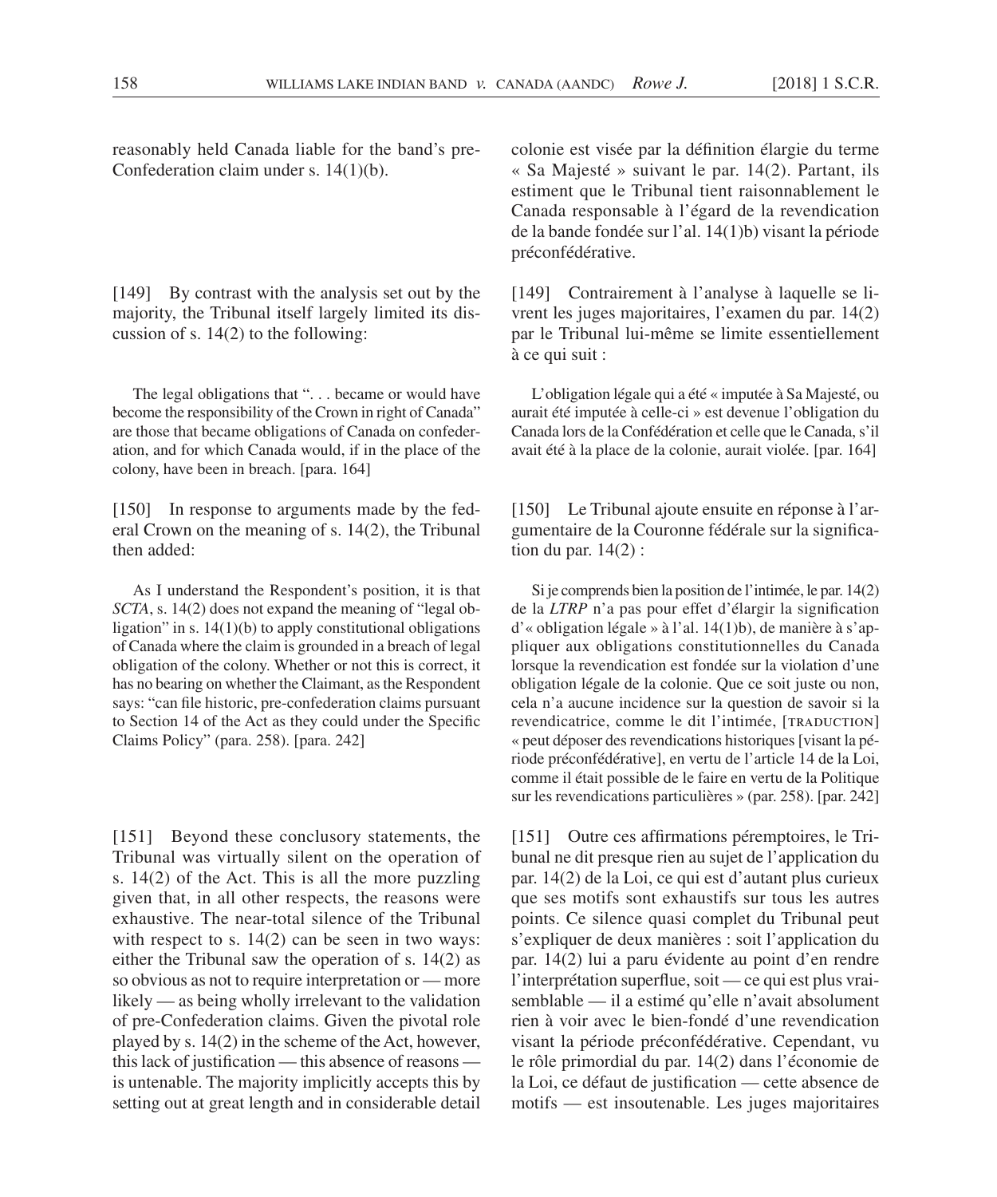reasonably held Canada liable for the band's pre-Confederation claim under s. 14(1)(b).

[149] By contrast with the analysis set out by the majority, the Tribunal itself largely limited its discussion of s. 14(2) to the following:

> The legal obligations that ". . . became or would have become the responsibility of the Crown in right of Canada" are those that became obligations of Canada on confederation, and for which Canada would, if in the place of the colony, have been in breach. [para. 164]

[150] In response to arguments made by the federal Crown on the meaning of s. 14(2), the Tribunal then added:

> As I understand the Respondent's position, it is that *SCTA*, s. 14(2) does not expand the meaning of "legal obligation" in s. 14(1)(b) to apply constitutional obligations of Canada where the claim is grounded in a breach of legal obligation of the colony. Whether or not this is correct, it has no bearing on whether the Claimant, as the Respondent says: "can file historic, pre-confederation claims pursuant to Section 14 of the Act as they could under the Specific Claims Policy" (para. 258). [para. 242]

[151] Beyond these conclusory statements, the Tribunal was virtually silent on the operation of s. 14(2) of the Act. This is all the more puzzling given that, in all other respects, the reasons were exhaustive. The near-total silence of the Tribunal with respect to s. 14(2) can be seen in two ways: either the Tribunal saw the operation of s. 14(2) as so obvious as not to require interpretation or — more likely — as being wholly irrelevant to the validation of pre-Confederation claims. Given the pivotal role played by s. 14(2) in the scheme of the Act, however, this lack of justification — this absence of reasons — is untenable. The majority implicitly accepts this by setting out at great length and in considerable detail

colonie est visée par la définition élargie du terme « Sa Majesté » suivant le par. 14(2). Partant, ils estiment que le Tribunal tient raisonnablement le Canada responsable à l'égard de la revendication de la bande fondée sur l'al. 14(1)b) visant la période préconfédérative.

[149] Contrairement à l'analyse à laquelle se livrent les juges majoritaires, l'examen du par. 14(2) par le Tribunal lui-même se limite essentiellement à ce qui suit :

> L'obligation légale qui a été « imputée à Sa Majesté, ou aurait été imputée à celle-ci » est devenue l'obligation du Canada lors de la Confédération et celle que le Canada, s'il avait été à la place de la colonie, aurait violée. [par. 164]

[150] Le Tribunal ajoute ensuite en réponse à l'argumentaire de la Couronne fédérale sur la signification du par. 14(2) :

> Si je comprends bien la position de l'intimée, le par. 14(2) de la *LTRP* n'a pas pour effet d'élargir la signification d'« obligation légale » à l'al. 14(1)b), de manière à s'appliquer aux obligations constitutionnelles du Canada lorsque la revendication est fondée sur la violation d'une obligation légale de la colonie. Que ce soit juste ou non, cela n'a aucune incidence sur la question de savoir si la revendicatrice, comme le dit l'intimée, [TRADUCTION] « peut déposer des revendications historiques [visant la période préconfédérative], en vertu de l'article 14 de la Loi, comme il était possible de le faire en vertu de la Politique sur les revendications particulières » (par. 258). [par. 242]

[151] Outre ces affirmations péremptoires, le Tribunal ne dit presque rien au sujet de l'application du par. 14(2) de la Loi, ce qui est d'autant plus curieux que ses motifs sont exhaustifs sur tous les autres points. Ce silence quasi complet du Tribunal peut s'expliquer de deux manières : soit l'application du par. 14(2) lui a paru évidente au point d'en rendre l'interprétation superflue, soit — ce qui est plus vraisemblable — il a estimé qu'elle n'avait absolument rien à voir avec le bien-fondé d'une revendication visant la période préconfédérative. Cependant, vu le rôle primordial du par. 14(2) dans l'économie de la Loi, ce défaut de justification — cette absence de motifs — est insoutenable. Les juges majoritaires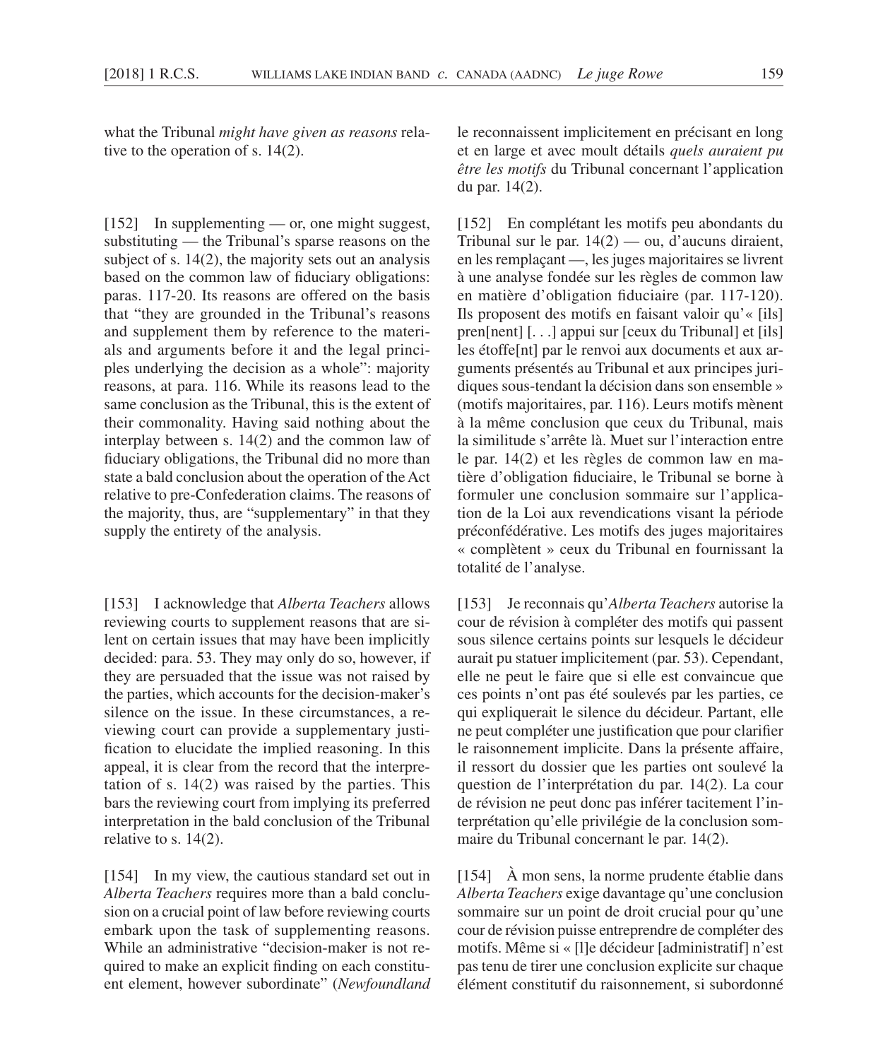what the Tribunal *might have given as reasons* relative to the operation of s. 14(2).

[152] In supplementing — or, one might suggest, substituting — the Tribunal's sparse reasons on the subject of s. 14(2), the majority sets out an analysis based on the common law of fiduciary obligations: paras. 117-20. Its reasons are offered on the basis that "they are grounded in the Tribunal's reasons and supplement them by reference to the materials and arguments before it and the legal principles underlying the decision as a whole": majority reasons, at para. 116. While its reasons lead to the same conclusion as the Tribunal, this is the extent of their commonality. Having said nothing about the interplay between s. 14(2) and the common law of fiduciary obligations, the Tribunal did no more than state a bald conclusion about the operation of the Act relative to pre-Confederation claims. The reasons of the majority, thus, are "supplementary" in that they supply the entirety of the analysis.

[153] I acknowledge that *Alberta Teachers* allows reviewing courts to supplement reasons that are silent on certain issues that may have been implicitly decided: para. 53. They may only do so, however, if they are persuaded that the issue was not raised by the parties, which accounts for the decision-maker's silence on the issue. In these circumstances, a reviewing court can provide a supplementary justification to elucidate the implied reasoning. In this appeal, it is clear from the record that the interpretation of s. 14(2) was raised by the parties. This bars the reviewing court from implying its preferred interpretation in the bald conclusion of the Tribunal relative to s. 14(2).

[154] In my view, the cautious standard set out in *Alberta Teachers* requires more than a bald conclusion on a crucial point of law before reviewing courts embark upon the task of supplementing reasons. While an administrative "decision-maker is not required to make an explicit finding on each constituent element, however subordinate" (*Newfoundland*

le reconnaissent implicitement en précisant en long et en large et avec moult détails *quels auraient pu être les motifs* du Tribunal concernant l'application du par. 14(2).

[152] En complétant les motifs peu abondants du Tribunal sur le par. 14(2) — ou, d'aucuns diraient, en les remplaçant —, les juges majoritaires se livrent à une analyse fondée sur les règles de common law en matière d'obligation fiduciaire (par. 117-120). Ils proposent des motifs en faisant valoir qu'« [ils] pren[nent] [. . .] appui sur [ceux du Tribunal] et [ils] les étoffe[nt] par le renvoi aux documents et aux arguments présentés au Tribunal et aux principes juridiques sous-tendant la décision dans son ensemble » (motifs majoritaires, par. 116). Leurs motifs mènent à la même conclusion que ceux du Tribunal, mais la similitude s'arrête là. Muet sur l'interaction entre le par. 14(2) et les règles de common law en matière d'obligation fiduciaire, le Tribunal se borne à formuler une conclusion sommaire sur l'application de la Loi aux revendications visant la période préconfédérative. Les motifs des juges majoritaires « complètent » ceux du Tribunal en fournissant la totalité de l'analyse.

[153] Je reconnais qu'*Alberta Teachers* autorise la cour de révision à compléter des motifs qui passent sous silence certains points sur lesquels le décideur aurait pu statuer implicitement (par. 53). Cependant, elle ne peut le faire que si elle est convaincue que ces points n'ont pas été soulevés par les parties, ce qui expliquerait le silence du décideur. Partant, elle ne peut compléter une justification que pour clarifier le raisonnement implicite. Dans la présente affaire, il ressort du dossier que les parties ont soulevé la question de l'interprétation du par. 14(2). La cour de révision ne peut donc pas inférer tacitement l'interprétation qu'elle privilégie de la conclusion sommaire du Tribunal concernant le par. 14(2).

[154] À mon sens, la norme prudente établie dans *Alberta Teachers* exige davantage qu'une conclusion sommaire sur un point de droit crucial pour qu'une cour de révision puisse entreprendre de compléter des motifs. Même si « [l]e décideur [administratif] n'est pas tenu de tirer une conclusion explicite sur chaque élément constitutif du raisonnement, si subordonné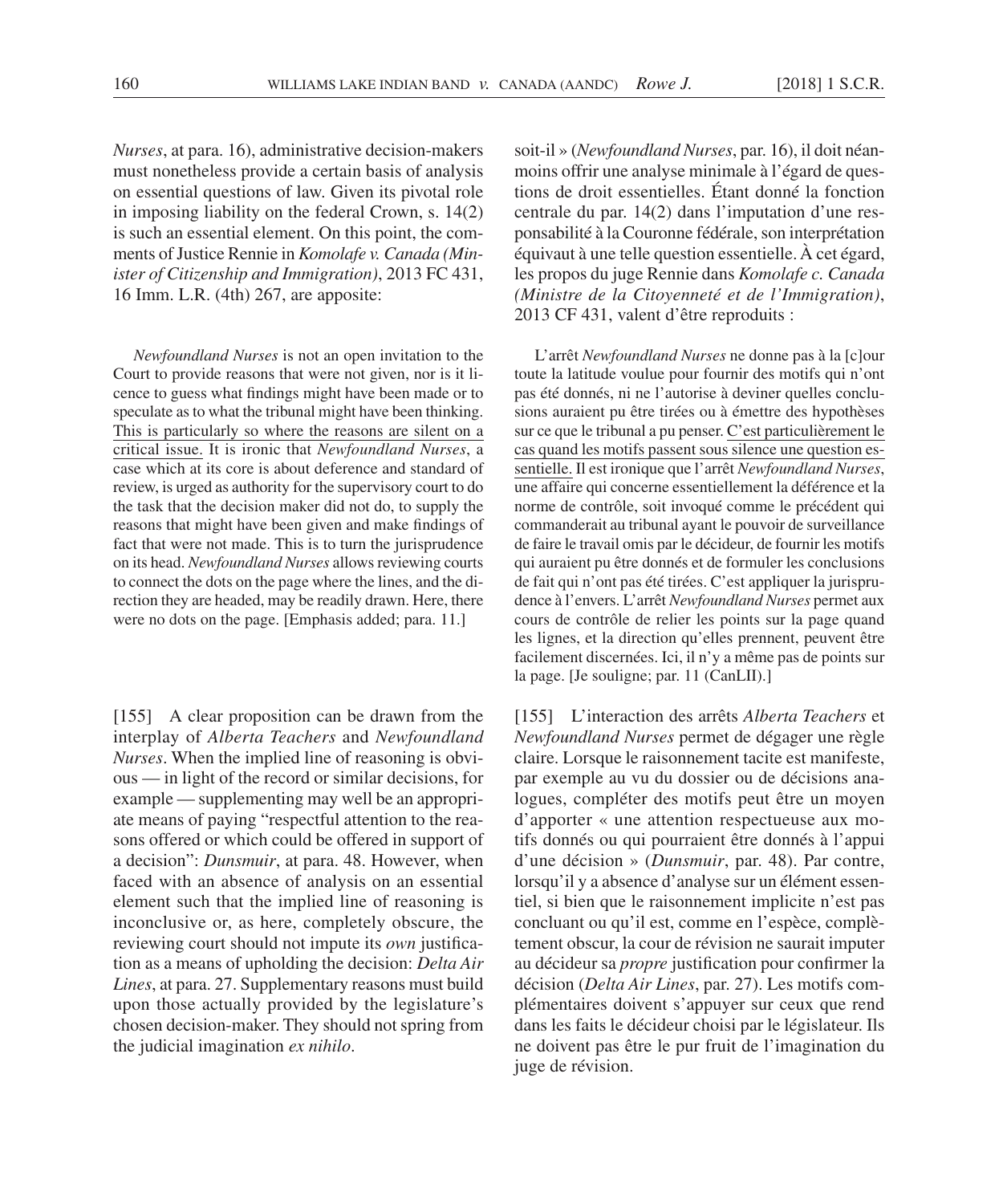*Nurses*, at para. 16), administrative decision-makers must nonetheless provide a certain basis of analysis on essential questions of law. Given its pivotal role in imposing liability on the federal Crown, s. 14(2) is such an essential element. On this point, the comments of Justice Rennie in *Komolafe v. Canada (Minister of Citizenship and Immigration)*, 2013 FC 431, 16 Imm. L.R. (4th) 267, are apposite:

> *Newfoundland Nurses* is not an open invitation to the Court to provide reasons that were not given, nor is it licence to guess what findings might have been made or to speculate as to what the tribunal might have been thinking. This is particularly so where the reasons are silent on a critical issue. It is ironic that *Newfoundland Nurses*, a case which at its core is about deference and standard of review, is urged as authority for the supervisory court to do the task that the decision maker did not do, to supply the reasons that might have been given and make findings of fact that were not made. This is to turn the jurisprudence on its head. *Newfoundland Nurses* allows reviewing courts to connect the dots on the page where the lines, and the direction they are headed, may be readily drawn. Here, there were no dots on the page. [Emphasis added; para. 11.]

[155] A clear proposition can be drawn from the interplay of *Alberta Teachers* and *Newfoundland Nurses*. When the implied line of reasoning is obvious — in light of the record or similar decisions, for example — supplementing may well be an appropriate means of paying "respectful attention to the reasons offered or which could be offered in support of a decision": *Dunsmuir*, at para. 48. However, when faced with an absence of analysis on an essential element such that the implied line of reasoning is inconclusive or, as here, completely obscure, the reviewing court should not impute its *own* justification as a means of upholding the decision: *Delta Air Lines*, at para. 27. Supplementary reasons must build upon those actually provided by the legislature's chosen decision-maker. They should not spring from the judicial imagination *ex nihilo*.

soit-il » (*Newfoundland Nurses*, par. 16), il doit néanmoins offrir une analyse minimale à l'égard de questions de droit essentielles. Étant donné la fonction centrale du par. 14(2) dans l'imputation d'une responsabilité à la Couronne fédérale, son interprétation équivaut à une telle question essentielle. À cet égard, les propos du juge Rennie dans *Komolafe c. Canada (Ministre de la Citoyenneté et de l'Immigration)*, 2013 CF 431, valent d'être reproduits :

> L'arrêt *Newfoundland Nurses* ne donne pas à la [c]our toute la latitude voulue pour fournir des motifs qui n'ont pas été donnés, ni ne l'autorise à deviner quelles conclusions auraient pu être tirées ou à émettre des hypothèses sur ce que le tribunal a pu penser. C'est particulièrement le cas quand les motifs passent sous silence une question essentielle. Il est ironique que l'arrêt *Newfoundland Nurses*, une affaire qui concerne essentiellement la déférence et la norme de contrôle, soit invoqué comme le précédent qui commanderait au tribunal ayant le pouvoir de surveillance de faire le travail omis par le décideur, de fournir les motifs qui auraient pu être donnés et de formuler les conclusions de fait qui n'ont pas été tirées. C'est appliquer la jurisprudence à l'envers. L'arrêt *Newfoundland Nurses* permet aux cours de contrôle de relier les points sur la page quand les lignes, et la direction qu'elles prennent, peuvent être facilement discernées. Ici, il n'y a même pas de points sur la page. [Je souligne; par. 11 (CanLII).]

[155] L'interaction des arrêts *Alberta Teachers* et *Newfoundland Nurses* permet de dégager une règle claire. Lorsque le raisonnement tacite est manifeste, par exemple au vu du dossier ou de décisions analogues, compléter des motifs peut être un moyen d'apporter « une attention respectueuse aux motifs donnés ou qui pourraient être donnés à l'appui d'une décision » (*Dunsmuir*, par. 48). Par contre, lorsqu'il y a absence d'analyse sur un élément essentiel, si bien que le raisonnement implicite n'est pas concluant ou qu'il est, comme en l'espèce, complètement obscur, la cour de révision ne saurait imputer au décideur sa *propre* justification pour confirmer la décision (*Delta Air Lines*, par. 27). Les motifs complémentaires doivent s'appuyer sur ceux que rend dans les faits le décideur choisi par le législateur. Ils ne doivent pas être le pur fruit de l'imagination du juge de révision.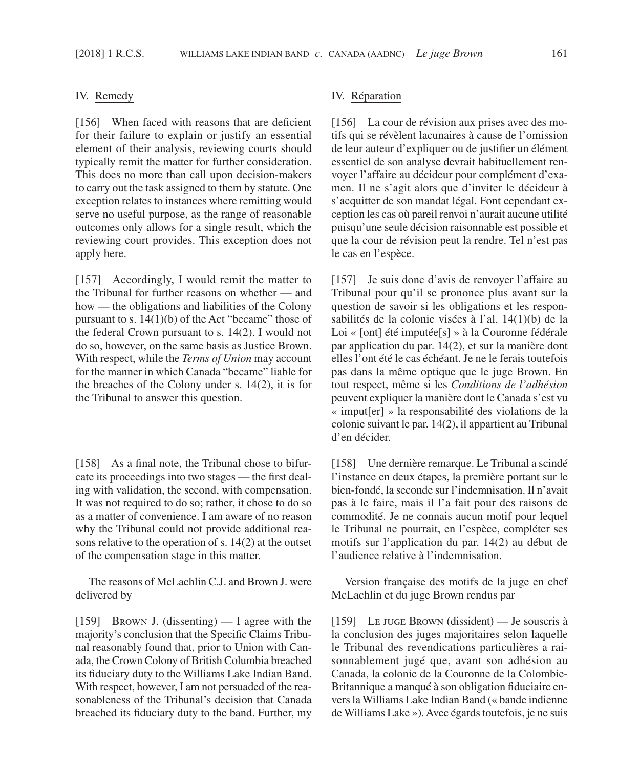## IV. Remedy

[156] When faced with reasons that are deficient for their failure to explain or justify an essential element of their analysis, reviewing courts should typically remit the matter for further consideration. This does no more than call upon decision-makers to carry out the task assigned to them by statute. One exception relates to instances where remitting would serve no useful purpose, as the range of reasonable outcomes only allows for a single result, which the reviewing court provides. This exception does not apply here.

[157] Accordingly, I would remit the matter to the Tribunal for further reasons on whether — and how — the obligations and liabilities of the Colony pursuant to s. 14(1)(b) of the Act "became" those of the federal Crown pursuant to s. 14(2). I would not do so, however, on the same basis as Justice Brown. With respect, while the *Terms of Union* may account for the manner in which Canada "became" liable for the breaches of the Colony under s. 14(2), it is for the Tribunal to answer this question.

[158] As a final note, the Tribunal chose to bifurcate its proceedings into two stages — the first dealing with validation, the second, with compensation. It was not required to do so; rather, it chose to do so as a matter of convenience. I am aware of no reason why the Tribunal could not provide additional reasons relative to the operation of s. 14(2) at the outset of the compensation stage in this matter.

The reasons of McLachlin C.J. and Brown J. were delivered by

[159] Brown J. (dissenting) — I agree with the majority's conclusion that the Specific Claims Tribunal reasonably found that, prior to Union with Canada, the Crown Colony of British Columbia breached its fiduciary duty to the Williams Lake Indian Band. With respect, however, I am not persuaded of the reasonableness of the Tribunal's decision that Canada breached its fiduciary duty to the band. Further, my

## IV. Réparation

[156] La cour de révision aux prises avec des motifs qui se révèlent lacunaires à cause de l'omission de leur auteur d'expliquer ou de justifier un élément essentiel de son analyse devrait habituellement renvoyer l'affaire au décideur pour complément d'examen. Il ne s'agit alors que d'inviter le décideur à s'acquitter de son mandat légal. Font cependant exception les cas où pareil renvoi n'aurait aucune utilité puisqu'une seule décision raisonnable est possible et que la cour de révision peut la rendre. Tel n'est pas le cas en l'espèce.

[157] Je suis donc d'avis de renvoyer l'affaire au Tribunal pour qu'il se prononce plus avant sur la question de savoir si les obligations et les responsabilités de la colonie visées à l'al. 14(1)(b) de la Loi « [ont] été imputée[s] » à la Couronne fédérale par application du par. 14(2), et sur la manière dont elles l'ont été le cas échéant. Je ne le ferais toutefois pas dans la même optique que le juge Brown. En tout respect, même si les *Conditions de l'adhésion* peuvent expliquer la manière dont le Canada s'est vu « imput[er] » la responsabilité des violations de la colonie suivant le par. 14(2), il appartient au Tribunal d'en décider.

[158] Une dernière remarque. Le Tribunal a scindé l'instance en deux étapes, la première portant sur le bien-fondé, la seconde sur l'indemnisation. Il n'avait pas à le faire, mais il l'a fait pour des raisons de commodité. Je ne connais aucun motif pour lequel le Tribunal ne pourrait, en l'espèce, compléter ses motifs sur l'application du par. 14(2) au début de l'audience relative à l'indemnisation.

Version française des motifs de la juge en chef McLachlin et du juge Brown rendus par

[159] Le juge Brown (dissident) — Je souscris à la conclusion des juges majoritaires selon laquelle le Tribunal des revendications particulières a raisonnablement jugé que, avant son adhésion au Canada, la colonie de la Couronne de la Colombie-Britannique a manqué à son obligation fiduciaire envers la Williams Lake Indian Band (« bande indienne de Williams Lake »). Avec égards toutefois, je ne suis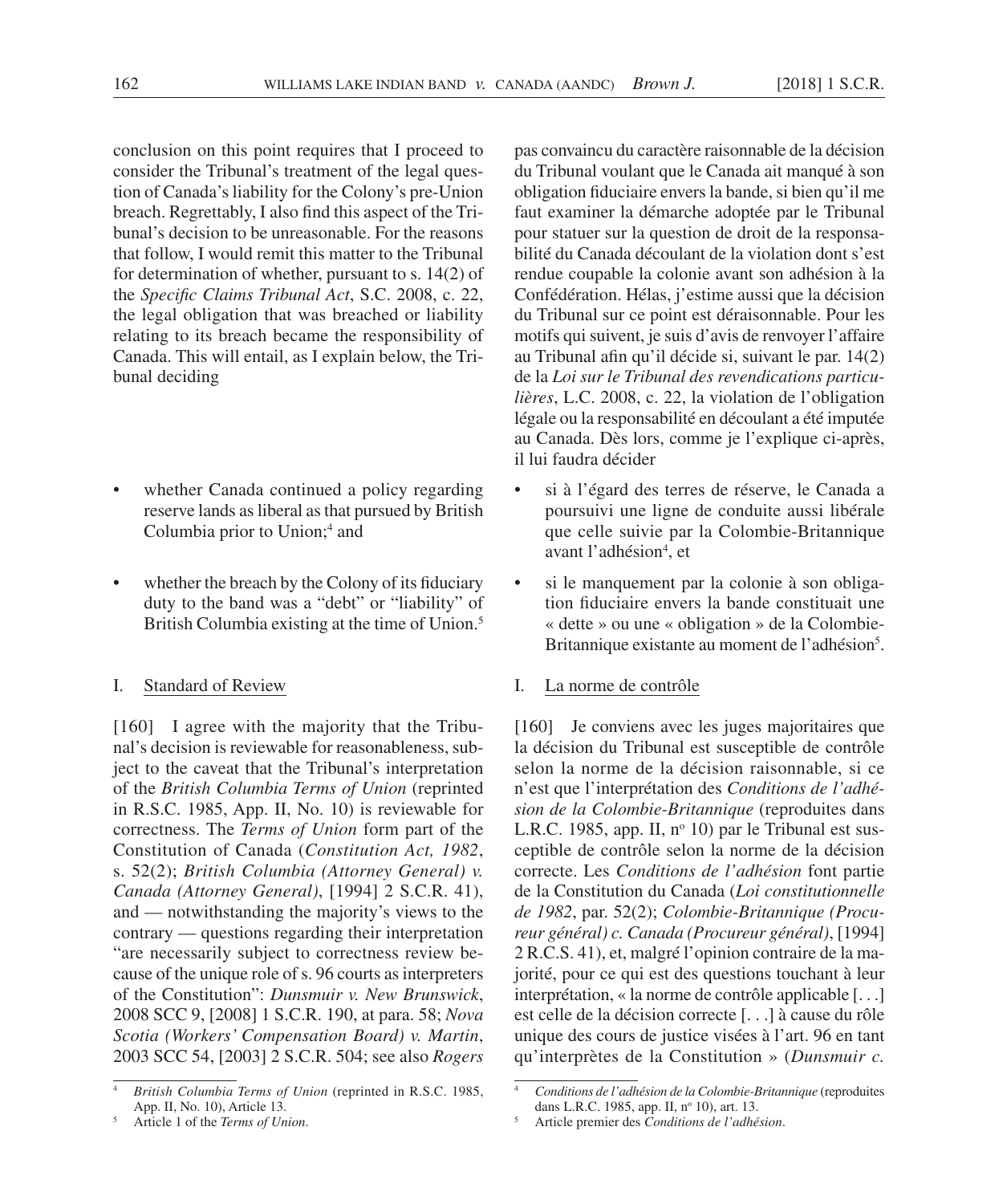conclusion on this point requires that I proceed to consider the Tribunal's treatment of the legal question of Canada's liability for the Colony's pre-Union breach. Regrettably, I also find this aspect of the Tribunal's decision to be unreasonable. For the reasons that follow, I would remit this matter to the Tribunal for determination of whether, pursuant to s. 14(2) of the *Specific Claims Tribunal Act*, S.C. 2008, c. 22, the legal obligation that was breached or liability relating to its breach became the responsibility of Canada. This will entail, as I explain below, the Tribunal deciding

- whether Canada continued a policy regarding reserve lands as liberal as that pursued by British Columbia prior to Union;[4] and
- whether the breach by the Colony of its fiduciary duty to the band was a "debt" or "liability" of British Columbia existing at the time of Union.[5]

pas convaincu du caractère raisonnable de la décision du Tribunal voulant que le Canada ait manqué à son obligation fiduciaire envers la bande, si bien qu'il me faut examiner la démarche adoptée par le Tribunal pour statuer sur la question de droit de la responsabilité du Canada découlant de la violation dont s'est rendue coupable la colonie avant son adhésion à la Confédération. Hélas, j'estime aussi que la décision du Tribunal sur ce point est déraisonnable. Pour les motifs qui suivent, je suis d'avis de renvoyer l'affaire au Tribunal afin qu'il décide si, suivant le par. 14(2) de la *Loi sur le Tribunal des revendications particulières*, L.C. 2008, c. 22, la violation de l'obligation légale ou la responsabilité en découlant a été imputée au Canada. Dès lors, comme je l'explique ci-après, il lui faudra décider

- si à l'égard des terres de réserve, le Canada a poursuivi une ligne de conduite aussi libérale que celle suivie par la Colombie-Britannique avant l'adhésion[4], et
- si le manquement par la colonie à son obligation fiduciaire envers la bande constituait une « dette » ou une « obligation » de la Colombie-Britannique existante au moment de l'adhésion[5].

## I. Standard of Review

## I. La norme de contrôle

[160] I agree with the majority that the Tribunal's decision is reviewable for reasonableness, subject to the caveat that the Tribunal's interpretation of the *British Columbia Terms of Union* (reprinted in R.S.C. 1985, App. II, No. 10) is reviewable for correctness. The *Terms of Union* form part of the Constitution of Canada (*Constitution Act, 1982*, s. 52(2); *British Columbia (Attorney General) v. Canada (Attorney General)*, [1994] 2 S.C.R. 41), and — notwithstanding the majority's views to the contrary — questions regarding their interpretation "are necessarily subject to correctness review because of the unique role of s. 96 courts as interpreters of the Constitution": *Dunsmuir v. New Brunswick*, 2008 SCC 9, [2008] 1 S.C.R. 190, at para. 58; *Nova Scotia (Workers' Compensation Board) v. Martin*, 2003 SCC 54, [2003] 2 S.C.R. 504; see also *Rogers*

[160] Je conviens avec les juges majoritaires que la décision du Tribunal est susceptible de contrôle selon la norme de la décision raisonnable, si ce n'est que l'interprétation des *Conditions de l'adhésion de la Colombie-Britannique* (reproduites dans L.R.C. 1985, app. II, n$^{o}$ 10) par le Tribunal est susceptible de contrôle selon la norme de la décision correcte. Les *Conditions de l'adhésion* font partie de la Constitution du Canada (*Loi constitutionnelle de 1982*, par. 52(2); *Colombie-Britannique (Procureur général) c. Canada (Procureur général)*, [1994] 2 R.C.S. 41), et, malgré l'opinion contraire de la majorité, pour ce qui est des questions touchant à leur interprétation, « la norme de contrôle applicable [. . .] est celle de la décision correcte [. . .] à cause du rôle unique des cours de justice visées à l'art. 96 en tant qu'interprètes de la Constitution » (*Dunsmuir c.*

---

[4] *British Columbia Terms of Union* (reprinted in R.S.C. 1985, App. II, No. 10), Article 13.

[5] Article 1 of the *Terms of Union*.

[4] *Conditions de l'adhésion de la Colombie-Britannique* (reproduites dans L.R.C. 1985, app. II, n$^{o}$ 10), art. 13.

[5] Article premier des *Conditions de l'adhésion*.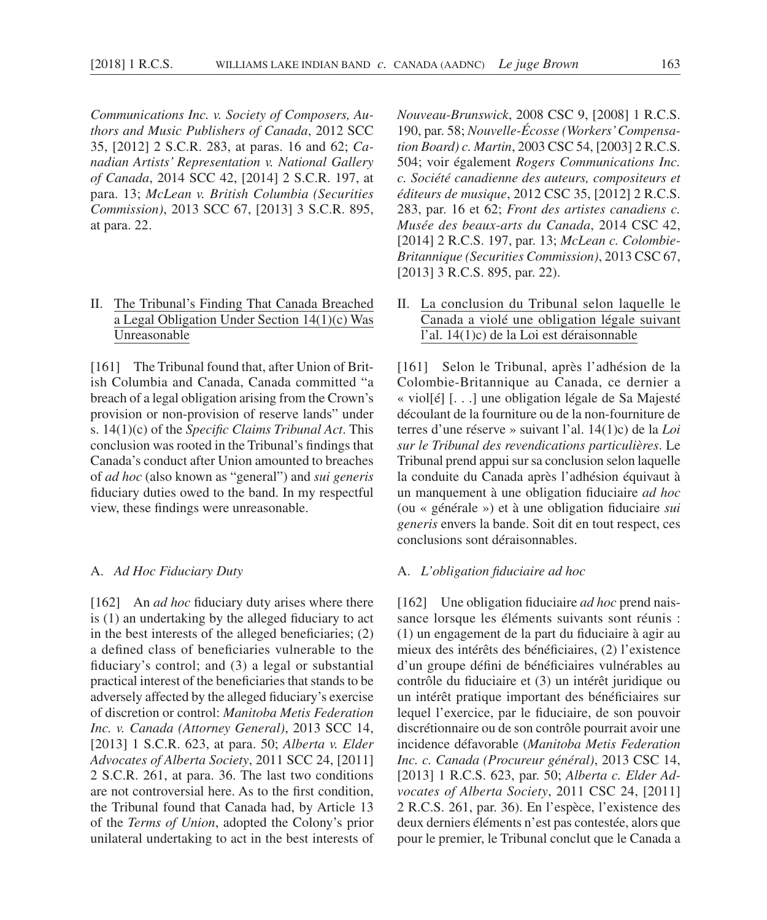*Communications Inc. v. Society of Composers, Authors and Music Publishers of Canada*, 2012 SCC 35, [2012] 2 S.C.R. 283, at paras. 16 and 62; *Canadian Artists' Representation v. National Gallery of Canada*, 2014 SCC 42, [2014] 2 S.C.R. 197, at para. 13; *McLean v. British Columbia (Securities Commission)*, 2013 SCC 67, [2013] 3 S.C.R. 895, at para. 22.

## II. The Tribunal's Finding That Canada Breached a Legal Obligation Under Section 14(1)(c) Was Unreasonable

[161] The Tribunal found that, after Union of British Columbia and Canada, Canada committed "a breach of a legal obligation arising from the Crown's provision or non-provision of reserve lands" under s. 14(1)(c) of the *Specific Claims Tribunal Act*. This conclusion was rooted in the Tribunal's findings that Canada's conduct after Union amounted to breaches of *ad hoc* (also known as "general") and *sui generis* fiduciary duties owed to the band. In my respectful view, these findings were unreasonable.

### A. *Ad Hoc Fiduciary Duty*

[162] An *ad hoc* fiduciary duty arises where there is (1) an undertaking by the alleged fiduciary to act in the best interests of the alleged beneficiaries; (2) a defined class of beneficiaries vulnerable to the fiduciary's control; and (3) a legal or substantial practical interest of the beneficiaries that stands to be adversely affected by the alleged fiduciary's exercise of discretion or control: *Manitoba Metis Federation Inc. v. Canada (Attorney General)*, 2013 SCC 14, [2013] 1 S.C.R. 623, at para. 50; *Alberta v. Elder Advocates of Alberta Society*, 2011 SCC 24, [2011] 2 S.C.R. 261, at para. 36. The last two conditions are not controversial here. As to the first condition, the Tribunal found that Canada had, by Article 13 of the *Terms of Union*, adopted the Colony's prior unilateral undertaking to act in the best interests of

*Nouveau-Brunswick*, 2008 CSC 9, [2008] 1 R.C.S. 190, par. 58; *Nouvelle-Écosse (Workers' Compensation Board) c. Martin*, 2003 CSC 54, [2003] 2 R.C.S. 504; voir également *Rogers Communications Inc. c. Société canadienne des auteurs, compositeurs et éditeurs de musique*, 2012 CSC 35, [2012] 2 R.C.S. 283, par. 16 et 62; *Front des artistes canadiens c. Musée des beaux-arts du Canada*, 2014 CSC 42, [2014] 2 R.C.S. 197, par. 13; *McLean c. Colombie-Britannique (Securities Commission)*, 2013 CSC 67, [2013] 3 R.C.S. 895, par. 22).

## II. La conclusion du Tribunal selon laquelle le Canada a violé une obligation légale suivant l'al. 14(1)c) de la Loi est déraisonnable

[161] Selon le Tribunal, après l'adhésion de la Colombie-Britannique au Canada, ce dernier a « viol[é] [. . .] une obligation légale de Sa Majesté découlant de la fourniture ou de la non-fourniture de terres d'une réserve » suivant l'al. 14(1)c) de la *Loi sur le Tribunal des revendications particulières*. Le Tribunal prend appui sur sa conclusion selon laquelle la conduite du Canada après l'adhésion équivaut à un manquement à une obligation fiduciaire *ad hoc* (ou « générale ») et à une obligation fiduciaire *sui generis* envers la bande. Soit dit en tout respect, ces conclusions sont déraisonnables.

### A. *L'obligation fiduciaire ad hoc*

[162] Une obligation fiduciaire *ad hoc* prend naissance lorsque les éléments suivants sont réunis : (1) un engagement de la part du fiduciaire à agir au mieux des intérêts des bénéficiaires, (2) l'existence d'un groupe défini de bénéficiaires vulnérables au contrôle du fiduciaire et (3) un intérêt juridique ou un intérêt pratique important des bénéficiaires sur lequel l'exercice, par le fiduciaire, de son pouvoir discrétionnaire ou de son contrôle pourrait avoir une incidence défavorable (*Manitoba Metis Federation Inc. c. Canada (Procureur général)*, 2013 CSC 14, [2013] 1 R.C.S. 623, par. 50; *Alberta c. Elder Advocates of Alberta Society*, 2011 CSC 24, [2011] 2 R.C.S. 261, par. 36). En l'espèce, l'existence des deux derniers éléments n'est pas contestée, alors que pour le premier, le Tribunal conclut que le Canada a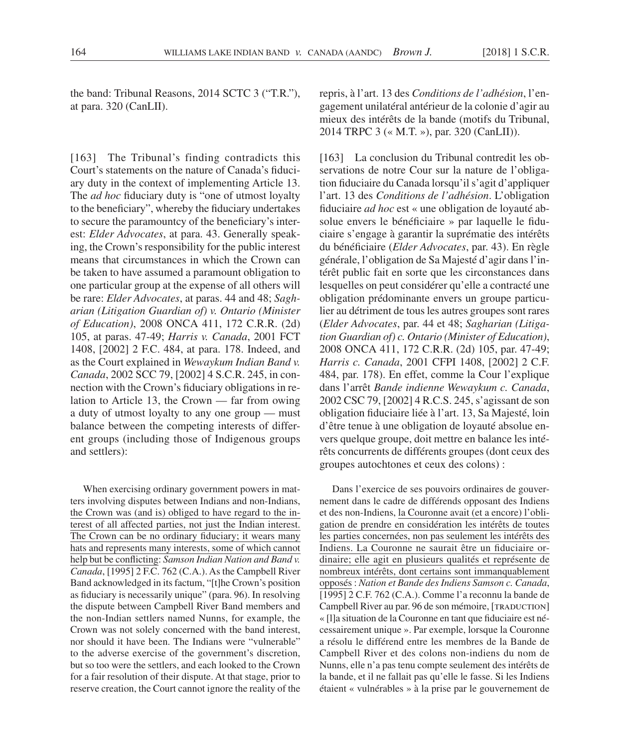the band: Tribunal Reasons, 2014 SCTC 3 ("T.R."), at para. 320 (CanLII).

[163] The Tribunal's finding contradicts this Court's statements on the nature of Canada's fiduciary duty in the context of implementing Article 13. The *ad hoc* fiduciary duty is "one of utmost loyalty to the beneficiary", whereby the fiduciary undertakes to secure the paramountcy of the beneficiary's interest: *Elder Advocates*, at para. 43. Generally speaking, the Crown's responsibility for the public interest means that circumstances in which the Crown can be taken to have assumed a paramount obligation to one particular group at the expense of all others will be rare: *Elder Advocates*, at paras. 44 and 48; *Sagharian (Litigation Guardian of) v. Ontario (Minister of Education)*, 2008 ONCA 411, 172 C.R.R. (2d) 105, at paras. 47-49; *Harris v. Canada*, 2001 FCT 1408, [2002] 2 F.C. 484, at para. 178. Indeed, and as the Court explained in *Wewaykum Indian Band v. Canada*, 2002 SCC 79, [2002] 4 S.C.R. 245, in connection with the Crown's fiduciary obligations in relation to Article 13, the Crown — far from owing a duty of utmost loyalty to any one group — must balance between the competing interests of different groups (including those of Indigenous groups and settlers):

> When exercising ordinary government powers in matters involving disputes between Indians and non-Indians, <u>the Crown was (and is) obliged to have regard to the interest of all affected parties, not just the Indian interest. The Crown can be no ordinary fiduciary; it wears many hats and represents many interests, some of which cannot help but be conflicting</u>: *Samson Indian Nation and Band v. Canada*, [1995] 2 F.C. 762 (C.A.). As the Campbell River Band acknowledged in its factum, "[t]he Crown's position as fiduciary is necessarily unique" (para. 96). In resolving the dispute between Campbell River Band members and the non-Indian settlers named Nunns, for example, the Crown was not solely concerned with the band interest, nor should it have been. The Indians were "vulnerable" to the adverse exercise of the government's discretion, but so too were the settlers, and each looked to the Crown for a fair resolution of their dispute. At that stage, prior to reserve creation, the Court cannot ignore the reality of the

repris, à l'art. 13 des *Conditions de l'adhésion*, l'engagement unilatéral antérieur de la colonie d'agir au mieux des intérêts de la bande (motifs du Tribunal, 2014 TRPC 3 (« M.T. »), par. 320 (CanLII)).

[163] La conclusion du Tribunal contredit les observations de notre Cour sur la nature de l'obligation fiduciaire du Canada lorsqu'il s'agit d'appliquer l'art. 13 des *Conditions de l'adhésion*. L'obligation fiduciaire *ad hoc* est « une obligation de loyauté absolue envers le bénéficiaire » par laquelle le fiduciaire s'engage à garantir la suprématie des intérêts du bénéficiaire (*Elder Advocates*, par. 43). En règle générale, l'obligation de Sa Majesté d'agir dans l'intérêt public fait en sorte que les circonstances dans lesquelles on peut considérer qu'elle a contracté une obligation prédominante envers un groupe particulier au détriment de tous les autres groupes sont rares (*Elder Advocates*, par. 44 et 48; *Sagharian (Litigation Guardian of) c. Ontario (Minister of Education)*, 2008 ONCA 411, 172 C.R.R. (2d) 105, par. 47-49; *Harris c. Canada*, 2001 CFPI 1408, [2002] 2 C.F. 484, par. 178). En effet, comme la Cour l'explique dans l'arrêt *Bande indienne Wewaykum c. Canada*, 2002 CSC 79, [2002] 4 R.C.S. 245, s'agissant de son obligation fiduciaire liée à l'art. 13, Sa Majesté, loin d'être tenue à une obligation de loyauté absolue envers quelque groupe, doit mettre en balance les intérêts concurrents de différents groupes (dont ceux des groupes autochtones et ceux des colons) :

> Dans l'exercice de ses pouvoirs ordinaires de gouvernement dans le cadre de différends opposant des Indiens et des non-Indiens, <u>la Couronne avait (et a encore) l'obligation de prendre en considération les intérêts de toutes les parties concernées, non pas seulement les intérêts des Indiens. La Couronne ne saurait être un fiduciaire ordinaire; elle agit en plusieurs qualités et représente de nombreux intérêts, dont certains sont immanquablement opposés</u> : *Nation et Bande des Indiens Samson c. Canada*, [1995] 2 C.F. 762 (C.A.). Comme l'a reconnu la bande de Campbell River au par. 96 de son mémoire, [TRADUCTION] « [l]a situation de la Couronne en tant que fiduciaire est nécessairement unique ». Par exemple, lorsque la Couronne a résolu le différend entre les membres de la Bande de Campbell River et des colons non-indiens du nom de Nunns, elle n'a pas tenu compte seulement des intérêts de la bande, et il ne fallait pas qu'elle le fasse. Si les Indiens étaient « vulnérables » à la prise par le gouvernement de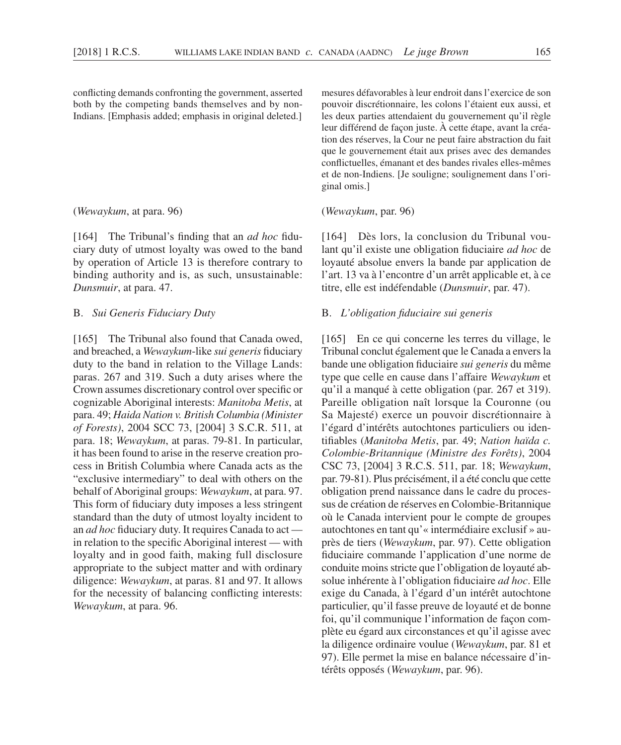conflicting demands confronting the government, asserted both by the competing bands themselves and by non-Indians. [Emphasis added; emphasis in original deleted.]

(*Wewaykum*, at para. 96)

[164] The Tribunal's finding that an *ad hoc* fiduciary duty of utmost loyalty was owed to the band by operation of Article 13 is therefore contrary to binding authority and is, as such, unsustainable: *Dunsmuir*, at para. 47.

### B. *Sui Generis Fiduciary Duty*

[165] The Tribunal also found that Canada owed, and breached, a *Wewaykum*-like *sui generis* fiduciary duty to the band in relation to the Village Lands: paras. 267 and 319. Such a duty arises where the Crown assumes discretionary control over specific or cognizable Aboriginal interests: *Manitoba Metis*, at para. 49; *Haida Nation v. British Columbia (Minister of Forests)*, 2004 SCC 73, [2004] 3 S.C.R. 511, at para. 18; *Wewaykum*, at paras. 79-81. In particular, it has been found to arise in the reserve creation process in British Columbia where Canada acts as the "exclusive intermediary" to deal with others on the behalf of Aboriginal groups: *Wewaykum*, at para. 97. This form of fiduciary duty imposes a less stringent standard than the duty of utmost loyalty incident to an *ad hoc* fiduciary duty. It requires Canada to act — in relation to the specific Aboriginal interest — with loyalty and in good faith, making full disclosure appropriate to the subject matter and with ordinary diligence: *Wewaykum*, at paras. 81 and 97. It allows for the necessity of balancing conflicting interests: *Wewaykum*, at para. 96.

mesures défavorables à leur endroit dans l'exercice de son pouvoir discrétionnaire, les colons l'étaient eux aussi, et les deux parties attendaient du gouvernement qu'il règle leur différend de façon juste. À cette étape, avant la création des réserves, la Cour ne peut faire abstraction du fait que le gouvernement était aux prises avec des demandes conflictuelles, émanant et des bandes rivales elles-mêmes et de non-Indiens. [Je souligne; soulignement dans l'original omis.]

(*Wewaykum*, par. 96)

[164] Dès lors, la conclusion du Tribunal voulant qu'il existe une obligation fiduciaire *ad hoc* de loyauté absolue envers la bande par application de l'art. 13 va à l'encontre d'un arrêt applicable et, à ce titre, elle est indéfendable (*Dunsmuir*, par. 47).

### B. *L'obligation fiduciaire sui generis*

[165] En ce qui concerne les terres du village, le Tribunal conclut également que le Canada a envers la bande une obligation fiduciaire *sui generis* du même type que celle en cause dans l'affaire *Wewaykum* et qu'il a manqué à cette obligation (par. 267 et 319). Pareille obligation naît lorsque la Couronne (ou Sa Majesté) exerce un pouvoir discrétionnaire à l'égard d'intérêts autochtones particuliers ou identifiables (*Manitoba Metis*, par. 49; *Nation haïda c. Colombie-Britannique (Ministre des Forêts)*, 2004 CSC 73, [2004] 3 R.C.S. 511, par. 18; *Wewaykum*, par. 79-81). Plus précisément, il a été conclu que cette obligation prend naissance dans le cadre du processus de création de réserves en Colombie-Britannique où le Canada intervient pour le compte de groupes autochtones en tant qu'« intermédiaire exclusif » auprès de tiers (*Wewaykum*, par. 97). Cette obligation fiduciaire commande l'application d'une norme de conduite moins stricte que l'obligation de loyauté absolue inhérente à l'obligation fiduciaire *ad hoc*. Elle exige du Canada, à l'égard d'un intérêt autochtone particulier, qu'il fasse preuve de loyauté et de bonne foi, qu'il communique l'information de façon complète eu égard aux circonstances et qu'il agisse avec la diligence ordinaire voulue (*Wewaykum*, par. 81 et 97). Elle permet la mise en balance nécessaire d'intérêts opposés (*Wewaykum*, par. 96).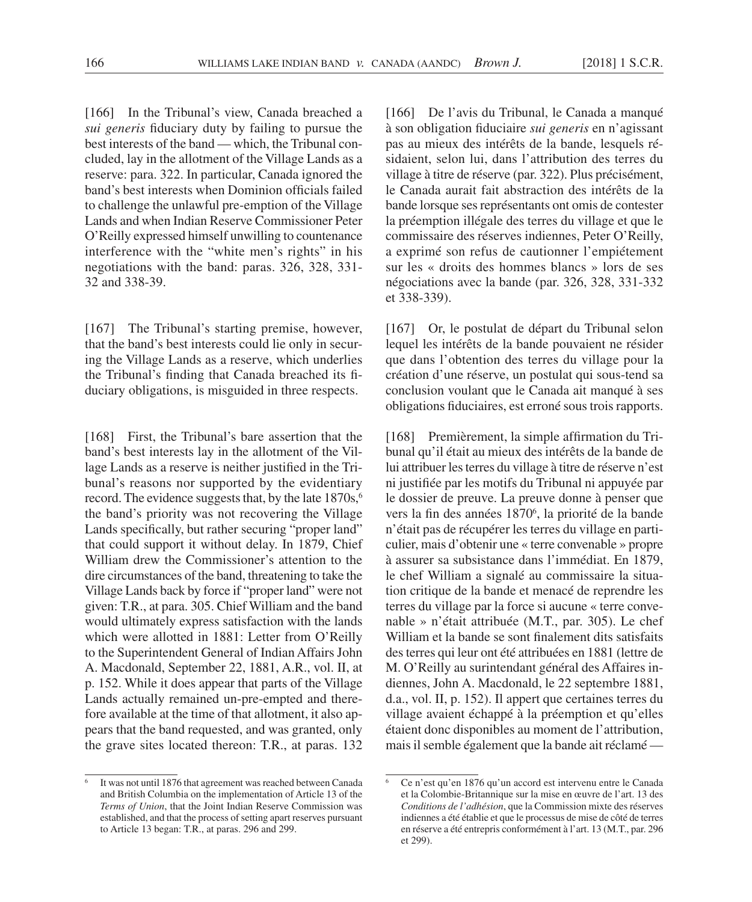[166] In the Tribunal's view, Canada breached a *sui generis* fiduciary duty by failing to pursue the best interests of the band — which, the Tribunal concluded, lay in the allotment of the Village Lands as a reserve: para. 322. In particular, Canada ignored the band's best interests when Dominion officials failed to challenge the unlawful pre-emption of the Village Lands and when Indian Reserve Commissioner Peter O'Reilly expressed himself unwilling to countenance interference with the "white men's rights" in his negotiations with the band: paras. 326, 328, 331-32 and 338-39.

[167] The Tribunal's starting premise, however, that the band's best interests could lie only in securing the Village Lands as a reserve, which underlies the Tribunal's finding that Canada breached its fiduciary obligations, is misguided in three respects.

[168] First, the Tribunal's bare assertion that the band's best interests lay in the allotment of the Village Lands as a reserve is neither justified in the Tribunal's reasons nor supported by the evidentiary record. The evidence suggests that, by the late 1870s,[6] the band's priority was not recovering the Village Lands specifically, but rather securing "proper land" that could support it without delay. In 1879, Chief William drew the Commissioner's attention to the dire circumstances of the band, threatening to take the Village Lands back by force if "proper land" were not given: T.R., at para. 305. Chief William and the band would ultimately express satisfaction with the lands which were allotted in 1881: Letter from O'Reilly to the Superintendent General of Indian Affairs John A. Macdonald, September 22, 1881, A.R., vol. II, at p. 152. While it does appear that parts of the Village Lands actually remained un-pre-empted and therefore available at the time of that allotment, it also appears that the band requested, and was granted, only the grave sites located thereon: T.R., at paras. 132

[6] It was not until 1876 that agreement was reached between Canada and British Columbia on the implementation of Article 13 of the *Terms of Union*, that the Joint Indian Reserve Commission was established, and that the process of setting apart reserves pursuant to Article 13 began: T.R., at paras. 296 and 299.

[166] De l'avis du Tribunal, le Canada a manqué à son obligation fiduciaire *sui generis* en n'agissant pas au mieux des intérêts de la bande, lesquels résidaient, selon lui, dans l'attribution des terres du village à titre de réserve (par. 322). Plus précisément, le Canada aurait fait abstraction des intérêts de la bande lorsque ses représentants ont omis de contester la préemption illégale des terres du village et que le commissaire des réserves indiennes, Peter O'Reilly, a exprimé son refus de cautionner l'empiétement sur les « droits des hommes blancs » lors de ses négociations avec la bande (par. 326, 328, 331-332 et 338-339).

[167] Or, le postulat de départ du Tribunal selon lequel les intérêts de la bande pouvaient ne résider que dans l'obtention des terres du village pour la création d'une réserve, un postulat qui sous-tend sa conclusion voulant que le Canada ait manqué à ses obligations fiduciaires, est erroné sous trois rapports.

[168] Premièrement, la simple affirmation du Tribunal qu'il était au mieux des intérêts de la bande de lui attribuer les terres du village à titre de réserve n'est ni justifiée par les motifs du Tribunal ni appuyée par le dossier de preuve. La preuve donne à penser que vers la fin des années 1870[6], la priorité de la bande n'était pas de récupérer les terres du village en particulier, mais d'obtenir une « terre convenable » propre à assurer sa subsistance dans l'immédiat. En 1879, le chef William a signalé au commissaire la situation critique de la bande et menacé de reprendre les terres du village par la force si aucune « terre convenable » n'était attribuée (M.T., par. 305). Le chef William et la bande se sont finalement dits satisfaits des terres qui leur ont été attribuées en 1881 (lettre de M. O'Reilly au surintendant général des Affaires indiennes, John A. Macdonald, le 22 septembre 1881, d.a., vol. II, p. 152). Il appert que certaines terres du village avaient échappé à la préemption et qu'elles étaient donc disponibles au moment de l'attribution, mais il semble également que la bande ait réclamé —

[6] Ce n'est qu'en 1876 qu'un accord est intervenu entre le Canada et la Colombie-Britannique sur la mise en œuvre de l'art. 13 des *Conditions de l'adhésion*, que la Commission mixte des réserves indiennes a été établie et que le processus de mise de côté de terres en réserve a été entrepris conformément à l'art. 13 (M.T., par. 296 et 299).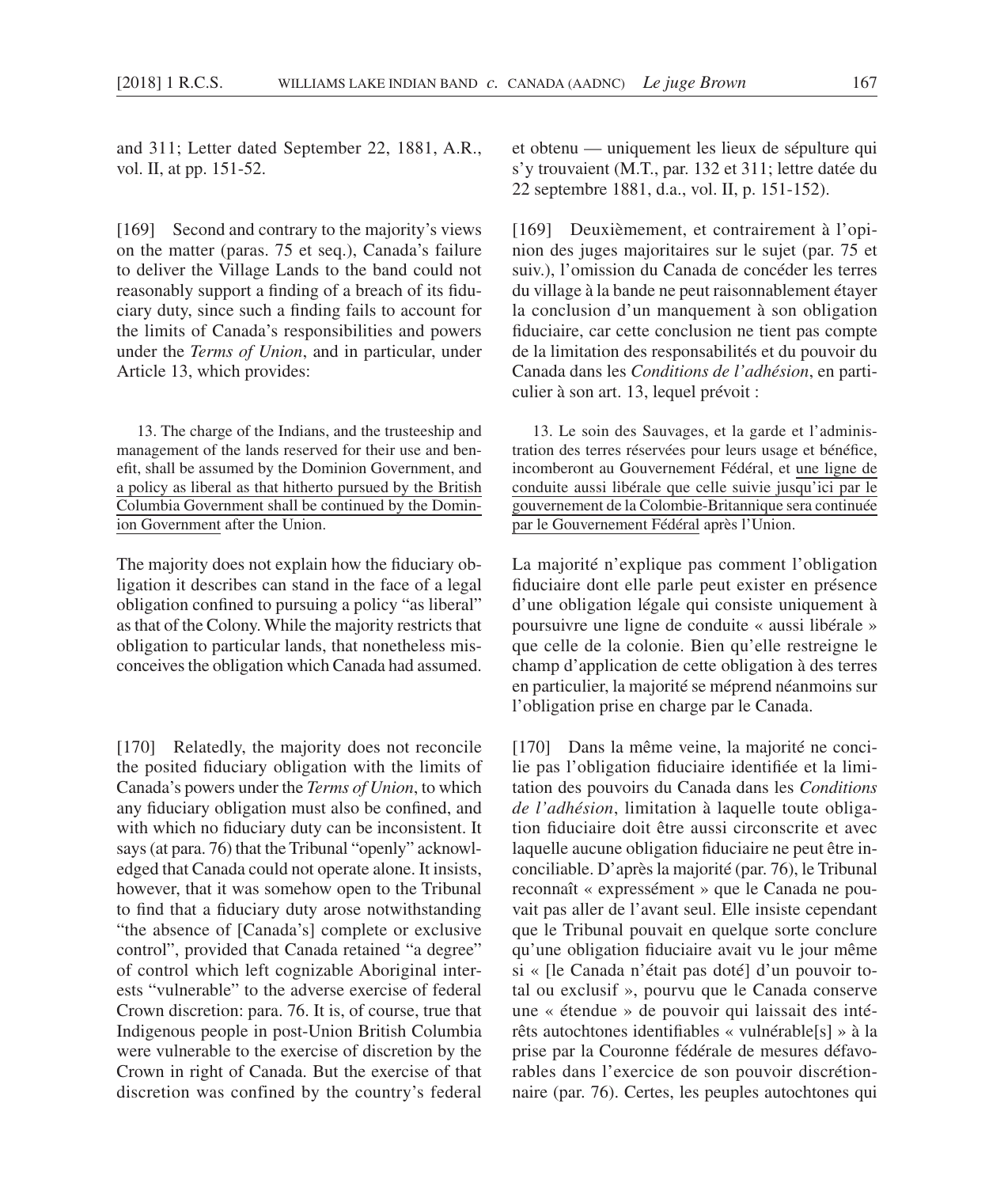and 311; Letter dated September 22, 1881, A.R., vol. II, at pp. 151-52.

[169] Second and contrary to the majority's views on the matter (paras. 75 et seq.), Canada's failure to deliver the Village Lands to the band could not reasonably support a finding of a breach of its fiduciary duty, since such a finding fails to account for the limits of Canada's responsibilities and powers under the *Terms of Union*, and in particular, under Article 13, which provides:

> 13. The charge of the Indians, and the trusteeship and management of the lands reserved for their use and benefit, shall be assumed by the Dominion Government, and <u>a policy as liberal as that hitherto pursued by the British Columbia Government shall be continued by the Dominion Government</u> after the Union.

The majority does not explain how the fiduciary obligation it describes can stand in the face of a legal obligation confined to pursuing a policy "as liberal" as that of the Colony. While the majority restricts that obligation to particular lands, that nonetheless misconceives the obligation which Canada had assumed.

[170] Relatedly, the majority does not reconcile the posited fiduciary obligation with the limits of Canada's powers under the *Terms of Union*, to which any fiduciary obligation must also be confined, and with which no fiduciary duty can be inconsistent. It says (at para. 76) that the Tribunal "openly" acknowledged that Canada could not operate alone. It insists, however, that it was somehow open to the Tribunal to find that a fiduciary duty arose notwithstanding "the absence of [Canada's] complete or exclusive control", provided that Canada retained "a degree" of control which left cognizable Aboriginal interests "vulnerable" to the adverse exercise of federal Crown discretion: para. 76. It is, of course, true that Indigenous people in post-Union British Columbia were vulnerable to the exercise of discretion by the Crown in right of Canada. But the exercise of that discretion was confined by the country's federal

et obtenu — uniquement les lieux de sépulture qui s'y trouvaient (M.T., par. 132 et 311; lettre datée du 22 septembre 1881, d.a., vol. II, p. 151-152).

[169] Deuxièmement, et contrairement à l'opinion des juges majoritaires sur le sujet (par. 75 et suiv.), l'omission du Canada de concéder les terres du village à la bande ne peut raisonnablement étayer la conclusion d'un manquement à son obligation fiduciaire, car cette conclusion ne tient pas compte de la limitation des responsabilités et du pouvoir du Canada dans les *Conditions de l'adhésion*, en particulier à son art. 13, lequel prévoit :

> 13. Le soin des Sauvages, et la garde et l'administration des terres réservées pour leurs usage et bénéfice, incomberont au Gouvernement Fédéral, et <u>une ligne de conduite aussi libérale que celle suivie jusqu'ici par le gouvernement de la Colombie-Britannique sera continuée par le Gouvernement Fédéral</u> après l'Union.

La majorité n'explique pas comment l'obligation fiduciaire dont elle parle peut exister en présence d'une obligation légale qui consiste uniquement à poursuivre une ligne de conduite « aussi libérale » que celle de la colonie. Bien qu'elle restreigne le champ d'application de cette obligation à des terres en particulier, la majorité se méprend néanmoins sur l'obligation prise en charge par le Canada.

[170] Dans la même veine, la majorité ne concilie pas l'obligation fiduciaire identifiée et la limitation des pouvoirs du Canada dans les *Conditions de l'adhésion*, limitation à laquelle toute obligation fiduciaire doit être aussi circonscrite et avec laquelle aucune obligation fiduciaire ne peut être inconciliable. D'après la majorité (par. 76), le Tribunal reconnaît « expressément » que le Canada ne pouvait pas aller de l'avant seul. Elle insiste cependant que le Tribunal pouvait en quelque sorte conclure qu'une obligation fiduciaire avait vu le jour même si « [le Canada n'était pas doté] d'un pouvoir total ou exclusif », pourvu que le Canada conserve une « étendue » de pouvoir qui laissait des intérêts autochtones identifiables « vulnérable[s] » à la prise par la Couronne fédérale de mesures défavorables dans l'exercice de son pouvoir discrétionnaire (par. 76). Certes, les peuples autochtones qui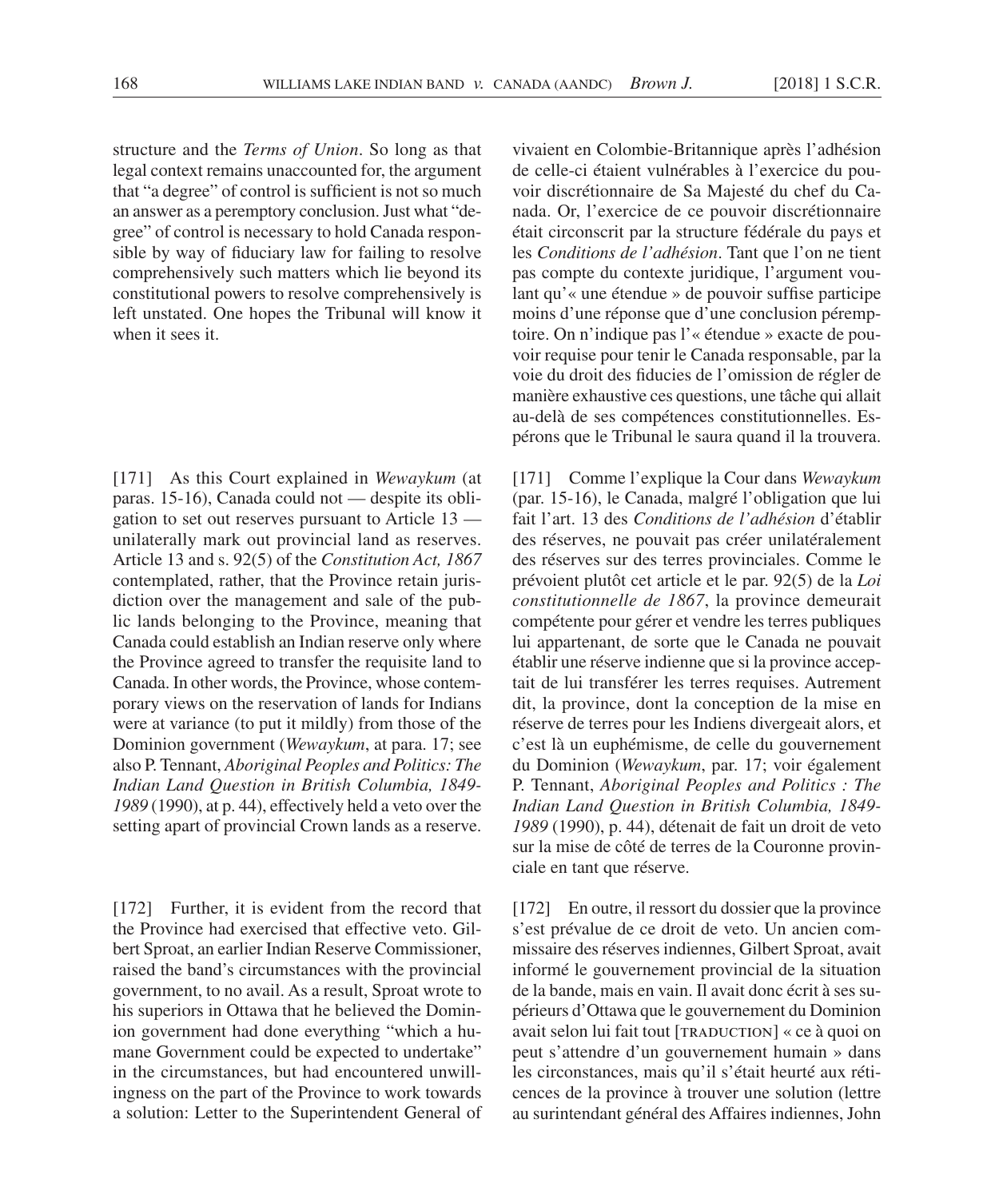structure and the *Terms of Union*. So long as that legal context remains unaccounted for, the argument that "a degree" of control is sufficient is not so much an answer as a peremptory conclusion. Just what "degree" of control is necessary to hold Canada responsible by way of fiduciary law for failing to resolve comprehensively such matters which lie beyond its constitutional powers to resolve comprehensively is left unstated. One hopes the Tribunal will know it when it sees it.

vivaient en Colombie-Britannique après l'adhésion de celle-ci étaient vulnérables à l'exercice du pouvoir discrétionnaire de Sa Majesté du chef du Canada. Or, l'exercice de ce pouvoir discrétionnaire était circonscrit par la structure fédérale du pays et les *Conditions de l'adhésion*. Tant que l'on ne tient pas compte du contexte juridique, l'argument voulant qu'« une étendue » de pouvoir suffise participe moins d'une réponse que d'une conclusion péremptoire. On n'indique pas l'« étendue » exacte de pouvoir requise pour tenir le Canada responsable, par la voie du droit des fiducies de l'omission de régler de manière exhaustive ces questions, une tâche qui allait au-delà de ses compétences constitutionnelles. Espérons que le Tribunal le saura quand il la trouvera.

[171] As this Court explained in *Wewaykum* (at paras. 15-16), Canada could not — despite its obligation to set out reserves pursuant to Article 13 — unilaterally mark out provincial land as reserves. Article 13 and s. 92(5) of the *Constitution Act, 1867* contemplated, rather, that the Province retain jurisdiction over the management and sale of the public lands belonging to the Province, meaning that Canada could establish an Indian reserve only where the Province agreed to transfer the requisite land to Canada. In other words, the Province, whose contemporary views on the reservation of lands for Indians were at variance (to put it mildly) from those of the Dominion government (*Wewaykum*, at para. 17; see also P. Tennant, *Aboriginal Peoples and Politics: The Indian Land Question in British Columbia, 1849-1989* (1990), at p. 44), effectively held a veto over the setting apart of provincial Crown lands as a reserve.

[171] Comme l'explique la Cour dans *Wewaykum* (par. 15-16), le Canada, malgré l'obligation que lui fait l'art. 13 des *Conditions de l'adhésion* d'établir des réserves, ne pouvait pas créer unilatéralement des réserves sur des terres provinciales. Comme le prévoient plutôt cet article et le par. 92(5) de la *Loi constitutionnelle de 1867*, la province demeurait compétente pour gérer et vendre les terres publiques lui appartenant, de sorte que le Canada ne pouvait établir une réserve indienne que si la province acceptait de lui transférer les terres requises. Autrement dit, la province, dont la conception de la mise en réserve de terres pour les Indiens divergeait alors, et c'est là un euphémisme, de celle du gouvernement du Dominion (*Wewaykum*, par. 17; voir également P. Tennant, *Aboriginal Peoples and Politics : The Indian Land Question in British Columbia, 1849-1989* (1990), p. 44), détenait de fait un droit de veto sur la mise de côté de terres de la Couronne provinciale en tant que réserve.

[172] Further, it is evident from the record that the Province had exercised that effective veto. Gilbert Sproat, an earlier Indian Reserve Commissioner, raised the band's circumstances with the provincial government, to no avail. As a result, Sproat wrote to his superiors in Ottawa that he believed the Dominion government had done everything "which a humane Government could be expected to undertake" in the circumstances, but had encountered unwillingness on the part of the Province to work towards a solution: Letter to the Superintendent General of

[172] En outre, il ressort du dossier que la province s'est prévalue de ce droit de veto. Un ancien commissaire des réserves indiennes, Gilbert Sproat, avait informé le gouvernement provincial de la situation de la bande, mais en vain. Il avait donc écrit à ses supérieurs d'Ottawa que le gouvernement du Dominion avait selon lui fait tout [TRADUCTION] « ce à quoi on peut s'attendre d'un gouvernement humain » dans les circonstances, mais qu'il s'était heurté aux réticences de la province à trouver une solution (lettre au surintendant général des Affaires indiennes, John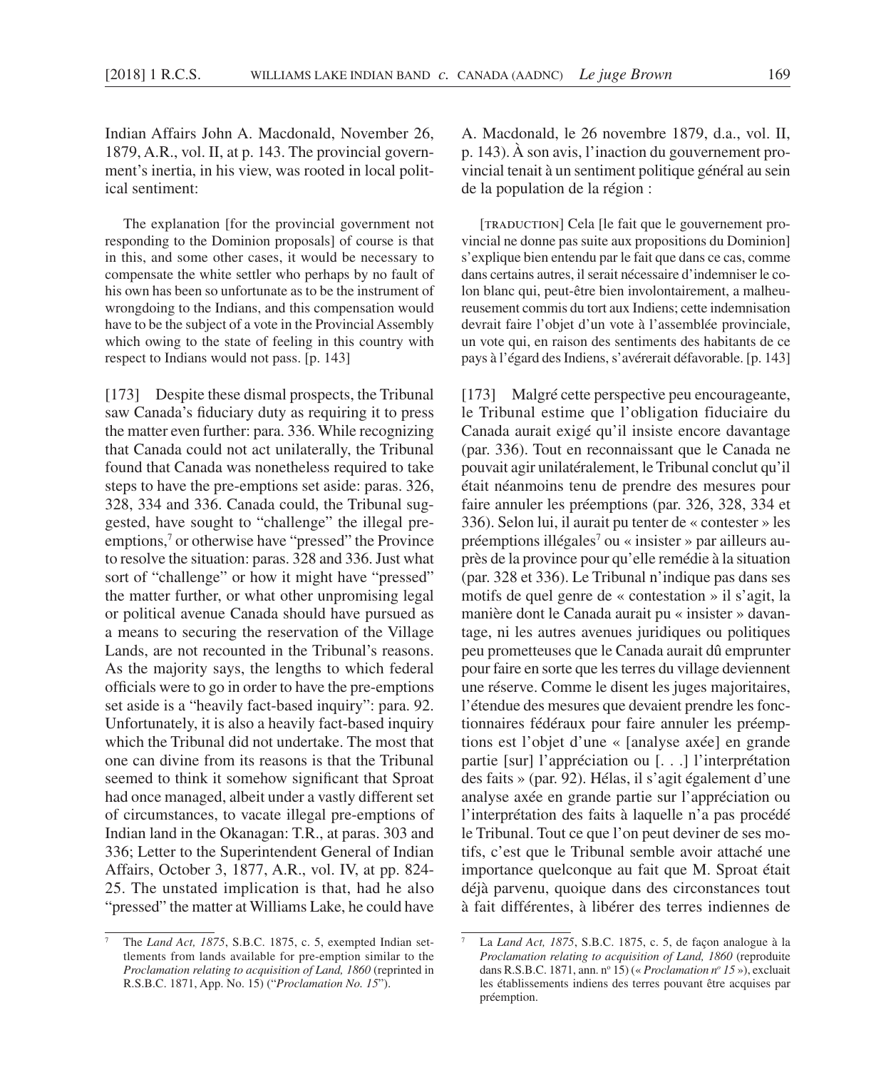Indian Affairs John A. Macdonald, November 26, 1879, A.R., vol. II, at p. 143. The provincial government's inertia, in his view, was rooted in local political sentiment:

> The explanation [for the provincial government not responding to the Dominion proposals] of course is that in this, and some other cases, it would be necessary to compensate the white settler who perhaps by no fault of his own has been so unfortunate as to be the instrument of wrongdoing to the Indians, and this compensation would have to be the subject of a vote in the Provincial Assembly which owing to the state of feeling in this country with respect to Indians would not pass. [p. 143]

[173] Despite these dismal prospects, the Tribunal saw Canada's fiduciary duty as requiring it to press the matter even further: para. 336. While recognizing that Canada could not act unilaterally, the Tribunal found that Canada was nonetheless required to take steps to have the pre-emptions set aside: paras. 326, 328, 334 and 336. Canada could, the Tribunal suggested, have sought to "challenge" the illegal pre-emptions,[7] or otherwise have "pressed" the Province to resolve the situation: paras. 328 and 336. Just what sort of "challenge" or how it might have "pressed" the matter further, or what other unpromising legal or political avenue Canada should have pursued as a means to securing the reservation of the Village Lands, are not recounted in the Tribunal's reasons. As the majority says, the lengths to which federal officials were to go in order to have the pre-emptions set aside is a "heavily fact-based inquiry": para. 92. Unfortunately, it is also a heavily fact-based inquiry which the Tribunal did not undertake. The most that one can divine from its reasons is that the Tribunal seemed to think it somehow significant that Sproat had once managed, albeit under a vastly different set of circumstances, to vacate illegal pre-emptions of Indian land in the Okanagan: T.R., at paras. 303 and 336; Letter to the Superintendent General of Indian Affairs, October 3, 1877, A.R., vol. IV, at pp. 824-25. The unstated implication is that, had he also "pressed" the matter at Williams Lake, he could have

[7] The *Land Act, 1875*, S.B.C. 1875, c. 5, exempted Indian settlements from lands available for pre-emption similar to the *Proclamation relating to acquisition of Land, 1860* (reprinted in R.S.B.C. 1871, App. No. 15) ("*Proclamation No. 15*").

A. Macdonald, le 26 novembre 1879, d.a., vol. II, p. 143). À son avis, l'inaction du gouvernement provincial tenait à un sentiment politique général au sein de la population de la région :

> [TRADUCTION] Cela [le fait que le gouvernement provincial ne donne pas suite aux propositions du Dominion] s'explique bien entendu par le fait que dans ce cas, comme dans certains autres, il serait nécessaire d'indemniser le colon blanc qui, peut-être bien involontairement, a malheureusement commis du tort aux Indiens; cette indemnisation devrait faire l'objet d'un vote à l'assemblée provinciale, un vote qui, en raison des sentiments des habitants de ce pays à l'égard des Indiens, s'avérerait défavorable. [p. 143]

[173] Malgré cette perspective peu encourageante, le Tribunal estime que l'obligation fiduciaire du Canada aurait exigé qu'il insiste encore davantage (par. 336). Tout en reconnaissant que le Canada ne pouvait agir unilatéralement, le Tribunal conclut qu'il était néanmoins tenu de prendre des mesures pour faire annuler les préemptions (par. 326, 328, 334 et 336). Selon lui, il aurait pu tenter de « contester » les préemptions illégales[7] ou « insister » par ailleurs auprès de la province pour qu'elle remédie à la situation (par. 328 et 336). Le Tribunal n'indique pas dans ses motifs de quel genre de « contestation » il s'agit, la manière dont le Canada aurait pu « insister » davantage, ni les autres avenues juridiques ou politiques peu prometteuses que le Canada aurait dû emprunter pour faire en sorte que les terres du village deviennent une réserve. Comme le disent les juges majoritaires, l'étendue des mesures que devaient prendre les fonctionnaires fédéraux pour faire annuler les préemptions est l'objet d'une « [analyse axée] en grande partie [sur] l'appréciation ou [. . .] l'interprétation des faits » (par. 92). Hélas, il s'agit également d'une analyse axée en grande partie sur l'appréciation ou l'interprétation des faits à laquelle n'a pas procédé le Tribunal. Tout ce que l'on peut deviner de ses motifs, c'est que le Tribunal semble avoir attaché une importance quelconque au fait que M. Sproat était déjà parvenu, quoique dans des circonstances tout à fait différentes, à libérer des terres indiennes de

[7] La *Land Act, 1875*, S.B.C. 1875, c. 5, de façon analogue à la *Proclamation relating to acquisition of Land, 1860* (reproduite dans R.S.B.C. 1871, ann. nº 15) (« *Proclamation nº 15* »), excluait les établissements indiens des terres pouvant être acquises par préemption.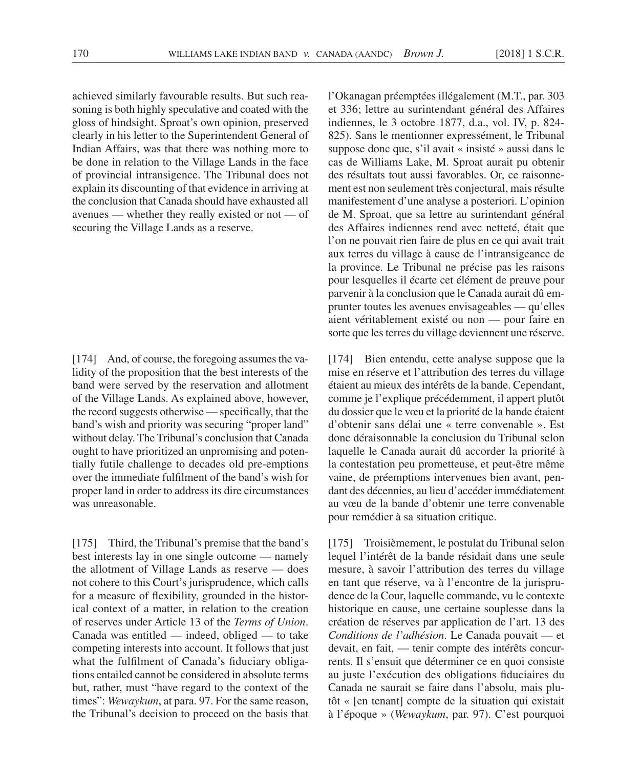achieved similarly favourable results. But such reasoning is both highly speculative and coated with the gloss of hindsight. Sproat's own opinion, preserved clearly in his letter to the Superintendent General of Indian Affairs, was that there was nothing more to be done in relation to the Village Lands in the face of provincial intransigence. The Tribunal does not explain its discounting of that evidence in arriving at the conclusion that Canada should have exhausted all avenues — whether they really existed or not — of securing the Village Lands as a reserve.

[174] And, of course, the foregoing assumes the validity of the proposition that the best interests of the band were served by the reservation and allotment of the Village Lands. As explained above, however, the record suggests otherwise — specifically, that the band's wish and priority was securing "proper land" without delay. The Tribunal's conclusion that Canada ought to have prioritized an unpromising and potentially futile challenge to decades old pre-emptions over the immediate fulfilment of the band's wish for proper land in order to address its dire circumstances was unreasonable.

[175] Third, the Tribunal's premise that the band's best interests lay in one single outcome — namely the allotment of Village Lands as reserve — does not cohere to this Court's jurisprudence, which calls for a measure of flexibility, grounded in the historical context of a matter, in relation to the creation of reserves under Article 13 of the *Terms of Union*. Canada was entitled — indeed, obliged — to take competing interests into account. It follows that just what the fulfilment of Canada's fiduciary obligations entailed cannot be considered in absolute terms but, rather, must "have regard to the context of the times": *Wewaykum*, at para. 97. For the same reason, the Tribunal's decision to proceed on the basis that

l'Okanagan préemptées illégalement (M.T., par. 303 et 336; lettre au surintendant général des Affaires indiennes, le 3 octobre 1877, d.a., vol. IV, p. 824-825). Sans le mentionner expressément, le Tribunal suppose donc que, s'il avait « insisté » aussi dans le cas de Williams Lake, M. Sproat aurait pu obtenir des résultats tout aussi favorables. Or, ce raisonnement est non seulement très conjectural, mais résulte manifestement d'une analyse a posteriori. L'opinion de M. Sproat, que sa lettre au surintendant général des Affaires indiennes rend avec netteté, était que l'on ne pouvait rien faire de plus en ce qui avait trait aux terres du village à cause de l'intransigeance de la province. Le Tribunal ne précise pas les raisons pour lesquelles il écarte cet élément de preuve pour parvenir à la conclusion que le Canada aurait dû emprunter toutes les avenues envisageables — qu'elles aient véritablement existé ou non — pour faire en sorte que les terres du village deviennent une réserve.

[174] Bien entendu, cette analyse suppose que la mise en réserve et l'attribution des terres du village étaient au mieux des intérêts de la bande. Cependant, comme je l'explique précédemment, il appert plutôt du dossier que le vœu et la priorité de la bande étaient d'obtenir sans délai une « terre convenable ». Est donc déraisonnable la conclusion du Tribunal selon laquelle le Canada aurait dû accorder la priorité à la contestation peu prometteuse, et peut-être même vaine, de préemptions intervenues bien avant, pendant des décennies, au lieu d'accéder immédiatement au vœu de la bande d'obtenir une terre convenable pour remédier à sa situation critique.

[175] Troisièmement, le postulat du Tribunal selon lequel l'intérêt de la bande résidait dans une seule mesure, à savoir l'attribution des terres du village en tant que réserve, va à l'encontre de la jurisprudence de la Cour, laquelle commande, vu le contexte historique en cause, une certaine souplesse dans la création de réserves par application de l'art. 13 des *Conditions de l'adhésion*. Le Canada pouvait — et devait, en fait, — tenir compte des intérêts concurrents. Il s'ensuit que déterminer ce en quoi consiste au juste l'exécution des obligations fiduciaires du Canada ne saurait se faire dans l'absolu, mais plutôt « [en tenant] compte de la situation qui existait à l'époque » (*Wewaykum*, par. 97). C'est pourquoi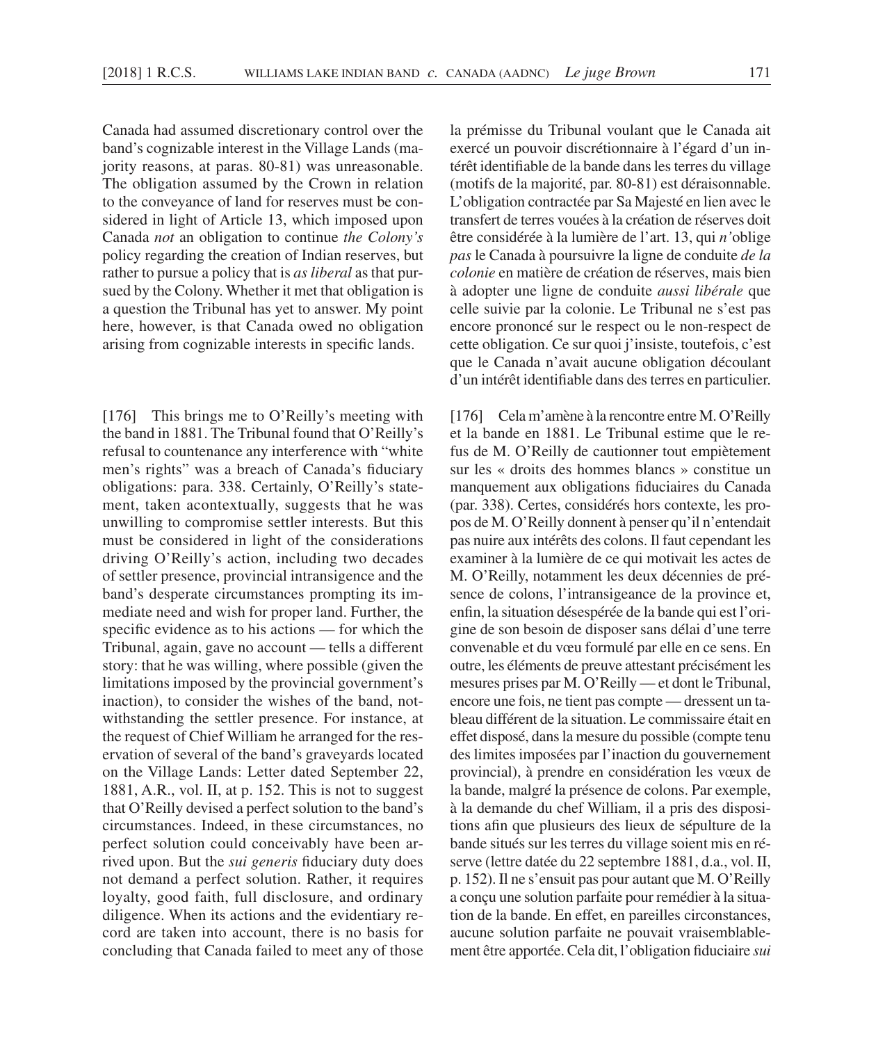Canada had assumed discretionary control over the band's cognizable interest in the Village Lands (majority reasons, at paras. 80-81) was unreasonable. The obligation assumed by the Crown in relation to the conveyance of land for reserves must be considered in light of Article 13, which imposed upon Canada *not* an obligation to continue *the Colony's* policy regarding the creation of Indian reserves, but rather to pursue a policy that is *as liberal* as that pursued by the Colony. Whether it met that obligation is a question the Tribunal has yet to answer. My point here, however, is that Canada owed no obligation arising from cognizable interests in specific lands.

[176] This brings me to O'Reilly's meeting with the band in 1881. The Tribunal found that O'Reilly's refusal to countenance any interference with "white men's rights" was a breach of Canada's fiduciary obligations: para. 338. Certainly, O'Reilly's statement, taken acontextually, suggests that he was unwilling to compromise settler interests. But this must be considered in light of the considerations driving O'Reilly's action, including two decades of settler presence, provincial intransigence and the band's desperate circumstances prompting its immediate need and wish for proper land. Further, the specific evidence as to his actions — for which the Tribunal, again, gave no account — tells a different story: that he was willing, where possible (given the limitations imposed by the provincial government's inaction), to consider the wishes of the band, notwithstanding the settler presence. For instance, at the request of Chief William he arranged for the reservation of several of the band's graveyards located on the Village Lands: Letter dated September 22, 1881, A.R., vol. II, at p. 152. This is not to suggest that O'Reilly devised a perfect solution to the band's circumstances. Indeed, in these circumstances, no perfect solution could conceivably have been arrived upon. But the *sui generis* fiduciary duty does not demand a perfect solution. Rather, it requires loyalty, good faith, full disclosure, and ordinary diligence. When its actions and the evidentiary record are taken into account, there is no basis for concluding that Canada failed to meet any of those

la prémisse du Tribunal voulant que le Canada ait exercé un pouvoir discrétionnaire à l'égard d'un intérêt identifiable de la bande dans les terres du village (motifs de la majorité, par. 80-81) est déraisonnable. L'obligation contractée par Sa Majesté en lien avec le transfert de terres vouées à la création de réserves doit être considérée à la lumière de l'art. 13, qui *n'*oblige *pas* le Canada à poursuivre la ligne de conduite *de la colonie* en matière de création de réserves, mais bien à adopter une ligne de conduite *aussi libérale* que celle suivie par la colonie. Le Tribunal ne s'est pas encore prononcé sur le respect ou le non-respect de cette obligation. Ce sur quoi j'insiste, toutefois, c'est que le Canada n'avait aucune obligation découlant d'un intérêt identifiable dans des terres en particulier.

[176] Cela m'amène à la rencontre entre M. O'Reilly et la bande en 1881. Le Tribunal estime que le refus de M. O'Reilly de cautionner tout empiètement sur les « droits des hommes blancs » constitue un manquement aux obligations fiduciaires du Canada (par. 338). Certes, considérés hors contexte, les propos de M. O'Reilly donnent à penser qu'il n'entendait pas nuire aux intérêts des colons. Il faut cependant les examiner à la lumière de ce qui motivait les actes de M. O'Reilly, notamment les deux décennies de présence de colons, l'intransigeance de la province et, enfin, la situation désespérée de la bande qui est l'origine de son besoin de disposer sans délai d'une terre convenable et du vœu formulé par elle en ce sens. En outre, les éléments de preuve attestant précisément les mesures prises par M. O'Reilly — et dont le Tribunal, encore une fois, ne tient pas compte — dressent un tableau différent de la situation. Le commissaire était en effet disposé, dans la mesure du possible (compte tenu des limites imposées par l'inaction du gouvernement provincial), à prendre en considération les vœux de la bande, malgré la présence de colons. Par exemple, à la demande du chef William, il a pris des dispositions afin que plusieurs des lieux de sépulture de la bande situés sur les terres du village soient mis en réserve (lettre datée du 22 septembre 1881, d.a., vol. II, p. 152). Il ne s'ensuit pas pour autant que M. O'Reilly a conçu une solution parfaite pour remédier à la situation de la bande. En effet, en pareilles circonstances, aucune solution parfaite ne pouvait vraisemblablement être apportée. Cela dit, l'obligation fiduciaire *sui*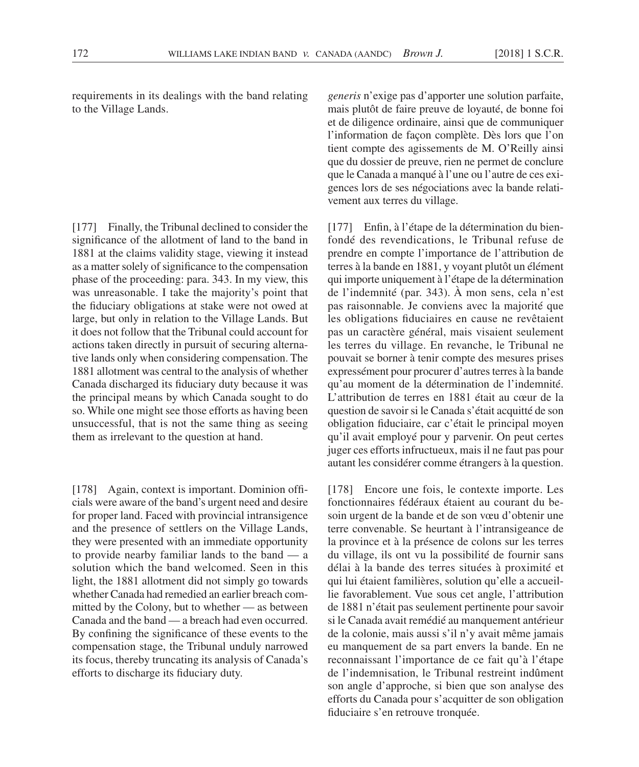requirements in its dealings with the band relating to the Village Lands.

[177] Finally, the Tribunal declined to consider the significance of the allotment of land to the band in 1881 at the claims validity stage, viewing it instead as a matter solely of significance to the compensation phase of the proceeding: para. 343. In my view, this was unreasonable. I take the majority's point that the fiduciary obligations at stake were not owed at large, but only in relation to the Village Lands. But it does not follow that the Tribunal could account for actions taken directly in pursuit of securing alternative lands only when considering compensation. The 1881 allotment was central to the analysis of whether Canada discharged its fiduciary duty because it was the principal means by which Canada sought to do so. While one might see those efforts as having been unsuccessful, that is not the same thing as seeing them as irrelevant to the question at hand.

[178] Again, context is important. Dominion officials were aware of the band's urgent need and desire for proper land. Faced with provincial intransigence and the presence of settlers on the Village Lands, they were presented with an immediate opportunity to provide nearby familiar lands to the band — a solution which the band welcomed. Seen in this light, the 1881 allotment did not simply go towards whether Canada had remedied an earlier breach committed by the Colony, but to whether — as between Canada and the band — a breach had even occurred. By confining the significance of these events to the compensation stage, the Tribunal unduly narrowed its focus, thereby truncating its analysis of Canada's efforts to discharge its fiduciary duty.

*generis* n'exige pas d'apporter une solution parfaite, mais plutôt de faire preuve de loyauté, de bonne foi et de diligence ordinaire, ainsi que de communiquer l'information de façon complète. Dès lors que l'on tient compte des agissements de M. O'Reilly ainsi que du dossier de preuve, rien ne permet de conclure que le Canada a manqué à l'une ou l'autre de ces exigences lors de ses négociations avec la bande relativement aux terres du village.

[177] Enfin, à l'étape de la détermination du bien-fondé des revendications, le Tribunal refuse de prendre en compte l'importance de l'attribution de terres à la bande en 1881, y voyant plutôt un élément qui importe uniquement à l'étape de la détermination de l'indemnité (par. 343). À mon sens, cela n'est pas raisonnable. Je conviens avec la majorité que les obligations fiduciaires en cause ne revêtaient pas un caractère général, mais visaient seulement les terres du village. En revanche, le Tribunal ne pouvait se borner à tenir compte des mesures prises expressément pour procurer d'autres terres à la bande qu'au moment de la détermination de l'indemnité. L'attribution de terres en 1881 était au cœur de la question de savoir si le Canada s'était acquitté de son obligation fiduciaire, car c'était le principal moyen qu'il avait employé pour y parvenir. On peut certes juger ces efforts infructueux, mais il ne faut pas pour autant les considérer comme étrangers à la question.

[178] Encore une fois, le contexte importe. Les fonctionnaires fédéraux étaient au courant du besoin urgent de la bande et de son vœu d'obtenir une terre convenable. Se heurtant à l'intransigeance de la province et à la présence de colons sur les terres du village, ils ont vu la possibilité de fournir sans délai à la bande des terres situées à proximité et qui lui étaient familières, solution qu'elle a accueillie favorablement. Vue sous cet angle, l'attribution de 1881 n'était pas seulement pertinente pour savoir si le Canada avait remédié au manquement antérieur de la colonie, mais aussi s'il n'y avait même jamais eu manquement de sa part envers la bande. En ne reconnaissant l'importance de ce fait qu'à l'étape de l'indemnisation, le Tribunal restreint indûment son angle d'approche, si bien que son analyse des efforts du Canada pour s'acquitter de son obligation fiduciaire s'en retrouve tronquée.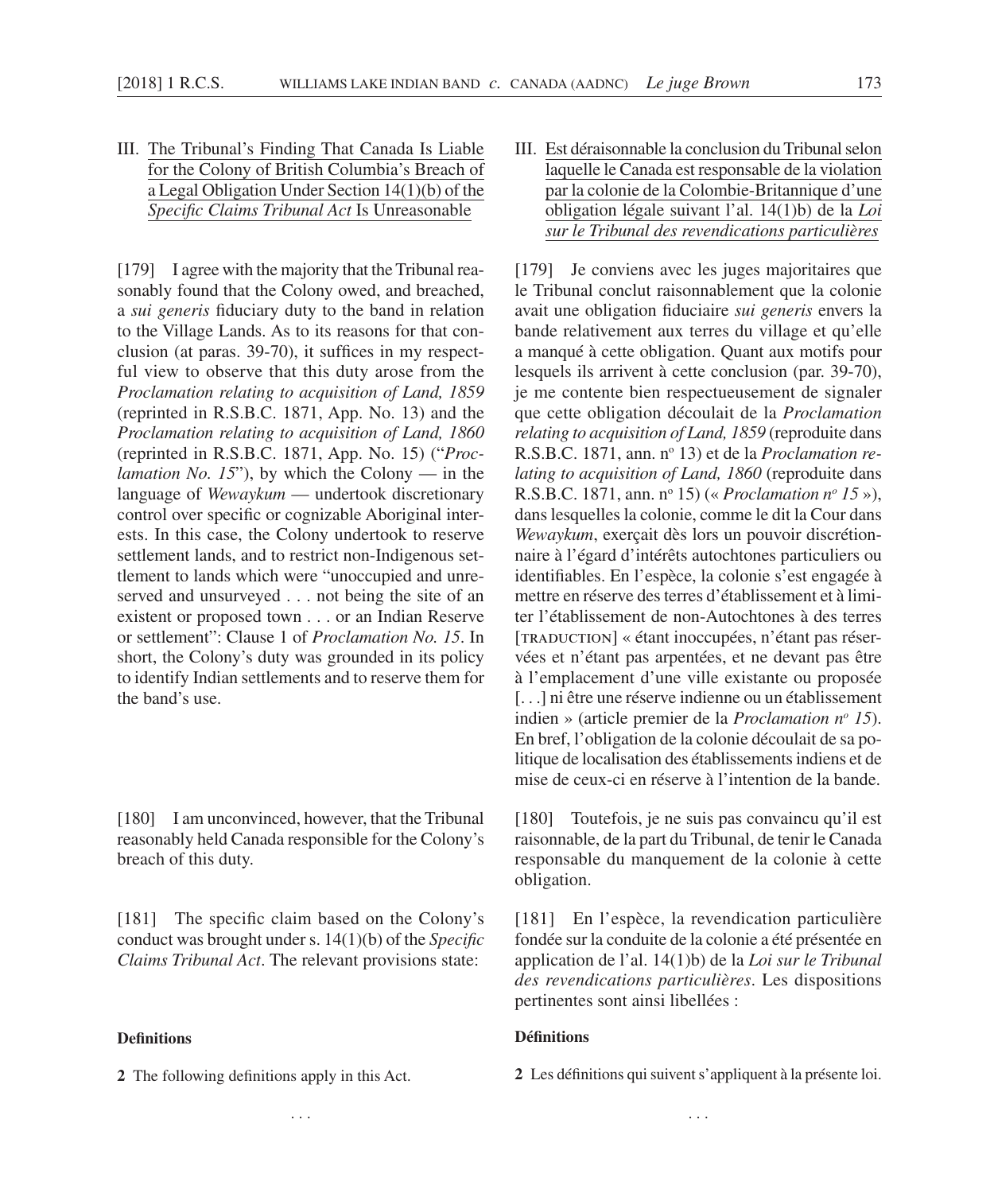### III. The Tribunal's Finding That Canada Is Liable for the Colony of British Columbia's Breach of a Legal Obligation Under Section 14(1)(b) of the *Specific Claims Tribunal Act* Is Unreasonable

[179] I agree with the majority that the Tribunal reasonably found that the Colony owed, and breached, a *sui generis* fiduciary duty to the band in relation to the Village Lands. As to its reasons for that conclusion (at paras. 39-70), it suffices in my respectful view to observe that this duty arose from the *Proclamation relating to acquisition of Land, 1859* (reprinted in R.S.B.C. 1871, App. No. 13) and the *Proclamation relating to acquisition of Land, 1860* (reprinted in R.S.B.C. 1871, App. No. 15) ("*Proclamation No. 15*"), by which the Colony — in the language of *Wewaykum* — undertook discretionary control over specific or cognizable Aboriginal interests. In this case, the Colony undertook to reserve settlement lands, and to restrict non-Indigenous settlement to lands which were "unoccupied and unreserved and unsurveyed . . . not being the site of an existent or proposed town . . . or an Indian Reserve or settlement": Clause 1 of *Proclamation No. 15*. In short, the Colony's duty was grounded in its policy to identify Indian settlements and to reserve them for the band's use.

[180] I am unconvinced, however, that the Tribunal reasonably held Canada responsible for the Colony's breach of this duty.

[181] The specific claim based on the Colony's conduct was brought under s. 14(1)(b) of the *Specific Claims Tribunal Act*. The relevant provisions state:

**Definitions**

**2** The following definitions apply in this Act.

. . .

### III. Est déraisonnable la conclusion du Tribunal selon laquelle le Canada est responsable de la violation par la colonie de la Colombie-Britannique d'une obligation légale suivant l'al. 14(1)b) de la *Loi sur le Tribunal des revendications particulières*

[179] Je conviens avec les juges majoritaires que le Tribunal conclut raisonnablement que la colonie avait une obligation fiduciaire *sui generis* envers la bande relativement aux terres du village et qu'elle a manqué à cette obligation. Quant aux motifs pour lesquels ils arrivent à cette conclusion (par. 39-70), je me contente bien respectueusement de signaler que cette obligation découlait de la *Proclamation relating to acquisition of Land, 1859* (reproduite dans R.S.B.C. 1871, ann. nº 13) et de la *Proclamation relating to acquisition of Land, 1860* (reproduite dans R.S.B.C. 1871, ann. nº 15) (« *Proclamation nº 15* »), dans lesquelles la colonie, comme le dit la Cour dans *Wewaykum*, exerçait dès lors un pouvoir discrétionnaire à l'égard d'intérêts autochtones particuliers ou identifiables. En l'espèce, la colonie s'est engagée à mettre en réserve des terres d'établissement et à limiter l'établissement de non-Autochtones à des terres [TRADUCTION] « étant inoccupées, n'étant pas réservées et n'étant pas arpentées, et ne devant pas être à l'emplacement d'une ville existante ou proposée [. . .] ni être une réserve indienne ou un établissement indien » (article premier de la *Proclamation nº 15*). En bref, l'obligation de la colonie découlait de sa politique de localisation des établissements indiens et de mise de ceux-ci en réserve à l'intention de la bande.

[180] Toutefois, je ne suis pas convaincu qu'il est raisonnable, de la part du Tribunal, de tenir le Canada responsable du manquement de la colonie à cette obligation.

[181] En l'espèce, la revendication particulière fondée sur la conduite de la colonie a été présentée en application de l'al. 14(1)b) de la *Loi sur le Tribunal des revendications particulières*. Les dispositions pertinentes sont ainsi libellées :

**Définitions**

**2** Les définitions qui suivent s'appliquent à la présente loi.

. . .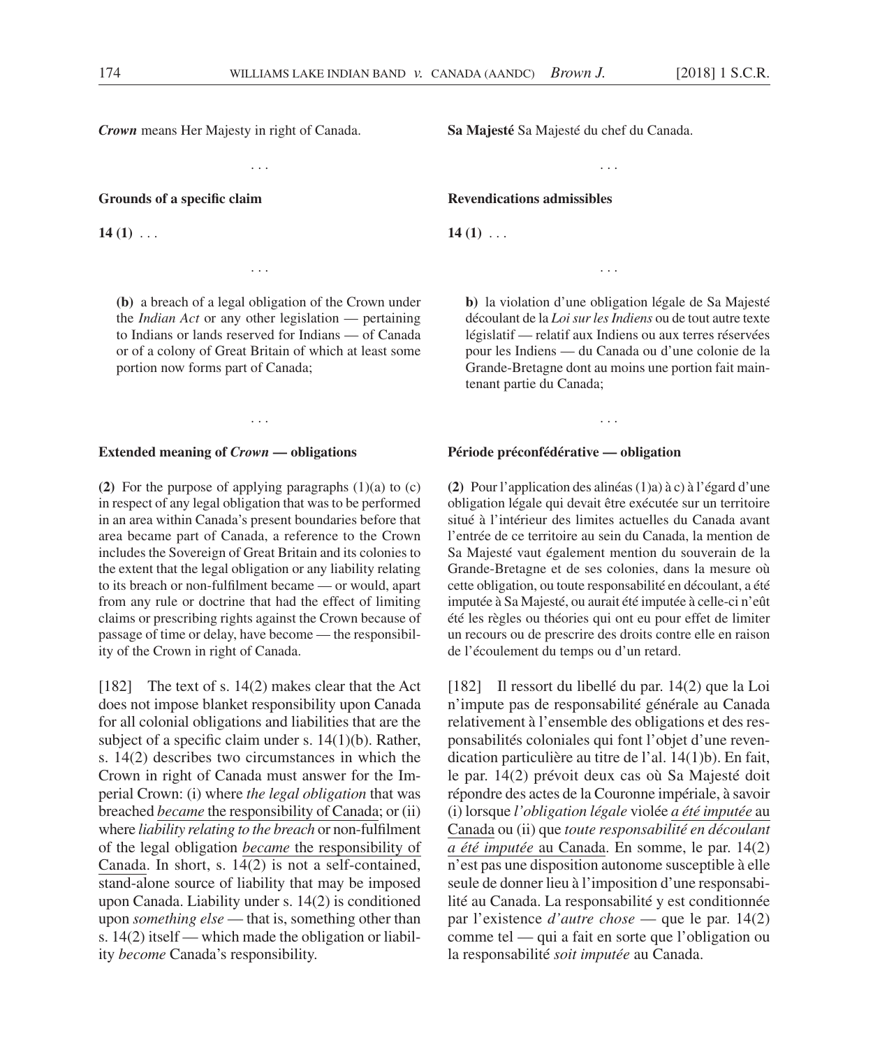***Crown*** means Her Majesty in right of Canada.

. . .

**Grounds of a specific claim**

**14 (1)** . . .

. . .

**(b)** a breach of a legal obligation of the Crown under the *Indian Act* or any other legislation — pertaining to Indians or lands reserved for Indians — of Canada or of a colony of Great Britain of which at least some portion now forms part of Canada;

. . .

**Extended meaning of *Crown* — obligations**

**(2)** For the purpose of applying paragraphs (1)(a) to (c) in respect of any legal obligation that was to be performed in an area within Canada's present boundaries before that area became part of Canada, a reference to the Crown includes the Sovereign of Great Britain and its colonies to the extent that the legal obligation or any liability relating to its breach or non-fulfilment became — or would, apart from any rule or doctrine that had the effect of limiting claims or prescribing rights against the Crown because of passage of time or delay, have become — the responsibility of the Crown in right of Canada.

[182] The text of s. 14(2) makes clear that the Act does not impose blanket responsibility upon Canada for all colonial obligations and liabilities that are the subject of a specific claim under s. 14(1)(b). Rather, s. 14(2) describes two circumstances in which the Crown in right of Canada must answer for the Imperial Crown: (i) where *the legal obligation* that was breached *became* the responsibility of Canada; or (ii) where *liability relating to the breach* or non-fulfilment of the legal obligation *became* the responsibility of Canada. In short, s. 14(2) is not a self-contained, stand-alone source of liability that may be imposed upon Canada. Liability under s. 14(2) is conditioned upon *something else* — that is, something other than s. 14(2) itself — which made the obligation or liability *become* Canada's responsibility.

**Sa Majesté** Sa Majesté du chef du Canada.

. . .

**Revendications admissibles**

**14 (1)** . . .

. . .

**b)** la violation d'une obligation légale de Sa Majesté découlant de la *Loi sur les Indiens* ou de tout autre texte législatif — relatif aux Indiens ou aux terres réservées pour les Indiens — du Canada ou d'une colonie de la Grande-Bretagne dont au moins une portion fait maintenant partie du Canada;

. . .

**Période préconfédérative — obligation**

**(2)** Pour l'application des alinéas (1)a) à c) à l'égard d'une obligation légale qui devait être exécutée sur un territoire situé à l'intérieur des limites actuelles du Canada avant l'entrée de ce territoire au sein du Canada, la mention de Sa Majesté vaut également mention du souverain de la Grande-Bretagne et de ses colonies, dans la mesure où cette obligation, ou toute responsabilité en découlant, a été imputée à Sa Majesté, ou aurait été imputée à celle-ci n'eût été les règles ou théories qui ont eu pour effet de limiter un recours ou de prescrire des droits contre elle en raison de l'écoulement du temps ou d'un retard.

[182] Il ressort du libellé du par. 14(2) que la Loi n'impute pas de responsabilité générale au Canada relativement à l'ensemble des obligations et des responsabilités coloniales qui font l'objet d'une revendication particulière au titre de l'al. 14(1)b). En fait, le par. 14(2) prévoit deux cas où Sa Majesté doit répondre des actes de la Couronne impériale, à savoir (i) lorsque *l'obligation légale* violée *a été imputée* au Canada ou (ii) que *toute responsabilité en découlant a été imputée* au Canada. En somme, le par. 14(2) n'est pas une disposition autonome susceptible à elle seule de donner lieu à l'imposition d'une responsabilité au Canada. La responsabilité y est conditionnée par l'existence *d'autre chose* — que le par. 14(2) comme tel — qui a fait en sorte que l'obligation ou la responsabilité *soit imputée* au Canada.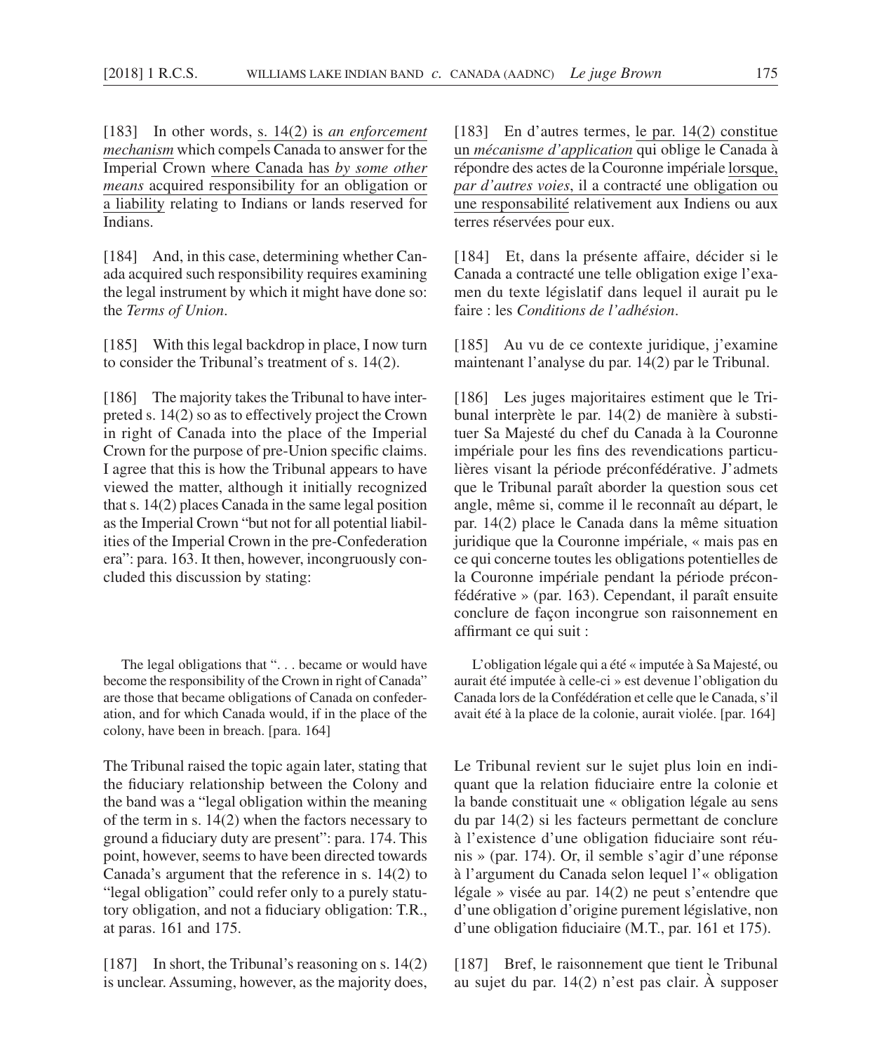[183] In other words, s. 14(2) is *an enforcement mechanism* which compels Canada to answer for the Imperial Crown where Canada has *by some other means* acquired responsibility for an obligation or a liability relating to Indians or lands reserved for Indians.

[184] And, in this case, determining whether Canada acquired such responsibility requires examining the legal instrument by which it might have done so: the *Terms of Union*.

[185] With this legal backdrop in place, I now turn to consider the Tribunal's treatment of s. 14(2).

[186] The majority takes the Tribunal to have interpreted s. 14(2) so as to effectively project the Crown in right of Canada into the place of the Imperial Crown for the purpose of pre-Union specific claims. I agree that this is how the Tribunal appears to have viewed the matter, although it initially recognized that s. 14(2) places Canada in the same legal position as the Imperial Crown "but not for all potential liabilities of the Imperial Crown in the pre-Confederation era": para. 163. It then, however, incongruously concluded this discussion by stating:

> The legal obligations that ". . . became or would have become the responsibility of the Crown in right of Canada" are those that became obligations of Canada on confederation, and for which Canada would, if in the place of the colony, have been in breach. [para. 164]

The Tribunal raised the topic again later, stating that the fiduciary relationship between the Colony and the band was a "legal obligation within the meaning of the term in s. 14(2) when the factors necessary to ground a fiduciary duty are present": para. 174. This point, however, seems to have been directed towards Canada's argument that the reference in s. 14(2) to "legal obligation" could refer only to a purely statutory obligation, and not a fiduciary obligation: T.R., at paras. 161 and 175.

[187] In short, the Tribunal's reasoning on s. 14(2) is unclear. Assuming, however, as the majority does,

[183] En d'autres termes, le par. 14(2) constitue un *mécanisme d'application* qui oblige le Canada à répondre des actes de la Couronne impériale lorsque, *par d'autres voies*, il a contracté une obligation ou une responsabilité relativement aux Indiens ou aux terres réservées pour eux.

[184] Et, dans la présente affaire, décider si le Canada a contracté une telle obligation exige l'examen du texte législatif dans lequel il aurait pu le faire : les *Conditions de l'adhésion*.

[185] Au vu de ce contexte juridique, j'examine maintenant l'analyse du par. 14(2) par le Tribunal.

[186] Les juges majoritaires estiment que le Tribunal interprète le par. 14(2) de manière à substituer Sa Majesté du chef du Canada à la Couronne impériale pour les fins des revendications particulières visant la période préconfédérative. J'admets que le Tribunal paraît aborder la question sous cet angle, même si, comme il le reconnaît au départ, le par. 14(2) place le Canada dans la même situation juridique que la Couronne impériale, « mais pas en ce qui concerne toutes les obligations potentielles de la Couronne impériale pendant la période préconfédérative » (par. 163). Cependant, il paraît ensuite conclure de façon incongrue son raisonnement en affirmant ce qui suit :

> L'obligation légale qui a été « imputée à Sa Majesté, ou aurait été imputée à celle-ci » est devenue l'obligation du Canada lors de la Confédération et celle que le Canada, s'il avait été à la place de la colonie, aurait violée. [par. 164]

Le Tribunal revient sur le sujet plus loin en indiquant que la relation fiduciaire entre la colonie et la bande constituait une « obligation légale au sens du par 14(2) si les facteurs permettant de conclure à l'existence d'une obligation fiduciaire sont réunis » (par. 174). Or, il semble s'agir d'une réponse à l'argument du Canada selon lequel l'« obligation légale » visée au par. 14(2) ne peut s'entendre que d'une obligation d'origine purement législative, non d'une obligation fiduciaire (M.T., par. 161 et 175).

[187] Bref, le raisonnement que tient le Tribunal au sujet du par. 14(2) n'est pas clair. À supposer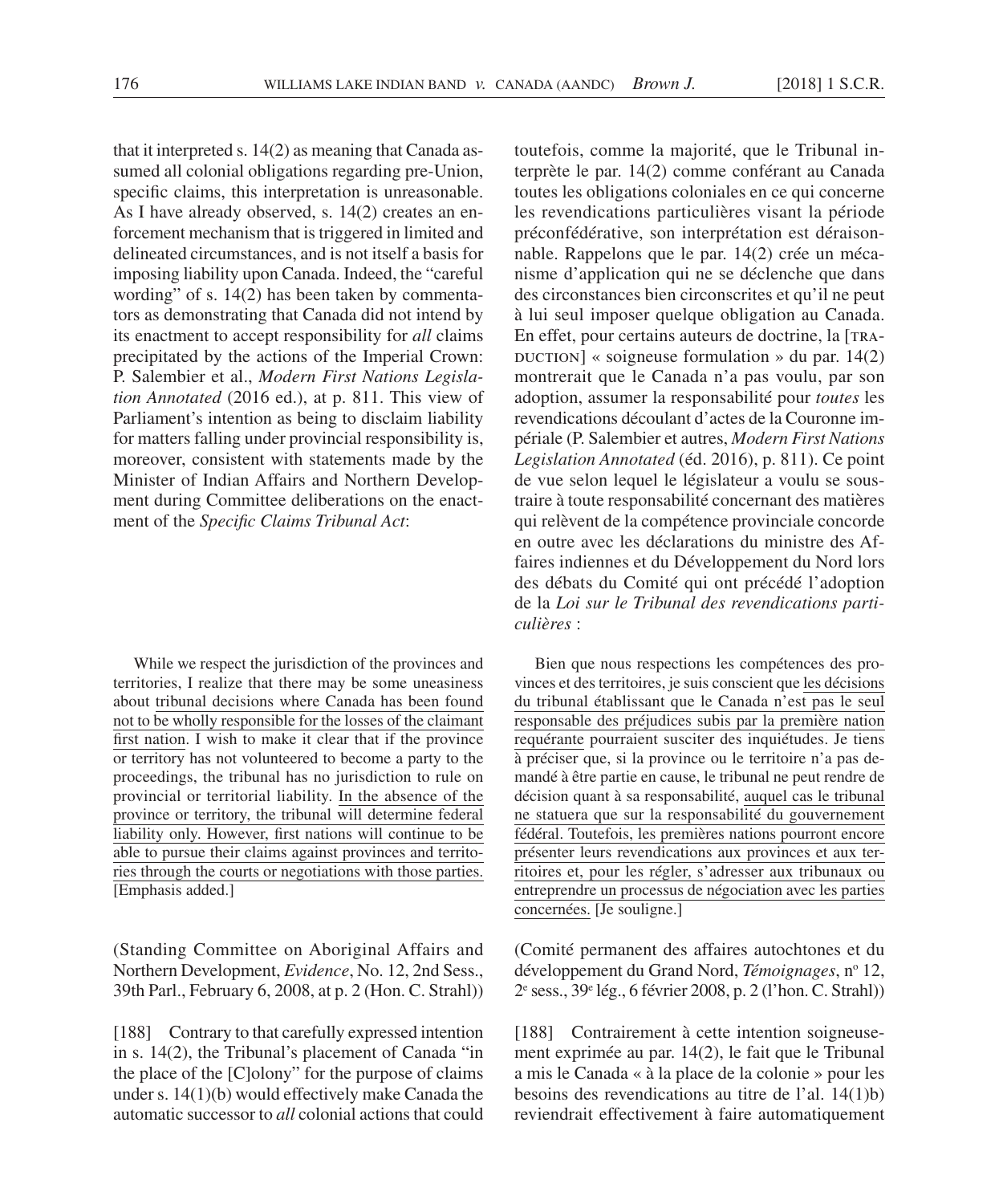that it interpreted s. 14(2) as meaning that Canada assumed all colonial obligations regarding pre-Union, specific claims, this interpretation is unreasonable. As I have already observed, s. 14(2) creates an enforcement mechanism that is triggered in limited and delineated circumstances, and is not itself a basis for imposing liability upon Canada. Indeed, the "careful wording" of s. 14(2) has been taken by commentators as demonstrating that Canada did not intend by its enactment to accept responsibility for *all* claims precipitated by the actions of the Imperial Crown: P. Salembier et al., *Modern First Nations Legislation Annotated* (2016 ed.), at p. 811. This view of Parliament's intention as being to disclaim liability for matters falling under provincial responsibility is, moreover, consistent with statements made by the Minister of Indian Affairs and Northern Development during Committee deliberations on the enactment of the *Specific Claims Tribunal Act*:

> While we respect the jurisdiction of the provinces and territories, I realize that there may be some uneasiness about tribunal decisions where Canada has been found not to be wholly responsible for the losses of the claimant first nation. I wish to make it clear that if the province or territory has not volunteered to become a party to the proceedings, the tribunal has no jurisdiction to rule on provincial or territorial liability. In the absence of the province or territory, the tribunal will determine federal liability only. However, first nations will continue to be able to pursue their claims against provinces and territories through the courts or negotiations with those parties. [Emphasis added.]

(Standing Committee on Aboriginal Affairs and Northern Development, *Evidence*, No. 12, 2nd Sess., 39th Parl., February 6, 2008, at p. 2 (Hon. C. Strahl))

[188] Contrary to that carefully expressed intention in s. 14(2), the Tribunal's placement of Canada "in the place of the [C]olony" for the purpose of claims under s. 14(1)(b) would effectively make Canada the automatic successor to *all* colonial actions that could

toutefois, comme la majorité, que le Tribunal interprète le par. 14(2) comme conférant au Canada toutes les obligations coloniales en ce qui concerne les revendications particulières visant la période préconfédérative, son interprétation est déraisonnable. Rappelons que le par. 14(2) crée un mécanisme d'application qui ne se déclenche que dans des circonstances bien circonscrites et qu'il ne peut à lui seul imposer quelque obligation au Canada. En effet, pour certains auteurs de doctrine, la [TRADUCTION] « soigneuse formulation » du par. 14(2) montrerait que le Canada n'a pas voulu, par son adoption, assumer la responsabilité pour *toutes* les revendications découlant d'actes de la Couronne impériale (P. Salembier et autres, *Modern First Nations Legislation Annotated* (éd. 2016), p. 811). Ce point de vue selon lequel le législateur a voulu se soustraire à toute responsabilité concernant des matières qui relèvent de la compétence provinciale concorde en outre avec les déclarations du ministre des Affaires indiennes et du Développement du Nord lors des débats du Comité qui ont précédé l'adoption de la *Loi sur le Tribunal des revendications particulières* :

> Bien que nous respections les compétences des provinces et des territoires, je suis conscient que les décisions du tribunal établissant que le Canada n'est pas le seul responsable des préjudices subis par la première nation requérante pourraient susciter des inquiétudes. Je tiens à préciser que, si la province ou le territoire n'a pas demandé à être partie en cause, le tribunal ne peut rendre de décision quant à sa responsabilité, auquel cas le tribunal ne statuera que sur la responsabilité du gouvernement fédéral. Toutefois, les premières nations pourront encore présenter leurs revendications aux provinces et aux territoires et, pour les régler, s'adresser aux tribunaux ou entreprendre un processus de négociation avec les parties concernées. [Je souligne.]

(Comité permanent des affaires autochtones et du développement du Grand Nord, *Témoignages*, nº 12, 2e sess., 39e lég., 6 février 2008, p. 2 (l'hon. C. Strahl))

[188] Contrairement à cette intention soigneusement exprimée au par. 14(2), le fait que le Tribunal a mis le Canada « à la place de la colonie » pour les besoins des revendications au titre de l'al. 14(1)b) reviendrait effectivement à faire automatiquement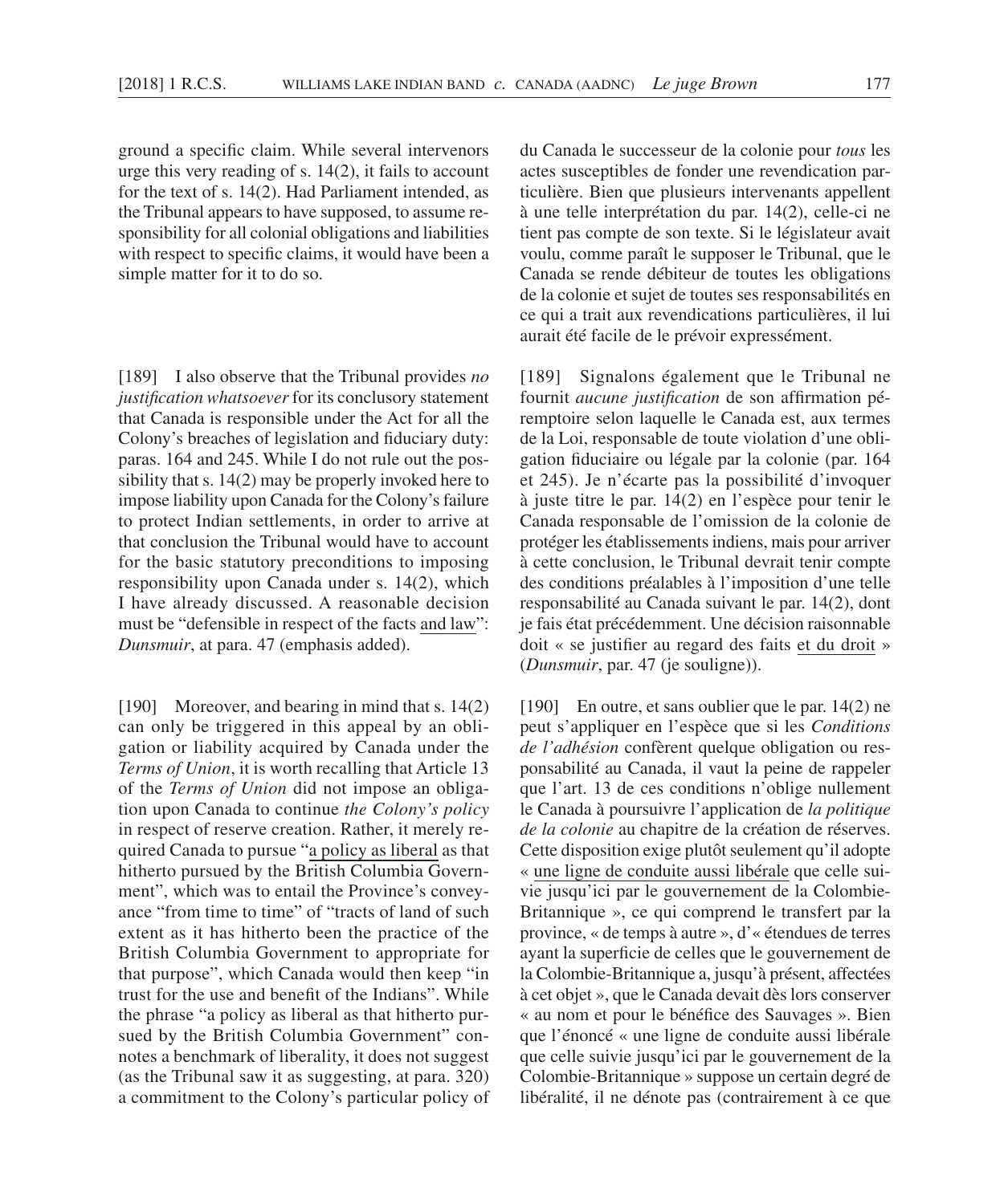ground a specific claim. While several intervenors urge this very reading of s. 14(2), it fails to account for the text of s. 14(2). Had Parliament intended, as the Tribunal appears to have supposed, to assume responsibility for all colonial obligations and liabilities with respect to specific claims, it would have been a simple matter for it to do so.

[189] I also observe that the Tribunal provides *no justification whatsoever* for its conclusory statement that Canada is responsible under the Act for all the Colony's breaches of legislation and fiduciary duty: paras. 164 and 245. While I do not rule out the possibility that s. 14(2) may be properly invoked here to impose liability upon Canada for the Colony's failure to protect Indian settlements, in order to arrive at that conclusion the Tribunal would have to account for the basic statutory preconditions to imposing responsibility upon Canada under s. 14(2), which I have already discussed. A reasonable decision must be "defensible in respect of the facts <u>and law</u>": *Dunsmuir*, at para. 47 (emphasis added).

[190] Moreover, and bearing in mind that s. 14(2) can only be triggered in this appeal by an obligation or liability acquired by Canada under the *Terms of Union*, it is worth recalling that Article 13 of the *Terms of Union* did not impose an obligation upon Canada to continue *the Colony's policy* in respect of reserve creation. Rather, it merely required Canada to pursue "<u>a policy as liberal</u> as that hitherto pursued by the British Columbia Government", which was to entail the Province's conveyance "from time to time" of "tracts of land of such extent as it has hitherto been the practice of the British Columbia Government to appropriate for that purpose", which Canada would then keep "in trust for the use and benefit of the Indians". While the phrase "a policy as liberal as that hitherto pursued by the British Columbia Government" connotes a benchmark of liberality, it does not suggest (as the Tribunal saw it as suggesting, at para. 320) a commitment to the Colony's particular policy of

du Canada le successeur de la colonie pour *tous* les actes susceptibles de fonder une revendication particulière. Bien que plusieurs intervenants appellent à une telle interprétation du par. 14(2), celle-ci ne tient pas compte de son texte. Si le législateur avait voulu, comme paraît le supposer le Tribunal, que le Canada se rende débiteur de toutes les obligations de la colonie et sujet de toutes ses responsabilités en ce qui a trait aux revendications particulières, il lui aurait été facile de le prévoir expressément.

[189] Signalons également que le Tribunal ne fournit *aucune justification* de son affirmation péremptoire selon laquelle le Canada est, aux termes de la Loi, responsable de toute violation d'une obligation fiduciaire ou légale par la colonie (par. 164 et 245). Je n'écarte pas la possibilité d'invoquer à juste titre le par. 14(2) en l'espèce pour tenir le Canada responsable de l'omission de la colonie de protéger les établissements indiens, mais pour arriver à cette conclusion, le Tribunal devrait tenir compte des conditions préalables à l'imposition d'une telle responsabilité au Canada suivant le par. 14(2), dont je fais état précédemment. Une décision raisonnable doit « se justifier au regard des faits <u>et du droit</u> » (*Dunsmuir*, par. 47 (je souligne)).

[190] En outre, et sans oublier que le par. 14(2) ne peut s'appliquer en l'espèce que si les *Conditions de l'adhésion* confèrent quelque obligation ou responsabilité au Canada, il vaut la peine de rappeler que l'art. 13 de ces conditions n'oblige nullement le Canada à poursuivre l'application de *la politique de la colonie* au chapitre de la création de réserves. Cette disposition exige plutôt seulement qu'il adopte « <u>une ligne de conduite aussi libérale</u> que celle suivie jusqu'ici par le gouvernement de la Colombie-Britannique », ce qui comprend le transfert par la province, « de temps à autre », d'« étendues de terres ayant la superficie de celles que le gouvernement de la Colombie-Britannique a, jusqu'à présent, affectées à cet objet », que le Canada devait dès lors conserver « au nom et pour le bénéfice des Sauvages ». Bien que l'énoncé « une ligne de conduite aussi libérale que celle suivie jusqu'ici par le gouvernement de la Colombie-Britannique » suppose un certain degré de libéralité, il ne dénote pas (contrairement à ce que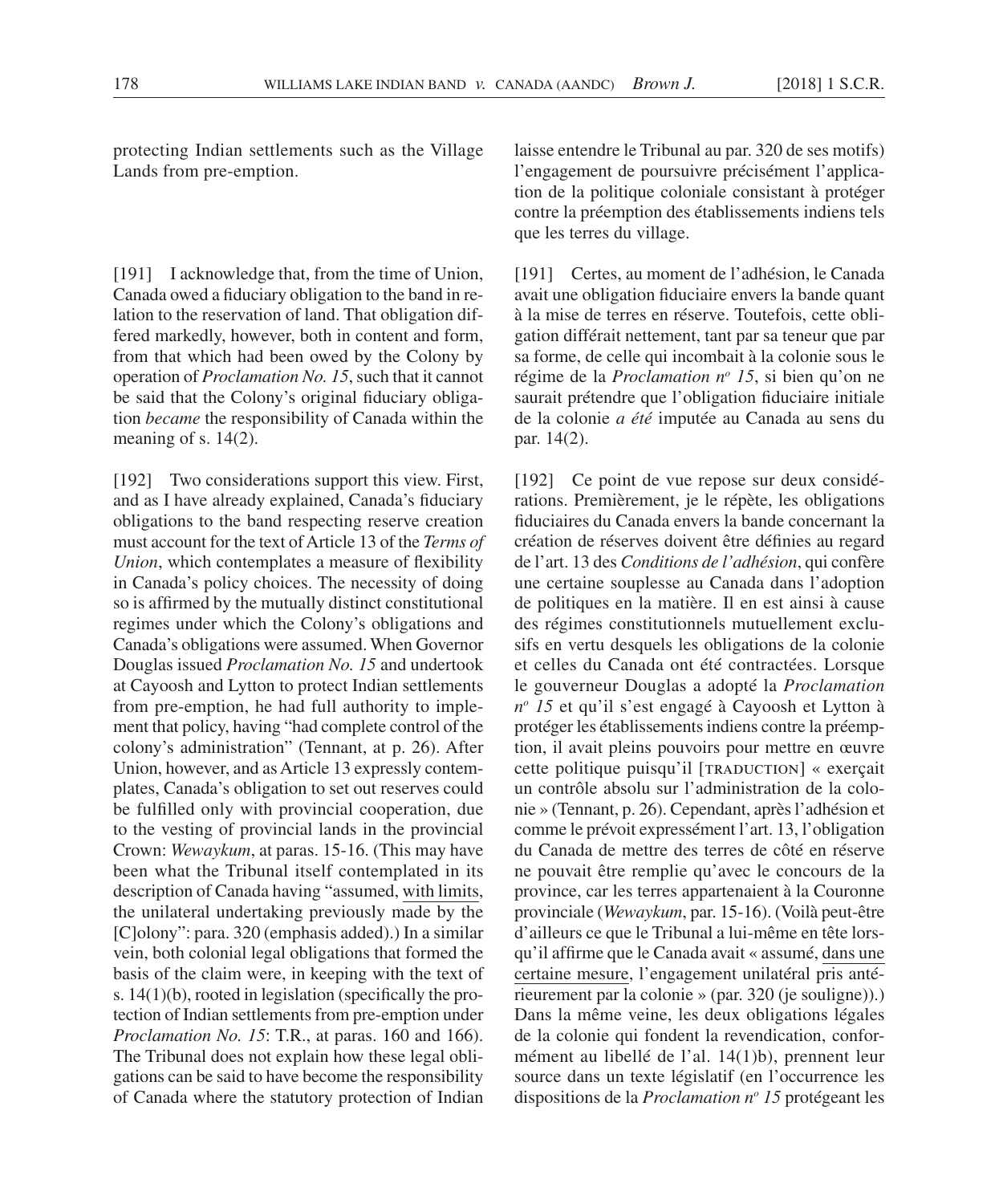protecting Indian settlements such as the Village Lands from pre-emption.

[191] I acknowledge that, from the time of Union, Canada owed a fiduciary obligation to the band in relation to the reservation of land. That obligation differed markedly, however, both in content and form, from that which had been owed by the Colony by operation of *Proclamation No. 15*, such that it cannot be said that the Colony's original fiduciary obligation *became* the responsibility of Canada within the meaning of s. 14(2).

[192] Two considerations support this view. First, and as I have already explained, Canada's fiduciary obligations to the band respecting reserve creation must account for the text of Article 13 of the *Terms of Union*, which contemplates a measure of flexibility in Canada's policy choices. The necessity of doing so is affirmed by the mutually distinct constitutional regimes under which the Colony's obligations and Canada's obligations were assumed. When Governor Douglas issued *Proclamation No. 15* and undertook at Cayoosh and Lytton to protect Indian settlements from pre-emption, he had full authority to implement that policy, having "had complete control of the colony's administration" (Tennant, at p. 26). After Union, however, and as Article 13 expressly contemplates, Canada's obligation to set out reserves could be fulfilled only with provincial cooperation, due to the vesting of provincial lands in the provincial Crown: *Wewaykum*, at paras. 15-16. (This may have been what the Tribunal itself contemplated in its description of Canada having "assumed, <u>with limits</u>, the unilateral undertaking previously made by the [C]olony": para. 320 (emphasis added).) In a similar vein, both colonial legal obligations that formed the basis of the claim were, in keeping with the text of s. 14(1)(b), rooted in legislation (specifically the protection of Indian settlements from pre-emption under *Proclamation No. 15*: T.R., at paras. 160 and 166). The Tribunal does not explain how these legal obligations can be said to have become the responsibility of Canada where the statutory protection of Indian

laisse entendre le Tribunal au par. 320 de ses motifs) l'engagement de poursuivre précisément l'application de la politique coloniale consistant à protéger contre la préemption des établissements indiens tels que les terres du village.

[191] Certes, au moment de l'adhésion, le Canada avait une obligation fiduciaire envers la bande quant à la mise de terres en réserve. Toutefois, cette obligation différait nettement, tant par sa teneur que par sa forme, de celle qui incombait à la colonie sous le régime de la *Proclamation n<sup>o</sup> 15*, si bien qu'on ne saurait prétendre que l'obligation fiduciaire initiale de la colonie *a été* imputée au Canada au sens du par. 14(2).

[192] Ce point de vue repose sur deux considérations. Premièrement, je le répète, les obligations fiduciaires du Canada envers la bande concernant la création de réserves doivent être définies au regard de l'art. 13 des *Conditions de l'adhésion*, qui confère une certaine souplesse au Canada dans l'adoption de politiques en la matière. Il en est ainsi à cause des régimes constitutionnels mutuellement exclusifs en vertu desquels les obligations de la colonie et celles du Canada ont été contractées. Lorsque le gouverneur Douglas a adopté la *Proclamation n<sup>o</sup> 15* et qu'il s'est engagé à Cayoosh et Lytton à protéger les établissements indiens contre la préemption, il avait pleins pouvoirs pour mettre en œuvre cette politique puisqu'il [TRADUCTION] « exerçait un contrôle absolu sur l'administration de la colonie » (Tennant, p. 26). Cependant, après l'adhésion et comme le prévoit expressément l'art. 13, l'obligation du Canada de mettre des terres de côté en réserve ne pouvait être remplie qu'avec le concours de la province, car les terres appartenaient à la Couronne provinciale (*Wewaykum*, par. 15-16). (Voilà peut-être d'ailleurs ce que le Tribunal a lui-même en tête lorsqu'il affirme que le Canada avait « assumé, <u>dans une certaine mesure</u>, l'engagement unilatéral pris antérieurement par la colonie » (par. 320 (je souligne)).) Dans la même veine, les deux obligations légales de la colonie qui fondent la revendication, conformément au libellé de l'al. 14(1)b), prennent leur source dans un texte législatif (en l'occurrence les dispositions de la *Proclamation n<sup>o</sup> 15* protégeant les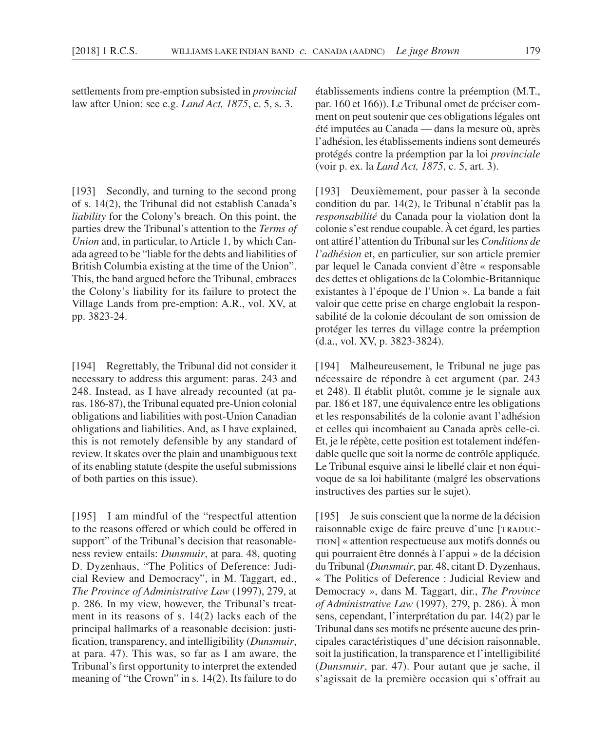settlements from pre-emption subsisted in *provincial* law after Union: see e.g. *Land Act, 1875*, c. 5, s. 3.

[193] Secondly, and turning to the second prong of s. 14(2), the Tribunal did not establish Canada's *liability* for the Colony's breach. On this point, the parties drew the Tribunal's attention to the *Terms of Union* and, in particular, to Article 1, by which Canada agreed to be "liable for the debts and liabilities of British Columbia existing at the time of the Union". This, the band argued before the Tribunal, embraces the Colony's liability for its failure to protect the Village Lands from pre-emption: A.R., vol. XV, at pp. 3823-24.

[194] Regrettably, the Tribunal did not consider it necessary to address this argument: paras. 243 and 248. Instead, as I have already recounted (at paras. 186-87), the Tribunal equated pre-Union colonial obligations and liabilities with post-Union Canadian obligations and liabilities. And, as I have explained, this is not remotely defensible by any standard of review. It skates over the plain and unambiguous text of its enabling statute (despite the useful submissions of both parties on this issue).

[195] I am mindful of the "respectful attention to the reasons offered or which could be offered in support" of the Tribunal's decision that reasonableness review entails: *Dunsmuir*, at para. 48, quoting D. Dyzenhaus, "The Politics of Deference: Judicial Review and Democracy", in M. Taggart, ed., *The Province of Administrative Law* (1997), 279, at p. 286. In my view, however, the Tribunal's treatment in its reasons of s. 14(2) lacks each of the principal hallmarks of a reasonable decision: justification, transparency, and intelligibility (*Dunsmuir*, at para. 47). This was, so far as I am aware, the Tribunal's first opportunity to interpret the extended meaning of "the Crown" in s. 14(2). Its failure to do

établissements indiens contre la préemption (M.T., par. 160 et 166)). Le Tribunal omet de préciser comment on peut soutenir que ces obligations légales ont été imputées au Canada — dans la mesure où, après l'adhésion, les établissements indiens sont demeurés protégés contre la préemption par la loi *provinciale* (voir p. ex. la *Land Act, 1875*, c. 5, art. 3).

[193] Deuxièmement, pour passer à la seconde condition du par. 14(2), le Tribunal n'établit pas la *responsabilité* du Canada pour la violation dont la colonie s'est rendue coupable. À cet égard, les parties ont attiré l'attention du Tribunal sur les *Conditions de l'adhésion* et, en particulier, sur son article premier par lequel le Canada convient d'être « responsable des dettes et obligations de la Colombie-Britannique existantes à l'époque de l'Union ». La bande a fait valoir que cette prise en charge englobait la responsabilité de la colonie découlant de son omission de protéger les terres du village contre la préemption (d.a., vol. XV, p. 3823-3824).

[194] Malheureusement, le Tribunal ne juge pas nécessaire de répondre à cet argument (par. 243 et 248). Il établit plutôt, comme je le signale aux par. 186 et 187, une équivalence entre les obligations et les responsabilités de la colonie avant l'adhésion et celles qui incombaient au Canada après celle-ci. Et, je le répète, cette position est totalement indéfendable quelle que soit la norme de contrôle appliquée. Le Tribunal esquive ainsi le libellé clair et non équivoque de sa loi habilitante (malgré les observations instructives des parties sur le sujet).

[195] Je suis conscient que la norme de la décision raisonnable exige de faire preuve d'une [TRADUCTION] « attention respectueuse aux motifs donnés ou qui pourraient être donnés à l'appui » de la décision du Tribunal (*Dunsmuir*, par. 48, citant D. Dyzenhaus, « The Politics of Deference : Judicial Review and Democracy », dans M. Taggart, dir., *The Province of Administrative Law* (1997), 279, p. 286). À mon sens, cependant, l'interprétation du par. 14(2) par le Tribunal dans ses motifs ne présente aucune des principales caractéristiques d'une décision raisonnable, soit la justification, la transparence et l'intelligibilité (*Dunsmuir*, par. 47). Pour autant que je sache, il s'agissait de la première occasion qui s'offrait au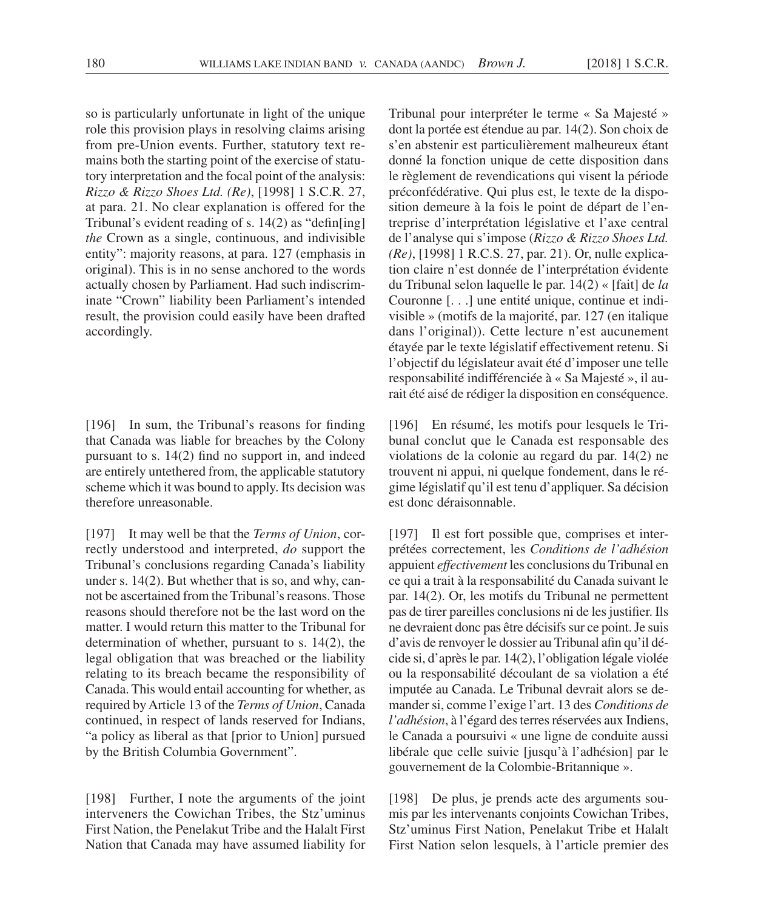so is particularly unfortunate in light of the unique role this provision plays in resolving claims arising from pre-Union events. Further, statutory text remains both the starting point of the exercise of statutory interpretation and the focal point of the analysis: *Rizzo & Rizzo Shoes Ltd. (Re)*, [1998] 1 S.C.R. 27, at para. 21. No clear explanation is offered for the Tribunal's evident reading of s. 14(2) as "defin[ing] *the* Crown as a single, continuous, and indivisible entity": majority reasons, at para. 127 (emphasis in original). This is in no sense anchored to the words actually chosen by Parliament. Had such indiscriminate "Crown" liability been Parliament's intended result, the provision could easily have been drafted accordingly.

[196] In sum, the Tribunal's reasons for finding that Canada was liable for breaches by the Colony pursuant to s. 14(2) find no support in, and indeed are entirely untethered from, the applicable statutory scheme which it was bound to apply. Its decision was therefore unreasonable.

[197] It may well be that the *Terms of Union*, correctly understood and interpreted, *do* support the Tribunal's conclusions regarding Canada's liability under s. 14(2). But whether that is so, and why, cannot be ascertained from the Tribunal's reasons. Those reasons should therefore not be the last word on the matter. I would return this matter to the Tribunal for determination of whether, pursuant to s. 14(2), the legal obligation that was breached or the liability relating to its breach became the responsibility of Canada. This would entail accounting for whether, as required by Article 13 of the *Terms of Union*, Canada continued, in respect of lands reserved for Indians, "a policy as liberal as that [prior to Union] pursued by the British Columbia Government".

[198] Further, I note the arguments of the joint interveners the Cowichan Tribes, the Stz'uminus First Nation, the Penelakut Tribe and the Halalt First Nation that Canada may have assumed liability for

Tribunal pour interpréter le terme « Sa Majesté » dont la portée est étendue au par. 14(2). Son choix de s'en abstenir est particulièrement malheureux étant donné la fonction unique de cette disposition dans le règlement de revendications qui visent la période préconfédérative. Qui plus est, le texte de la disposition demeure à la fois le point de départ de l'entreprise d'interprétation législative et l'axe central de l'analyse qui s'impose (*Rizzo & Rizzo Shoes Ltd. (Re)*, [1998] 1 R.C.S. 27, par. 21). Or, nulle explication claire n'est donnée de l'interprétation évidente du Tribunal selon laquelle le par. 14(2) « [fait] de *la* Couronne [. . .] une entité unique, continue et indivisible » (motifs de la majorité, par. 127 (en italique dans l'original)). Cette lecture n'est aucunement étayée par le texte législatif effectivement retenu. Si l'objectif du législateur avait été d'imposer une telle responsabilité indifférenciée à « Sa Majesté », il aurait été aisé de rédiger la disposition en conséquence.

[196] En résumé, les motifs pour lesquels le Tribunal conclut que le Canada est responsable des violations de la colonie au regard du par. 14(2) ne trouvent ni appui, ni quelque fondement, dans le régime législatif qu'il est tenu d'appliquer. Sa décision est donc déraisonnable.

[197] Il est fort possible que, comprises et interprétées correctement, les *Conditions de l'adhésion* appuient *effectivement* les conclusions du Tribunal en ce qui a trait à la responsabilité du Canada suivant le par. 14(2). Or, les motifs du Tribunal ne permettent pas de tirer pareilles conclusions ni de les justifier. Ils ne devraient donc pas être décisifs sur ce point. Je suis d'avis de renvoyer le dossier au Tribunal afin qu'il décide si, d'après le par. 14(2), l'obligation légale violée ou la responsabilité découlant de sa violation a été imputée au Canada. Le Tribunal devrait alors se demander si, comme l'exige l'art. 13 des *Conditions de l'adhésion*, à l'égard des terres réservées aux Indiens, le Canada a poursuivi « une ligne de conduite aussi libérale que celle suivie [jusqu'à l'adhésion] par le gouvernement de la Colombie-Britannique ».

[198] De plus, je prends acte des arguments soumis par les intervenants conjoints Cowichan Tribes, Stz'uminus First Nation, Penelakut Tribe et Halalt First Nation selon lesquels, à l'article premier des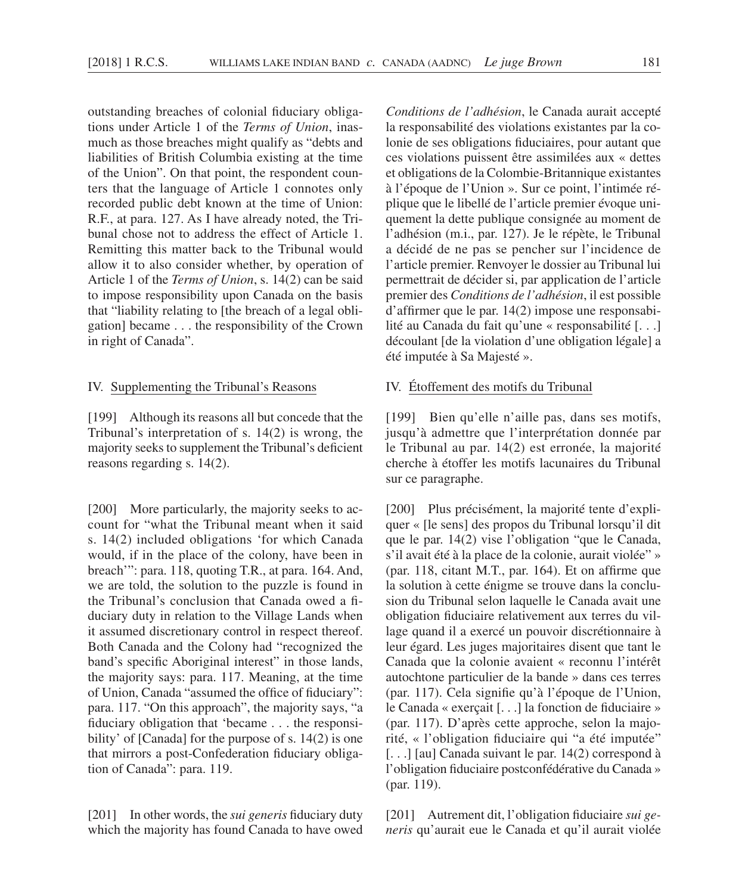outstanding breaches of colonial fiduciary obligations under Article 1 of the *Terms of Union*, inasmuch as those breaches might qualify as "debts and liabilities of British Columbia existing at the time of the Union". On that point, the respondent counters that the language of Article 1 connotes only recorded public debt known at the time of Union: R.F., at para. 127. As I have already noted, the Tribunal chose not to address the effect of Article 1. Remitting this matter back to the Tribunal would allow it to also consider whether, by operation of Article 1 of the *Terms of Union*, s. 14(2) can be said to impose responsibility upon Canada on the basis that "liability relating to [the breach of a legal obligation] became . . . the responsibility of the Crown in right of Canada".

## IV. Supplementing the Tribunal's Reasons

[199] Although its reasons all but concede that the Tribunal's interpretation of s. 14(2) is wrong, the majority seeks to supplement the Tribunal's deficient reasons regarding s. 14(2).

[200] More particularly, the majority seeks to account for "what the Tribunal meant when it said s. 14(2) included obligations 'for which Canada would, if in the place of the colony, have been in breach'": para. 118, quoting T.R., at para. 164. And, we are told, the solution to the puzzle is found in the Tribunal's conclusion that Canada owed a fiduciary duty in relation to the Village Lands when it assumed discretionary control in respect thereof. Both Canada and the Colony had "recognized the band's specific Aboriginal interest" in those lands, the majority says: para. 117. Meaning, at the time of Union, Canada "assumed the office of fiduciary": para. 117. "On this approach", the majority says, "a fiduciary obligation that 'became . . . the responsibility' of [Canada] for the purpose of s. 14(2) is one that mirrors a post-Confederation fiduciary obligation of Canada": para. 119.

[201] In other words, the *sui generis* fiduciary duty which the majority has found Canada to have owed

*Conditions de l'adhésion*, le Canada aurait accepté la responsabilité des violations existantes par la colonie de ses obligations fiduciaires, pour autant que ces violations puissent être assimilées aux « dettes et obligations de la Colombie-Britannique existantes à l'époque de l'Union ». Sur ce point, l'intimée réplique que le libellé de l'article premier évoque uniquement la dette publique consignée au moment de l'adhésion (m.i., par. 127). Je le répète, le Tribunal a décidé de ne pas se pencher sur l'incidence de l'article premier. Renvoyer le dossier au Tribunal lui permettrait de décider si, par application de l'article premier des *Conditions de l'adhésion*, il est possible d'affirmer que le par. 14(2) impose une responsabilité au Canada du fait qu'une « responsabilité [. . .] découlant [de la violation d'une obligation légale] a été imputée à Sa Majesté ».

## IV. Étoffement des motifs du Tribunal

[199] Bien qu'elle n'aille pas, dans ses motifs, jusqu'à admettre que l'interprétation donnée par le Tribunal au par. 14(2) est erronée, la majorité cherche à étoffer les motifs lacunaires du Tribunal sur ce paragraphe.

[200] Plus précisément, la majorité tente d'expliquer « [le sens] des propos du Tribunal lorsqu'il dit que le par. 14(2) vise l'obligation "que le Canada, s'il avait été à la place de la colonie, aurait violée" » (par. 118, citant M.T., par. 164). Et on affirme que la solution à cette énigme se trouve dans la conclusion du Tribunal selon laquelle le Canada avait une obligation fiduciaire relativement aux terres du village quand il a exercé un pouvoir discrétionnaire à leur égard. Les juges majoritaires disent que tant le Canada que la colonie avaient « reconnu l'intérêt autochtone particulier de la bande » dans ces terres (par. 117). Cela signifie qu'à l'époque de l'Union, le Canada « exerçait [. . .] la fonction de fiduciaire » (par. 117). D'après cette approche, selon la majorité, « l'obligation fiduciaire qui "a été imputée" [. . .] [au] Canada suivant le par. 14(2) correspond à l'obligation fiduciaire postconfédérative du Canada » (par. 119).

[201] Autrement dit, l'obligation fiduciaire *sui generis* qu'aurait eue le Canada et qu'il aurait violée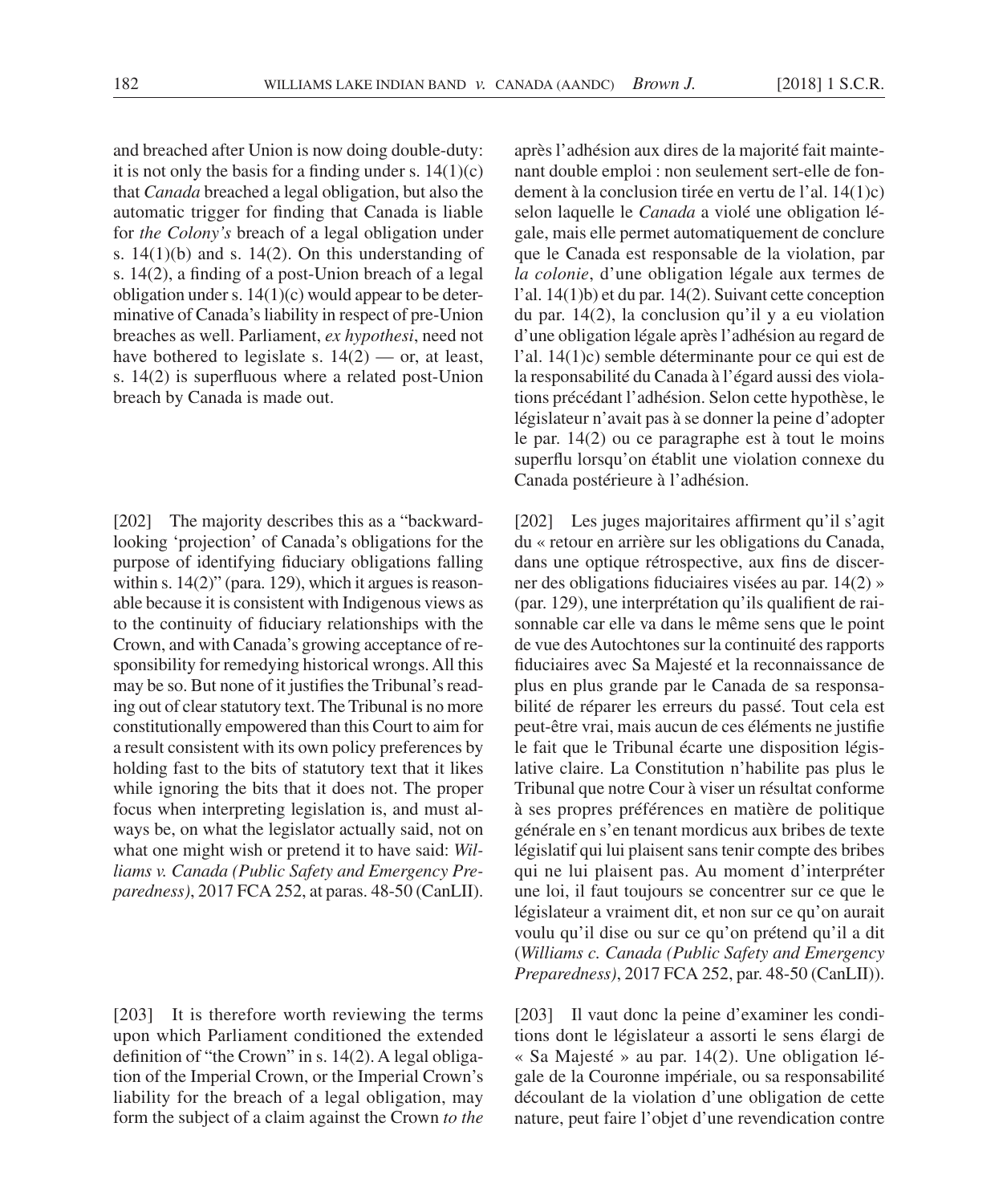and breached after Union is now doing double-duty: it is not only the basis for a finding under s. 14(1)(c) that *Canada* breached a legal obligation, but also the automatic trigger for finding that Canada is liable for *the Colony's* breach of a legal obligation under s. 14(1)(b) and s. 14(2). On this understanding of s. 14(2), a finding of a post-Union breach of a legal obligation under s. 14(1)(c) would appear to be determinative of Canada's liability in respect of pre-Union breaches as well. Parliament, *ex hypothesi*, need not have bothered to legislate s. 14(2) — or, at least, s. 14(2) is superfluous where a related post-Union breach by Canada is made out.

[202] The majority describes this as a "backward-looking 'projection' of Canada's obligations for the purpose of identifying fiduciary obligations falling within s. 14(2)" (para. 129), which it argues is reasonable because it is consistent with Indigenous views as to the continuity of fiduciary relationships with the Crown, and with Canada's growing acceptance of responsibility for remedying historical wrongs. All this may be so. But none of it justifies the Tribunal's reading out of clear statutory text. The Tribunal is no more constitutionally empowered than this Court to aim for a result consistent with its own policy preferences by holding fast to the bits of statutory text that it likes while ignoring the bits that it does not. The proper focus when interpreting legislation is, and must always be, on what the legislator actually said, not on what one might wish or pretend it to have said: *Williams v. Canada (Public Safety and Emergency Preparedness)*, 2017 FCA 252, at paras. 48-50 (CanLII).

[203] It is therefore worth reviewing the terms upon which Parliament conditioned the extended definition of "the Crown" in s. 14(2). A legal obligation of the Imperial Crown, or the Imperial Crown's liability for the breach of a legal obligation, may form the subject of a claim against the Crown *to the*

après l'adhésion aux dires de la majorité fait maintenant double emploi : non seulement sert-elle de fondement à la conclusion tirée en vertu de l'al. 14(1)c) selon laquelle le *Canada* a violé une obligation légale, mais elle permet automatiquement de conclure que le Canada est responsable de la violation, par *la colonie*, d'une obligation légale aux termes de l'al. 14(1)b) et du par. 14(2). Suivant cette conception du par. 14(2), la conclusion qu'il y a eu violation d'une obligation légale après l'adhésion au regard de l'al. 14(1)c) semble déterminante pour ce qui est de la responsabilité du Canada à l'égard aussi des violations précédant l'adhésion. Selon cette hypothèse, le législateur n'avait pas à se donner la peine d'adopter le par. 14(2) ou ce paragraphe est à tout le moins superflu lorsqu'on établit une violation connexe du Canada postérieure à l'adhésion.

[202] Les juges majoritaires affirment qu'il s'agit du « retour en arrière sur les obligations du Canada, dans une optique rétrospective, aux fins de discerner des obligations fiduciaires visées au par. 14(2) » (par. 129), une interprétation qu'ils qualifient de raisonnable car elle va dans le même sens que le point de vue des Autochtones sur la continuité des rapports fiduciaires avec Sa Majesté et la reconnaissance de plus en plus grande par le Canada de sa responsabilité de réparer les erreurs du passé. Tout cela est peut-être vrai, mais aucun de ces éléments ne justifie le fait que le Tribunal écarte une disposition législative claire. La Constitution n'habilite pas plus le Tribunal que notre Cour à viser un résultat conforme à ses propres préférences en matière de politique générale en s'en tenant mordicus aux bribes de texte législatif qui lui plaisent sans tenir compte des bribes qui ne lui plaisent pas. Au moment d'interpréter une loi, il faut toujours se concentrer sur ce que le législateur a vraiment dit, et non sur ce qu'on aurait voulu qu'il dise ou sur ce qu'on prétend qu'il a dit (*Williams c. Canada (Public Safety and Emergency Preparedness)*, 2017 FCA 252, par. 48-50 (CanLII)).

[203] Il vaut donc la peine d'examiner les conditions dont le législateur a assorti le sens élargi de « Sa Majesté » au par. 14(2). Une obligation légale de la Couronne impériale, ou sa responsabilité découlant de la violation d'une obligation de cette nature, peut faire l'objet d'une revendication contre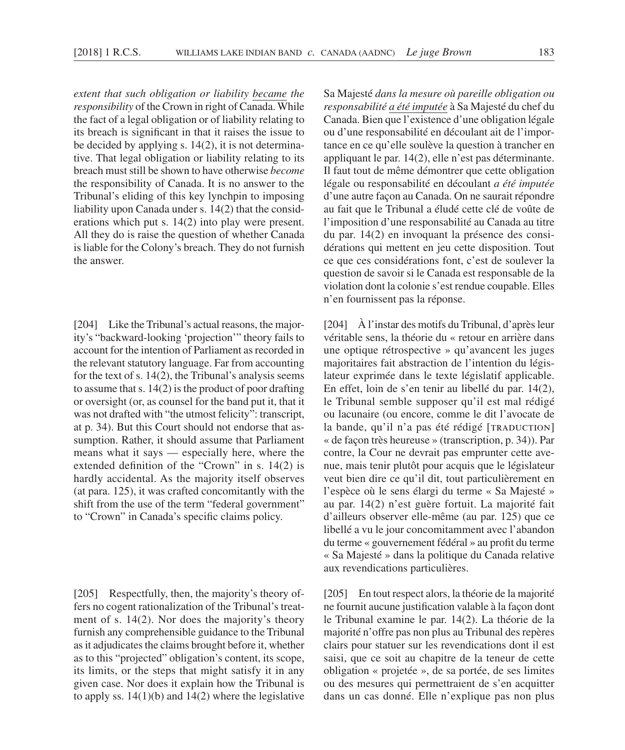*extent that such obligation or liability became the responsibility* of the Crown in right of Canada. While the fact of a legal obligation or of liability relating to its breach is significant in that it raises the issue to be decided by applying s. 14(2), it is not determinative. That legal obligation or liability relating to its breach must still be shown to have otherwise *become* the responsibility of Canada. It is no answer to the Tribunal's eliding of this key lynchpin to imposing liability upon Canada under s. 14(2) that the considerations which put s. 14(2) into play were present. All they do is raise the question of whether Canada is liable for the Colony's breach. They do not furnish the answer.

[204] Like the Tribunal's actual reasons, the majority's "backward-looking 'projection'" theory fails to account for the intention of Parliament as recorded in the relevant statutory language. Far from accounting for the text of s. 14(2), the Tribunal's analysis seems to assume that s. 14(2) is the product of poor drafting or oversight (or, as counsel for the band put it, that it was not drafted with "the utmost felicity": transcript, at p. 34). But this Court should not endorse that assumption. Rather, it should assume that Parliament means what it says — especially here, where the extended definition of the "Crown" in s. 14(2) is hardly accidental. As the majority itself observes (at para. 125), it was crafted concomitantly with the shift from the use of the term "federal government" to "Crown" in Canada's specific claims policy.

[205] Respectfully, then, the majority's theory offers no cogent rationalization of the Tribunal's treatment of s. 14(2). Nor does the majority's theory furnish any comprehensible guidance to the Tribunal as it adjudicates the claims brought before it, whether as to this "projected" obligation's content, its scope, its limits, or the steps that might satisfy it in any given case. Nor does it explain how the Tribunal is to apply ss. 14(1)(b) and 14(2) where the legislative

Sa Majesté *dans la mesure où pareille obligation ou responsabilité a été imputée* à Sa Majesté du chef du Canada. Bien que l'existence d'une obligation légale ou d'une responsabilité en découlant ait de l'importance en ce qu'elle soulève la question à trancher en appliquant le par. 14(2), elle n'est pas déterminante. Il faut tout de même démontrer que cette obligation légale ou responsabilité en découlant *a été imputée* d'une autre façon au Canada. On ne saurait répondre au fait que le Tribunal a éludé cette clé de voûte de l'imposition d'une responsabilité au Canada au titre du par. 14(2) en invoquant la présence des considérations qui mettent en jeu cette disposition. Tout ce que ces considérations font, c'est de soulever la question de savoir si le Canada est responsable de la violation dont la colonie s'est rendue coupable. Elles n'en fournissent pas la réponse.

[204] À l'instar des motifs du Tribunal, d'après leur véritable sens, la théorie du « retour en arrière dans une optique rétrospective » qu'avancent les juges majoritaires fait abstraction de l'intention du législateur exprimée dans le texte législatif applicable. En effet, loin de s'en tenir au libellé du par. 14(2), le Tribunal semble supposer qu'il est mal rédigé ou lacunaire (ou encore, comme le dit l'avocate de la bande, qu'il n'a pas été rédigé [TRADUCTION] « de façon très heureuse » (transcription, p. 34)). Par contre, la Cour ne devrait pas emprunter cette avenue, mais tenir plutôt pour acquis que le législateur veut bien dire ce qu'il dit, tout particulièrement en l'espèce où le sens élargi du terme « Sa Majesté » au par. 14(2) n'est guère fortuit. La majorité fait d'ailleurs observer elle-même (au par. 125) que ce libellé a vu le jour concomitamment avec l'abandon du terme « gouvernement fédéral » au profit du terme « Sa Majesté » dans la politique du Canada relative aux revendications particulières.

[205] En tout respect alors, la théorie de la majorité ne fournit aucune justification valable à la façon dont le Tribunal examine le par. 14(2). La théorie de la majorité n'offre pas non plus au Tribunal des repères clairs pour statuer sur les revendications dont il est saisi, que ce soit au chapitre de la teneur de cette obligation « projetée », de sa portée, de ses limites ou des mesures qui permettraient de s'en acquitter dans un cas donné. Elle n'explique pas non plus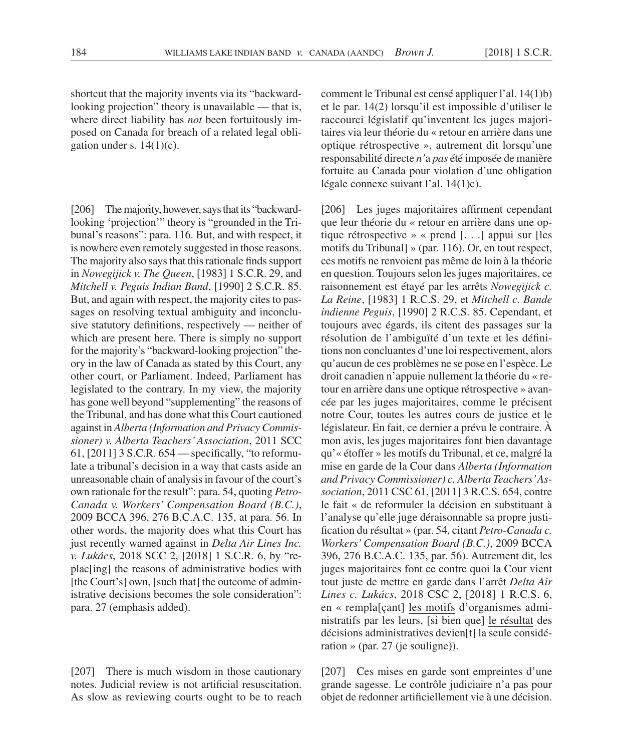shortcut that the majority invents via its "backward-looking projection" theory is unavailable — that is, where direct liability has *not* been fortuitously imposed on Canada for breach of a related legal obligation under s. 14(1)(c).

[206] The majority, however, says that its "backward-looking 'projection'" theory is "grounded in the Tribunal's reasons": para. 116. But, and with respect, it is nowhere even remotely suggested in those reasons. The majority also says that this rationale finds support in *Nowegijick v. The Queen*, [1983] 1 S.C.R. 29, and *Mitchell v. Peguis Indian Band*, [1990] 2 S.C.R. 85. But, and again with respect, the majority cites to passages on resolving textual ambiguity and inconclusive statutory definitions, respectively — neither of which are present here. There is simply no support for the majority's "backward-looking projection" theory in the law of Canada as stated by this Court, any other court, or Parliament. Indeed, Parliament has legislated to the contrary. In my view, the majority has gone well beyond "supplementing" the reasons of the Tribunal, and has done what this Court cautioned against in *Alberta (Information and Privacy Commissioner) v. Alberta Teachers' Association*, 2011 SCC 61, [2011] 3 S.C.R. 654 — specifically, "to reformulate a tribunal's decision in a way that casts aside an unreasonable chain of analysis in favour of the court's own rationale for the result": para. 54, quoting *Petro-Canada v. Workers' Compensation Board (B.C.)*, 2009 BCCA 396, 276 B.C.A.C. 135, at para. 56. In other words, the majority does what this Court has just recently warned against in *Delta Air Lines Inc. v. Lukács*, 2018 SCC 2, [2018] 1 S.C.R. 6, by "replac[ing] the reasons of administrative bodies with [the Court's] own, [such that] the outcome of administrative decisions becomes the sole consideration": para. 27 (emphasis added).

[207] There is much wisdom in those cautionary notes. Judicial review is not artificial resuscitation. As slow as reviewing courts ought to be to reach

comment le Tribunal est censé appliquer l'al. 14(1)b) et le par. 14(2) lorsqu'il est impossible d'utiliser le raccourci législatif qu'inventent les juges majoritaires via leur théorie du « retour en arrière dans une optique rétrospective », autrement dit lorsqu'une responsabilité directe *n'*a *pas* été imposée de manière fortuite au Canada pour violation d'une obligation légale connexe suivant l'al. 14(1)c).

[206] Les juges majoritaires affirment cependant que leur théorie du « retour en arrière dans une optique rétrospective » « prend [. . .] appui sur [les motifs du Tribunal] » (par. 116). Or, en tout respect, ces motifs ne renvoient pas même de loin à la théorie en question. Toujours selon les juges majoritaires, ce raisonnement est étayé par les arrêts *Nowegijick c. La Reine*, [1983] 1 R.C.S. 29, et *Mitchell c. Bande indienne Peguis*, [1990] 2 R.C.S. 85. Cependant, et toujours avec égards, ils citent des passages sur la résolution de l'ambiguïté d'un texte et les définitions non concluantes d'une loi respectivement, alors qu'aucun de ces problèmes ne se pose en l'espèce. Le droit canadien n'appuie nullement la théorie du « retour en arrière dans une optique rétrospective » avancée par les juges majoritaires, comme le précisent notre Cour, toutes les autres cours de justice et le législateur. En fait, ce dernier a prévu le contraire. À mon avis, les juges majoritaires font bien davantage qu'« étoffer » les motifs du Tribunal, et ce, malgré la mise en garde de la Cour dans *Alberta (Information and Privacy Commissioner) c. Alberta Teachers' Association*, 2011 CSC 61, [2011] 3 R.C.S. 654, contre le fait « de reformuler la décision en substituant à l'analyse qu'elle juge déraisonnable sa propre justification du résultat » (par. 54, citant *Petro-Canada c. Workers' Compensation Board (B.C.)*, 2009 BCCA 396, 276 B.C.A.C. 135, par. 56). Autrement dit, les juges majoritaires font ce contre quoi la Cour vient tout juste de mettre en garde dans l'arrêt *Delta Air Lines c. Lukács*, 2018 CSC 2, [2018] 1 R.C.S. 6, en « rempla[çant] les motifs d'organismes administratifs par les leurs, [si bien que] le résultat des décisions administratives devien[t] la seule considération » (par. 27 (je souligne)).

[207] Ces mises en garde sont empreintes d'une grande sagesse. Le contrôle judiciaire n'a pas pour objet de redonner artificiellement vie à une décision.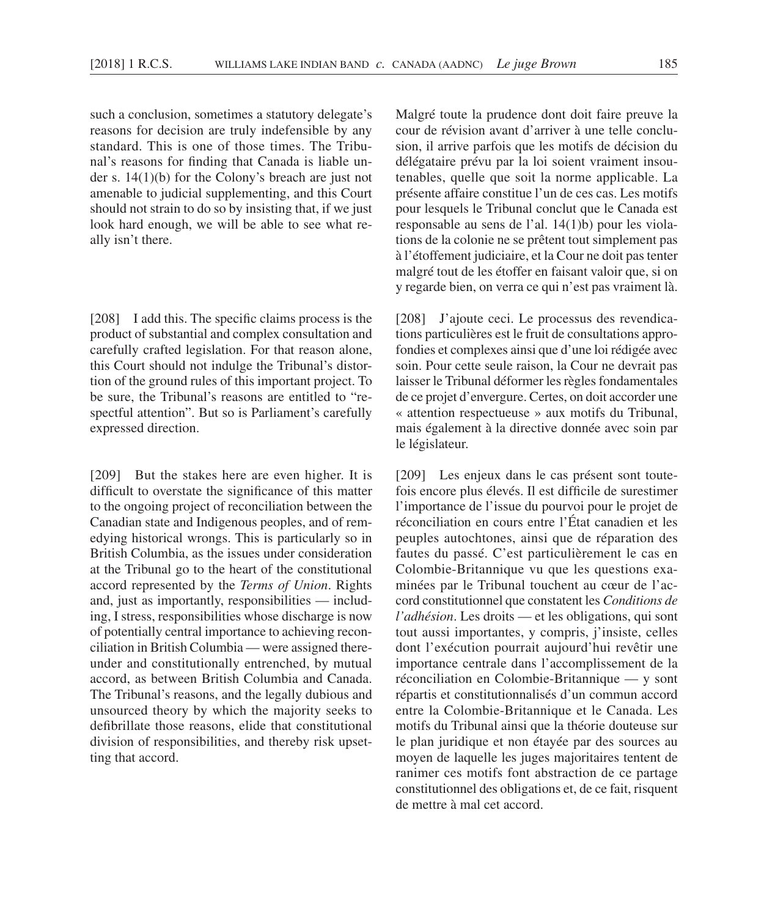such a conclusion, sometimes a statutory delegate's reasons for decision are truly indefensible by any standard. This is one of those times. The Tribunal's reasons for finding that Canada is liable under s. 14(1)(b) for the Colony's breach are just not amenable to judicial supplementing, and this Court should not strain to do so by insisting that, if we just look hard enough, we will be able to see what really isn't there.

[208] I add this. The specific claims process is the product of substantial and complex consultation and carefully crafted legislation. For that reason alone, this Court should not indulge the Tribunal's distortion of the ground rules of this important project. To be sure, the Tribunal's reasons are entitled to "respectful attention". But so is Parliament's carefully expressed direction.

[209] But the stakes here are even higher. It is difficult to overstate the significance of this matter to the ongoing project of reconciliation between the Canadian state and Indigenous peoples, and of remedying historical wrongs. This is particularly so in British Columbia, as the issues under consideration at the Tribunal go to the heart of the constitutional accord represented by the *Terms of Union*. Rights and, just as importantly, responsibilities — including, I stress, responsibilities whose discharge is now of potentially central importance to achieving reconciliation in British Columbia — were assigned thereunder and constitutionally entrenched, by mutual accord, as between British Columbia and Canada. The Tribunal's reasons, and the legally dubious and unsourced theory by which the majority seeks to defibrillate those reasons, elide that constitutional division of responsibilities, and thereby risk upsetting that accord.

Malgré toute la prudence dont doit faire preuve la cour de révision avant d'arriver à une telle conclusion, il arrive parfois que les motifs de décision du délégataire prévu par la loi soient vraiment insoutenables, quelle que soit la norme applicable. La présente affaire constitue l'un de ces cas. Les motifs pour lesquels le Tribunal conclut que le Canada est responsable au sens de l'al. 14(1)b) pour les violations de la colonie ne se prêtent tout simplement pas à l'étoffement judiciaire, et la Cour ne doit pas tenter malgré tout de les étoffer en faisant valoir que, si on y regarde bien, on verra ce qui n'est pas vraiment là.

[208] J'ajoute ceci. Le processus des revendications particulières est le fruit de consultations approfondies et complexes ainsi que d'une loi rédigée avec soin. Pour cette seule raison, la Cour ne devrait pas laisser le Tribunal déformer les règles fondamentales de ce projet d'envergure. Certes, on doit accorder une « attention respectueuse » aux motifs du Tribunal, mais également à la directive donnée avec soin par le législateur.

[209] Les enjeux dans le cas présent sont toutefois encore plus élevés. Il est difficile de surestimer l'importance de l'issue du pourvoi pour le projet de réconciliation en cours entre l'État canadien et les peuples autochtones, ainsi que de réparation des fautes du passé. C'est particulièrement le cas en Colombie-Britannique vu que les questions examinées par le Tribunal touchent au cœur de l'accord constitutionnel que constatent les *Conditions de l'adhésion*. Les droits — et les obligations, qui sont tout aussi importantes, y compris, j'insiste, celles dont l'exécution pourrait aujourd'hui revêtir une importance centrale dans l'accomplissement de la réconciliation en Colombie-Britannique — y sont répartis et constitutionnalisés d'un commun accord entre la Colombie-Britannique et le Canada. Les motifs du Tribunal ainsi que la théorie douteuse sur le plan juridique et non étayée par des sources au moyen de laquelle les juges majoritaires tentent de ranimer ces motifs font abstraction de ce partage constitutionnel des obligations et, de ce fait, risquent de mettre à mal cet accord.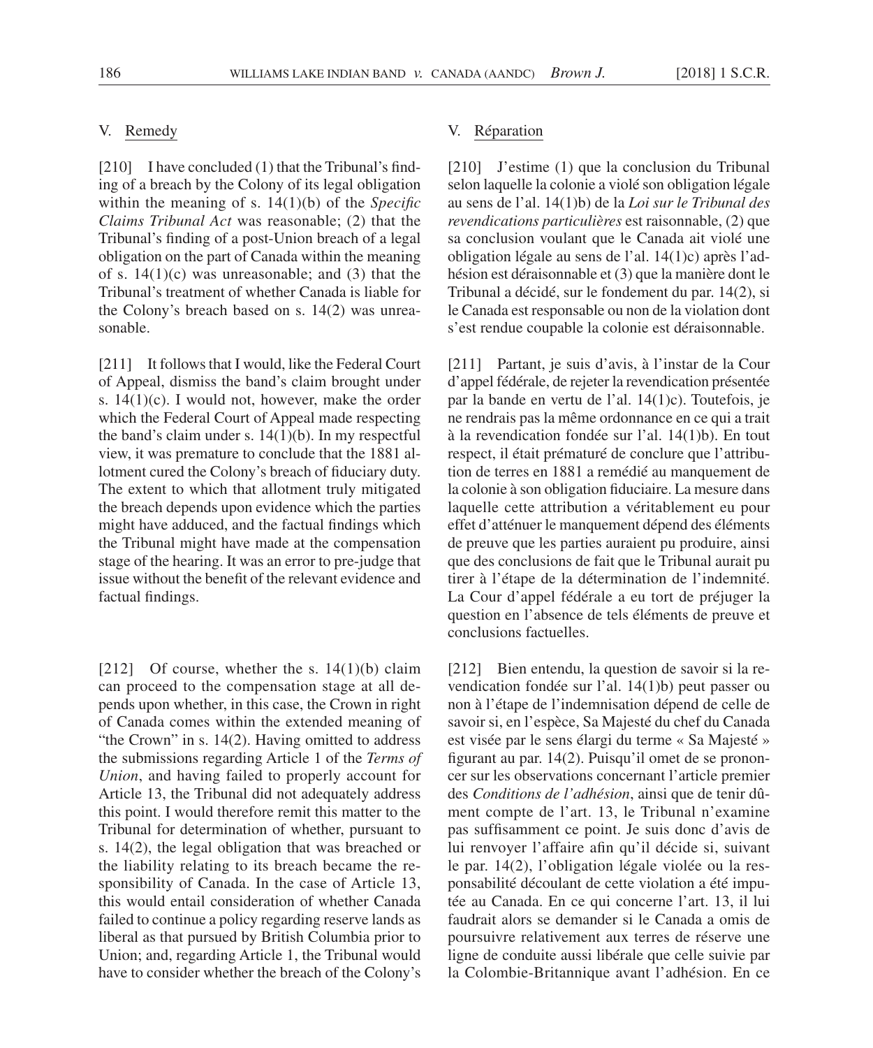## V. Remedy

[210] I have concluded (1) that the Tribunal's finding of a breach by the Colony of its legal obligation within the meaning of s. 14(1)(b) of the *Specific Claims Tribunal Act* was reasonable; (2) that the Tribunal's finding of a post-Union breach of a legal obligation on the part of Canada within the meaning of s. 14(1)(c) was unreasonable; and (3) that the Tribunal's treatment of whether Canada is liable for the Colony's breach based on s. 14(2) was unreasonable.

[211] It follows that I would, like the Federal Court of Appeal, dismiss the band's claim brought under s. 14(1)(c). I would not, however, make the order which the Federal Court of Appeal made respecting the band's claim under s. 14(1)(b). In my respectful view, it was premature to conclude that the 1881 allotment cured the Colony's breach of fiduciary duty. The extent to which that allotment truly mitigated the breach depends upon evidence which the parties might have adduced, and the factual findings which the Tribunal might have made at the compensation stage of the hearing. It was an error to pre-judge that issue without the benefit of the relevant evidence and factual findings.

[212] Of course, whether the s. 14(1)(b) claim can proceed to the compensation stage at all depends upon whether, in this case, the Crown in right of Canada comes within the extended meaning of "the Crown" in s. 14(2). Having omitted to address the submissions regarding Article 1 of the *Terms of Union*, and having failed to properly account for Article 13, the Tribunal did not adequately address this point. I would therefore remit this matter to the Tribunal for determination of whether, pursuant to s. 14(2), the legal obligation that was breached or the liability relating to its breach became the responsibility of Canada. In the case of Article 13, this would entail consideration of whether Canada failed to continue a policy regarding reserve lands as liberal as that pursued by British Columbia prior to Union; and, regarding Article 1, the Tribunal would have to consider whether the breach of the Colony's

## V. Réparation

[210] J'estime (1) que la conclusion du Tribunal selon laquelle la colonie a violé son obligation légale au sens de l'al. 14(1)b) de la *Loi sur le Tribunal des revendications particulières* est raisonnable, (2) que sa conclusion voulant que le Canada ait violé une obligation légale au sens de l'al. 14(1)c) après l'adhésion est déraisonnable et (3) que la manière dont le Tribunal a décidé, sur le fondement du par. 14(2), si le Canada est responsable ou non de la violation dont s'est rendue coupable la colonie est déraisonnable.

[211] Partant, je suis d'avis, à l'instar de la Cour d'appel fédérale, de rejeter la revendication présentée par la bande en vertu de l'al. 14(1)c). Toutefois, je ne rendrais pas la même ordonnance en ce qui a trait à la revendication fondée sur l'al. 14(1)b). En tout respect, il était prématuré de conclure que l'attribution de terres en 1881 a remédié au manquement de la colonie à son obligation fiduciaire. La mesure dans laquelle cette attribution a véritablement eu pour effet d'atténuer le manquement dépend des éléments de preuve que les parties auraient pu produire, ainsi que des conclusions de fait que le Tribunal aurait pu tirer à l'étape de la détermination de l'indemnité. La Cour d'appel fédérale a eu tort de préjuger la question en l'absence de tels éléments de preuve et conclusions factuelles.

[212] Bien entendu, la question de savoir si la revendication fondée sur l'al. 14(1)b) peut passer ou non à l'étape de l'indemnisation dépend de celle de savoir si, en l'espèce, Sa Majesté du chef du Canada est visée par le sens élargi du terme « Sa Majesté » figurant au par. 14(2). Puisqu'il omet de se prononcer sur les observations concernant l'article premier des *Conditions de l'adhésion*, ainsi que de tenir dûment compte de l'art. 13, le Tribunal n'examine pas suffisamment ce point. Je suis donc d'avis de lui renvoyer l'affaire afin qu'il décide si, suivant le par. 14(2), l'obligation légale violée ou la responsabilité découlant de cette violation a été imputée au Canada. En ce qui concerne l'art. 13, il lui faudrait alors se demander si le Canada a omis de poursuivre relativement aux terres de réserve une ligne de conduite aussi libérale que celle suivie par la Colombie-Britannique avant l'adhésion. En ce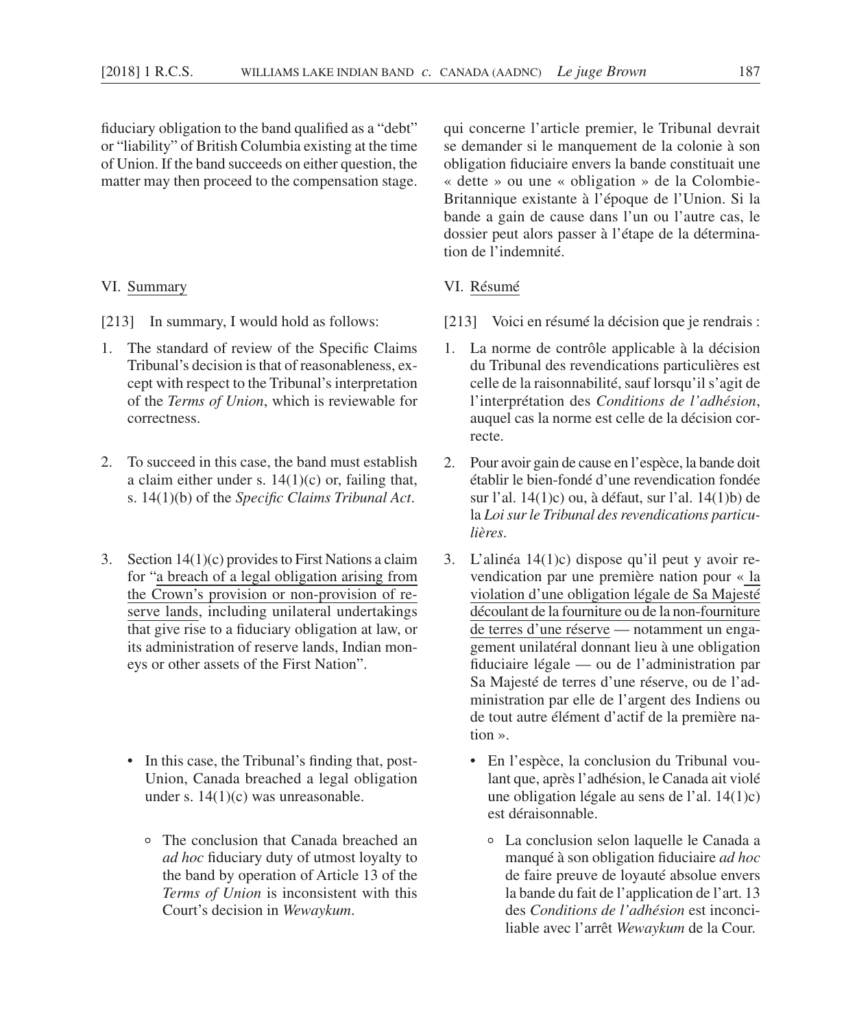fiduciary obligation to the band qualified as a "debt" or "liability" of British Columbia existing at the time of Union. If the band succeeds on either question, the matter may then proceed to the compensation stage.

## VI. Summary

[213] In summary, I would hold as follows:

1. The standard of review of the Specific Claims Tribunal's decision is that of reasonableness, except with respect to the Tribunal's interpretation of the *Terms of Union*, which is reviewable for correctness.

2. To succeed in this case, the band must establish a claim either under s. 14(1)(c) or, failing that, s. 14(1)(b) of the *Specific Claims Tribunal Act*.

3. Section 14(1)(c) provides to First Nations a claim for "a breach of a legal obligation arising from the Crown's provision or non-provision of reserve lands, including unilateral undertakings that give rise to a fiduciary obligation at law, or its administration of reserve lands, Indian moneys or other assets of the First Nation".

   - In this case, the Tribunal's finding that, post-Union, Canada breached a legal obligation under s. 14(1)(c) was unreasonable.

     - The conclusion that Canada breached an *ad hoc* fiduciary duty of utmost loyalty to the band by operation of Article 13 of the *Terms of Union* is inconsistent with this Court's decision in *Wewaykum*.

qui concerne l'article premier, le Tribunal devrait se demander si le manquement de la colonie à son obligation fiduciaire envers la bande constituait une « dette » ou une « obligation » de la Colombie-Britannique existante à l'époque de l'Union. Si la bande a gain de cause dans l'un ou l'autre cas, le dossier peut alors passer à l'étape de la détermination de l'indemnité.

## VI. Résumé

[213] Voici en résumé la décision que je rendrais :

1. La norme de contrôle applicable à la décision du Tribunal des revendications particulières est celle de la raisonnabilité, sauf lorsqu'il s'agit de l'interprétation des *Conditions de l'adhésion*, auquel cas la norme est celle de la décision correcte.

2. Pour avoir gain de cause en l'espèce, la bande doit établir le bien-fondé d'une revendication fondée sur l'al. 14(1)c) ou, à défaut, sur l'al. 14(1)b) de la *Loi sur le Tribunal des revendications particulières*.

3. L'alinéa 14(1)c) dispose qu'il peut y avoir revendication par une première nation pour « la violation d'une obligation légale de Sa Majesté découlant de la fourniture ou de la non-fourniture de terres d'une réserve — notamment un engagement unilatéral donnant lieu à une obligation fiduciaire légale — ou de l'administration par Sa Majesté de terres d'une réserve, ou de l'administration par elle de l'argent des Indiens ou de tout autre élément d'actif de la première nation ».

   - En l'espèce, la conclusion du Tribunal voulant que, après l'adhésion, le Canada ait violé une obligation légale au sens de l'al. 14(1)c) est déraisonnable.

     - La conclusion selon laquelle le Canada a manqué à son obligation fiduciaire *ad hoc* de faire preuve de loyauté absolue envers la bande du fait de l'application de l'art. 13 des *Conditions de l'adhésion* est inconciliable avec l'arrêt *Wewaykum* de la Cour.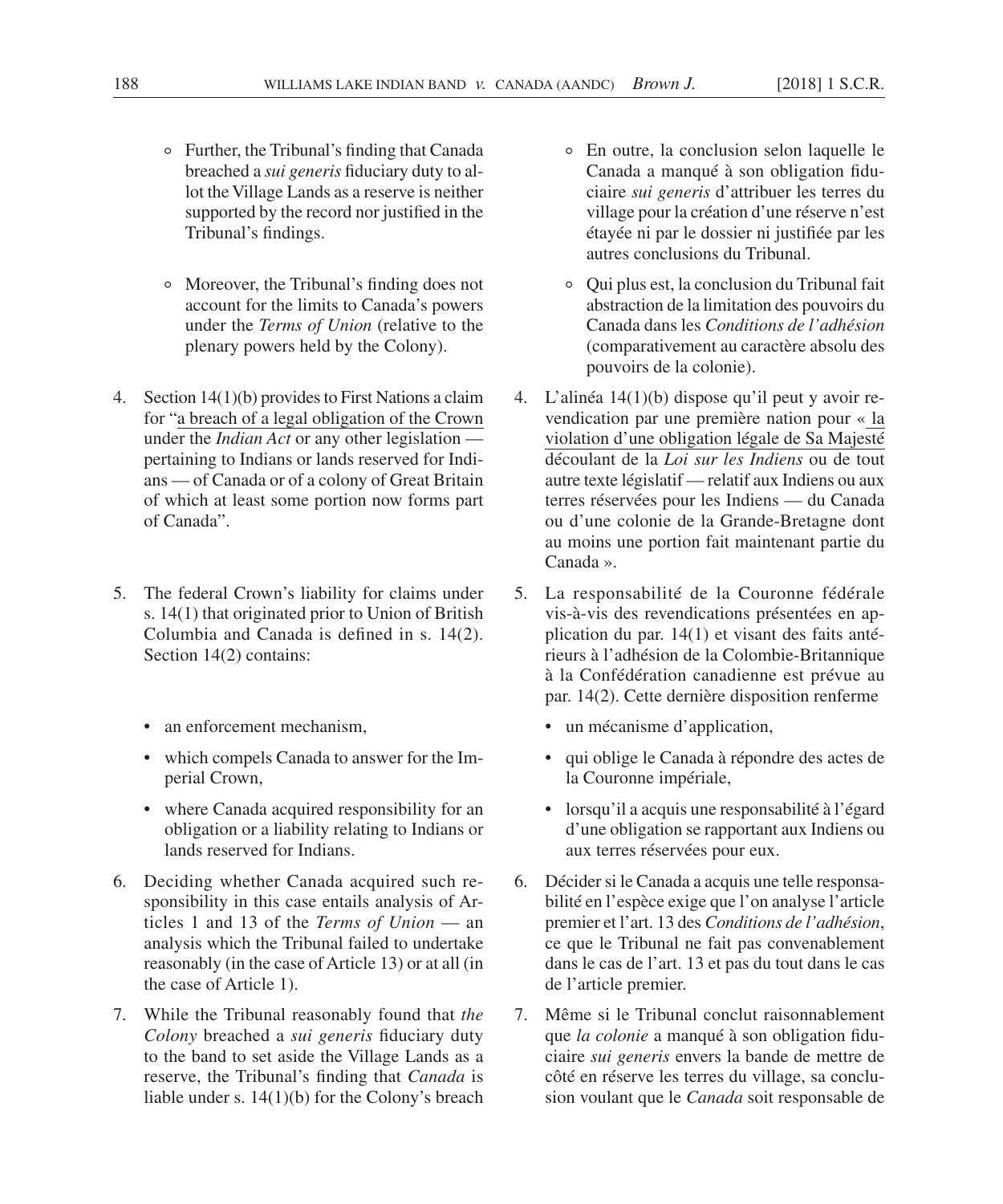- Further, the Tribunal's finding that Canada breached a *sui generis* fiduciary duty to allot the Village Lands as a reserve is neither supported by the record nor justified in the Tribunal's findings.

- Moreover, the Tribunal's finding does not account for the limits to Canada's powers under the *Terms of Union* (relative to the plenary powers held by the Colony).

4. Section 14(1)(b) provides to First Nations a claim for "a breach of a legal obligation of the Crown under the *Indian Act* or any other legislation — pertaining to Indians or lands reserved for Indians — of Canada or of a colony of Great Britain of which at least some portion now forms part of Canada".

5. The federal Crown's liability for claims under s. 14(1) that originated prior to Union of British Columbia and Canada is defined in s. 14(2). Section 14(2) contains:

   - an enforcement mechanism,
   - which compels Canada to answer for the Imperial Crown,
   - where Canada acquired responsibility for an obligation or a liability relating to Indians or lands reserved for Indians.

6. Deciding whether Canada acquired such responsibility in this case entails analysis of Articles 1 and 13 of the *Terms of Union* — an analysis which the Tribunal failed to undertake reasonably (in the case of Article 13) or at all (in the case of Article 1).

7. While the Tribunal reasonably found that *the Colony* breached a *sui generis* fiduciary duty to the band to set aside the Village Lands as a reserve, the Tribunal's finding that *Canada* is liable under s. 14(1)(b) for the Colony's breach

- En outre, la conclusion selon laquelle le Canada a manqué à son obligation fiduciaire *sui generis* d'attribuer les terres du village pour la création d'une réserve n'est étayée ni par le dossier ni justifiée par les autres conclusions du Tribunal.

- Qui plus est, la conclusion du Tribunal fait abstraction de la limitation des pouvoirs du Canada dans les *Conditions de l'adhésion* (comparativement au caractère absolu des pouvoirs de la colonie).

4. L'alinéa 14(1)(b) dispose qu'il peut y avoir revendication par une première nation pour « la violation d'une obligation légale de Sa Majesté découlant de la *Loi sur les Indiens* ou de tout autre texte législatif — relatif aux Indiens ou aux terres réservées pour les Indiens — du Canada ou d'une colonie de la Grande-Bretagne dont au moins une portion fait maintenant partie du Canada ».

5. La responsabilité de la Couronne fédérale vis-à-vis des revendications présentées en application du par. 14(1) et visant des faits antérieurs à l'adhésion de la Colombie-Britannique à la Confédération canadienne est prévue au par. 14(2). Cette dernière disposition renferme

   - un mécanisme d'application,
   - qui oblige le Canada à répondre des actes de la Couronne impériale,
   - lorsqu'il a acquis une responsabilité à l'égard d'une obligation se rapportant aux Indiens ou aux terres réservées pour eux.

6. Décider si le Canada a acquis une telle responsabilité en l'espèce exige que l'on analyse l'article premier et l'art. 13 des *Conditions de l'adhésion*, ce que le Tribunal ne fait pas convenablement dans le cas de l'art. 13 et pas du tout dans le cas de l'article premier.

7. Même si le Tribunal conclut raisonnablement que *la colonie* a manqué à son obligation fiduciaire *sui generis* envers la bande de mettre de côté en réserve les terres du village, sa conclusion voulant que le *Canada* soit responsable de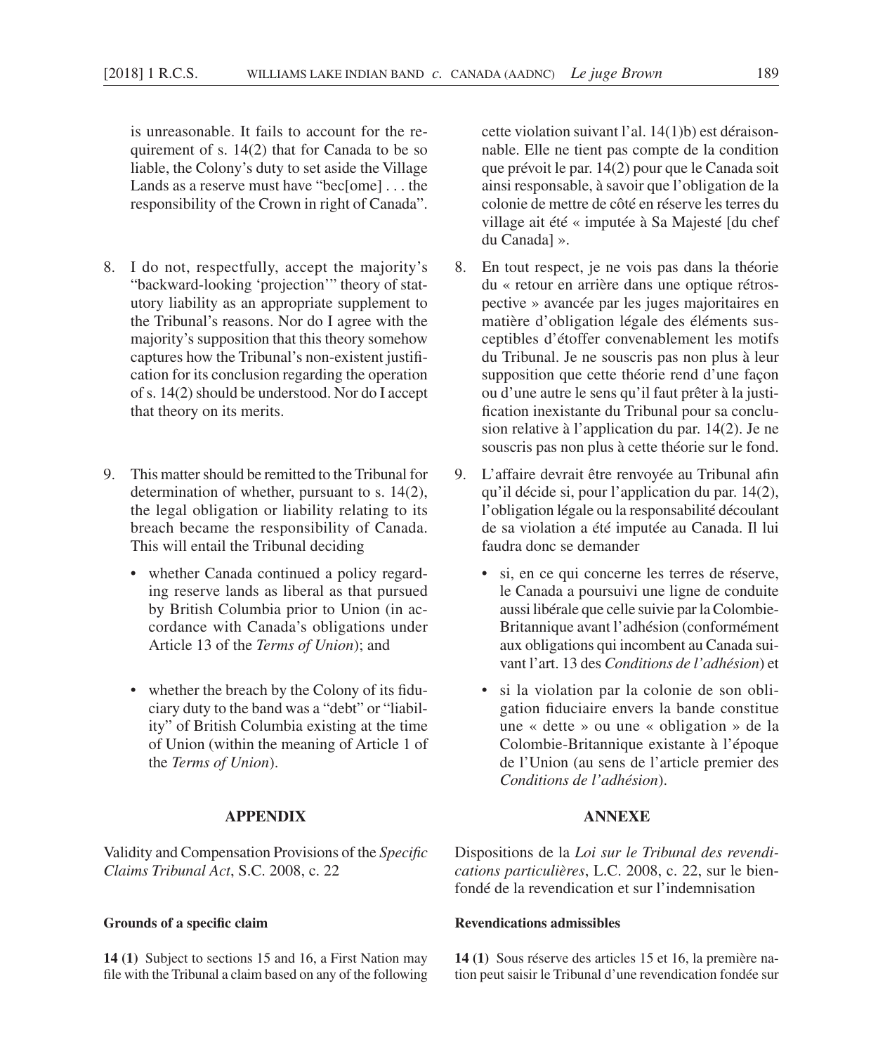is unreasonable. It fails to account for the requirement of s. 14(2) that for Canada to be so liable, the Colony's duty to set aside the Village Lands as a reserve must have "bec[ome] . . . the responsibility of the Crown in right of Canada".

8. I do not, respectfully, accept the majority's "backward-looking 'projection'" theory of statutory liability as an appropriate supplement to the Tribunal's reasons. Nor do I agree with the majority's supposition that this theory somehow captures how the Tribunal's non-existent justification for its conclusion regarding the operation of s. 14(2) should be understood. Nor do I accept that theory on its merits.

9. This matter should be remitted to the Tribunal for determination of whether, pursuant to s. 14(2), the legal obligation or liability relating to its breach became the responsibility of Canada. This will entail the Tribunal deciding

   - whether Canada continued a policy regarding reserve lands as liberal as that pursued by British Columbia prior to Union (in accordance with Canada's obligations under Article 13 of the *Terms of Union*); and

   - whether the breach by the Colony of its fiduciary duty to the band was a "debt" or "liability" of British Columbia existing at the time of Union (within the meaning of Article 1 of the *Terms of Union*).

cette violation suivant l'al. 14(1)b) est déraisonnable. Elle ne tient pas compte de la condition que prévoit le par. 14(2) pour que le Canada soit ainsi responsable, à savoir que l'obligation de la colonie de mettre de côté en réserve les terres du village ait été « imputée à Sa Majesté [du chef du Canada] ».

8. En tout respect, je ne vois pas dans la théorie du « retour en arrière dans une optique rétrospective » avancée par les juges majoritaires en matière d'obligation légale des éléments susceptibles d'étoffer convenablement les motifs du Tribunal. Je ne souscris pas non plus à leur supposition que cette théorie rend d'une façon ou d'une autre le sens qu'il faut prêter à la justification inexistante du Tribunal pour sa conclusion relative à l'application du par. 14(2). Je ne souscris pas non plus à cette théorie sur le fond.

9. L'affaire devrait être renvoyée au Tribunal afin qu'il décide si, pour l'application du par. 14(2), l'obligation légale ou la responsabilité découlant de sa violation a été imputée au Canada. Il lui faudra donc se demander

   - si, en ce qui concerne les terres de réserve, le Canada a poursuivi une ligne de conduite aussi libérale que celle suivie par la Colombie-Britannique avant l'adhésion (conformément aux obligations qui incombent au Canada suivant l'art. 13 des *Conditions de l'adhésion*) et

   - si la violation par la colonie de son obligation fiduciaire envers la bande constitue une « dette » ou une « obligation » de la Colombie-Britannique existante à l'époque de l'Union (au sens de l'article premier des *Conditions de l'adhésion*).

## APPENDIX

Validity and Compensation Provisions of the *Specific Claims Tribunal Act*, S.C. 2008, c. 22

**Grounds of a specific claim**

**14 (1)** Subject to sections 15 and 16, a First Nation may file with the Tribunal a claim based on any of the following

## ANNEXE

Dispositions de la *Loi sur le Tribunal des revendications particulières*, L.C. 2008, c. 22, sur le bien-fondé de la revendication et sur l'indemnisation

**Revendications admissibles**

**14 (1)** Sous réserve des articles 15 et 16, la première nation peut saisir le Tribunal d'une revendication fondée sur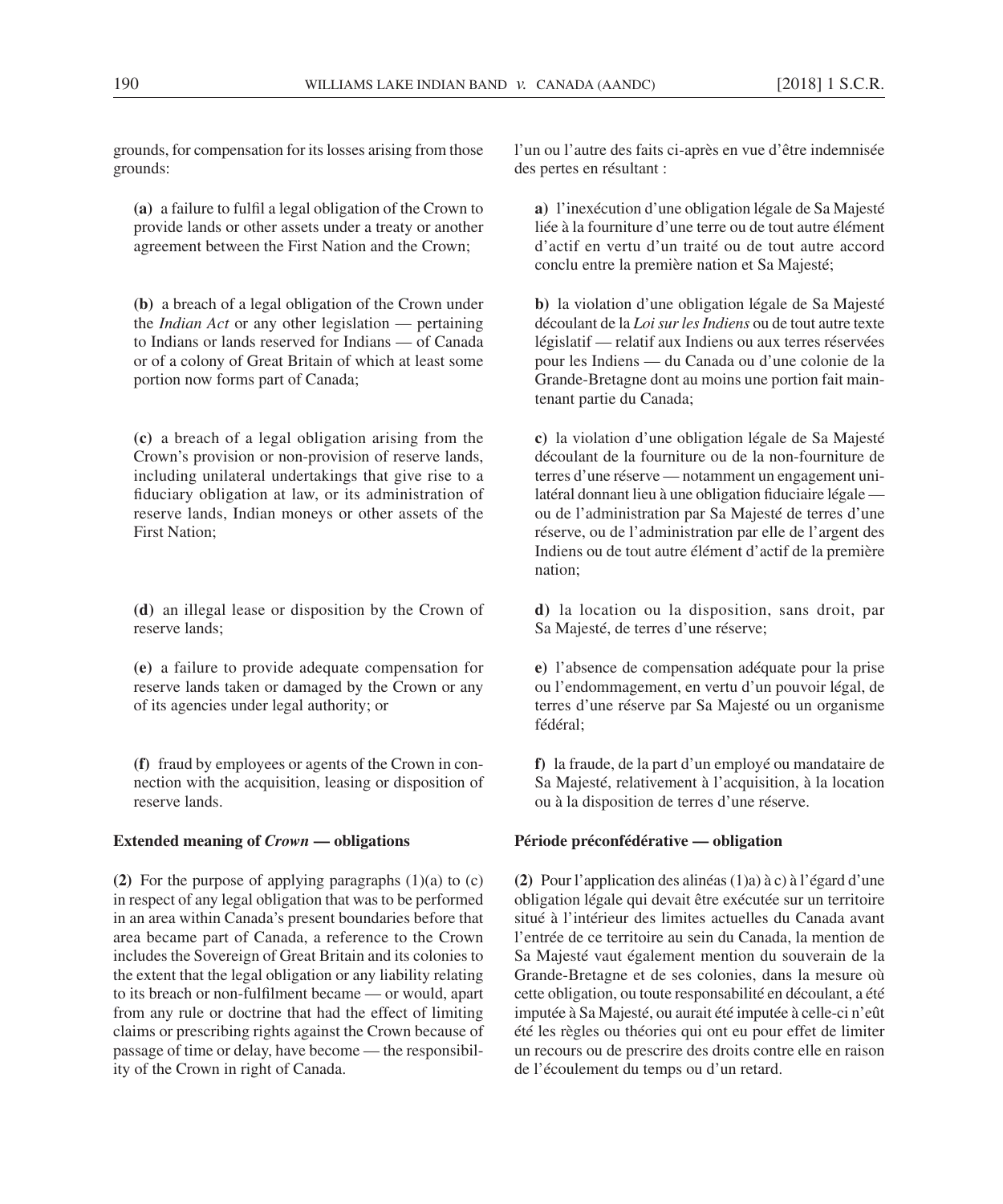grounds, for compensation for its losses arising from those grounds:

**(a)** a failure to fulfil a legal obligation of the Crown to provide lands or other assets under a treaty or another agreement between the First Nation and the Crown;

**(b)** a breach of a legal obligation of the Crown under the *Indian Act* or any other legislation — pertaining to Indians or lands reserved for Indians — of Canada or of a colony of Great Britain of which at least some portion now forms part of Canada;

**(c)** a breach of a legal obligation arising from the Crown's provision or non-provision of reserve lands, including unilateral undertakings that give rise to a fiduciary obligation at law, or its administration of reserve lands, Indian moneys or other assets of the First Nation;

**(d)** an illegal lease or disposition by the Crown of reserve lands;

**(e)** a failure to provide adequate compensation for reserve lands taken or damaged by the Crown or any of its agencies under legal authority; or

**(f)** fraud by employees or agents of the Crown in connection with the acquisition, leasing or disposition of reserve lands.

**Extended meaning of *Crown* — obligations**

**(2)** For the purpose of applying paragraphs (1)(a) to (c) in respect of any legal obligation that was to be performed in an area within Canada's present boundaries before that area became part of Canada, a reference to the Crown includes the Sovereign of Great Britain and its colonies to the extent that the legal obligation or any liability relating to its breach or non-fulfilment became — or would, apart from any rule or doctrine that had the effect of limiting claims or prescribing rights against the Crown because of passage of time or delay, have become — the responsibility of the Crown in right of Canada.

l'un ou l'autre des faits ci-après en vue d'être indemnisée des pertes en résultant :

**a)** l'inexécution d'une obligation légale de Sa Majesté liée à la fourniture d'une terre ou de tout autre élément d'actif en vertu d'un traité ou de tout autre accord conclu entre la première nation et Sa Majesté;

**b)** la violation d'une obligation légale de Sa Majesté découlant de la *Loi sur les Indiens* ou de tout autre texte législatif — relatif aux Indiens ou aux terres réservées pour les Indiens — du Canada ou d'une colonie de la Grande-Bretagne dont au moins une portion fait maintenant partie du Canada;

**c)** la violation d'une obligation légale de Sa Majesté découlant de la fourniture ou de la non-fourniture de terres d'une réserve — notamment un engagement unilatéral donnant lieu à une obligation fiduciaire légale — ou de l'administration par Sa Majesté de terres d'une réserve, ou de l'administration par elle de l'argent des Indiens ou de tout autre élément d'actif de la première nation;

**d)** la location ou la disposition, sans droit, par Sa Majesté, de terres d'une réserve;

**e)** l'absence de compensation adéquate pour la prise ou l'endommagement, en vertu d'un pouvoir légal, de terres d'une réserve par Sa Majesté ou un organisme fédéral;

**f)** la fraude, de la part d'un employé ou mandataire de Sa Majesté, relativement à l'acquisition, à la location ou à la disposition de terres d'une réserve.

**Période préconfédérative — obligation**

**(2)** Pour l'application des alinéas (1)a) à c) à l'égard d'une obligation légale qui devait être exécutée sur un territoire situé à l'intérieur des limites actuelles du Canada avant l'entrée de ce territoire au sein du Canada, la mention de Sa Majesté vaut également mention du souverain de la Grande-Bretagne et de ses colonies, dans la mesure où cette obligation, ou toute responsabilité en découlant, a été imputée à Sa Majesté, ou aurait été imputée à celle-ci n'eût été les règles ou théories qui ont eu pour effet de limiter un recours ou de prescrire des droits contre elle en raison de l'écoulement du temps ou d'un retard.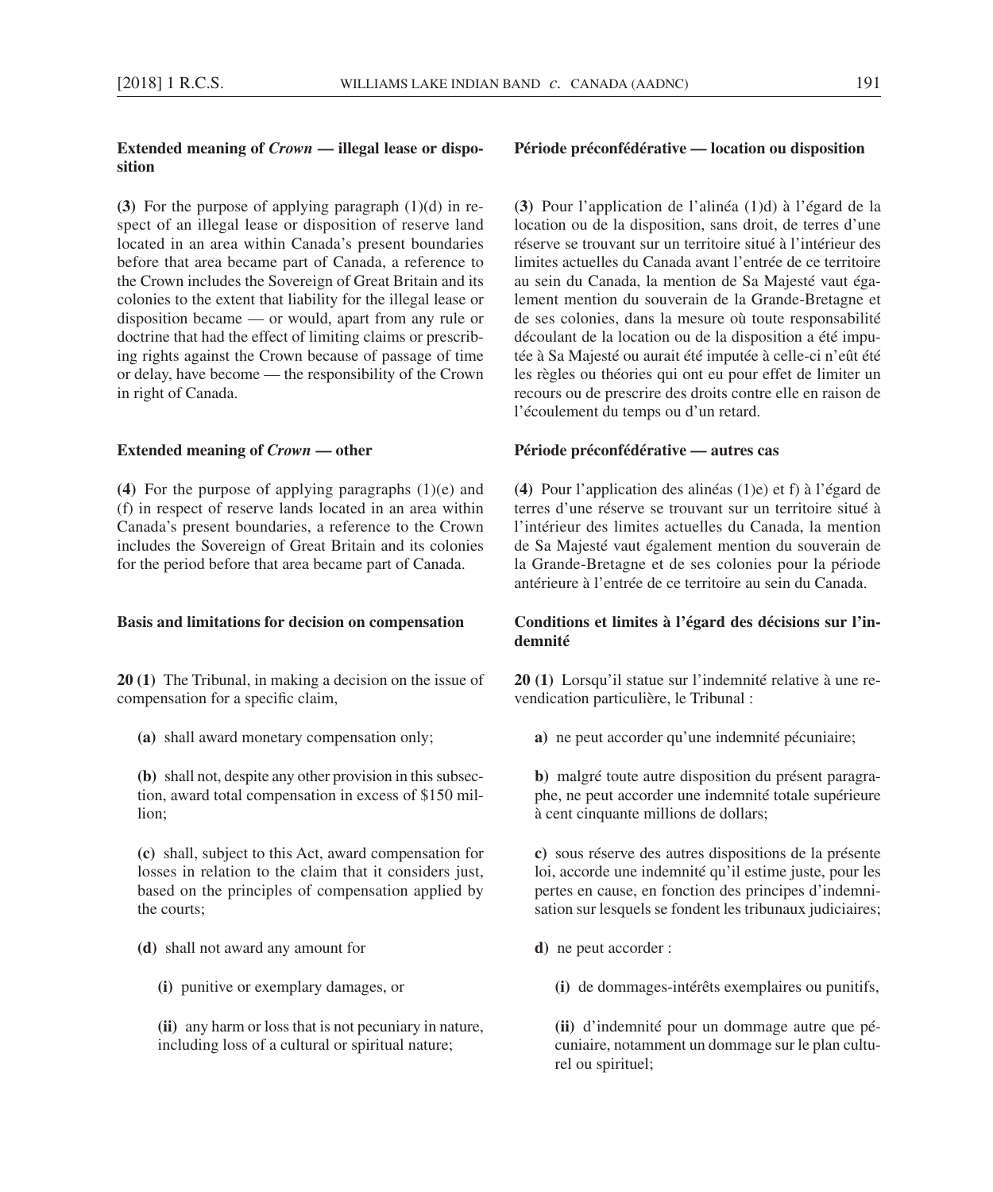**Extended meaning of *Crown* — illegal lease or disposition**

**(3)** For the purpose of applying paragraph (1)(d) in respect of an illegal lease or disposition of reserve land located in an area within Canada's present boundaries before that area became part of Canada, a reference to the Crown includes the Sovereign of Great Britain and its colonies to the extent that liability for the illegal lease or disposition became — or would, apart from any rule or doctrine that had the effect of limiting claims or prescribing rights against the Crown because of passage of time or delay, have become — the responsibility of the Crown in right of Canada.

**Extended meaning of *Crown* — other**

**(4)** For the purpose of applying paragraphs (1)(e) and (f) in respect of reserve lands located in an area within Canada's present boundaries, a reference to the Crown includes the Sovereign of Great Britain and its colonies for the period before that area became part of Canada.

**Basis and limitations for decision on compensation**

**20 (1)** The Tribunal, in making a decision on the issue of compensation for a specific claim,

**(a)** shall award monetary compensation only;

**(b)** shall not, despite any other provision in this subsection, award total compensation in excess of $150 million;

**(c)** shall, subject to this Act, award compensation for losses in relation to the claim that it considers just, based on the principles of compensation applied by the courts;

**(d)** shall not award any amount for

**(i)** punitive or exemplary damages, or

**(ii)** any harm or loss that is not pecuniary in nature, including loss of a cultural or spiritual nature;

**Période préconfédérative — location ou disposition**

**(3)** Pour l'application de l'alinéa (1)d) à l'égard de la location ou de la disposition, sans droit, de terres d'une réserve se trouvant sur un territoire situé à l'intérieur des limites actuelles du Canada avant l'entrée de ce territoire au sein du Canada, la mention de Sa Majesté vaut également mention du souverain de la Grande-Bretagne et de ses colonies, dans la mesure où toute responsabilité découlant de la location ou de la disposition a été imputée à Sa Majesté ou aurait été imputée à celle-ci n'eût été les règles ou théories qui ont eu pour effet de limiter un recours ou de prescrire des droits contre elle en raison de l'écoulement du temps ou d'un retard.

**Période préconfédérative — autres cas**

**(4)** Pour l'application des alinéas (1)e) et f) à l'égard de terres d'une réserve se trouvant sur un territoire situé à l'intérieur des limites actuelles du Canada, la mention de Sa Majesté vaut également mention du souverain de la Grande-Bretagne et de ses colonies pour la période antérieure à l'entrée de ce territoire au sein du Canada.

**Conditions et limites à l'égard des décisions sur l'indemnité**

**20 (1)** Lorsqu'il statue sur l'indemnité relative à une revendication particulière, le Tribunal :

**a)** ne peut accorder qu'une indemnité pécuniaire;

**b)** malgré toute autre disposition du présent paragraphe, ne peut accorder une indemnité totale supérieure à cent cinquante millions de dollars;

**c)** sous réserve des autres dispositions de la présente loi, accorde une indemnité qu'il estime juste, pour les pertes en cause, en fonction des principes d'indemnisation sur lesquels se fondent les tribunaux judiciaires;

**d)** ne peut accorder :

**(i)** de dommages-intérêts exemplaires ou punitifs,

**(ii)** d'indemnité pour un dommage autre que pécuniaire, notamment un dommage sur le plan culturel ou spirituel;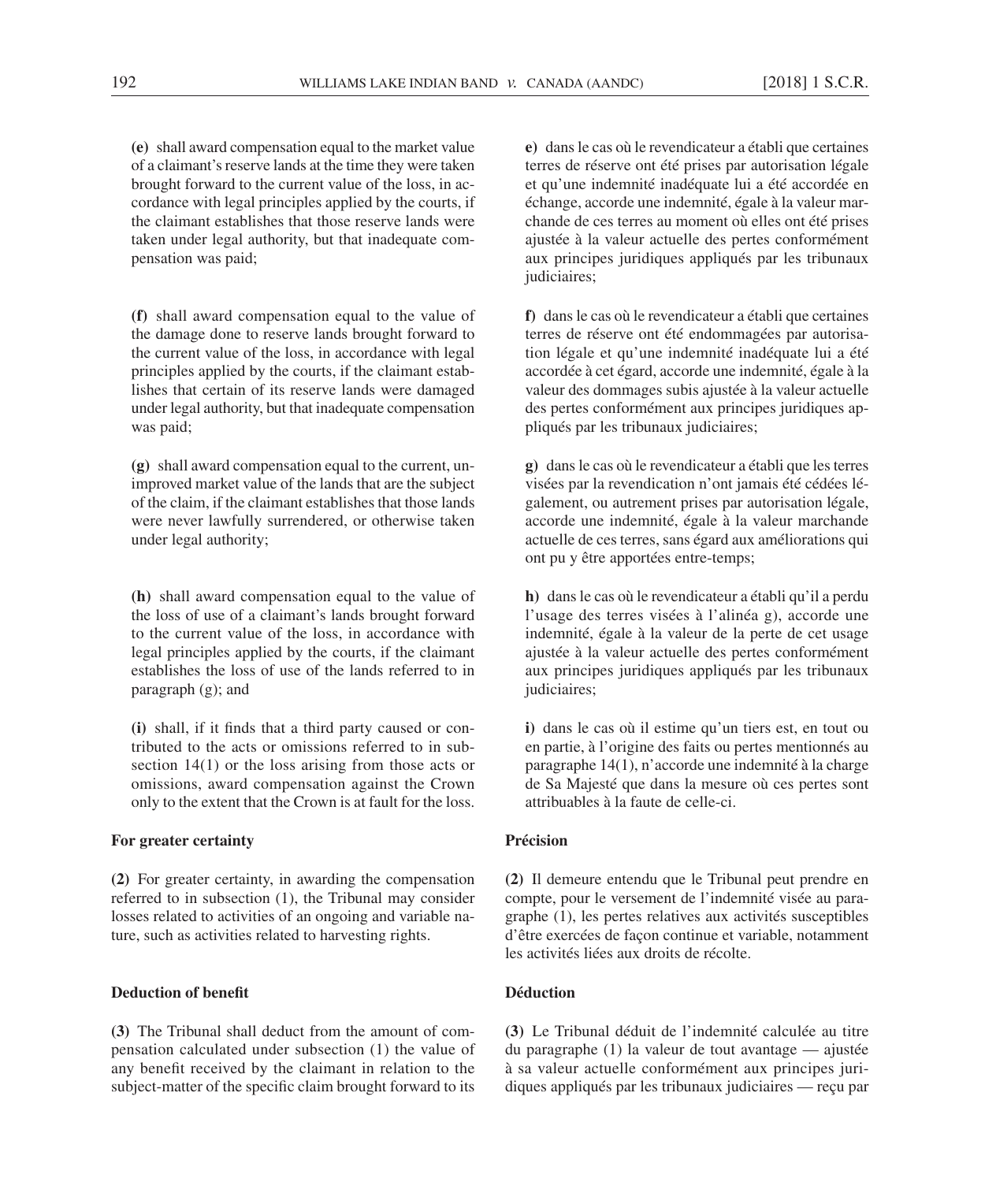**(e)** shall award compensation equal to the market value of a claimant's reserve lands at the time they were taken brought forward to the current value of the loss, in accordance with legal principles applied by the courts, if the claimant establishes that those reserve lands were taken under legal authority, but that inadequate compensation was paid;

**(f)** shall award compensation equal to the value of the damage done to reserve lands brought forward to the current value of the loss, in accordance with legal principles applied by the courts, if the claimant establishes that certain of its reserve lands were damaged under legal authority, but that inadequate compensation was paid;

**(g)** shall award compensation equal to the current, unimproved market value of the lands that are the subject of the claim, if the claimant establishes that those lands were never lawfully surrendered, or otherwise taken under legal authority;

**(h)** shall award compensation equal to the value of the loss of use of a claimant's lands brought forward to the current value of the loss, in accordance with legal principles applied by the courts, if the claimant establishes the loss of use of the lands referred to in paragraph (g); and

**(i)** shall, if it finds that a third party caused or contributed to the acts or omissions referred to in subsection 14(1) or the loss arising from those acts or omissions, award compensation against the Crown only to the extent that the Crown is at fault for the loss.

**For greater certainty**

**(2)** For greater certainty, in awarding the compensation referred to in subsection (1), the Tribunal may consider losses related to activities of an ongoing and variable nature, such as activities related to harvesting rights.

**Deduction of benefit**

**(3)** The Tribunal shall deduct from the amount of compensation calculated under subsection (1) the value of any benefit received by the claimant in relation to the subject-matter of the specific claim brought forward to its

**e)** dans le cas où le revendicateur a établi que certaines terres de réserve ont été prises par autorisation légale et qu'une indemnité inadéquate lui a été accordée en échange, accorde une indemnité, égale à la valeur marchande de ces terres au moment où elles ont été prises ajustée à la valeur actuelle des pertes conformément aux principes juridiques appliqués par les tribunaux judiciaires;

**f)** dans le cas où le revendicateur a établi que certaines terres de réserve ont été endommagées par autorisation légale et qu'une indemnité inadéquate lui a été accordée à cet égard, accorde une indemnité, égale à la valeur des dommages subis ajustée à la valeur actuelle des pertes conformément aux principes juridiques appliqués par les tribunaux judiciaires;

**g)** dans le cas où le revendicateur a établi que les terres visées par la revendication n'ont jamais été cédées légalement, ou autrement prises par autorisation légale, accorde une indemnité, égale à la valeur marchande actuelle de ces terres, sans égard aux améliorations qui ont pu y être apportées entre-temps;

**h)** dans le cas où le revendicateur a établi qu'il a perdu l'usage des terres visées à l'alinéa g), accorde une indemnité, égale à la valeur de la perte de cet usage ajustée à la valeur actuelle des pertes conformément aux principes juridiques appliqués par les tribunaux judiciaires;

**i)** dans le cas où il estime qu'un tiers est, en tout ou en partie, à l'origine des faits ou pertes mentionnés au paragraphe 14(1), n'accorde une indemnité à la charge de Sa Majesté que dans la mesure où ces pertes sont attribuables à la faute de celle-ci.

**Précision**

**(2)** Il demeure entendu que le Tribunal peut prendre en compte, pour le versement de l'indemnité visée au paragraphe (1), les pertes relatives aux activités susceptibles d'être exercées de façon continue et variable, notamment les activités liées aux droits de récolte.

**Déduction**

**(3)** Le Tribunal déduit de l'indemnité calculée au titre du paragraphe (1) la valeur de tout avantage — ajustée à sa valeur actuelle conformément aux principes juridiques appliqués par les tribunaux judiciaires — reçu par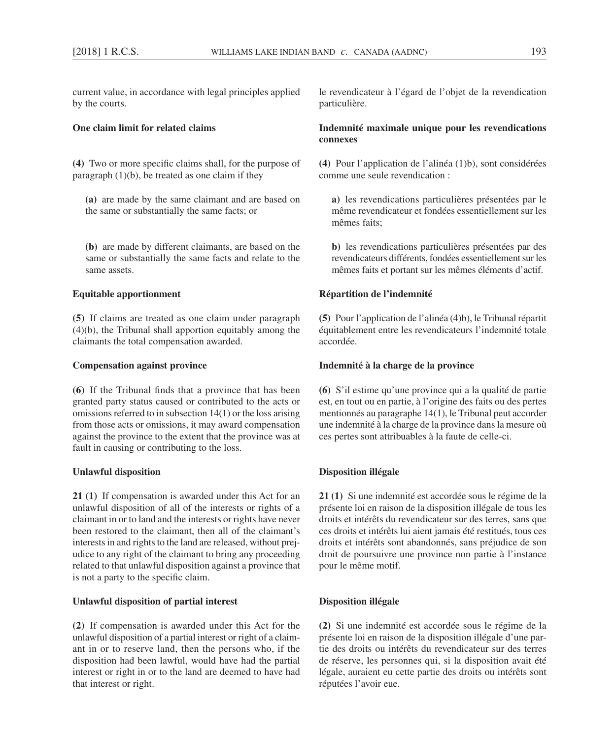current value, in accordance with legal principles applied by the courts.

**One claim limit for related claims**

**(4)** Two or more specific claims shall, for the purpose of paragraph (1)(b), be treated as one claim if they

**(a)** are made by the same claimant and are based on the same or substantially the same facts; or

**(b)** are made by different claimants, are based on the same or substantially the same facts and relate to the same assets.

**Equitable apportionment**

**(5)** If claims are treated as one claim under paragraph (4)(b), the Tribunal shall apportion equitably among the claimants the total compensation awarded.

**Compensation against province**

**(6)** If the Tribunal finds that a province that has been granted party status caused or contributed to the acts or omissions referred to in subsection 14(1) or the loss arising from those acts or omissions, it may award compensation against the province to the extent that the province was at fault in causing or contributing to the loss.

**Unlawful disposition**

**21 (1)** If compensation is awarded under this Act for an unlawful disposition of all of the interests or rights of a claimant in or to land and the interests or rights have never been restored to the claimant, then all of the claimant's interests in and rights to the land are released, without prejudice to any right of the claimant to bring any proceeding related to that unlawful disposition against a province that is not a party to the specific claim.

**Unlawful disposition of partial interest**

**(2)** If compensation is awarded under this Act for the unlawful disposition of a partial interest or right of a claimant in or to reserve land, then the persons who, if the disposition had been lawful, would have had the partial interest or right in or to the land are deemed to have had that interest or right.

le revendicateur à l'égard de l'objet de la revendication particulière.

**Indemnité maximale unique pour les revendications connexes**

**(4)** Pour l'application de l'alinéa (1)b), sont considérées comme une seule revendication :

**a)** les revendications particulières présentées par le même revendicateur et fondées essentiellement sur les mêmes faits;

**b)** les revendications particulières présentées par des revendicateurs différents, fondées essentiellement sur les mêmes faits et portant sur les mêmes éléments d'actif.

**Répartition de l'indemnité**

**(5)** Pour l'application de l'alinéa (4)b), le Tribunal répartit équitablement entre les revendicateurs l'indemnité totale accordée.

**Indemnité à la charge de la province**

**(6)** S'il estime qu'une province qui a la qualité de partie est, en tout ou en partie, à l'origine des faits ou des pertes mentionnés au paragraphe 14(1), le Tribunal peut accorder une indemnité à la charge de la province dans la mesure où ces pertes sont attribuables à la faute de celle-ci.

**Disposition illégale**

**21 (1)** Si une indemnité est accordée sous le régime de la présente loi en raison de la disposition illégale de tous les droits et intérêts du revendicateur sur des terres, sans que ces droits et intérêts lui aient jamais été restitués, tous ces droits et intérêts sont abandonnés, sans préjudice de son droit de poursuivre une province non partie à l'instance pour le même motif.

**Disposition illégale**

**(2)** Si une indemnité est accordée sous le régime de la présente loi en raison de la disposition illégale d'une partie des droits ou intérêts du revendicateur sur des terres de réserve, les personnes qui, si la disposition avait été légale, auraient eu cette partie des droits ou intérêts sont réputées l'avoir eue.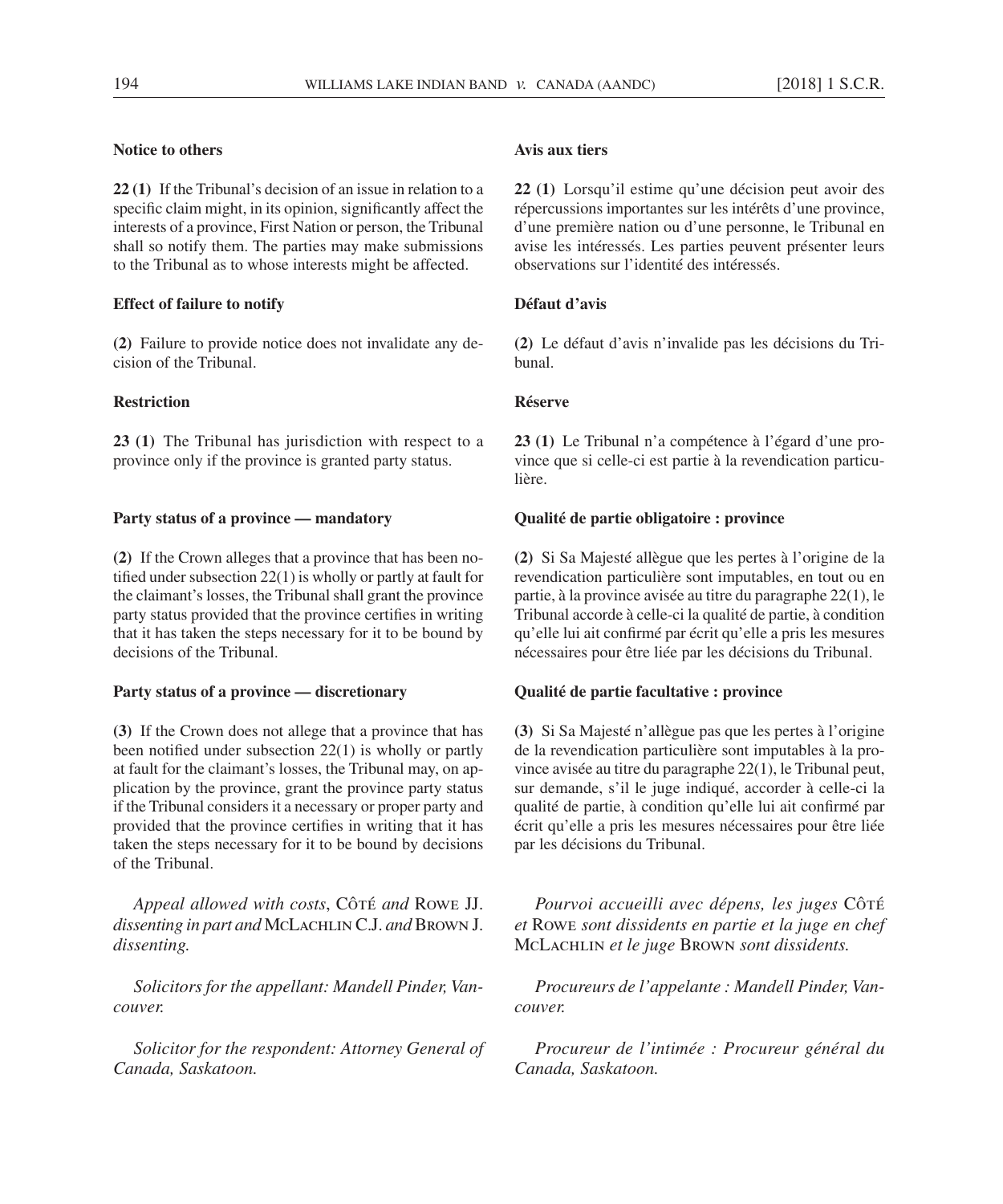**Notice to others**

**22 (1)** If the Tribunal's decision of an issue in relation to a specific claim might, in its opinion, significantly affect the interests of a province, First Nation or person, the Tribunal shall so notify them. The parties may make submissions to the Tribunal as to whose interests might be affected.

**Effect of failure to notify**

**(2)** Failure to provide notice does not invalidate any decision of the Tribunal.

**Restriction**

**23 (1)** The Tribunal has jurisdiction with respect to a province only if the province is granted party status.

**Party status of a province — mandatory**

**(2)** If the Crown alleges that a province that has been notified under subsection 22(1) is wholly or partly at fault for the claimant's losses, the Tribunal shall grant the province party status provided that the province certifies in writing that it has taken the steps necessary for it to be bound by decisions of the Tribunal.

**Party status of a province — discretionary**

**(3)** If the Crown does not allege that a province that has been notified under subsection 22(1) is wholly or partly at fault for the claimant's losses, the Tribunal may, on application by the province, grant the province party status if the Tribunal considers it a necessary or proper party and provided that the province certifies in writing that it has taken the steps necessary for it to be bound by decisions of the Tribunal.

*Appeal allowed with costs*, CÔTÉ *and* ROWE JJ. *dissenting in part and* MCLACHLIN C.J. *and* BROWN J. *dissenting.*

*Solicitors for the appellant: Mandell Pinder, Vancouver.*

*Solicitor for the respondent: Attorney General of Canada, Saskatoon.*

**Avis aux tiers**

**22 (1)** Lorsqu'il estime qu'une décision peut avoir des répercussions importantes sur les intérêts d'une province, d'une première nation ou d'une personne, le Tribunal en avise les intéressés. Les parties peuvent présenter leurs observations sur l'identité des intéressés.

**Défaut d'avis**

**(2)** Le défaut d'avis n'invalide pas les décisions du Tribunal.

**Réserve**

**23 (1)** Le Tribunal n'a compétence à l'égard d'une province que si celle-ci est partie à la revendication particulière.

**Qualité de partie obligatoire : province**

**(2)** Si Sa Majesté allègue que les pertes à l'origine de la revendication particulière sont imputables, en tout ou en partie, à la province avisée au titre du paragraphe 22(1), le Tribunal accorde à celle-ci la qualité de partie, à condition qu'elle lui ait confirmé par écrit qu'elle a pris les mesures nécessaires pour être liée par les décisions du Tribunal.

**Qualité de partie facultative : province**

**(3)** Si Sa Majesté n'allègue pas que les pertes à l'origine de la revendication particulière sont imputables à la province avisée au titre du paragraphe 22(1), le Tribunal peut, sur demande, s'il le juge indiqué, accorder à celle-ci la qualité de partie, à condition qu'elle lui ait confirmé par écrit qu'elle a pris les mesures nécessaires pour être liée par les décisions du Tribunal.

*Pourvoi accueilli avec dépens, les juges* CÔTÉ *et* ROWE *sont dissidents en partie et la juge en chef* MCLACHLIN *et le juge* BROWN *sont dissidents.*

*Procureurs de l'appelante : Mandell Pinder, Vancouver.*

*Procureur de l'intimée : Procureur général du Canada, Saskatoon.*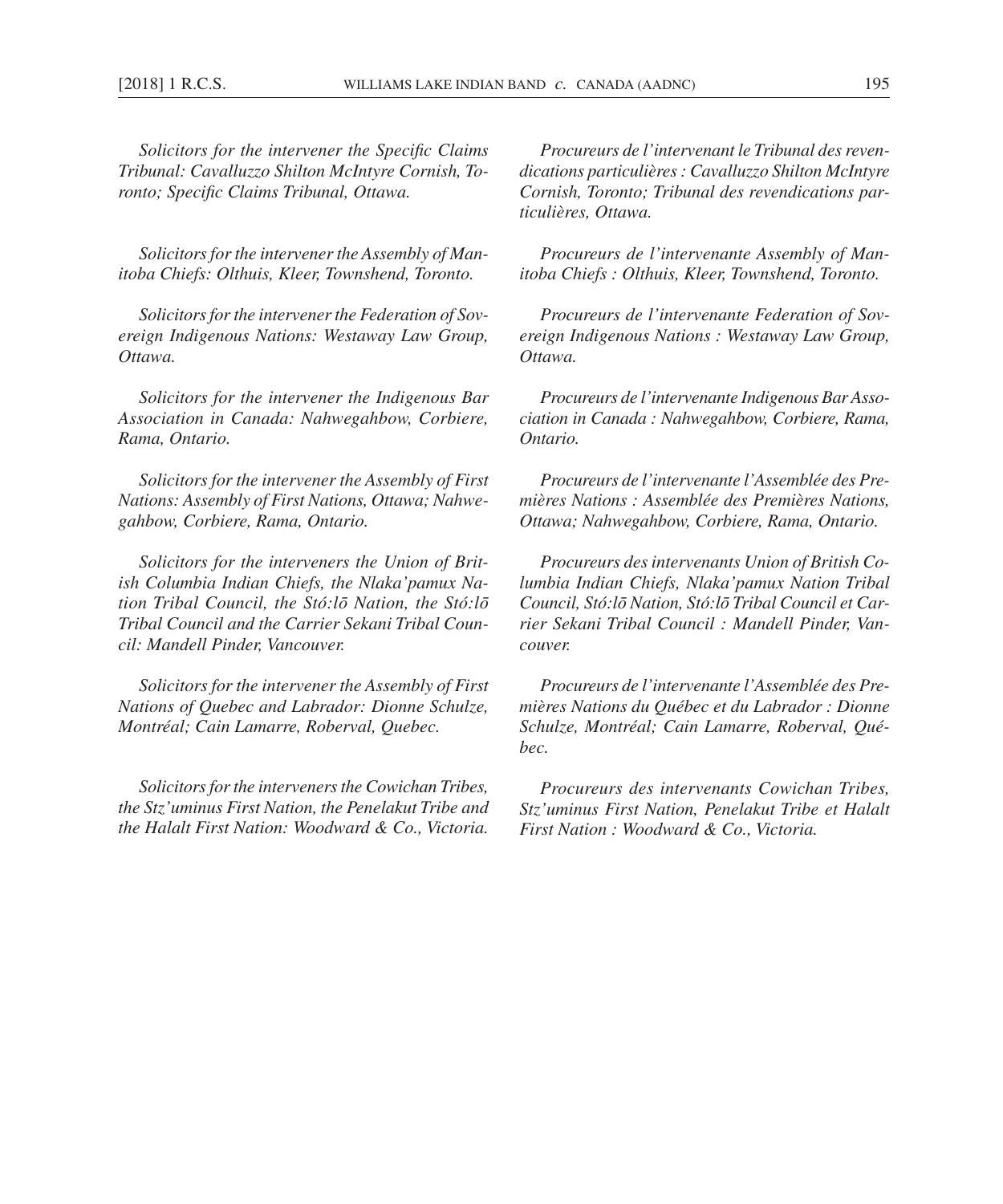*Solicitors for the intervener the Specific Claims Tribunal: Cavalluzzo Shilton McIntyre Cornish, Toronto; Specific Claims Tribunal, Ottawa.*

*Solicitors for the intervener the Assembly of Manitoba Chiefs: Olthuis, Kleer, Townshend, Toronto.*

*Solicitors for the intervener the Federation of Sovereign Indigenous Nations: Westaway Law Group, Ottawa.*

*Solicitors for the intervener the Indigenous Bar Association in Canada: Nahwegahbow, Corbiere, Rama, Ontario.*

*Solicitors for the intervener the Assembly of First Nations: Assembly of First Nations, Ottawa; Nahwegahbow, Corbiere, Rama, Ontario.*

*Solicitors for the interveners the Union of British Columbia Indian Chiefs, the Nlaka'pamux Nation Tribal Council, the Stó:lō Nation, the Stó:lō Tribal Council and the Carrier Sekani Tribal Council: Mandell Pinder, Vancouver.*

*Solicitors for the intervener the Assembly of First Nations of Quebec and Labrador: Dionne Schulze, Montréal; Cain Lamarre, Roberval, Quebec.*

*Solicitors for the interveners the Cowichan Tribes, the Stz'uminus First Nation, the Penelakut Tribe and the Halalt First Nation: Woodward & Co., Victoria.*

*Procureurs de l'intervenant le Tribunal des revendications particulières : Cavalluzzo Shilton McIntyre Cornish, Toronto; Tribunal des revendications particulières, Ottawa.*

*Procureurs de l'intervenante Assembly of Manitoba Chiefs : Olthuis, Kleer, Townshend, Toronto.*

*Procureurs de l'intervenante Federation of Sovereign Indigenous Nations : Westaway Law Group, Ottawa.*

*Procureurs de l'intervenante Indigenous Bar Association in Canada : Nahwegahbow, Corbiere, Rama, Ontario.*

*Procureurs de l'intervenante l'Assemblée des Premières Nations : Assemblée des Premières Nations, Ottawa; Nahwegahbow, Corbiere, Rama, Ontario.*

*Procureurs des intervenants Union of British Columbia Indian Chiefs, Nlaka'pamux Nation Tribal Council, Stó:lō Nation, Stó:lō Tribal Council et Carrier Sekani Tribal Council : Mandell Pinder, Vancouver.*

*Procureurs de l'intervenante l'Assemblée des Premières Nations du Québec et du Labrador : Dionne Schulze, Montréal; Cain Lamarre, Roberval, Québec.*

*Procureurs des intervenants Cowichan Tribes, Stz'uminus First Nation, Penelakut Tribe et Halalt First Nation : Woodward & Co., Victoria.*